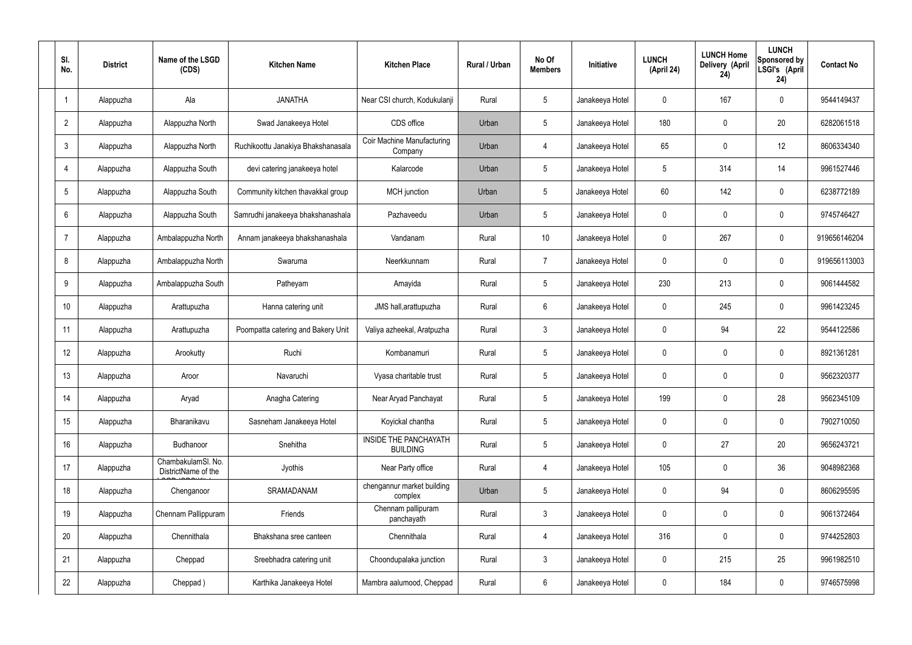| Sl. No. | District | Name of the LSGD (CDS) | Kitchen Name | Kitchen Place | Rural / Urban | No Of Members | Initiative | LUNCH (April 24) | LUNCH Home Delivery (April 24) | LUNCH Sponsored by LSGI's (April 24) | Contact No |
|---|---|---|---|---|---|---|---|---|---|---|---|
| 1 | Alappuzha | Ala | JANATHA | Near CSI church, Kodukulanji | Rural | 5 | Janakeeya Hotel | 0 | 167 | 0 | 9544149437 |
| 2 | Alappuzha | Alappuzha North | Swad Janakeeya Hotel | CDS office | Urban | 5 | Janakeeya Hotel | 180 | 0 | 20 | 6282061518 |
| 3 | Alappuzha | Alappuzha North | Ruchikoottu Janakiya Bhakshanasala | Coir Machine Manufacturing Company | Urban | 4 | Janakeeya Hotel | 65 | 0 | 12 | 8606334340 |
| 4 | Alappuzha | Alappuzha South | devi catering janakeeya hotel | Kalarcode | Urban | 5 | Janakeeya Hotel | 5 | 314 | 14 | 9961527446 |
| 5 | Alappuzha | Alappuzha South | Community kitchen thavakkal group | MCH junction | Urban | 5 | Janakeeya Hotel | 60 | 142 | 0 | 6238772189 |
| 6 | Alappuzha | Alappuzha South | Samrudhi janakeeya bhakshanashala | Pazhaveedu | Urban | 5 | Janakeeya Hotel | 0 | 0 | 0 | 9745746427 |
| 7 | Alappuzha | Ambalappuzha North | Annam janakeeya bhakshanashala | Vandanam | Rural | 10 | Janakeeya Hotel | 0 | 267 | 0 | 919656146204 |
| 8 | Alappuzha | Ambalappuzha North | Swaruma | Neerkkunnam | Rural | 7 | Janakeeya Hotel | 0 | 0 | 0 | 919656113003 |
| 9 | Alappuzha | Ambalappuzha South | Patheyam | Amayida | Rural | 5 | Janakeeya Hotel | 230 | 213 | 0 | 9061444582 |
| 10 | Alappuzha | Arattupuzha | Hanna catering unit | JMS hall,arattupuzha | Rural | 6 | Janakeeya Hotel | 0 | 245 | 0 | 9961423245 |
| 11 | Alappuzha | Arattupuzha | Poompatta catering and Bakery Unit | Valiya azheekal, Aratpuzha | Rural | 3 | Janakeeya Hotel | 0 | 94 | 22 | 9544122586 |
| 12 | Alappuzha | Arookutty | Ruchi | Kombanamuri | Rural | 5 | Janakeeya Hotel | 0 | 0 | 0 | 8921361281 |
| 13 | Alappuzha | Aroor | Navaruchi | Vyasa charitable trust | Rural | 5 | Janakeeya Hotel | 0 | 0 | 0 | 9562320377 |
| 14 | Alappuzha | Aryad | Anagha Catering | Near Aryad Panchayat | Rural | 5 | Janakeeya Hotel | 199 | 0 | 28 | 9562345109 |
| 15 | Alappuzha | Bharanikavu | Sasneham Janakeeya Hotel | Koyickal chantha | Rural | 5 | Janakeeya Hotel | 0 | 0 | 0 | 7902710050 |
| 16 | Alappuzha | Budhanoor | Snehitha | INSIDE THE PANCHAYATH BUILDING | Rural | 5 | Janakeeya Hotel | 0 | 27 | 20 | 9656243721 |
| 17 | Alappuzha | ChambakulamSl. No. DistrictName of the | Jyothis | Near Party office | Rural | 4 | Janakeeya Hotel | 105 | 0 | 36 | 9048982368 |
| 18 | Alappuzha | Chenganoor | SRAMADANAM | chengannur market building complex | Urban | 5 | Janakeeya Hotel | 0 | 94 | 0 | 8606295595 |
| 19 | Alappuzha | Chennam Pallippuram | Friends | Chennam pallipuram panchayath | Rural | 3 | Janakeeya Hotel | 0 | 0 | 0 | 9061372464 |
| 20 | Alappuzha | Chennithala | Bhakshana sree canteen | Chennithala | Rural | 4 | Janakeeya Hotel | 316 | 0 | 0 | 9744252803 |
| 21 | Alappuzha | Cheppad | Sreebhadra catering unit | Choondupalaka junction | Rural | 3 | Janakeeya Hotel | 0 | 215 | 25 | 9961982510 |
| 22 | Alappuzha | Cheppad ) | Karthika Janakeeya Hotel | Mambra aalumood, Cheppad | Rural | 6 | Janakeeya Hotel | 0 | 184 | 0 | 9746575998 |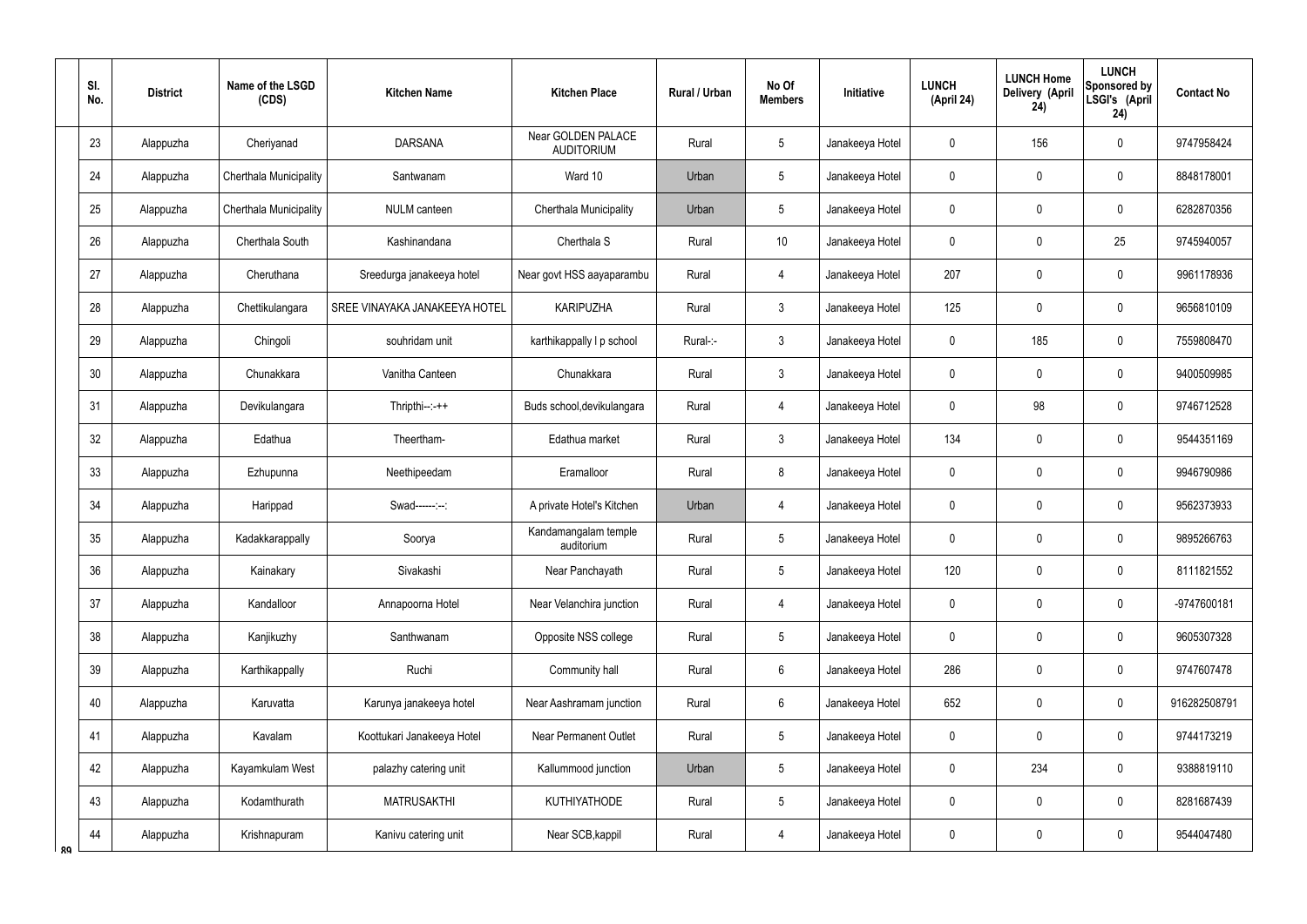| Sl. No. | District | Name of the LSGD (CDS) | Kitchen Name | Kitchen Place | Rural / Urban | No Of Members | Initiative | LUNCH (April 24) | LUNCH Home Delivery (April 24) | LUNCH Sponsored by LSGI's (April 24) | Contact No |
|---|---|---|---|---|---|---|---|---|---|---|---|
| 23 | Alappuzha | Cheriyanad | DARSANA | Near GOLDEN PALACE AUDITORIUM | Rural | 5 | Janakeeya Hotel | 0 | 156 | 0 | 9747958424 |
| 24 | Alappuzha | Cherthala Municipality | Santwanam | Ward 10 | Urban | 5 | Janakeeya Hotel | 0 | 0 | 0 | 8848178001 |
| 25 | Alappuzha | Cherthala Municipality | NULM canteen | Cherthala Municipality | Urban | 5 | Janakeeya Hotel | 0 | 0 | 0 | 6282870356 |
| 26 | Alappuzha | Cherthala South | Kashinandana | Cherthala S | Rural | 10 | Janakeeya Hotel | 0 | 0 | 25 | 9745940057 |
| 27 | Alappuzha | Cheruthana | Sreedurga janakeeya hotel | Near govt HSS aayaparambu | Rural | 4 | Janakeeya Hotel | 207 | 0 | 0 | 9961178936 |
| 28 | Alappuzha | Chettikulangara | SREE VINAYAKA JANAKEEYA HOTEL | KARIPUZHA | Rural | 3 | Janakeeya Hotel | 125 | 0 | 0 | 9656810109 |
| 29 | Alappuzha | Chingoli | souhridam unit | karthikappally l p school | Rural-:- | 3 | Janakeeya Hotel | 0 | 185 | 0 | 7559808470 |
| 30 | Alappuzha | Chunakkara | Vanitha Canteen | Chunakkara | Rural | 3 | Janakeeya Hotel | 0 | 0 | 0 | 9400509985 |
| 31 | Alappuzha | Devikulangara | Thripthi--:-++ | Buds school,devikulangara | Rural | 4 | Janakeeya Hotel | 0 | 98 | 0 | 9746712528 |
| 32 | Alappuzha | Edathua | Theertham- | Edathua market | Rural | 3 | Janakeeya Hotel | 134 | 0 | 0 | 9544351169 |
| 33 | Alappuzha | Ezhupunna | Neethipeedam | Eramalloor | Rural | 8 | Janakeeya Hotel | 0 | 0 | 0 | 9946790986 |
| 34 | Alappuzha | Harippad | Swad------:--: | A private Hotel's Kitchen | Urban | 4 | Janakeeya Hotel | 0 | 0 | 0 | 9562373933 |
| 35 | Alappuzha | Kadakkarappally | Soorya | Kandamangalam temple auditorium | Rural | 5 | Janakeeya Hotel | 0 | 0 | 0 | 9895266763 |
| 36 | Alappuzha | Kainakary | Sivakashi | Near Panchayath | Rural | 5 | Janakeeya Hotel | 120 | 0 | 0 | 8111821552 |
| 37 | Alappuzha | Kandalloor | Annapoorna Hotel | Near Velanchira junction | Rural | 4 | Janakeeya Hotel | 0 | 0 | 0 | -9747600181 |
| 38 | Alappuzha | Kanjikuzhy | Santhwanam | Opposite NSS college | Rural | 5 | Janakeeya Hotel | 0 | 0 | 0 | 9605307328 |
| 39 | Alappuzha | Karthikappally | Ruchi | Community hall | Rural | 6 | Janakeeya Hotel | 286 | 0 | 0 | 9747607478 |
| 40 | Alappuzha | Karuvatta | Karunya janakeeya hotel | Near Aashramam junction | Rural | 6 | Janakeeya Hotel | 652 | 0 | 0 | 916282508791 |
| 41 | Alappuzha | Kavalam | Koottukari Janakeeya Hotel | Near Permanent Outlet | Rural | 5 | Janakeeya Hotel | 0 | 0 | 0 | 9744173219 |
| 42 | Alappuzha | Kayamkulam West | palazhy catering unit | Kallummood junction | Urban | 5 | Janakeeya Hotel | 0 | 234 | 0 | 9388819110 |
| 43 | Alappuzha | Kodamthurath | MATRUSAKTHI | KUTHIYATHODE | Rural | 5 | Janakeeya Hotel | 0 | 0 | 0 | 8281687439 |
| 44 | Alappuzha | Krishnapuram | Kanivu catering unit | Near SCB,kappil | Rural | 4 | Janakeeya Hotel | 0 | 0 | 0 | 9544047480 |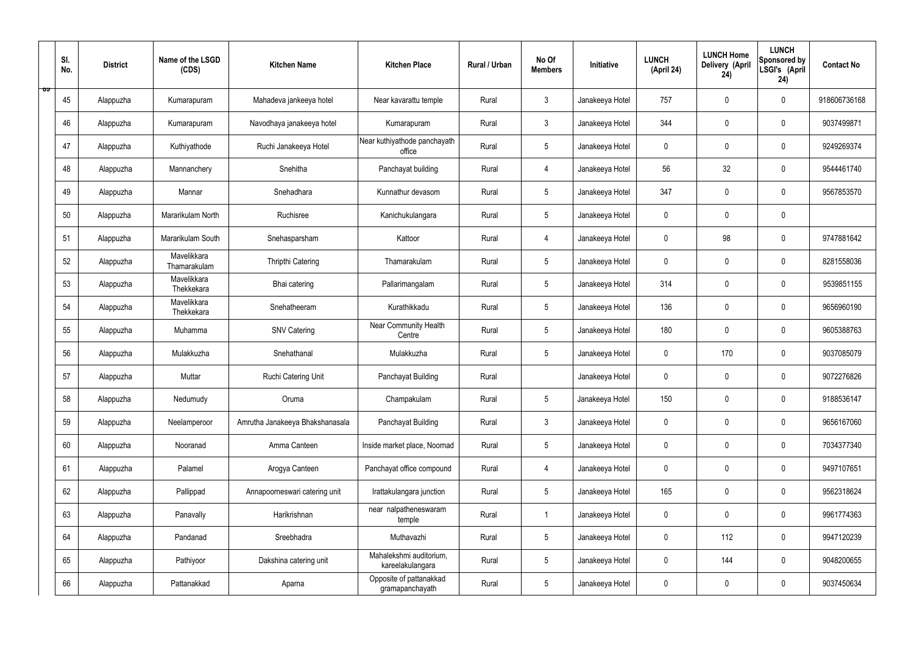| Sl. No. | District | Name of the LSGD (CDS) | Kitchen Name | Kitchen Place | Rural / Urban | No Of Members | Initiative | LUNCH (April 24) | LUNCH Home Delivery (April 24) | LUNCH Sponsored by LSGI's (April 24) | Contact No |
|---|---|---|---|---|---|---|---|---|---|---|---|
| 45 | Alappuzha | Kumarapuram | Mahadeva jankeeya hotel | Near kavarattu temple | Rural | 3 | Janakeeya Hotel | 757 | 0 | 0 | 918606736168 |
| 46 | Alappuzha | Kumarapuram | Navodhaya janakeeya hotel | Kumarapuram | Rural | 3 | Janakeeya Hotel | 344 | 0 | 0 | 9037499871 |
| 47 | Alappuzha | Kuthiyathode | Ruchi Janakeeya Hotel | Near kuthiyathode panchayath office | Rural | 5 | Janakeeya Hotel | 0 | 0 | 0 | 9249269374 |
| 48 | Alappuzha | Mannanchery | Snehitha | Panchayat building | Rural | 4 | Janakeeya Hotel | 56 | 32 | 0 | 9544461740 |
| 49 | Alappuzha | Mannar | Snehadhara | Kunnathur devasom | Rural | 5 | Janakeeya Hotel | 347 | 0 | 0 | 9567853570 |
| 50 | Alappuzha | Mararikulam North | Ruchisree | Kanichukulangara | Rural | 5 | Janakeeya Hotel | 0 | 0 | 0 | |
| 51 | Alappuzha | Mararikulam South | Snehasparsham | Kattoor | Rural | 4 | Janakeeya Hotel | 0 | 98 | 0 | 9747881642 |
| 52 | Alappuzha | Mavelikkara Thamarakulam | Thripthi Catering | Thamarakulam | Rural | 5 | Janakeeya Hotel | 0 | 0 | 0 | 8281558036 |
| 53 | Alappuzha | Mavelikkara Thekkekara | Bhai catering | Pallarimangalam | Rural | 5 | Janakeeya Hotel | 314 | 0 | 0 | 9539851155 |
| 54 | Alappuzha | Mavelikkara Thekkekara | Snehatheeram | Kurathikkadu | Rural | 5 | Janakeeya Hotel | 136 | 0 | 0 | 9656960190 |
| 55 | Alappuzha | Muhamma | SNV Catering | Near Community Health Centre | Rural | 5 | Janakeeya Hotel | 180 | 0 | 0 | 9605388763 |
| 56 | Alappuzha | Mulakkuzha | Snehathanal | Mulakkuzha | Rural | 5 | Janakeeya Hotel | 0 | 170 | 0 | 9037085079 |
| 57 | Alappuzha | Muttar | Ruchi Catering Unit | Panchayat Building | Rural | | Janakeeya Hotel | 0 | 0 | 0 | 9072276826 |
| 58 | Alappuzha | Nedumudy | Oruma | Champakulam | Rural | 5 | Janakeeya Hotel | 150 | 0 | 0 | 9188536147 |
| 59 | Alappuzha | Neelamperoor | Amrutha Janakeeya Bhakshanasala | Panchayat Building | Rural | 3 | Janakeeya Hotel | 0 | 0 | 0 | 9656167060 |
| 60 | Alappuzha | Nooranad | Amma Canteen | Inside market place, Noornad | Rural | 5 | Janakeeya Hotel | 0 | 0 | 0 | 7034377340 |
| 61 | Alappuzha | Palamel | Arogya Canteen | Panchayat office compound | Rural | 4 | Janakeeya Hotel | 0 | 0 | 0 | 9497107651 |
| 62 | Alappuzha | Pallippad | Annapoorneswari catering unit | Irattakulangara junction | Rural | 5 | Janakeeya Hotel | 165 | 0 | 0 | 9562318624 |
| 63 | Alappuzha | Panavally | Harikrishnan | near nalpatheneswaram temple | Rural | 1 | Janakeeya Hotel | 0 | 0 | 0 | 9961774363 |
| 64 | Alappuzha | Pandanad | Sreebhadra | Muthavazhi | Rural | 5 | Janakeeya Hotel | 0 | 112 | 0 | 9947120239 |
| 65 | Alappuzha | Pathiyoor | Dakshina catering unit | Mahalekshmi auditorium, kareelakulangara | Rural | 5 | Janakeeya Hotel | 0 | 144 | 0 | 9048200655 |
| 66 | Alappuzha | Pattanakkad | Aparna | Opposite of pattanakkad gramapanchayath | Rural | 5 | Janakeeya Hotel | 0 | 0 | 0 | 9037450634 |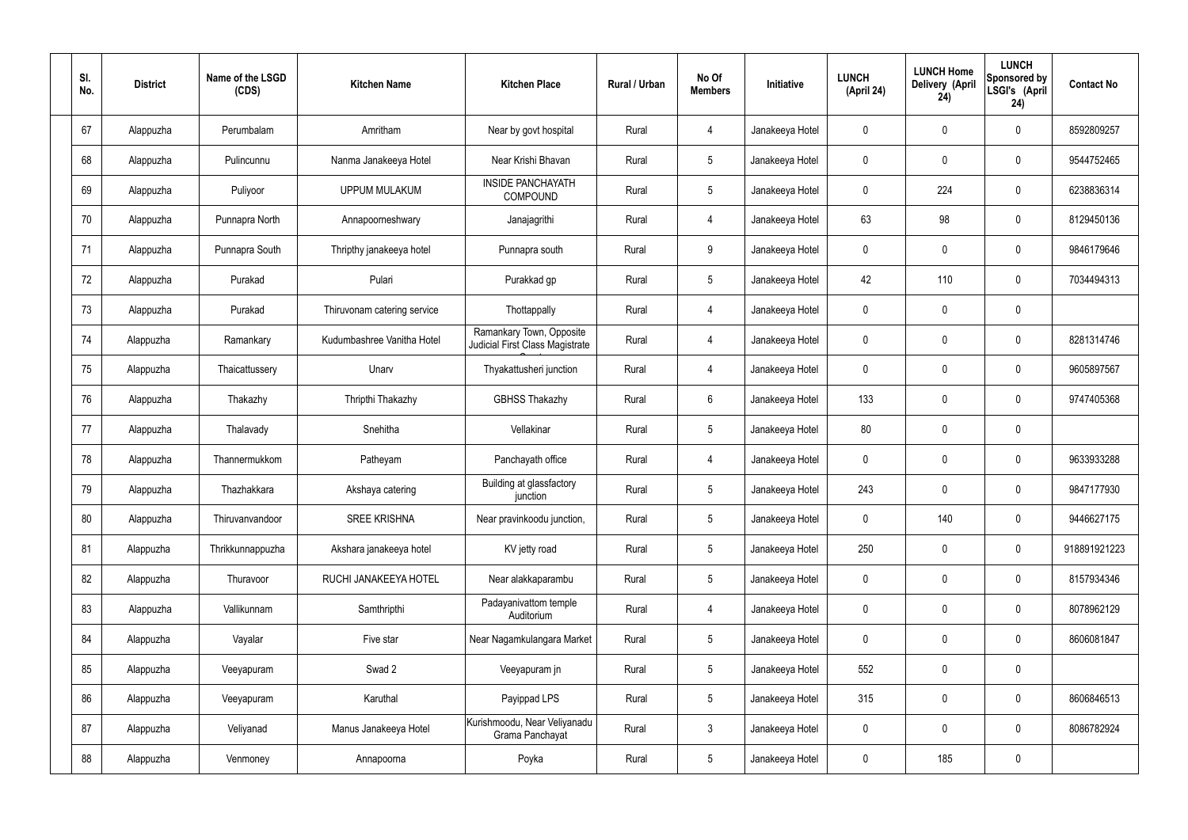| Sl. No. | District | Name of the LSGD (CDS) | Kitchen Name | Kitchen Place | Rural / Urban | No Of Members | Initiative | LUNCH (April 24) | LUNCH Home Delivery (April 24) | LUNCH Sponsored by LSGI's (April 24) | Contact No |
|---|---|---|---|---|---|---|---|---|---|---|---|
| 67 | Alappuzha | Perumbalam | Amritham | Near by govt hospital | Rural | 4 | Janakeeya Hotel | 0 | 0 | 0 | 8592809257 |
| 68 | Alappuzha | Pulincunnu | Nanma Janakeeya Hotel | Near Krishi Bhavan | Rural | 5 | Janakeeya Hotel | 0 | 0 | 0 | 9544752465 |
| 69 | Alappuzha | Puliyoor | UPPUM MULAKUM | INSIDE PANCHAYATH COMPOUND | Rural | 5 | Janakeeya Hotel | 0 | 224 | 0 | 6238836314 |
| 70 | Alappuzha | Punnapra North | Annapoorneshwary | Janajagrithi | Rural | 4 | Janakeeya Hotel | 63 | 98 | 0 | 8129450136 |
| 71 | Alappuzha | Punnapra South | Thripthy janakeeya hotel | Punnapra south | Rural | 9 | Janakeeya Hotel | 0 | 0 | 0 | 9846179646 |
| 72 | Alappuzha | Purakad | Pulari | Purakkad gp | Rural | 5 | Janakeeya Hotel | 42 | 110 | 0 | 7034494313 |
| 73 | Alappuzha | Purakad | Thiruvonam catering service | Thottappally | Rural | 4 | Janakeeya Hotel | 0 | 0 | 0 | |
| 74 | Alappuzha | Ramankary | Kudumbashree Vanitha Hotel | Ramankary Town, Opposite Judicial First Class Magistrate C | Rural | 4 | Janakeeya Hotel | 0 | 0 | 0 | 8281314746 |
| 75 | Alappuzha | Thaicattussery | Unarv | Thyakattusheri junction | Rural | 4 | Janakeeya Hotel | 0 | 0 | 0 | 9605897567 |
| 76 | Alappuzha | Thakazhy | Thripthi Thakazhy | GBHSS Thakazhy | Rural | 6 | Janakeeya Hotel | 133 | 0 | 0 | 9747405368 |
| 77 | Alappuzha | Thalavady | Snehitha | Vellakinar | Rural | 5 | Janakeeya Hotel | 80 | 0 | 0 | |
| 78 | Alappuzha | Thannermukkom | Patheyam | Panchayath office | Rural | 4 | Janakeeya Hotel | 0 | 0 | 0 | 9633933288 |
| 79 | Alappuzha | Thazhakkara | Akshaya catering | Building at glassfactory junction | Rural | 5 | Janakeeya Hotel | 243 | 0 | 0 | 9847177930 |
| 80 | Alappuzha | Thiruvanvandoor | SREE KRISHNA | Near pravinkoodu junction, | Rural | 5 | Janakeeya Hotel | 0 | 140 | 0 | 9446627175 |
| 81 | Alappuzha | Thrikkunnappuzha | Akshara janakeeya hotel | KV jetty road | Rural | 5 | Janakeeya Hotel | 250 | 0 | 0 | 918891921223 |
| 82 | Alappuzha | Thuravoor | RUCHI JANAKEEYA HOTEL | Near alakkaparambu | Rural | 5 | Janakeeya Hotel | 0 | 0 | 0 | 8157934346 |
| 83 | Alappuzha | Vallikunnam | Samthripthi | Padayanivattom temple Auditorium | Rural | 4 | Janakeeya Hotel | 0 | 0 | 0 | 8078962129 |
| 84 | Alappuzha | Vayalar | Five star | Near Nagamkulangara Market | Rural | 5 | Janakeeya Hotel | 0 | 0 | 0 | 8606081847 |
| 85 | Alappuzha | Veeyapuram | Swad 2 | Veeyapuram jn | Rural | 5 | Janakeeya Hotel | 552 | 0 | 0 | |
| 86 | Alappuzha | Veeyapuram | Karuthal | Payippad LPS | Rural | 5 | Janakeeya Hotel | 315 | 0 | 0 | 8606846513 |
| 87 | Alappuzha | Veliyanad | Manus Janakeeya Hotel | Kurishmoodu, Near Veliyanadu Grama Panchayat | Rural | 3 | Janakeeya Hotel | 0 | 0 | 0 | 8086782924 |
| 88 | Alappuzha | Venmoney | Annapoorna | Poyka | Rural | 5 | Janakeeya Hotel | 0 | 185 | 0 | |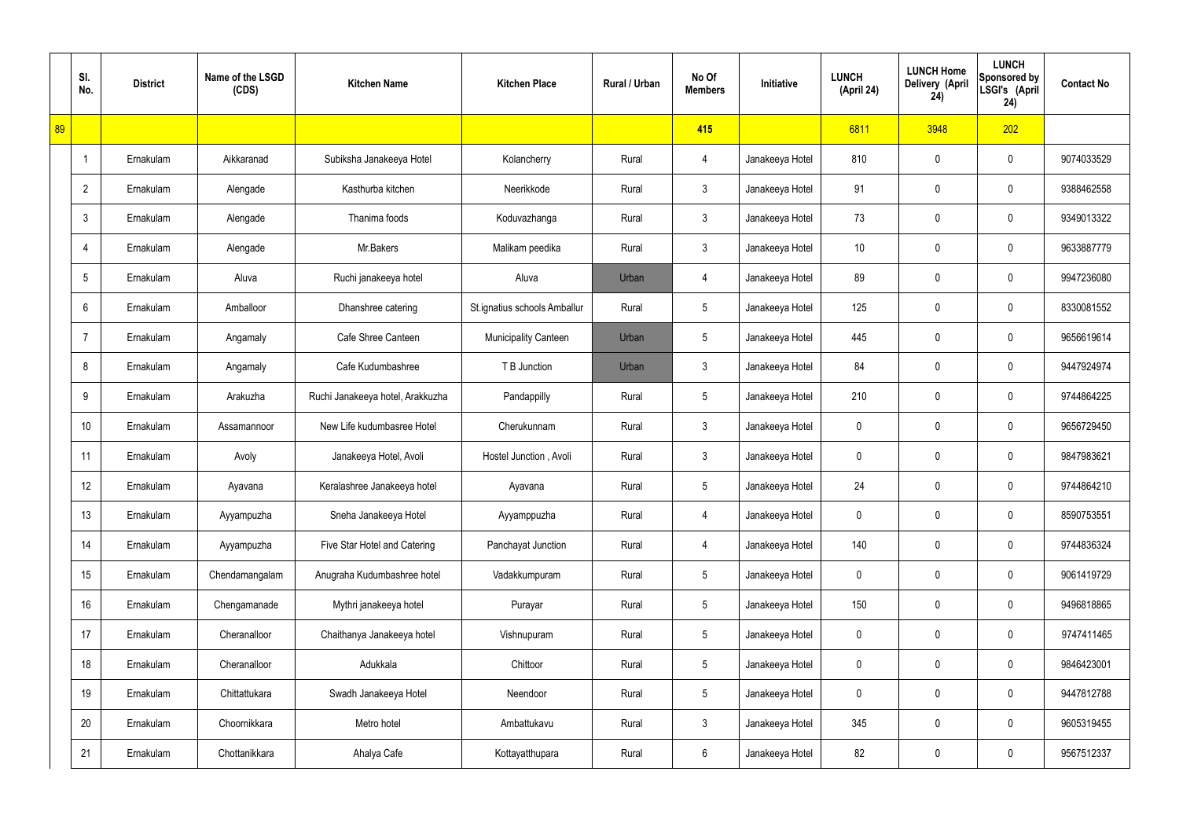| | Sl. No. | District | Name of the LSGD (CDS) | Kitchen Name | Kitchen Place | Rural / Urban | No Of Members | Initiative | LUNCH (April 24) | LUNCH Home Delivery (April 24) | LUNCH Sponsored by LSGI's (April 24) | Contact No |
|---|---|---|---|---|---|---|---|---|---|---|---|---|
| 89 | | | | | | | 415 | | 6811 | 3948 | 202 | |
| | 1 | Ernakulam | Aikkaranad | Subiksha Janakeeya Hotel | Kolancherry | Rural | 4 | Janakeeya Hotel | 810 | 0 | 0 | 9074033529 |
| | 2 | Ernakulam | Alengade | Kasthurba kitchen | Neerikkode | Rural | 3 | Janakeeya Hotel | 91 | 0 | 0 | 9388462558 |
| | 3 | Ernakulam | Alengade | Thanima foods | Koduvazhanga | Rural | 3 | Janakeeya Hotel | 73 | 0 | 0 | 9349013322 |
| | 4 | Ernakulam | Alengade | Mr.Bakers | Malikam peedika | Rural | 3 | Janakeeya Hotel | 10 | 0 | 0 | 9633887779 |
| | 5 | Ernakulam | Aluva | Ruchi janakeeya hotel | Aluva | Urban | 4 | Janakeeya Hotel | 89 | 0 | 0 | 9947236080 |
| | 6 | Ernakulam | Amballoor | Dhanshree catering | St.ignatius schools Amballur | Rural | 5 | Janakeeya Hotel | 125 | 0 | 0 | 8330081552 |
| | 7 | Ernakulam | Angamaly | Cafe Shree Canteen | Municipality Canteen | Urban | 5 | Janakeeya Hotel | 445 | 0 | 0 | 9656619614 |
| | 8 | Ernakulam | Angamaly | Cafe Kudumbashree | T B Junction | Urban | 3 | Janakeeya Hotel | 84 | 0 | 0 | 9447924974 |
| | 9 | Ernakulam | Arakuzha | Ruchi Janakeeya hotel, Arakkuzha | Pandappilly | Rural | 5 | Janakeeya Hotel | 210 | 0 | 0 | 9744864225 |
| | 10 | Ernakulam | Assamannoor | New Life kudumbasree Hotel | Cherukunnam | Rural | 3 | Janakeeya Hotel | 0 | 0 | 0 | 9656729450 |
| | 11 | Ernakulam | Avoly | Janakeeya Hotel, Avoli | Hostel Junction , Avoli | Rural | 3 | Janakeeya Hotel | 0 | 0 | 0 | 9847983621 |
| | 12 | Ernakulam | Ayavana | Keralashree Janakeeya hotel | Ayavana | Rural | 5 | Janakeeya Hotel | 24 | 0 | 0 | 9744864210 |
| | 13 | Ernakulam | Ayyampuzha | Sneha Janakeeya Hotel | Ayyamppuzha | Rural | 4 | Janakeeya Hotel | 0 | 0 | 0 | 8590753551 |
| | 14 | Ernakulam | Ayyampuzha | Five Star Hotel and Catering | Panchayat Junction | Rural | 4 | Janakeeya Hotel | 140 | 0 | 0 | 9744836324 |
| | 15 | Ernakulam | Chendamangalam | Anugraha Kudumbashree hotel | Vadakkumpuram | Rural | 5 | Janakeeya Hotel | 0 | 0 | 0 | 9061419729 |
| | 16 | Ernakulam | Chengamanade | Mythri janakeeya hotel | Purayar | Rural | 5 | Janakeeya Hotel | 150 | 0 | 0 | 9496818865 |
| | 17 | Ernakulam | Cheranalloor | Chaithanya Janakeeya hotel | Vishnupuram | Rural | 5 | Janakeeya Hotel | 0 | 0 | 0 | 9747411465 |
| | 18 | Ernakulam | Cheranalloor | Adukkala | Chittoor | Rural | 5 | Janakeeya Hotel | 0 | 0 | 0 | 9846423001 |
| | 19 | Ernakulam | Chittattukara | Swadh Janakeeya Hotel | Neendoor | Rural | 5 | Janakeeya Hotel | 0 | 0 | 0 | 9447812788 |
| | 20 | Ernakulam | Choornikkara | Metro hotel | Ambattukavu | Rural | 3 | Janakeeya Hotel | 345 | 0 | 0 | 9605319455 |
| | 21 | Ernakulam | Chottanikkara | Ahalya Cafe | Kottayatthupara | Rural | 6 | Janakeeya Hotel | 82 | 0 | 0 | 9567512337 |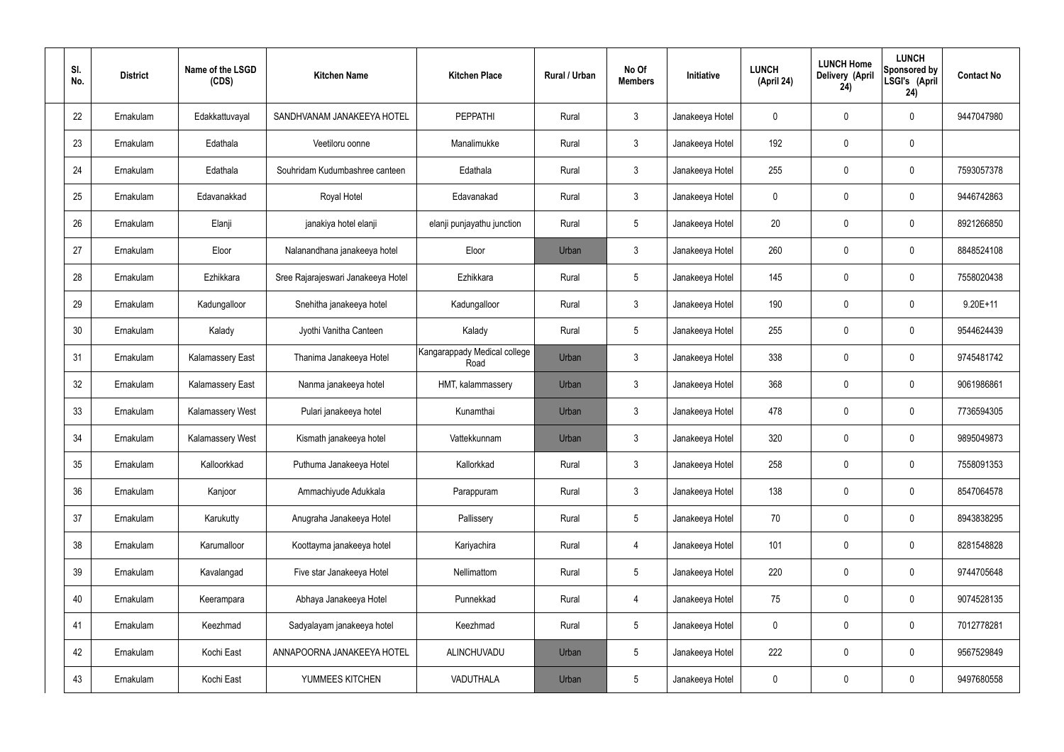| Sl. No. | District | Name of the LSGD (CDS) | Kitchen Name | Kitchen Place | Rural / Urban | No Of Members | Initiative | LUNCH (April 24) | LUNCH Home Delivery (April 24) | LUNCH Sponsored by LSGI's (April 24) | Contact No |
|---|---|---|---|---|---|---|---|---|---|---|---|
| 22 | Ernakulam | Edakkattuvayal | SANDHVANAM JANAKEEYA HOTEL | PEPPATHI | Rural | 3 | Janakeeya Hotel | 0 | 0 | 0 | 9447047980 |
| 23 | Ernakulam | Edathala | Veetiloru oonne | Manalimukke | Rural | 3 | Janakeeya Hotel | 192 | 0 | 0 | |
| 24 | Ernakulam | Edathala | Souhridam Kudumbashree canteen | Edathala | Rural | 3 | Janakeeya Hotel | 255 | 0 | 0 | 7593057378 |
| 25 | Ernakulam | Edavanakkad | Royal Hotel | Edavanakad | Rural | 3 | Janakeeya Hotel | 0 | 0 | 0 | 9446742863 |
| 26 | Ernakulam | Elanji | janakiya hotel elanji | elanji punjayathu junction | Rural | 5 | Janakeeya Hotel | 20 | 0 | 0 | 8921266850 |
| 27 | Ernakulam | Eloor | Nalanandhana janakeeya hotel | Eloor | Urban | 3 | Janakeeya Hotel | 260 | 0 | 0 | 8848524108 |
| 28 | Ernakulam | Ezhikkara | Sree Rajarajeswari Janakeeya Hotel | Ezhikkara | Rural | 5 | Janakeeya Hotel | 145 | 0 | 0 | 7558020438 |
| 29 | Ernakulam | Kadungalloor | Snehitha janakeeya hotel | Kadungalloor | Rural | 3 | Janakeeya Hotel | 190 | 0 | 0 | 9.20E+11 |
| 30 | Ernakulam | Kalady | Jyothi Vanitha Canteen | Kalady | Rural | 5 | Janakeeya Hotel | 255 | 0 | 0 | 9544624439 |
| 31 | Ernakulam | Kalamassery East | Thanima Janakeeya Hotel | Kangarappady Medical college Road | Urban | 3 | Janakeeya Hotel | 338 | 0 | 0 | 9745481742 |
| 32 | Ernakulam | Kalamassery East | Nanma janakeeya hotel | HMT, kalammassery | Urban | 3 | Janakeeya Hotel | 368 | 0 | 0 | 9061986861 |
| 33 | Ernakulam | Kalamassery West | Pulari janakeeya hotel | Kunamthai | Urban | 3 | Janakeeya Hotel | 478 | 0 | 0 | 7736594305 |
| 34 | Ernakulam | Kalamassery West | Kismath janakeeya hotel | Vattekkunnam | Urban | 3 | Janakeeya Hotel | 320 | 0 | 0 | 9895049873 |
| 35 | Ernakulam | Kalloorkkad | Puthuma Janakeeya Hotel | Kallorkkad | Rural | 3 | Janakeeya Hotel | 258 | 0 | 0 | 7558091353 |
| 36 | Ernakulam | Kanjoor | Ammachiyude Adukkala | Parappuram | Rural | 3 | Janakeeya Hotel | 138 | 0 | 0 | 8547064578 |
| 37 | Ernakulam | Karukutty | Anugraha Janakeeya Hotel | Pallissery | Rural | 5 | Janakeeya Hotel | 70 | 0 | 0 | 8943838295 |
| 38 | Ernakulam | Karumalloor | Koottayma janakeeya hotel | Kariyachira | Rural | 4 | Janakeeya Hotel | 101 | 0 | 0 | 8281548828 |
| 39 | Ernakulam | Kavalangad | Five star Janakeeya Hotel | Nellimattom | Rural | 5 | Janakeeya Hotel | 220 | 0 | 0 | 9744705648 |
| 40 | Ernakulam | Keerampara | Abhaya Janakeeya Hotel | Punnekkad | Rural | 4 | Janakeeya Hotel | 75 | 0 | 0 | 9074528135 |
| 41 | Ernakulam | Keezhmad | Sadyalayam janakeeya hotel | Keezhmad | Rural | 5 | Janakeeya Hotel | 0 | 0 | 0 | 7012778281 |
| 42 | Ernakulam | Kochi East | ANNAPOORNA JANAKEEYA HOTEL | ALINCHUVADU | Urban | 5 | Janakeeya Hotel | 222 | 0 | 0 | 9567529849 |
| 43 | Ernakulam | Kochi East | YUMMEES KITCHEN | VADUTHALA | Urban | 5 | Janakeeya Hotel | 0 | 0 | 0 | 9497680558 |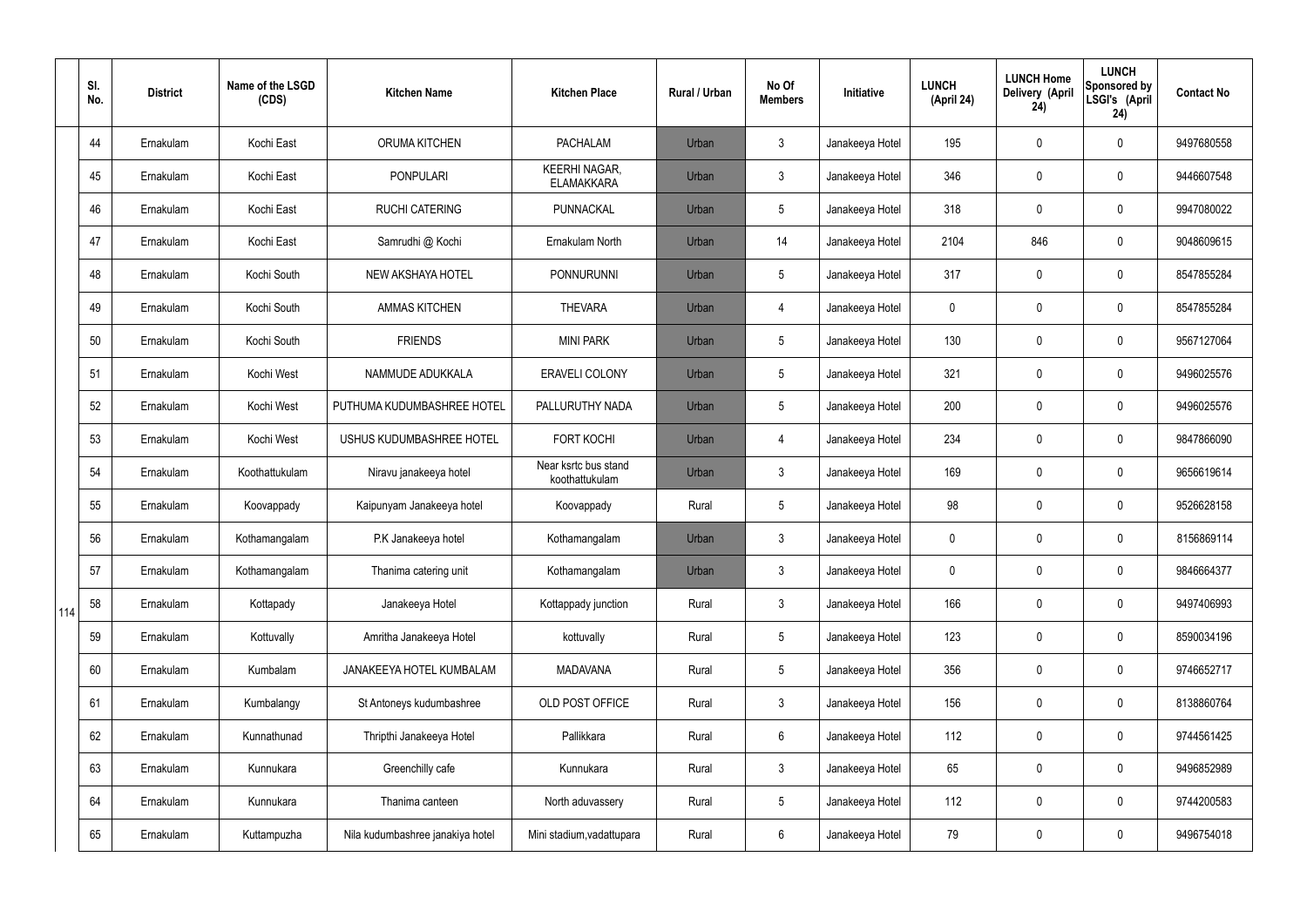| | Sl. No. | District | Name of the LSGD (CDS) | Kitchen Name | Kitchen Place | Rural / Urban | No Of Members | Initiative | LUNCH (April 24) | LUNCH Home Delivery (April 24) | LUNCH Sponsored by LSGI's (April 24) | Contact No |
|---|---|---|---|---|---|---|---|---|---|---|---|---|
| 114 | 44 | Ernakulam | Kochi East | ORUMA KITCHEN | PACHALAM | Urban | 3 | Janakeeya Hotel | 195 | 0 | 0 | 9497680558 |
| | 45 | Ernakulam | Kochi East | PONPULARI | KEERHI NAGAR, ELAMAKKARA | Urban | 3 | Janakeeya Hotel | 346 | 0 | 0 | 9446607548 |
| | 46 | Ernakulam | Kochi East | RUCHI CATERING | PUNNACKAL | Urban | 5 | Janakeeya Hotel | 318 | 0 | 0 | 9947080022 |
| | 47 | Ernakulam | Kochi East | Samrudhi @ Kochi | Ernakulam North | Urban | 14 | Janakeeya Hotel | 2104 | 846 | 0 | 9048609615 |
| | 48 | Ernakulam | Kochi South | NEW AKSHAYA HOTEL | PONNURUNNI | Urban | 5 | Janakeeya Hotel | 317 | 0 | 0 | 8547855284 |
| | 49 | Ernakulam | Kochi South | AMMAS KITCHEN | THEVARA | Urban | 4 | Janakeeya Hotel | 0 | 0 | 0 | 8547855284 |
| | 50 | Ernakulam | Kochi South | FRIENDS | MINI PARK | Urban | 5 | Janakeeya Hotel | 130 | 0 | 0 | 9567127064 |
| | 51 | Ernakulam | Kochi West | NAMMUDE ADUKKALA | ERAVELI COLONY | Urban | 5 | Janakeeya Hotel | 321 | 0 | 0 | 9496025576 |
| | 52 | Ernakulam | Kochi West | PUTHUMA KUDUMBASHREE HOTEL | PALLURUTHY NADA | Urban | 5 | Janakeeya Hotel | 200 | 0 | 0 | 9496025576 |
| | 53 | Ernakulam | Kochi West | USHUS KUDUMBASHREE HOTEL | FORT KOCHI | Urban | 4 | Janakeeya Hotel | 234 | 0 | 0 | 9847866090 |
| | 54 | Ernakulam | Koothattukulam | Niravu janakeeya hotel | Near ksrtc bus stand koothattukulam | Urban | 3 | Janakeeya Hotel | 169 | 0 | 0 | 9656619614 |
| | 55 | Ernakulam | Koovappady | Kaipunyam Janakeeya hotel | Koovappady | Rural | 5 | Janakeeya Hotel | 98 | 0 | 0 | 9526628158 |
| | 56 | Ernakulam | Kothamangalam | P.K Janakeeya hotel | Kothamangalam | Urban | 3 | Janakeeya Hotel | 0 | 0 | 0 | 8156869114 |
| | 57 | Ernakulam | Kothamangalam | Thanima catering unit | Kothamangalam | Urban | 3 | Janakeeya Hotel | 0 | 0 | 0 | 9846664377 |
| | 58 | Ernakulam | Kottapady | Janakeeya Hotel | Kottappady junction | Rural | 3 | Janakeeya Hotel | 166 | 0 | 0 | 9497406993 |
| | 59 | Ernakulam | Kottuvally | Amritha Janakeeya Hotel | kottuvally | Rural | 5 | Janakeeya Hotel | 123 | 0 | 0 | 8590034196 |
| | 60 | Ernakulam | Kumbalam | JANAKEEYA HOTEL KUMBALAM | MADAVANA | Rural | 5 | Janakeeya Hotel | 356 | 0 | 0 | 9746652717 |
| | 61 | Ernakulam | Kumbalangy | St Antoneys kudumbashree | OLD POST OFFICE | Rural | 3 | Janakeeya Hotel | 156 | 0 | 0 | 8138860764 |
| | 62 | Ernakulam | Kunnathunad | Thripthi Janakeeya Hotel | Pallikkara | Rural | 6 | Janakeeya Hotel | 112 | 0 | 0 | 9744561425 |
| | 63 | Ernakulam | Kunnukara | Greenchilly cafe | Kunnukara | Rural | 3 | Janakeeya Hotel | 65 | 0 | 0 | 9496852989 |
| | 64 | Ernakulam | Kunnukara | Thanima canteen | North aduvassery | Rural | 5 | Janakeeya Hotel | 112 | 0 | 0 | 9744200583 |
| | 65 | Ernakulam | Kuttampuzha | Nila kudumbashree janakiya hotel | Mini stadium,vadattupara | Rural | 6 | Janakeeya Hotel | 79 | 0 | 0 | 9496754018 |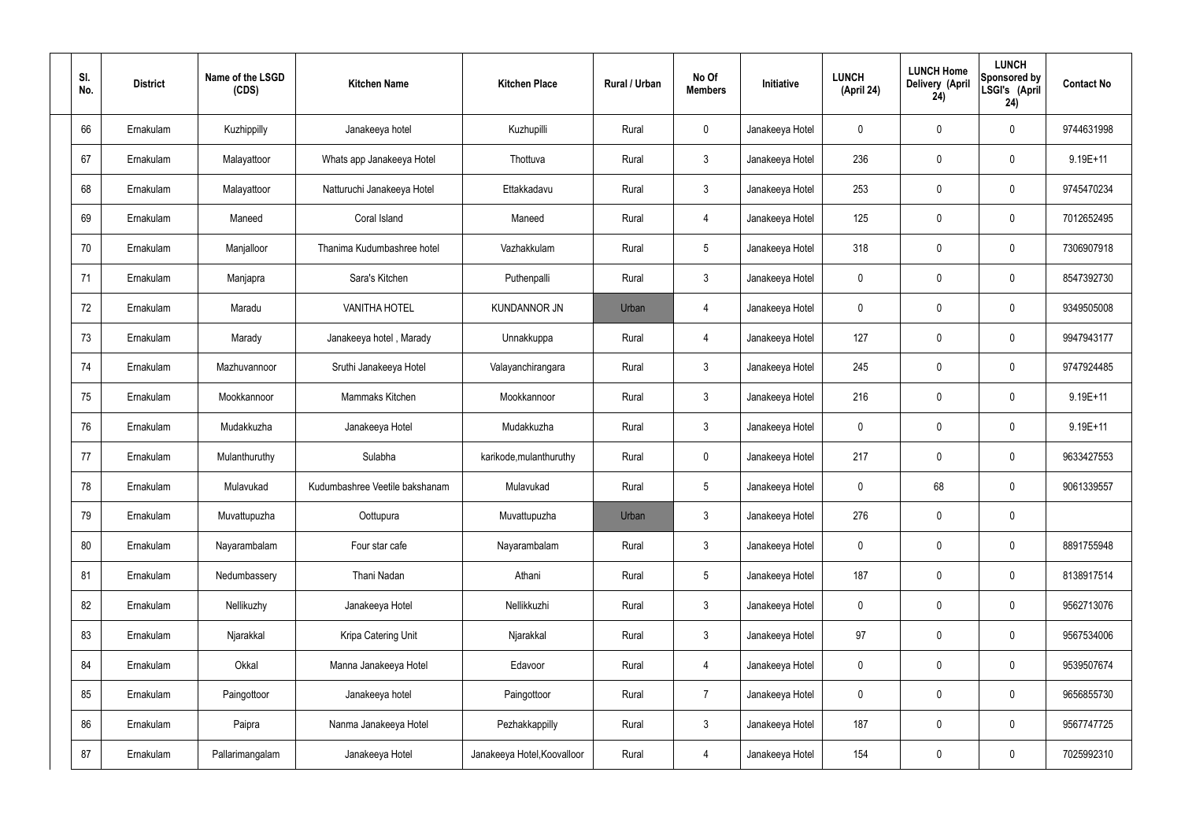| Sl. No. | District | Name of the LSGD (CDS) | Kitchen Name | Kitchen Place | Rural / Urban | No Of Members | Initiative | LUNCH (April 24) | LUNCH Home Delivery (April 24) | LUNCH Sponsored by LSGI's (April 24) | Contact No |
|---|---|---|---|---|---|---|---|---|---|---|---|
| 66 | Ernakulam | Kuzhippilly | Janakeeya hotel | Kuzhupilli | Rural | 0 | Janakeeya Hotel | 0 | 0 | 0 | 9744631998 |
| 67 | Ernakulam | Malayattoor | Whats app Janakeeya Hotel | Thottuva | Rural | 3 | Janakeeya Hotel | 236 | 0 | 0 | 9.19E+11 |
| 68 | Ernakulam | Malayattoor | Natturuchi Janakeeya Hotel | Ettakkadavu | Rural | 3 | Janakeeya Hotel | 253 | 0 | 0 | 9745470234 |
| 69 | Ernakulam | Maneed | Coral Island | Maneed | Rural | 4 | Janakeeya Hotel | 125 | 0 | 0 | 7012652495 |
| 70 | Ernakulam | Manjalloor | Thanima Kudumbashree hotel | Vazhakkulam | Rural | 5 | Janakeeya Hotel | 318 | 0 | 0 | 7306907918 |
| 71 | Ernakulam | Manjapra | Sara's Kitchen | Puthenpalli | Rural | 3 | Janakeeya Hotel | 0 | 0 | 0 | 8547392730 |
| 72 | Ernakulam | Maradu | VANITHA HOTEL | KUNDANNOR JN | Urban | 4 | Janakeeya Hotel | 0 | 0 | 0 | 9349505008 |
| 73 | Ernakulam | Marady | Janakeeya hotel , Marady | Unnakkuppa | Rural | 4 | Janakeeya Hotel | 127 | 0 | 0 | 9947943177 |
| 74 | Ernakulam | Mazhuvannoor | Sruthi Janakeeya Hotel | Valayanchirangara | Rural | 3 | Janakeeya Hotel | 245 | 0 | 0 | 9747924485 |
| 75 | Ernakulam | Mookkannoor | Mammaks Kitchen | Mookkannoor | Rural | 3 | Janakeeya Hotel | 216 | 0 | 0 | 9.19E+11 |
| 76 | Ernakulam | Mudakkuzha | Janakeeya Hotel | Mudakkuzha | Rural | 3 | Janakeeya Hotel | 0 | 0 | 0 | 9.19E+11 |
| 77 | Ernakulam | Mulanthuruthy | Sulabha | karikode,mulanthuruthy | Rural | 0 | Janakeeya Hotel | 217 | 0 | 0 | 9633427553 |
| 78 | Ernakulam | Mulavukad | Kudumbashree Veetile bakshanam | Mulavukad | Rural | 5 | Janakeeya Hotel | 0 | 68 | 0 | 9061339557 |
| 79 | Ernakulam | Muvattupuzha | Oottupura | Muvattupuzha | Urban | 3 | Janakeeya Hotel | 276 | 0 | 0 | |
| 80 | Ernakulam | Nayarambalam | Four star cafe | Nayarambalam | Rural | 3 | Janakeeya Hotel | 0 | 0 | 0 | 8891755948 |
| 81 | Ernakulam | Nedumbassery | Thani Nadan | Athani | Rural | 5 | Janakeeya Hotel | 187 | 0 | 0 | 8138917514 |
| 82 | Ernakulam | Nellikuzhy | Janakeeya Hotel | Nellikkuzhi | Rural | 3 | Janakeeya Hotel | 0 | 0 | 0 | 9562713076 |
| 83 | Ernakulam | Njarakkal | Kripa Catering Unit | Njarakkal | Rural | 3 | Janakeeya Hotel | 97 | 0 | 0 | 9567534006 |
| 84 | Ernakulam | Okkal | Manna Janakeeya Hotel | Edavoor | Rural | 4 | Janakeeya Hotel | 0 | 0 | 0 | 9539507674 |
| 85 | Ernakulam | Paingottoor | Janakeeya hotel | Paingottoor | Rural | 7 | Janakeeya Hotel | 0 | 0 | 0 | 9656855730 |
| 86 | Ernakulam | Paipra | Nanma Janakeeya Hotel | Pezhakkappilly | Rural | 3 | Janakeeya Hotel | 187 | 0 | 0 | 9567747725 |
| 87 | Ernakulam | Pallarimangalam | Janakeeya Hotel | Janakeeya Hotel,Koovalloor | Rural | 4 | Janakeeya Hotel | 154 | 0 | 0 | 7025992310 |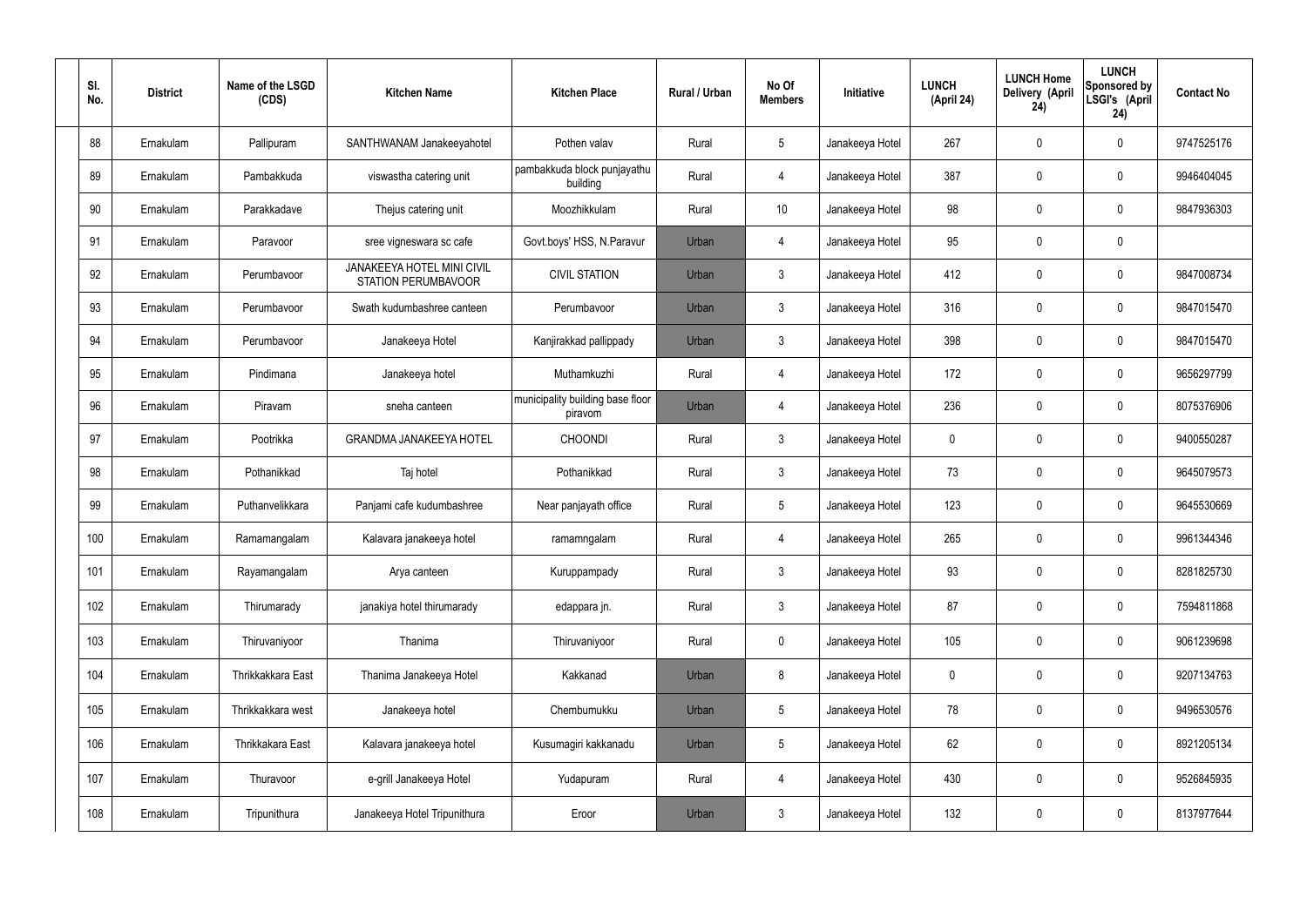| Sl. No. | District | Name of the LSGD (CDS) | Kitchen Name | Kitchen Place | Rural / Urban | No Of Members | Initiative | LUNCH (April 24) | LUNCH Home Delivery (April 24) | LUNCH Sponsored by LSGI's (April 24) | Contact No |
|---|---|---|---|---|---|---|---|---|---|---|---|
| 88 | Ernakulam | Pallipuram | SANTHWANAM Janakeeyahotel | Pothen valav | Rural | 5 | Janakeeya Hotel | 267 | 0 | 0 | 9747525176 |
| 89 | Ernakulam | Pambakkuda | viswastha catering unit | pambakkuda block punjayathu building | Rural | 4 | Janakeeya Hotel | 387 | 0 | 0 | 9946404045 |
| 90 | Ernakulam | Parakkadave | Thejus catering unit | Moozhikkulam | Rural | 10 | Janakeeya Hotel | 98 | 0 | 0 | 9847936303 |
| 91 | Ernakulam | Paravoor | sree vigneswara sc cafe | Govt.boys' HSS, N.Paravur | Urban | 4 | Janakeeya Hotel | 95 | 0 | 0 | |
| 92 | Ernakulam | Perumbavoor | JANAKEEYA HOTEL MINI CIVIL STATION PERUMBAVOOR | CIVIL STATION | Urban | 3 | Janakeeya Hotel | 412 | 0 | 0 | 9847008734 |
| 93 | Ernakulam | Perumbavoor | Swath kudumbashree canteen | Perumbavoor | Urban | 3 | Janakeeya Hotel | 316 | 0 | 0 | 9847015470 |
| 94 | Ernakulam | Perumbavoor | Janakeeya Hotel | Kanjirakkad pallippady | Urban | 3 | Janakeeya Hotel | 398 | 0 | 0 | 9847015470 |
| 95 | Ernakulam | Pindimana | Janakeeya hotel | Muthamkuzhi | Rural | 4 | Janakeeya Hotel | 172 | 0 | 0 | 9656297799 |
| 96 | Ernakulam | Piravam | sneha canteen | municipality building base floor piravom | Urban | 4 | Janakeeya Hotel | 236 | 0 | 0 | 8075376906 |
| 97 | Ernakulam | Pootrikka | GRANDMA JANAKEEYA HOTEL | CHOONDI | Rural | 3 | Janakeeya Hotel | 0 | 0 | 0 | 9400550287 |
| 98 | Ernakulam | Pothanikkad | Taj hotel | Pothanikkad | Rural | 3 | Janakeeya Hotel | 73 | 0 | 0 | 9645079573 |
| 99 | Ernakulam | Puthanvelikkara | Panjami cafe kudumbashree | Near panjayath office | Rural | 5 | Janakeeya Hotel | 123 | 0 | 0 | 9645530669 |
| 100 | Ernakulam | Ramamangalam | Kalavara janakeeya hotel | ramamngalam | Rural | 4 | Janakeeya Hotel | 265 | 0 | 0 | 9961344346 |
| 101 | Ernakulam | Rayamangalam | Arya canteen | Kuruppampady | Rural | 3 | Janakeeya Hotel | 93 | 0 | 0 | 8281825730 |
| 102 | Ernakulam | Thirumarady | janakiya hotel thirumarady | edappara jn. | Rural | 3 | Janakeeya Hotel | 87 | 0 | 0 | 7594811868 |
| 103 | Ernakulam | Thiruvaniyoor | Thanima | Thiruvaniyoor | Rural | 0 | Janakeeya Hotel | 105 | 0 | 0 | 9061239698 |
| 104 | Ernakulam | Thrikkakkara East | Thanima Janakeeya Hotel | Kakkanad | Urban | 8 | Janakeeya Hotel | 0 | 0 | 0 | 9207134763 |
| 105 | Ernakulam | Thrikkakkara west | Janakeeya hotel | Chembumukku | Urban | 5 | Janakeeya Hotel | 78 | 0 | 0 | 9496530576 |
| 106 | Ernakulam | Thrikkakara East | Kalavara janakeeya hotel | Kusumagiri kakkanadu | Urban | 5 | Janakeeya Hotel | 62 | 0 | 0 | 8921205134 |
| 107 | Ernakulam | Thuravoor | e-grill Janakeeya Hotel | Yudapuram | Rural | 4 | Janakeeya Hotel | 430 | 0 | 0 | 9526845935 |
| 108 | Ernakulam | Tripunithura | Janakeeya Hotel Tripunithura | Eroor | Urban | 3 | Janakeeya Hotel | 132 | 0 | 0 | 8137977644 |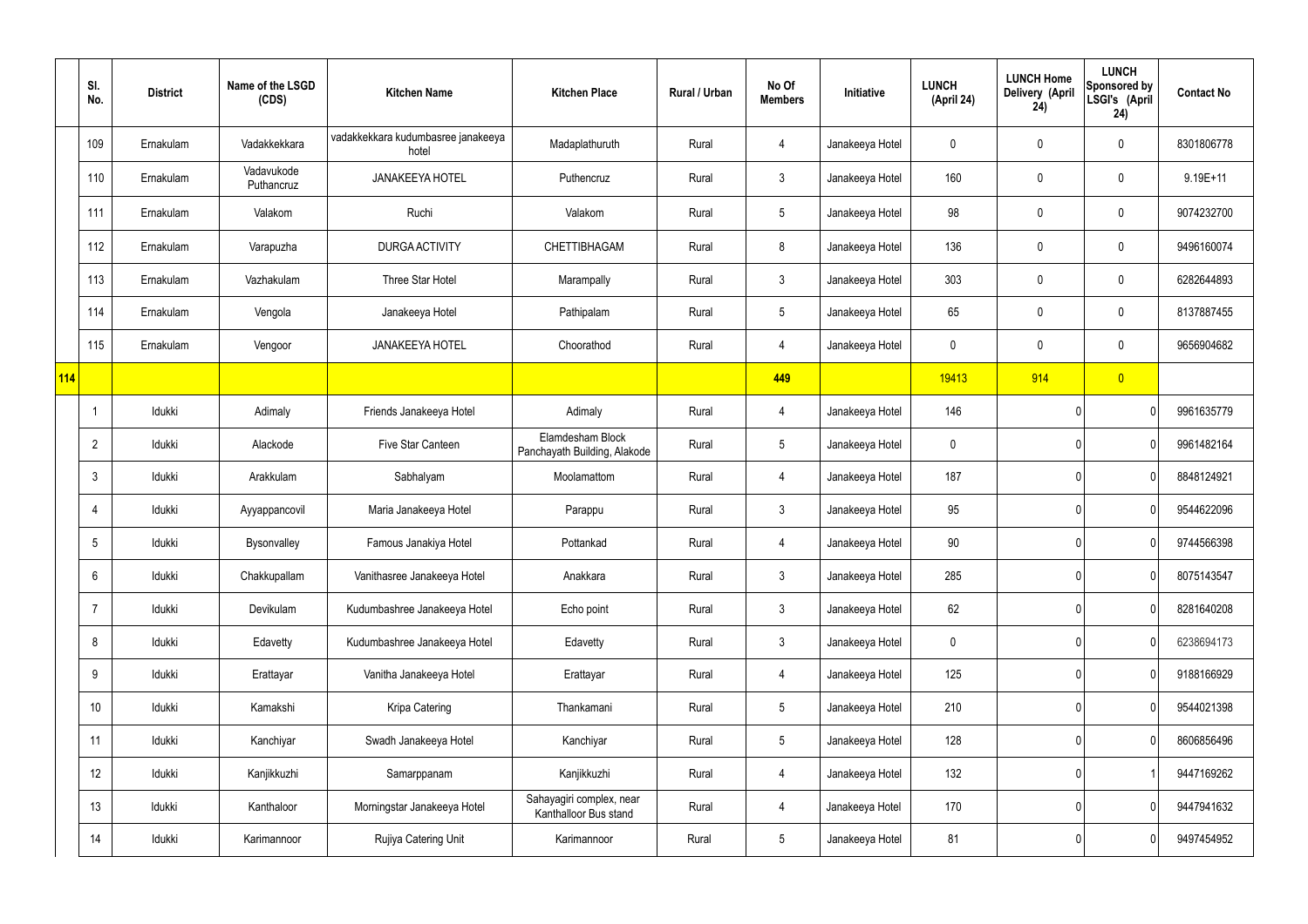| | Sl. No. | District | Name of the LSGD (CDS) | Kitchen Name | Kitchen Place | Rural / Urban | No Of Members | Initiative | LUNCH (April 24) | LUNCH Home Delivery (April 24) | LUNCH Sponsored by LSGI's (April 24) | Contact No |
|---|---|---|---|---|---|---|---|---|---|---|---|---|
| | 109 | Ernakulam | Vadakkekkara | vadakkekkara kudumbasree janakeeya hotel | Madaplathuruth | Rural | 4 | Janakeeya Hotel | 0 | 0 | 0 | 8301806778 |
| | 110 | Ernakulam | Vadavukode Puthancruz | JANAKEEYA HOTEL | Puthencruz | Rural | 3 | Janakeeya Hotel | 160 | 0 | 0 | 9.19E+11 |
| | 111 | Ernakulam | Valakom | Ruchi | Valakom | Rural | 5 | Janakeeya Hotel | 98 | 0 | 0 | 9074232700 |
| | 112 | Ernakulam | Varapuzha | DURGA ACTIVITY | CHETTIBHAGAM | Rural | 8 | Janakeeya Hotel | 136 | 0 | 0 | 9496160074 |
| | 113 | Ernakulam | Vazhakulam | Three Star Hotel | Marampally | Rural | 3 | Janakeeya Hotel | 303 | 0 | 0 | 6282644893 |
| | 114 | Ernakulam | Vengola | Janakeeya Hotel | Pathipalam | Rural | 5 | Janakeeya Hotel | 65 | 0 | 0 | 8137887455 |
| | 115 | Ernakulam | Vengoor | JANAKEEYA HOTEL | Choorathod | Rural | 4 | Janakeeya Hotel | 0 | 0 | 0 | 9656904682 |
| **114** | | | | | | | **449** | | 19413 | 914 | 0 | |
| | 1 | Idukki | Adimaly | Friends Janakeeya Hotel | Adimaly | Rural | 4 | Janakeeya Hotel | 146 | 0 | 0 | 9961635779 |
| | 2 | Idukki | Alackode | Five Star Canteen | Elamdesham Block Panchayath Building, Alakode | Rural | 5 | Janakeeya Hotel | 0 | 0 | 0 | 9961482164 |
| | 3 | Idukki | Arakkulam | Sabhalyam | Moolamattom | Rural | 4 | Janakeeya Hotel | 187 | 0 | 0 | 8848124921 |
| | 4 | Idukki | Ayyappancovil | Maria Janakeeya Hotel | Parappu | Rural | 3 | Janakeeya Hotel | 95 | 0 | 0 | 9544622096 |
| | 5 | Idukki | Bysonvalley | Famous Janakiya Hotel | Pottankad | Rural | 4 | Janakeeya Hotel | 90 | 0 | 0 | 9744566398 |
| | 6 | Idukki | Chakkupallam | Vanithasree Janakeeya Hotel | Anakkara | Rural | 3 | Janakeeya Hotel | 285 | 0 | 0 | 8075143547 |
| | 7 | Idukki | Devikulam | Kudumbashree Janakeeya Hotel | Echo point | Rural | 3 | Janakeeya Hotel | 62 | 0 | 0 | 8281640208 |
| | 8 | Idukki | Edavetty | Kudumbashree Janakeeya Hotel | Edavetty | Rural | 3 | Janakeeya Hotel | 0 | 0 | 0 | 6238694173 |
| | 9 | Idukki | Erattayar | Vanitha Janakeeya Hotel | Erattayar | Rural | 4 | Janakeeya Hotel | 125 | 0 | 0 | 9188166929 |
| | 10 | Idukki | Kamakshi | Kripa Catering | Thankamani | Rural | 5 | Janakeeya Hotel | 210 | 0 | 0 | 9544021398 |
| | 11 | Idukki | Kanchiyar | Swadh Janakeeya Hotel | Kanchiyar | Rural | 5 | Janakeeya Hotel | 128 | 0 | 0 | 8606856496 |
| | 12 | Idukki | Kanjikkuzhi | Samarppanam | Kanjikkuzhi | Rural | 4 | Janakeeya Hotel | 132 | 0 | 1 | 9447169262 |
| | 13 | Idukki | Kanthaloor | Morningstar Janakeeya Hotel | Sahayagiri complex, near Kanthalloor Bus stand | Rural | 4 | Janakeeya Hotel | 170 | 0 | 0 | 9447941632 |
| | 14 | Idukki | Karimannoor | Rujiya Catering Unit | Karimannoor | Rural | 5 | Janakeeya Hotel | 81 | 0 | 0 | 9497454952 |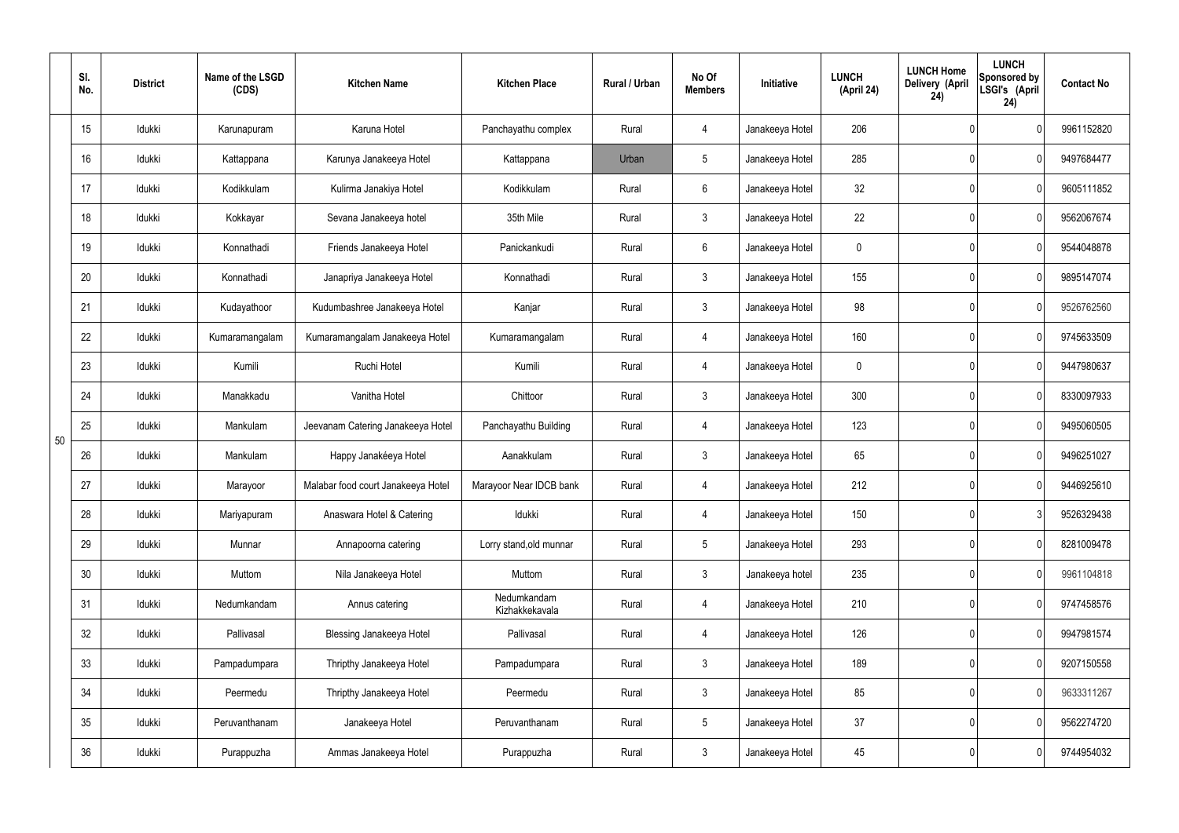| | Sl. No. | District | Name of the LSGD (CDS) | Kitchen Name | Kitchen Place | Rural / Urban | No Of Members | Initiative | LUNCH (April 24) | LUNCH Home Delivery (April 24) | LUNCH Sponsored by LSGI's (April 24) | Contact No |
|---|---|---|---|---|---|---|---|---|---|---|---|---|
| 50 | 15 | Idukki | Karunapuram | Karuna Hotel | Panchayathu complex | Rural | 4 | Janakeeya Hotel | 206 | 0 | 0 | 9961152820 |
| | 16 | Idukki | Kattappana | Karunya Janakeeya Hotel | Kattappana | Urban | 5 | Janakeeya Hotel | 285 | 0 | 0 | 9497684477 |
| | 17 | Idukki | Kodikkulam | Kulirma Janakiya Hotel | Kodikkulam | Rural | 6 | Janakeeya Hotel | 32 | 0 | 0 | 9605111852 |
| | 18 | Idukki | Kokkayar | Sevana Janakeeya hotel | 35th Mile | Rural | 3 | Janakeeya Hotel | 22 | 0 | 0 | 9562067674 |
| | 19 | Idukki | Konnathadi | Friends Janakeeya Hotel | Panickankudi | Rural | 6 | Janakeeya Hotel | 0 | 0 | 0 | 9544048878 |
| | 20 | Idukki | Konnathadi | Janapriya Janakeeya Hotel | Konnathadi | Rural | 3 | Janakeeya Hotel | 155 | 0 | 0 | 9895147074 |
| | 21 | Idukki | Kudayathoor | Kudumbashree Janakeeya Hotel | Kanjar | Rural | 3 | Janakeeya Hotel | 98 | 0 | 0 | 9526762560 |
| | 22 | Idukki | Kumaramangalam | Kumaramangalam Janakeeya Hotel | Kumaramangalam | Rural | 4 | Janakeeya Hotel | 160 | 0 | 0 | 9745633509 |
| | 23 | Idukki | Kumili | Ruchi Hotel | Kumili | Rural | 4 | Janakeeya Hotel | 0 | 0 | 0 | 9447980637 |
| | 24 | Idukki | Manakkadu | Vanitha Hotel | Chittoor | Rural | 3 | Janakeeya Hotel | 300 | 0 | 0 | 8330097933 |
| | 25 | Idukki | Mankulam | Jeevanam Catering Janakeeya Hotel | Panchayathu Building | Rural | 4 | Janakeeya Hotel | 123 | 0 | 0 | 9495060505 |
| | 26 | Idukki | Mankulam | Happy Janakéeya Hotel | Aanakkulam | Rural | 3 | Janakeeya Hotel | 65 | 0 | 0 | 9496251027 |
| | 27 | Idukki | Marayoor | Malabar food court Janakeeya Hotel | Marayoor Near IDCB bank | Rural | 4 | Janakeeya Hotel | 212 | 0 | 0 | 9446925610 |
| | 28 | Idukki | Mariyapuram | Anaswara Hotel & Catering | Idukki | Rural | 4 | Janakeeya Hotel | 150 | 0 | 3 | 9526329438 |
| | 29 | Idukki | Munnar | Annapoorna catering | Lorry stand,old munnar | Rural | 5 | Janakeeya Hotel | 293 | 0 | 0 | 8281009478 |
| | 30 | Idukki | Muttom | Nila Janakeeya Hotel | Muttom | Rural | 3 | Janakeeya hotel | 235 | 0 | 0 | 9961104818 |
| | 31 | Idukki | Nedumkandam | Annus catering | Nedumkandam Kizhakkekavala | Rural | 4 | Janakeeya Hotel | 210 | 0 | 0 | 9747458576 |
| | 32 | Idukki | Pallivasal | Blessing Janakeeya Hotel | Pallivasal | Rural | 4 | Janakeeya Hotel | 126 | 0 | 0 | 9947981574 |
| | 33 | Idukki | Pampadumpara | Thripthy Janakeeya Hotel | Pampadumpara | Rural | 3 | Janakeeya Hotel | 189 | 0 | 0 | 9207150558 |
| | 34 | Idukki | Peermedu | Thripthy Janakeeya Hotel | Peermedu | Rural | 3 | Janakeeya Hotel | 85 | 0 | 0 | 9633311267 |
| | 35 | Idukki | Peruvanthanam | Janakeeya Hotel | Peruvanthanam | Rural | 5 | Janakeeya Hotel | 37 | 0 | 0 | 9562274720 |
| | 36 | Idukki | Purappuzha | Ammas Janakeeya Hotel | Purappuzha | Rural | 3 | Janakeeya Hotel | 45 | 0 | 0 | 9744954032 |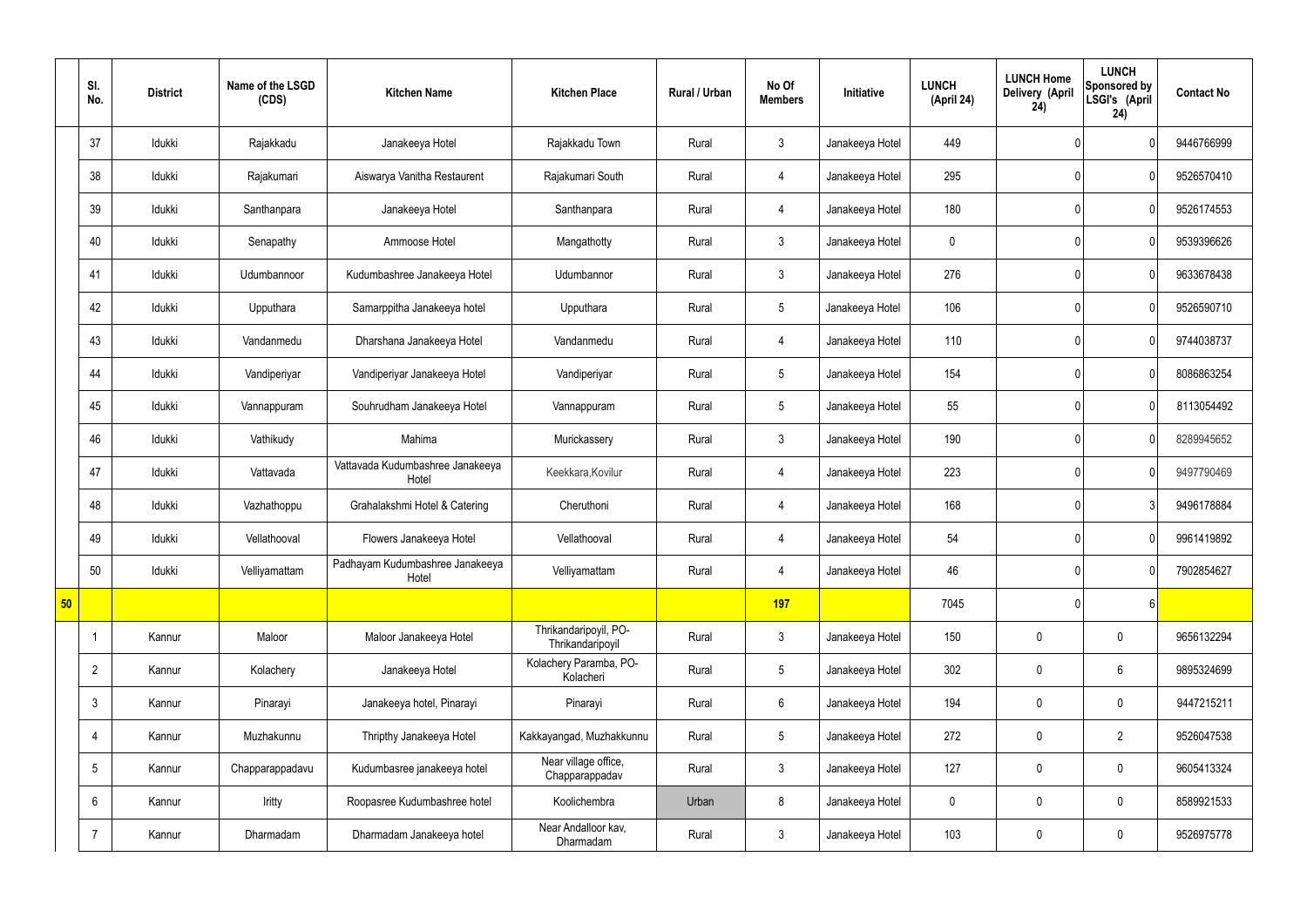| | Sl. No. | District | Name of the LSGD (CDS) | Kitchen Name | Kitchen Place | Rural / Urban | No Of Members | Initiative | LUNCH (April 24) | LUNCH Home Delivery (April 24) | LUNCH Sponsored by LSGI's (April 24) | Contact No |
|---|---|---|---|---|---|---|---|---|---|---|---|---|
| | 37 | Idukki | Rajakkadu | Janakeeya Hotel | Rajakkadu Town | Rural | 3 | Janakeeya Hotel | 449 | 0 | 0 | 9446766999 |
| | 38 | Idukki | Rajakumari | Aiswarya Vanitha Restaurent | Rajakumari South | Rural | 4 | Janakeeya Hotel | 295 | 0 | 0 | 9526570410 |
| | 39 | Idukki | Santhanpara | Janakeeya Hotel | Santhanpara | Rural | 4 | Janakeeya Hotel | 180 | 0 | 0 | 9526174553 |
| | 40 | Idukki | Senapathy | Ammoose Hotel | Mangathotty | Rural | 3 | Janakeeya Hotel | 0 | 0 | 0 | 9539396626 |
| | 41 | Idukki | Udumbannoor | Kudumbashree Janakeeya Hotel | Udumbannor | Rural | 3 | Janakeeya Hotel | 276 | 0 | 0 | 9633678438 |
| | 42 | Idukki | Upputhara | Samarppitha Janakeeya hotel | Upputhara | Rural | 5 | Janakeeya Hotel | 106 | 0 | 0 | 9526590710 |
| | 43 | Idukki | Vandanmedu | Dharshana Janakeeya Hotel | Vandanmedu | Rural | 4 | Janakeeya Hotel | 110 | 0 | 0 | 9744038737 |
| | 44 | Idukki | Vandiperiyar | Vandiperiyar Janakeeya Hotel | Vandiperiyar | Rural | 5 | Janakeeya Hotel | 154 | 0 | 0 | 8086863254 |
| | 45 | Idukki | Vannappuram | Souhrudham Janakeeya Hotel | Vannappuram | Rural | 5 | Janakeeya Hotel | 55 | 0 | 0 | 8113054492 |
| | 46 | Idukki | Vathikudy | Mahima | Murickassery | Rural | 3 | Janakeeya Hotel | 190 | 0 | 0 | 8289945652 |
| | 47 | Idukki | Vattavada | Vattavada Kudumbashree Janakeeya Hotel | Keekkara,Kovilur | Rural | 4 | Janakeeya Hotel | 223 | 0 | 0 | 9497790469 |
| | 48 | Idukki | Vazhathoppu | Grahalakshmi Hotel & Catering | Cheruthoni | Rural | 4 | Janakeeya Hotel | 168 | 0 | 3 | 9496178884 |
| | 49 | Idukki | Vellathooval | Flowers Janakeeya Hotel | Vellathooval | Rural | 4 | Janakeeya Hotel | 54 | 0 | 0 | 9961419892 |
| | 50 | Idukki | Velliyamattam | Padhayam Kudumbashree Janakeeya Hotel | Velliyamattam | Rural | 4 | Janakeeya Hotel | 46 | 0 | 0 | 7902854627 |
| 50 | | | | | | | 197 | | 7045 | 0 | 6 | |
| | 1 | Kannur | Maloor | Maloor Janakeeya Hotel | Thrikandaripoyil, PO-Thrikandaripoyil | Rural | 3 | Janakeeya Hotel | 150 | 0 | 0 | 9656132294 |
| | 2 | Kannur | Kolachery | Janakeeya Hotel | Kolachery Paramba, PO-Kolacheri | Rural | 5 | Janakeeya Hotel | 302 | 0 | 6 | 9895324699 |
| | 3 | Kannur | Pinarayi | Janakeeya hotel, Pinarayi | Pinarayi | Rural | 6 | Janakeeya Hotel | 194 | 0 | 0 | 9447215211 |
| | 4 | Kannur | Muzhakunnu | Thripthy Janakeeya Hotel | Kakkayangad, Muzhakkunnu | Rural | 5 | Janakeeya Hotel | 272 | 0 | 2 | 9526047538 |
| | 5 | Kannur | Chapparappadavu | Kudumbasree janakeeya hotel | Near village office, Chapparappadav | Rural | 3 | Janakeeya Hotel | 127 | 0 | 0 | 9605413324 |
| | 6 | Kannur | Iritty | Roopasree Kudumbashree hotel | Koolichembra | Urban | 8 | Janakeeya Hotel | 0 | 0 | 0 | 8589921533 |
| | 7 | Kannur | Dharmadam | Dharmadam Janakeeya hotel | Near Andalloor kav, Dharmadam | Rural | 3 | Janakeeya Hotel | 103 | 0 | 0 | 9526975778 |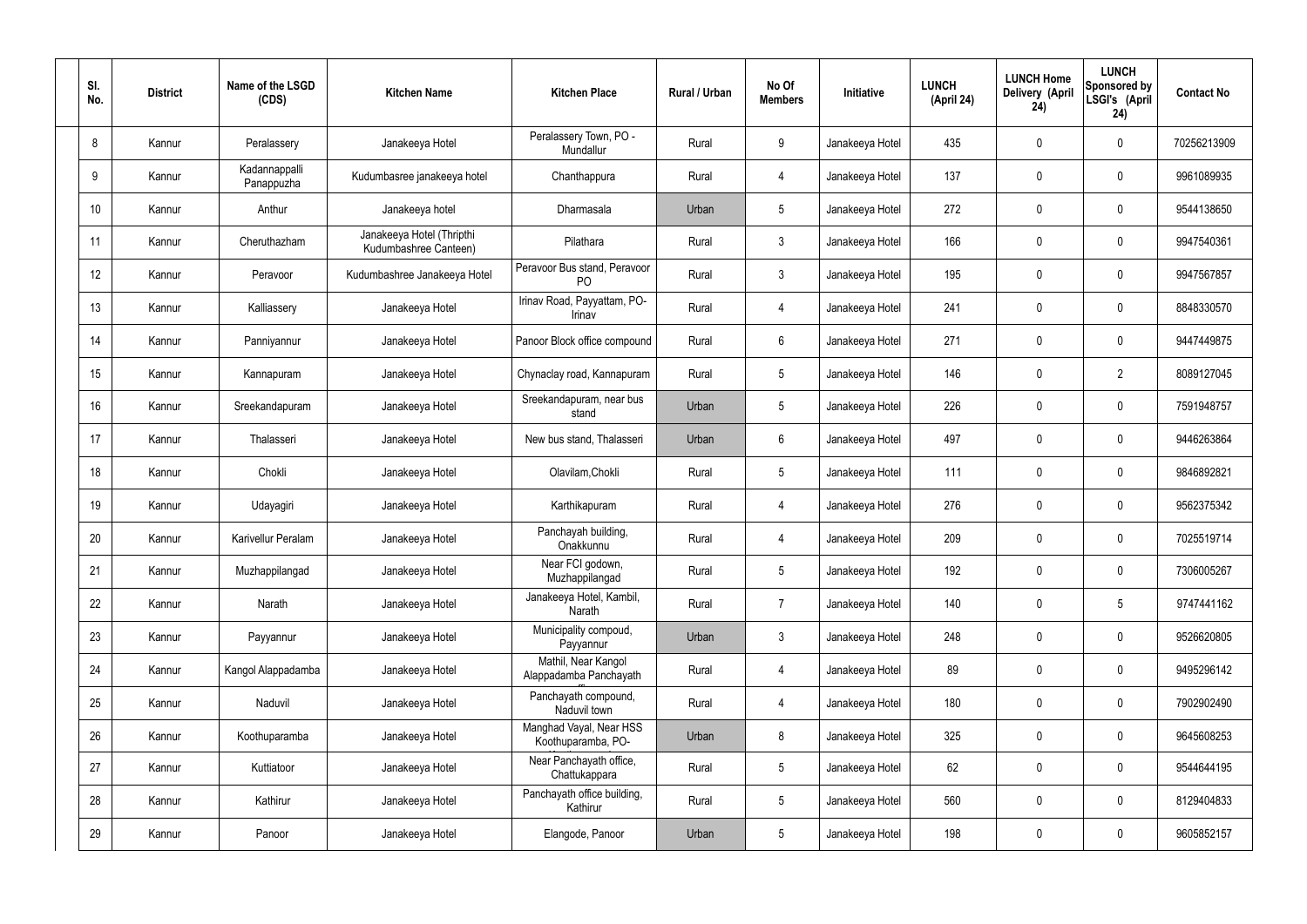| Sl. No. | District | Name of the LSGD (CDS) | Kitchen Name | Kitchen Place | Rural / Urban | No Of Members | Initiative | LUNCH (April 24) | LUNCH Home Delivery (April 24) | LUNCH Sponsored by LSGI's (April 24) | Contact No |
|---|---|---|---|---|---|---|---|---|---|---|---|
| 8 | Kannur | Peralassery | Janakeeya Hotel | Peralassery Town, PO - Mundallur | Rural | 9 | Janakeeya Hotel | 435 | 0 | 0 | 70256213909 |
| 9 | Kannur | Kadannappalli Panappuzha | Kudumbasree janakeeya hotel | Chanthappura | Rural | 4 | Janakeeya Hotel | 137 | 0 | 0 | 9961089935 |
| 10 | Kannur | Anthur | Janakeeya hotel | Dharmasala | Urban | 5 | Janakeeya Hotel | 272 | 0 | 0 | 9544138650 |
| 11 | Kannur | Cheruthazham | Janakeeya Hotel (Thripthi Kudumbashree Canteen) | Pilathara | Rural | 3 | Janakeeya Hotel | 166 | 0 | 0 | 9947540361 |
| 12 | Kannur | Peravoor | Kudumbashree Janakeeya Hotel | Peravoor Bus stand, Peravoor PO | Rural | 3 | Janakeeya Hotel | 195 | 0 | 0 | 9947567857 |
| 13 | Kannur | Kalliassery | Janakeeya Hotel | Irinav Road, Payyattam, PO-Irinav | Rural | 4 | Janakeeya Hotel | 241 | 0 | 0 | 8848330570 |
| 14 | Kannur | Panniyannur | Janakeeya Hotel | Panoor Block office compound | Rural | 6 | Janakeeya Hotel | 271 | 0 | 0 | 9447449875 |
| 15 | Kannur | Kannapuram | Janakeeya Hotel | Chynaclay road, Kannapuram | Rural | 5 | Janakeeya Hotel | 146 | 0 | 2 | 8089127045 |
| 16 | Kannur | Sreekandapuram | Janakeeya Hotel | Sreekandapuram, near bus stand | Urban | 5 | Janakeeya Hotel | 226 | 0 | 0 | 7591948757 |
| 17 | Kannur | Thalasseri | Janakeeya Hotel | New bus stand, Thalasseri | Urban | 6 | Janakeeya Hotel | 497 | 0 | 0 | 9446263864 |
| 18 | Kannur | Chokli | Janakeeya Hotel | Olavilam,Chokli | Rural | 5 | Janakeeya Hotel | 111 | 0 | 0 | 9846892821 |
| 19 | Kannur | Udayagiri | Janakeeya Hotel | Karthikapuram | Rural | 4 | Janakeeya Hotel | 276 | 0 | 0 | 9562375342 |
| 20 | Kannur | Karivellur Peralam | Janakeeya Hotel | Panchayah building, Onakkunnu | Rural | 4 | Janakeeya Hotel | 209 | 0 | 0 | 7025519714 |
| 21 | Kannur | Muzhappilangad | Janakeeya Hotel | Near FCI godown, Muzhappilangad | Rural | 5 | Janakeeya Hotel | 192 | 0 | 0 | 7306005267 |
| 22 | Kannur | Narath | Janakeeya Hotel | Janakeeya Hotel, Kambil, Narath | Rural | 7 | Janakeeya Hotel | 140 | 0 | 5 | 9747441162 |
| 23 | Kannur | Payyannur | Janakeeya Hotel | Municipality compoud, Payyannur | Urban | 3 | Janakeeya Hotel | 248 | 0 | 0 | 9526620805 |
| 24 | Kannur | Kangol Alappadamba | Janakeeya Hotel | Mathil, Near Kangol Alappadamba Panchayath | Rural | 4 | Janakeeya Hotel | 89 | 0 | 0 | 9495296142 |
| 25 | Kannur | Naduvil | Janakeeya Hotel | Panchayath compound, Naduvil town | Rural | 4 | Janakeeya Hotel | 180 | 0 | 0 | 7902902490 |
| 26 | Kannur | Koothuparamba | Janakeeya Hotel | Manghad Vayal, Near HSS Koothuparamba, PO- | Urban | 8 | Janakeeya Hotel | 325 | 0 | 0 | 9645608253 |
| 27 | Kannur | Kuttiatoor | Janakeeya Hotel | Near Panchayath office, Chattukappara | Rural | 5 | Janakeeya Hotel | 62 | 0 | 0 | 9544644195 |
| 28 | Kannur | Kathirur | Janakeeya Hotel | Panchayath office building, Kathirur | Rural | 5 | Janakeeya Hotel | 560 | 0 | 0 | 8129404833 |
| 29 | Kannur | Panoor | Janakeeya Hotel | Elangode, Panoor | Urban | 5 | Janakeeya Hotel | 198 | 0 | 0 | 9605852157 |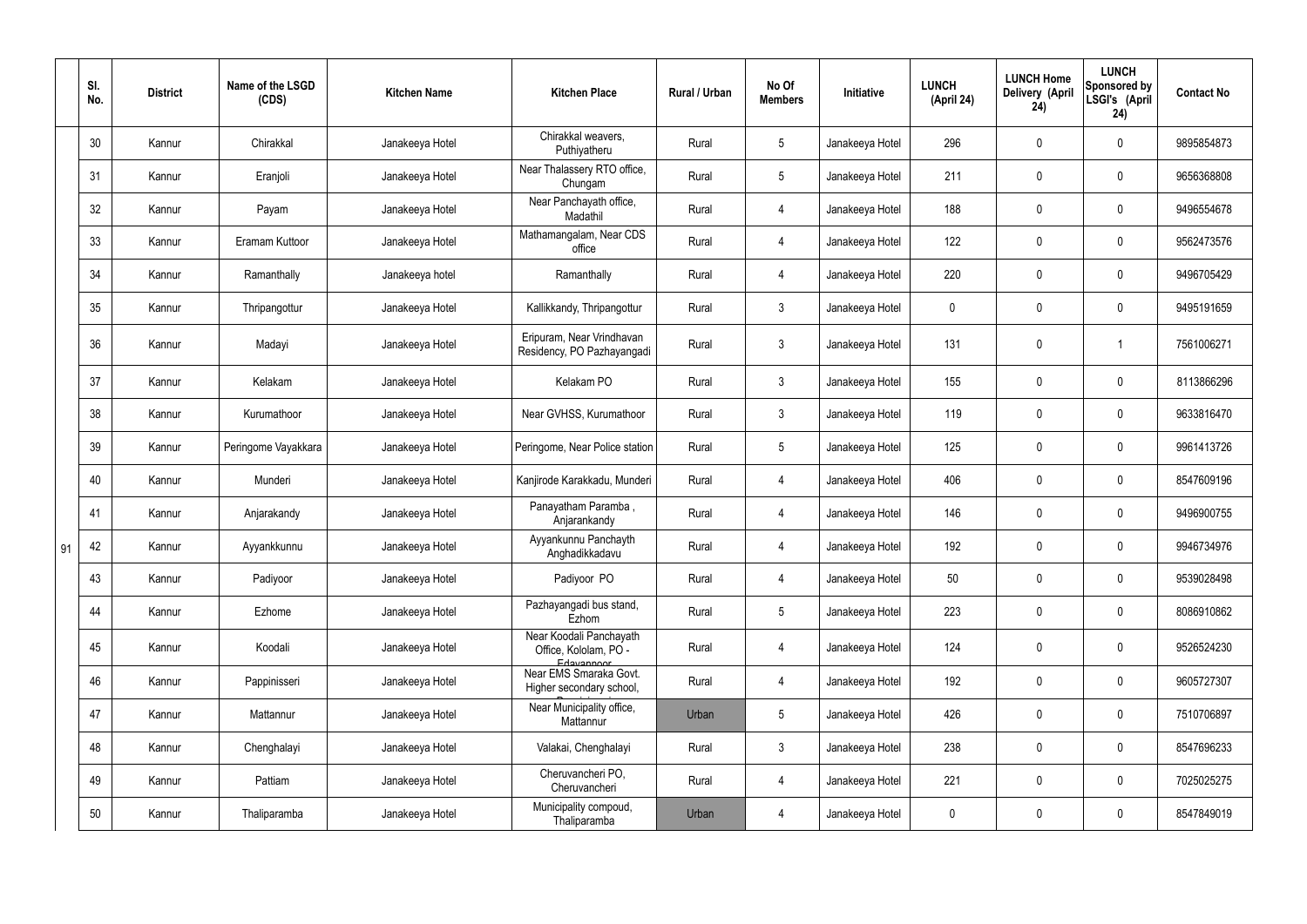| | Sl. No. | District | Name of the LSGD (CDS) | Kitchen Name | Kitchen Place | Rural / Urban | No Of Members | Initiative | LUNCH (April 24) | LUNCH Home Delivery (April 24) | LUNCH Sponsored by LSGI's (April 24) | Contact No |
|---|---|---|---|---|---|---|---|---|---|---|---|---|
| 91 | 30 | Kannur | Chirakkal | Janakeeya Hotel | Chirakkal weavers, Puthiyatheru | Rural | 5 | Janakeeya Hotel | 296 | 0 | 0 | 9895854873 |
| | 31 | Kannur | Eranjoli | Janakeeya Hotel | Near Thalassery RTO office, Chungam | Rural | 5 | Janakeeya Hotel | 211 | 0 | 0 | 9656368808 |
| | 32 | Kannur | Payam | Janakeeya Hotel | Near Panchayath office, Madathil | Rural | 4 | Janakeeya Hotel | 188 | 0 | 0 | 9496554678 |
| | 33 | Kannur | Eramam Kuttoor | Janakeeya Hotel | Mathamangalam, Near CDS office | Rural | 4 | Janakeeya Hotel | 122 | 0 | 0 | 9562473576 |
| | 34 | Kannur | Ramanthally | Janakeeya hotel | Ramanthally | Rural | 4 | Janakeeya Hotel | 220 | 0 | 0 | 9496705429 |
| | 35 | Kannur | Thripangottur | Janakeeya Hotel | Kallikkandy, Thripangottur | Rural | 3 | Janakeeya Hotel | 0 | 0 | 0 | 9495191659 |
| | 36 | Kannur | Madayi | Janakeeya Hotel | Eripuram, Near Vrindhavan Residency, PO Pazhayangadi | Rural | 3 | Janakeeya Hotel | 131 | 0 | 1 | 7561006271 |
| | 37 | Kannur | Kelakam | Janakeeya Hotel | Kelakam PO | Rural | 3 | Janakeeya Hotel | 155 | 0 | 0 | 8113866296 |
| | 38 | Kannur | Kurumathoor | Janakeeya Hotel | Near GVHSS, Kurumathoor | Rural | 3 | Janakeeya Hotel | 119 | 0 | 0 | 9633816470 |
| | 39 | Kannur | Peringome Vayakkara | Janakeeya Hotel | Peringome, Near Police station | Rural | 5 | Janakeeya Hotel | 125 | 0 | 0 | 9961413726 |
| | 40 | Kannur | Munderi | Janakeeya Hotel | Kanjirode Karakkadu, Munderi | Rural | 4 | Janakeeya Hotel | 406 | 0 | 0 | 8547609196 |
| | 41 | Kannur | Anjarakandy | Janakeeya Hotel | Panayatham Paramba , Anjarankandy | Rural | 4 | Janakeeya Hotel | 146 | 0 | 0 | 9496900755 |
| | 42 | Kannur | Ayyankkunnu | Janakeeya Hotel | Ayyankunnu Panchayth Anghadikkadavu | Rural | 4 | Janakeeya Hotel | 192 | 0 | 0 | 9946734976 |
| | 43 | Kannur | Padiyoor | Janakeeya Hotel | Padiyoor PO | Rural | 4 | Janakeeya Hotel | 50 | 0 | 0 | 9539028498 |
| | 44 | Kannur | Ezhome | Janakeeya Hotel | Pazhayangadi bus stand, Ezhom | Rural | 5 | Janakeeya Hotel | 223 | 0 | 0 | 8086910862 |
| | 45 | Kannur | Koodali | Janakeeya Hotel | Near Koodali Panchayath Office, Kololam, PO - Edavannoor | Rural | 4 | Janakeeya Hotel | 124 | 0 | 0 | 9526524230 |
| | 46 | Kannur | Pappinisseri | Janakeeya Hotel | Near EMS Smaraka Govt. Higher secondary school, | Rural | 4 | Janakeeya Hotel | 192 | 0 | 0 | 9605727307 |
| | 47 | Kannur | Mattannur | Janakeeya Hotel | Near Municipality office, Mattannur | Urban | 5 | Janakeeya Hotel | 426 | 0 | 0 | 7510706897 |
| | 48 | Kannur | Chenghalayi | Janakeeya Hotel | Valakai, Chenghalayi | Rural | 3 | Janakeeya Hotel | 238 | 0 | 0 | 8547696233 |
| | 49 | Kannur | Pattiam | Janakeeya Hotel | Cheruvancheri PO, Cheruvancheri | Rural | 4 | Janakeeya Hotel | 221 | 0 | 0 | 7025025275 |
| | 50 | Kannur | Thaliparamba | Janakeeya Hotel | Municipality compoud, Thaliparamba | Urban | 4 | Janakeeya Hotel | 0 | 0 | 0 | 8547849019 |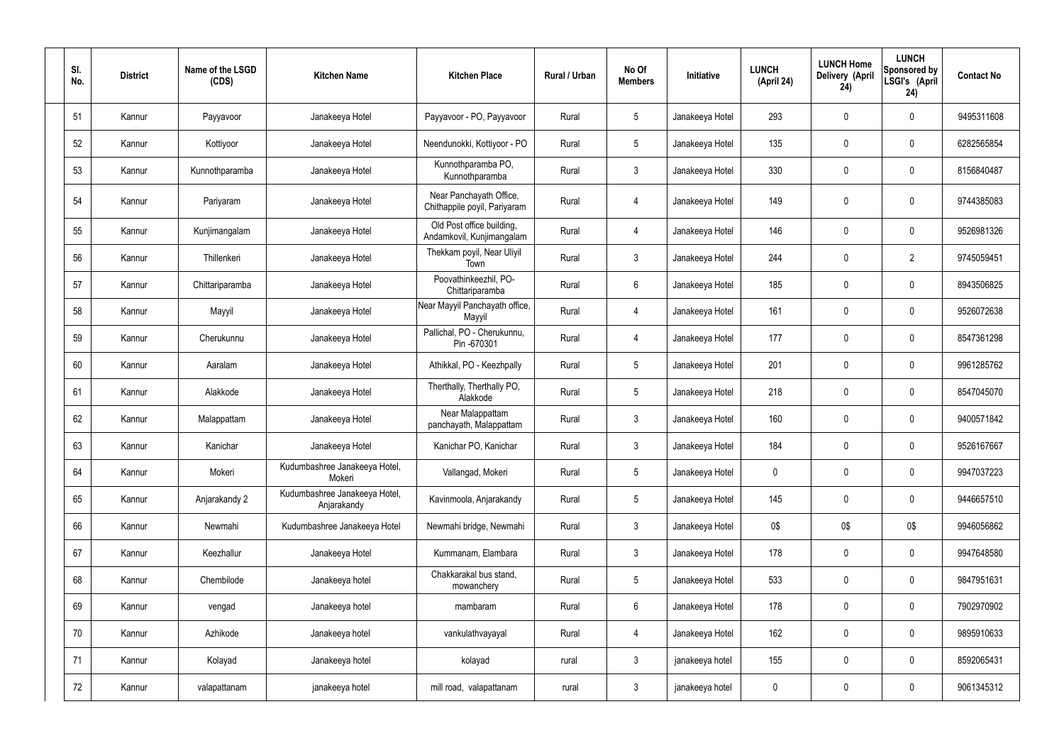| Sl. No. | District | Name of the LSGD (CDS) | Kitchen Name | Kitchen Place | Rural / Urban | No Of Members | Initiative | LUNCH (April 24) | LUNCH Home Delivery (April 24) | LUNCH Sponsored by LSGI's (April 24) | Contact No |
|---|---|---|---|---|---|---|---|---|---|---|---|
| 51 | Kannur | Payyavoor | Janakeeya Hotel | Payyavoor - PO, Payyavoor | Rural | 5 | Janakeeya Hotel | 293 | 0 | 0 | 9495311608 |
| 52 | Kannur | Kottiyoor | Janakeeya Hotel | Neendunokki, Kottiyoor - PO | Rural | 5 | Janakeeya Hotel | 135 | 0 | 0 | 6282565854 |
| 53 | Kannur | Kunnothparamba | Janakeeya Hotel | Kunnothparamba PO, Kunnothparamba | Rural | 3 | Janakeeya Hotel | 330 | 0 | 0 | 8156840487 |
| 54 | Kannur | Pariyaram | Janakeeya Hotel | Near Panchayath Office, Chithappile poyil, Pariyaram | Rural | 4 | Janakeeya Hotel | 149 | 0 | 0 | 9744385083 |
| 55 | Kannur | Kunjimangalam | Janakeeya Hotel | Old Post office building, Andamkovil, Kunjimangalam | Rural | 4 | Janakeeya Hotel | 146 | 0 | 0 | 9526981326 |
| 56 | Kannur | Thillenkeri | Janakeeya Hotel | Thekkam poyil, Near Uliyil Town | Rural | 3 | Janakeeya Hotel | 244 | 0 | 2 | 9745059451 |
| 57 | Kannur | Chittariparamba | Janakeeya Hotel | Poovathinkeezhil, PO-Chittariparamba | Rural | 6 | Janakeeya Hotel | 185 | 0 | 0 | 8943506825 |
| 58 | Kannur | Mayyil | Janakeeya Hotel | Near Mayyil Panchayath office, Mayyil | Rural | 4 | Janakeeya Hotel | 161 | 0 | 0 | 9526072638 |
| 59 | Kannur | Cherukunnu | Janakeeya Hotel | Pallichal, PO - Cherukunnu, Pin -670301 | Rural | 4 | Janakeeya Hotel | 177 | 0 | 0 | 8547361298 |
| 60 | Kannur | Aaralam | Janakeeya Hotel | Athikkal, PO - Keezhpally | Rural | 5 | Janakeeya Hotel | 201 | 0 | 0 | 9961285762 |
| 61 | Kannur | Alakkode | Janakeeya Hotel | Therthally, Therthally PO, Alakkode | Rural | 5 | Janakeeya Hotel | 218 | 0 | 0 | 8547045070 |
| 62 | Kannur | Malappattam | Janakeeya Hotel | Near Malappattam panchayath, Malappattam | Rural | 3 | Janakeeya Hotel | 160 | 0 | 0 | 9400571842 |
| 63 | Kannur | Kanichar | Janakeeya Hotel | Kanichar PO, Kanichar | Rural | 3 | Janakeeya Hotel | 184 | 0 | 0 | 9526167667 |
| 64 | Kannur | Mokeri | Kudumbashree Janakeeya Hotel, Mokeri | Vallangad, Mokeri | Rural | 5 | Janakeeya Hotel | 0 | 0 | 0 | 9947037223 |
| 65 | Kannur | Anjarakandy 2 | Kudumbashree Janakeeya Hotel, Anjarakandy | Kavinmoola, Anjarakandy | Rural | 5 | Janakeeya Hotel | 145 | 0 | 0 | 9446657510 |
| 66 | Kannur | Newmahi | Kudumbashree Janakeeya Hotel | Newmahi bridge, Newmahi | Rural | 3 | Janakeeya Hotel | 0$ | 0$ | 0$ | 9946056862 |
| 67 | Kannur | Keezhallur | Janakeeya Hotel | Kummanam, Elambara | Rural | 3 | Janakeeya Hotel | 178 | 0 | 0 | 9947648580 |
| 68 | Kannur | Chembilode | Janakeeya hotel | Chakkarakal bus stand, mowanchery | Rural | 5 | Janakeeya Hotel | 533 | 0 | 0 | 9847951631 |
| 69 | Kannur | vengad | Janakeeya hotel | mambaram | Rural | 6 | Janakeeya Hotel | 178 | 0 | 0 | 7902970902 |
| 70 | Kannur | Azhikode | Janakeeya hotel | vankulathvayayal | Rural | 4 | Janakeeya Hotel | 162 | 0 | 0 | 9895910633 |
| 71 | Kannur | Kolayad | Janakeeya hotel | kolayad | rural | 3 | janakeeya hotel | 155 | 0 | 0 | 8592065431 |
| 72 | Kannur | valapattanam | janakeeya hotel | mill road, valapattanam | rural | 3 | janakeeya hotel | 0 | 0 | 0 | 9061345312 |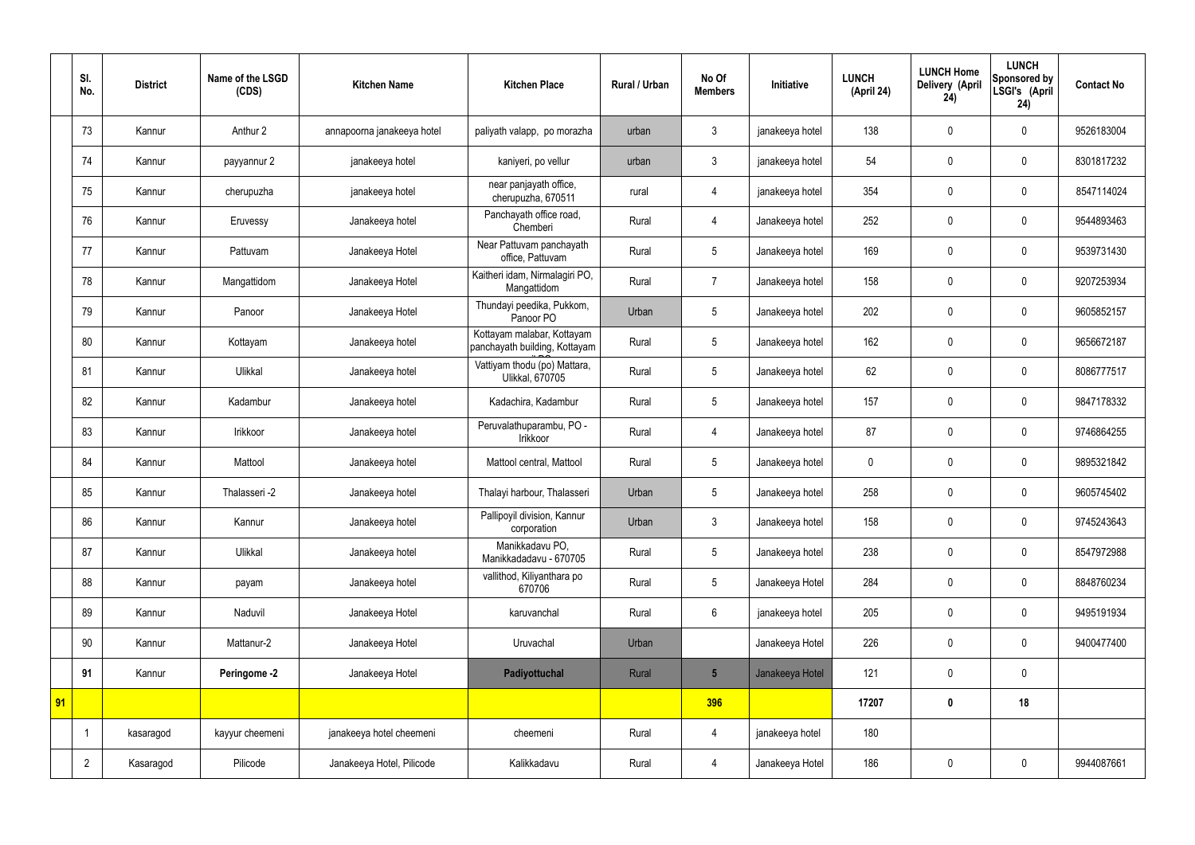| | Sl. No. | District | Name of the LSGD (CDS) | Kitchen Name | Kitchen Place | Rural / Urban | No Of Members | Initiative | LUNCH (April 24) | LUNCH Home Delivery (April 24) | LUNCH Sponsored by LSGI's (April 24) | Contact No |
|---|---|---|---|---|---|---|---|---|---|---|---|---|
| | 73 | Kannur | Anthur 2 | annapoorna janakeeya hotel | paliyath valapp, po morazha | urban | 3 | janakeeya hotel | 138 | 0 | 0 | 9526183004 |
| | 74 | Kannur | payyannur 2 | janakeeya hotel | kaniyeri, po vellur | urban | 3 | janakeeya hotel | 54 | 0 | 0 | 8301817232 |
| | 75 | Kannur | cherupuzha | janakeeya hotel | near panjayath office, cherupuzha, 670511 | rural | 4 | janakeeya hotel | 354 | 0 | 0 | 8547114024 |
| | 76 | Kannur | Eruvessy | Janakeeya hotel | Panchayath office road, Chemberi | Rural | 4 | Janakeeya hotel | 252 | 0 | 0 | 9544893463 |
| | 77 | Kannur | Pattuvam | Janakeeya Hotel | Near Pattuvam panchayath office, Pattuvam | Rural | 5 | Janakeeya hotel | 169 | 0 | 0 | 9539731430 |
| | 78 | Kannur | Mangattidom | Janakeeya Hotel | Kaitheri idam, Nirmalagiri PO, Mangattidom | Rural | 7 | Janakeeya hotel | 158 | 0 | 0 | 9207253934 |
| | 79 | Kannur | Panoor | Janakeeya Hotel | Thundayi peedika, Pukkom, Panoor PO | Urban | 5 | Janakeeya hotel | 202 | 0 | 0 | 9605852157 |
| | 80 | Kannur | Kottayam | Janakeeya hotel | Kottayam malabar, Kottayam panchayath building, Kottayam | Rural | 5 | Janakeeya hotel | 162 | 0 | 0 | 9656672187 |
| | 81 | Kannur | Ulikkal | Janakeeya hotel | Vattiyam thodu (po) Mattara, Ulikkal, 670705 | Rural | 5 | Janakeeya hotel | 62 | 0 | 0 | 8086777517 |
| | 82 | Kannur | Kadambur | Janakeeya hotel | Kadachira, Kadambur | Rural | 5 | Janakeeya hotel | 157 | 0 | 0 | 9847178332 |
| | 83 | Kannur | Irikkoor | Janakeeya hotel | Peruvalathuparambu, PO - Irikkoor | Rural | 4 | Janakeeya hotel | 87 | 0 | 0 | 9746864255 |
| | 84 | Kannur | Mattool | Janakeeya hotel | Mattool central, Mattool | Rural | 5 | Janakeeya hotel | 0 | 0 | 0 | 9895321842 |
| | 85 | Kannur | Thalasseri -2 | Janakeeya hotel | Thalayi harbour, Thalasseri | Urban | 5 | Janakeeya hotel | 258 | 0 | 0 | 9605745402 |
| | 86 | Kannur | Kannur | Janakeeya hotel | Pallipoyil division, Kannur corporation | Urban | 3 | Janakeeya hotel | 158 | 0 | 0 | 9745243643 |
| | 87 | Kannur | Ulikkal | Janakeeya hotel | Manikkadavu PO, Manikkadadavu - 670705 | Rural | 5 | Janakeeya hotel | 238 | 0 | 0 | 8547972988 |
| | 88 | Kannur | payam | Janakeeya hotel | vallithod, Kiliyanthara po 670706 | Rural | 5 | Janakeeya Hotel | 284 | 0 | 0 | 8848760234 |
| | 89 | Kannur | Naduvil | Janakeeya Hotel | karuvanchal | Rural | 6 | janakeeya hotel | 205 | 0 | 0 | 9495191934 |
| | 90 | Kannur | Mattanur-2 | Janakeeya Hotel | Uruvachal | Urban | | Janakeeya Hotel | 226 | 0 | 0 | 9400477400 |
| | **91** | Kannur | **Peringome -2** | Janakeeya Hotel | **Padiyottuchal** | Rural | **5** | Janakeeya Hotel | 121 | 0 | 0 | |
| **91** | | | | | | | **396** | | **17207** | **0** | **18** | |
| | 1 | kasaragod | kayyur cheemeni | janakeeya hotel cheemeni | cheemeni | Rural | 4 | janakeeya hotel | 180 | | | |
| | 2 | Kasaragod | Pilicode | Janakeeya Hotel, Pilicode | Kalikkadavu | Rural | 4 | Janakeeya Hotel | 186 | 0 | 0 | 9944087661 |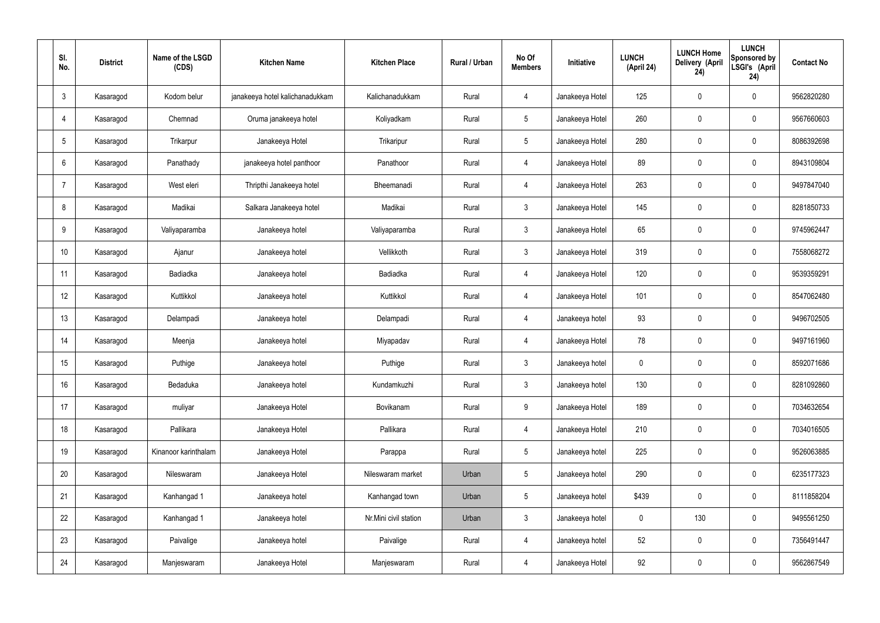| Sl. No. | District | Name of the LSGD (CDS) | Kitchen Name | Kitchen Place | Rural / Urban | No Of Members | Initiative | LUNCH (April 24) | LUNCH Home Delivery (April 24) | LUNCH Sponsored by LSGI's (April 24) | Contact No |
|---|---|---|---|---|---|---|---|---|---|---|---|
| 3 | Kasaragod | Kodom belur | janakeeya hotel kalichanadukkam | Kalichanadukkam | Rural | 4 | Janakeeya Hotel | 125 | 0 | 0 | 9562820280 |
| 4 | Kasaragod | Chemnad | Oruma janakeeya hotel | Koliyadkam | Rural | 5 | Janakeeya Hotel | 260 | 0 | 0 | 9567660603 |
| 5 | Kasaragod | Trikarpur | Janakeeya Hotel | Trikaripur | Rural | 5 | Janakeeya Hotel | 280 | 0 | 0 | 8086392698 |
| 6 | Kasaragod | Panathady | janakeeya hotel panthoor | Panathoor | Rural | 4 | Janakeeya Hotel | 89 | 0 | 0 | 8943109804 |
| 7 | Kasaragod | West eleri | Thripthi Janakeeya hotel | Bheemanadi | Rural | 4 | Janakeeya Hotel | 263 | 0 | 0 | 9497847040 |
| 8 | Kasaragod | Madikai | Salkara Janakeeya hotel | Madikai | Rural | 3 | Janakeeya Hotel | 145 | 0 | 0 | 8281850733 |
| 9 | Kasaragod | Valiyaparamba | Janakeeya hotel | Valiyaparamba | Rural | 3 | Janakeeya Hotel | 65 | 0 | 0 | 9745962447 |
| 10 | Kasaragod | Ajanur | Janakeeya hotel | Vellikkoth | Rural | 3 | Janakeeya Hotel | 319 | 0 | 0 | 7558068272 |
| 11 | Kasaragod | Badiadka | Janakeeya hotel | Badiadka | Rural | 4 | Janakeeya Hotel | 120 | 0 | 0 | 9539359291 |
| 12 | Kasaragod | Kuttikkol | Janakeeya hotel | Kuttikkol | Rural | 4 | Janakeeya Hotel | 101 | 0 | 0 | 8547062480 |
| 13 | Kasaragod | Delampadi | Janakeeya hotel | Delampadi | Rural | 4 | Janakeeya hotel | 93 | 0 | 0 | 9496702505 |
| 14 | Kasaragod | Meenja | Janakeeya hotel | Miyapadav | Rural | 4 | Janakeeya Hotel | 78 | 0 | 0 | 9497161960 |
| 15 | Kasaragod | Puthige | Janakeeya hotel | Puthige | Rural | 3 | Janakeeya hotel | 0 | 0 | 0 | 8592071686 |
| 16 | Kasaragod | Bedaduka | Janakeeya hotel | Kundamkuzhi | Rural | 3 | Janakeeya hotel | 130 | 0 | 0 | 8281092860 |
| 17 | Kasaragod | muliyar | Janakeeya Hotel | Bovikanam | Rural | 9 | Janakeeya Hotel | 189 | 0 | 0 | 7034632654 |
| 18 | Kasaragod | Pallikara | Janakeeya Hotel | Pallikara | Rural | 4 | Janakeeya Hotel | 210 | 0 | 0 | 7034016505 |
| 19 | Kasaragod | Kinanoor karinthalam | Janakeeya Hotel | Parappa | Rural | 5 | Janakeeya hotel | 225 | 0 | 0 | 9526063885 |
| 20 | Kasaragod | Nileswaram | Janakeeya Hotel | Nileswaram market | Urban | 5 | Janakeeya hotel | 290 | 0 | 0 | 6235177323 |
| 21 | Kasaragod | Kanhangad 1 | Janakeeya hotel | Kanhangad town | Urban | 5 | Janakeeya hotel | $439 | 0 | 0 | 8111858204 |
| 22 | Kasaragod | Kanhangad 1 | Janakeeya hotel | Nr.Mini civil station | Urban | 3 | Janakeeya hotel | 0 | 130 | 0 | 9495561250 |
| 23 | Kasaragod | Paivalige | Janakeeya hotel | Paivalige | Rural | 4 | Janakeeya hotel | 52 | 0 | 0 | 7356491447 |
| 24 | Kasaragod | Manjeswaram | Janakeeya Hotel | Manjeswaram | Rural | 4 | Janakeeya Hotel | 92 | 0 | 0 | 9562867549 |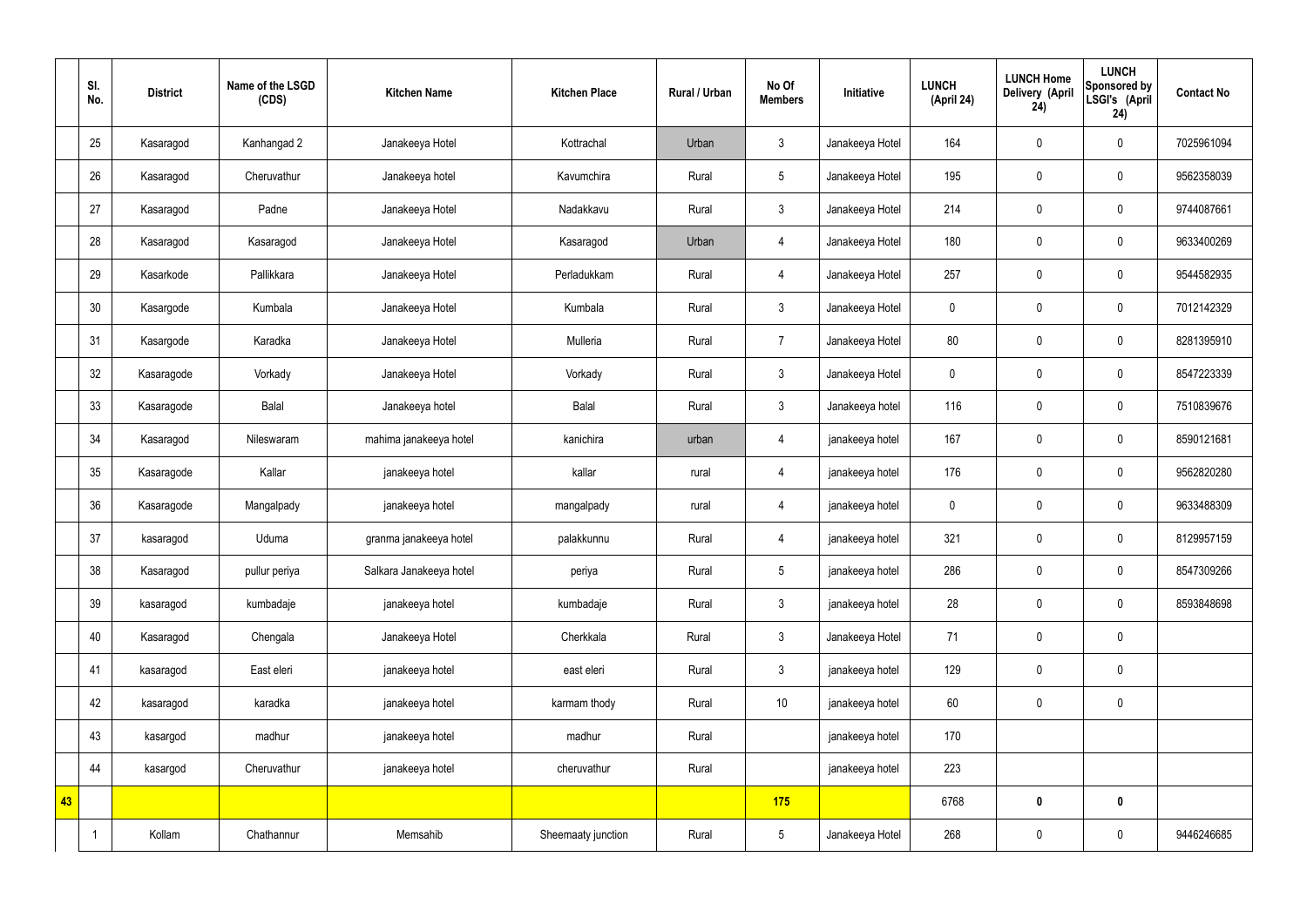| | Sl. No. | District | Name of the LSGD (CDS) | Kitchen Name | Kitchen Place | Rural / Urban | No Of Members | Initiative | LUNCH (April 24) | LUNCH Home Delivery (April 24) | LUNCH Sponsored by LSGI's (April 24) | Contact No |
|---|---|---|---|---|---|---|---|---|---|---|---|---|
| | 25 | Kasaragod | Kanhangad 2 | Janakeeya Hotel | Kottrachal | Urban | 3 | Janakeeya Hotel | 164 | 0 | 0 | 7025961094 |
| | 26 | Kasaragod | Cheruvathur | Janakeeya hotel | Kavumchira | Rural | 5 | Janakeeya Hotel | 195 | 0 | 0 | 9562358039 |
| | 27 | Kasaragod | Padne | Janakeeya Hotel | Nadakkavu | Rural | 3 | Janakeeya Hotel | 214 | 0 | 0 | 9744087661 |
| | 28 | Kasaragod | Kasaragod | Janakeeya Hotel | Kasaragod | Urban | 4 | Janakeeya Hotel | 180 | 0 | 0 | 9633400269 |
| | 29 | Kasarkode | Pallikkara | Janakeeya Hotel | Perladukkam | Rural | 4 | Janakeeya Hotel | 257 | 0 | 0 | 9544582935 |
| | 30 | Kasargode | Kumbala | Janakeeya Hotel | Kumbala | Rural | 3 | Janakeeya Hotel | 0 | 0 | 0 | 7012142329 |
| | 31 | Kasargode | Karadka | Janakeeya Hotel | Mulleria | Rural | 7 | Janakeeya Hotel | 80 | 0 | 0 | 8281395910 |
| | 32 | Kasaragode | Vorkady | Janakeeya Hotel | Vorkady | Rural | 3 | Janakeeya Hotel | 0 | 0 | 0 | 8547223339 |
| | 33 | Kasaragode | Balal | Janakeeya hotel | Balal | Rural | 3 | Janakeeya hotel | 116 | 0 | 0 | 7510839676 |
| | 34 | Kasaragod | Nileswaram | mahima janakeeya hotel | kanichira | urban | 4 | janakeeya hotel | 167 | 0 | 0 | 8590121681 |
| | 35 | Kasaragode | Kallar | janakeeya hotel | kallar | rural | 4 | janakeeya hotel | 176 | 0 | 0 | 9562820280 |
| | 36 | Kasaragode | Mangalpady | janakeeya hotel | mangalpady | rural | 4 | janakeeya hotel | 0 | 0 | 0 | 9633488309 |
| | 37 | kasaragod | Uduma | granma janakeeya hotel | palakkunnu | Rural | 4 | janakeeya hotel | 321 | 0 | 0 | 8129957159 |
| | 38 | Kasaragod | pullur periya | Salkara Janakeeya hotel | periya | Rural | 5 | janakeeya hotel | 286 | 0 | 0 | 8547309266 |
| | 39 | kasaragod | kumbadaje | janakeeya hotel | kumbadaje | Rural | 3 | janakeeya hotel | 28 | 0 | 0 | 8593848698 |
| | 40 | Kasaragod | Chengala | Janakeeya Hotel | Cherkkala | Rural | 3 | Janakeeya Hotel | 71 | 0 | 0 | |
| | 41 | kasaragod | East eleri | janakeeya hotel | east eleri | Rural | 3 | janakeeya hotel | 129 | 0 | 0 | |
| | 42 | kasaragod | karadka | janakeeya hotel | karmam thody | Rural | 10 | janakeeya hotel | 60 | 0 | 0 | |
| | 43 | kasargod | madhur | janakeeya hotel | madhur | Rural | | janakeeya hotel | 170 | | | |
| | 44 | kasargod | Cheruvathur | janakeeya hotel | cheruvathur | Rural | | janakeeya hotel | 223 | | | |
| **43** | | | | | | | **175** | | 6768 | **0** | **0** | |
| | 1 | Kollam | Chathannur | Memsahib | Sheemaaty junction | Rural | 5 | Janakeeya Hotel | 268 | 0 | 0 | 9446246685 |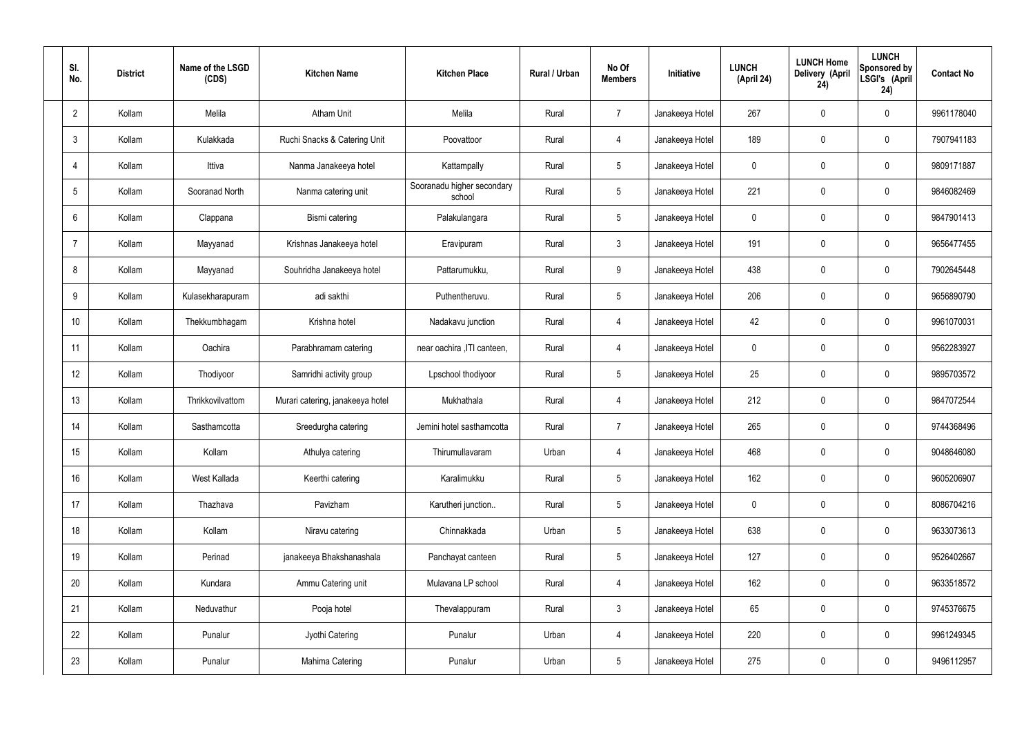| Sl. No. | District | Name of the LSGD (CDS) | Kitchen Name | Kitchen Place | Rural / Urban | No Of Members | Initiative | LUNCH (April 24) | LUNCH Home Delivery (April 24) | LUNCH Sponsored by LSGI's (April 24) | Contact No |
|---|---|---|---|---|---|---|---|---|---|---|---|
| 2 | Kollam | Melila | Atham Unit | Melila | Rural | 7 | Janakeeya Hotel | 267 | 0 | 0 | 9961178040 |
| 3 | Kollam | Kulakkada | Ruchi Snacks & Catering Unit | Poovattoor | Rural | 4 | Janakeeya Hotel | 189 | 0 | 0 | 7907941183 |
| 4 | Kollam | Ittiva | Nanma Janakeeya hotel | Kattampally | Rural | 5 | Janakeeya Hotel | 0 | 0 | 0 | 9809171887 |
| 5 | Kollam | Sooranad North | Nanma catering unit | Sooranadu higher secondary school | Rural | 5 | Janakeeya Hotel | 221 | 0 | 0 | 9846082469 |
| 6 | Kollam | Clappana | Bismi catering | Palakulangara | Rural | 5 | Janakeeya Hotel | 0 | 0 | 0 | 9847901413 |
| 7 | Kollam | Mayyanad | Krishnas Janakeeya hotel | Eravipuram | Rural | 3 | Janakeeya Hotel | 191 | 0 | 0 | 9656477455 |
| 8 | Kollam | Mayyanad | Souhridha Janakeeya hotel | Pattarumukku, | Rural | 9 | Janakeeya Hotel | 438 | 0 | 0 | 7902645448 |
| 9 | Kollam | Kulasekharapuram | adi sakthi | Puthentheruvu. | Rural | 5 | Janakeeya Hotel | 206 | 0 | 0 | 9656890790 |
| 10 | Kollam | Thekkumbhagam | Krishna hotel | Nadakavu junction | Rural | 4 | Janakeeya Hotel | 42 | 0 | 0 | 9961070031 |
| 11 | Kollam | Oachira | Parabhramam catering | near oachira ,ITI canteen, | Rural | 4 | Janakeeya Hotel | 0 | 0 | 0 | 9562283927 |
| 12 | Kollam | Thodiyoor | Samridhi activity group | Lpschool thodiyoor | Rural | 5 | Janakeeya Hotel | 25 | 0 | 0 | 9895703572 |
| 13 | Kollam | Thrikkovilvattom | Murari catering, janakeeya hotel | Mukhathala | Rural | 4 | Janakeeya Hotel | 212 | 0 | 0 | 9847072544 |
| 14 | Kollam | Sasthamcotta | Sreedurgha catering | Jemini hotel sasthamcotta | Rural | 7 | Janakeeya Hotel | 265 | 0 | 0 | 9744368496 |
| 15 | Kollam | Kollam | Athulya catering | Thirumullavaram | Urban | 4 | Janakeeya Hotel | 468 | 0 | 0 | 9048646080 |
| 16 | Kollam | West Kallada | Keerthi catering | Karalimukku | Rural | 5 | Janakeeya Hotel | 162 | 0 | 0 | 9605206907 |
| 17 | Kollam | Thazhava | Pavizham | Karutheri junction.. | Rural | 5 | Janakeeya Hotel | 0 | 0 | 0 | 8086704216 |
| 18 | Kollam | Kollam | Niravu catering | Chinnakkada | Urban | 5 | Janakeeya Hotel | 638 | 0 | 0 | 9633073613 |
| 19 | Kollam | Perinad | janakeeya Bhakshanashala | Panchayat canteen | Rural | 5 | Janakeeya Hotel | 127 | 0 | 0 | 9526402667 |
| 20 | Kollam | Kundara | Ammu Catering unit | Mulavana LP school | Rural | 4 | Janakeeya Hotel | 162 | 0 | 0 | 9633518572 |
| 21 | Kollam | Neduvathur | Pooja hotel | Thevalappuram | Rural | 3 | Janakeeya Hotel | 65 | 0 | 0 | 9745376675 |
| 22 | Kollam | Punalur | Jyothi Catering | Punalur | Urban | 4 | Janakeeya Hotel | 220 | 0 | 0 | 9961249345 |
| 23 | Kollam | Punalur | Mahima Catering | Punalur | Urban | 5 | Janakeeya Hotel | 275 | 0 | 0 | 9496112957 |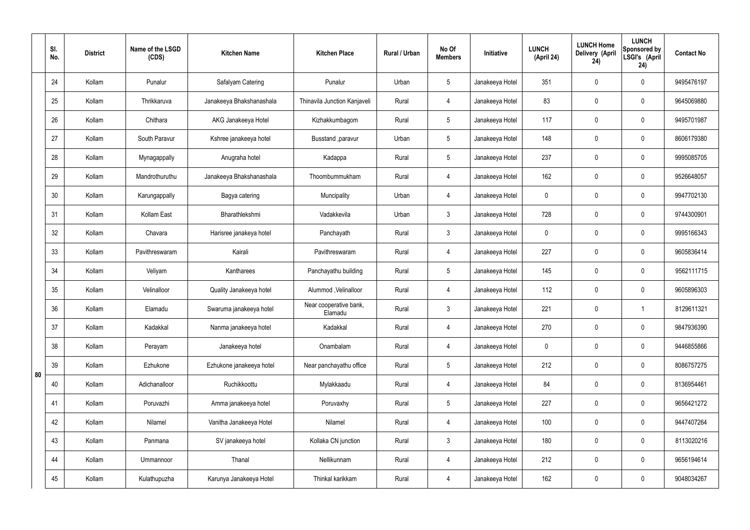|  | Sl. No. | District | Name of the LSGD (CDS) | Kitchen Name | Kitchen Place | Rural / Urban | No Of Members | Initiative | LUNCH (April 24) | LUNCH Home Delivery (April 24) | LUNCH Sponsored by LSGI's (April 24) | Contact No |
|---|---|---|---|---|---|---|---|---|---|---|---|---|
| 80 | 24 | Kollam | Punalur | Safalyam Catering | Punalur | Urban | 5 | Janakeeya Hotel | 351 | 0 | 0 | 9495476197 |
|  | 25 | Kollam | Thrikkaruva | Janakeeya Bhakshanashala | Thinavila Junction Kanjaveli | Rural | 4 | Janakeeya Hotel | 83 | 0 | 0 | 9645069880 |
|  | 26 | Kollam | Chithara | AKG Janakeeya Hotel | Kizhakkumbagom | Rural | 5 | Janakeeya Hotel | 117 | 0 | 0 | 9495701987 |
|  | 27 | Kollam | South Paravur | Kshree janakeeya hotel | Busstand ,paravur | Urban | 5 | Janakeeya Hotel | 148 | 0 | 0 | 8606179380 |
|  | 28 | Kollam | Mynagappally | Anugraha hotel | Kadappa | Rural | 5 | Janakeeya Hotel | 237 | 0 | 0 | 9995085705 |
|  | 29 | Kollam | Mandrothuruthu | Janakeeya Bhakshanashala | Thoombummukham | Rural | 4 | Janakeeya Hotel | 162 | 0 | 0 | 9526648057 |
|  | 30 | Kollam | Karungappally | Bagya catering | Muncipality | Urban | 4 | Janakeeya Hotel | 0 | 0 | 0 | 9947702130 |
|  | 31 | Kollam | Kollam East | Bharathlekshmi | Vadakkevila | Urban | 3 | Janakeeya Hotel | 728 | 0 | 0 | 9744300901 |
|  | 32 | Kollam | Chavara | Harisree janakeya hotel | Panchayath | Rural | 3 | Janakeeya Hotel | 0 | 0 | 0 | 9995166343 |
|  | 33 | Kollam | Pavithreswaram | Kairali | Pavithreswaram | Rural | 4 | Janakeeya Hotel | 227 | 0 | 0 | 9605836414 |
|  | 34 | Kollam | Veliyam | Kantharees | Panchayathu building | Rural | 5 | Janakeeya Hotel | 145 | 0 | 0 | 9562111715 |
|  | 35 | Kollam | Velinalloor | Quality Janakeeya hotel | Alummod ,Velinalloor | Rural | 4 | Janakeeya Hotel | 112 | 0 | 0 | 9605896303 |
|  | 36 | Kollam | Elamadu | Swaruma janakeeya hotel | Near cooperative bank, Elamadu | Rural | 3 | Janakeeya Hotel | 221 | 0 | 1 | 8129611321 |
|  | 37 | Kollam | Kadakkal | Nanma janakeeya hotel | Kadakkal | Rural | 4 | Janakeeya Hotel | 270 | 0 | 0 | 9847936390 |
|  | 38 | Kollam | Perayam | Janakeeya hotel | Onambalam | Rural | 4 | Janakeeya Hotel | 0 | 0 | 0 | 9446855866 |
|  | 39 | Kollam | Ezhukone | Ezhukone janakeeya hotel | Near panchayathu office | Rural | 5 | Janakeeya Hotel | 212 | 0 | 0 | 8086757275 |
|  | 40 | Kollam | Adichanalloor | Ruchikkoottu | Mylakkaadu | Rural | 4 | Janakeeya Hotel | 84 | 0 | 0 | 8136954461 |
|  | 41 | Kollam | Poruvazhi | Amma janakeeya hotel | Poruvaxhy | Rural | 5 | Janakeeya Hotel | 227 | 0 | 0 | 9656421272 |
|  | 42 | Kollam | Nilamel | Vanitha Janakeeya Hotel | Nilamel | Rural | 4 | Janakeeya Hotel | 100 | 0 | 0 | 9447407264 |
|  | 43 | Kollam | Panmana | SV janakeeya hotel | Kollaka CN junction | Rural | 3 | Janakeeya Hotel | 180 | 0 | 0 | 8113020216 |
|  | 44 | Kollam | Ummannoor | Thanal | Nellikunnam | Rural | 4 | Janakeeya Hotel | 212 | 0 | 0 | 9656194614 |
|  | 45 | Kollam | Kulathupuzha | Karunya Janakeeya Hotel | Thinkal karikkam | Rural | 4 | Janakeeya Hotel | 162 | 0 | 0 | 9048034267 |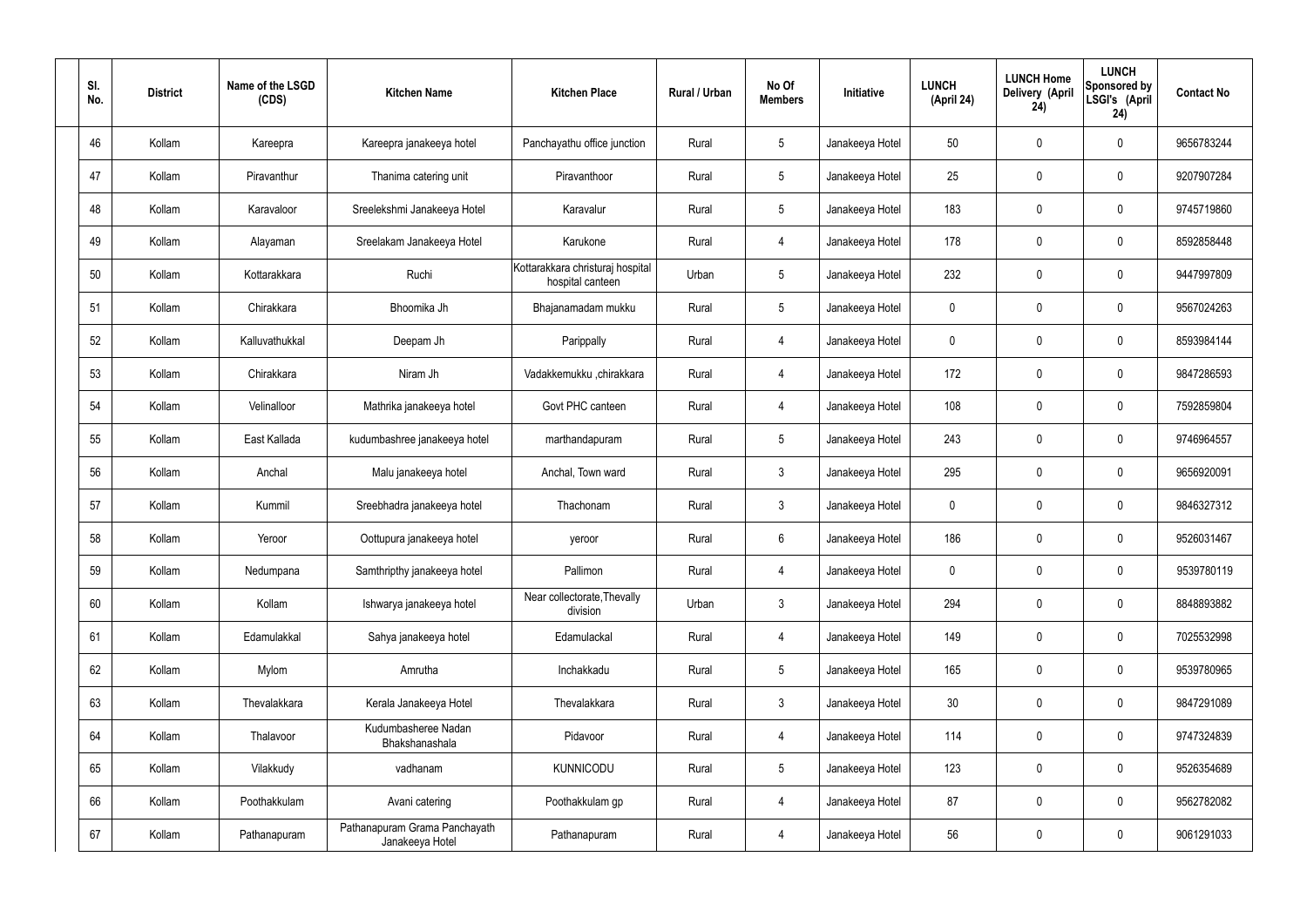| Sl. No. | District | Name of the LSGD (CDS) | Kitchen Name | Kitchen Place | Rural / Urban | No Of Members | Initiative | LUNCH (April 24) | LUNCH Home Delivery (April 24) | LUNCH Sponsored by LSGI's (April 24) | Contact No |
|---|---|---|---|---|---|---|---|---|---|---|---|
| 46 | Kollam | Kareepra | Kareepra janakeeya hotel | Panchayathu office junction | Rural | 5 | Janakeeya Hotel | 50 | 0 | 0 | 9656783244 |
| 47 | Kollam | Piravanthur | Thanima catering unit | Piravanthoor | Rural | 5 | Janakeeya Hotel | 25 | 0 | 0 | 9207907284 |
| 48 | Kollam | Karavaloor | Sreelekshmi Janakeeya Hotel | Karavalur | Rural | 5 | Janakeeya Hotel | 183 | 0 | 0 | 9745719860 |
| 49 | Kollam | Alayaman | Sreelakam Janakeeya Hotel | Karukone | Rural | 4 | Janakeeya Hotel | 178 | 0 | 0 | 8592858448 |
| 50 | Kollam | Kottarakkara | Ruchi | Kottarakkara christuraj hospital hospital canteen | Urban | 5 | Janakeeya Hotel | 232 | 0 | 0 | 9447997809 |
| 51 | Kollam | Chirakkara | Bhoomika Jh | Bhajanamadam mukku | Rural | 5 | Janakeeya Hotel | 0 | 0 | 0 | 9567024263 |
| 52 | Kollam | Kalluvathukkal | Deepam Jh | Parippally | Rural | 4 | Janakeeya Hotel | 0 | 0 | 0 | 8593984144 |
| 53 | Kollam | Chirakkara | Niram Jh | Vadakkemukku ,chirakkara | Rural | 4 | Janakeeya Hotel | 172 | 0 | 0 | 9847286593 |
| 54 | Kollam | Velinalloor | Mathrika janakeeya hotel | Govt PHC canteen | Rural | 4 | Janakeeya Hotel | 108 | 0 | 0 | 7592859804 |
| 55 | Kollam | East Kallada | kudumbashree janakeeya hotel | marthandapuram | Rural | 5 | Janakeeya Hotel | 243 | 0 | 0 | 9746964557 |
| 56 | Kollam | Anchal | Malu janakeeya hotel | Anchal, Town ward | Rural | 3 | Janakeeya Hotel | 295 | 0 | 0 | 9656920091 |
| 57 | Kollam | Kummil | Sreebhadra janakeeya hotel | Thachonam | Rural | 3 | Janakeeya Hotel | 0 | 0 | 0 | 9846327312 |
| 58 | Kollam | Yeroor | Oottupura janakeeya hotel | yeroor | Rural | 6 | Janakeeya Hotel | 186 | 0 | 0 | 9526031467 |
| 59 | Kollam | Nedumpana | Samthripthy janakeeya hotel | Pallimon | Rural | 4 | Janakeeya Hotel | 0 | 0 | 0 | 9539780119 |
| 60 | Kollam | Kollam | Ishwarya janakeeya hotel | Near collectorate,Thevally division | Urban | 3 | Janakeeya Hotel | 294 | 0 | 0 | 8848893882 |
| 61 | Kollam | Edamulakkal | Sahya janakeeya hotel | Edamulackal | Rural | 4 | Janakeeya Hotel | 149 | 0 | 0 | 7025532998 |
| 62 | Kollam | Mylom | Amrutha | Inchakkadu | Rural | 5 | Janakeeya Hotel | 165 | 0 | 0 | 9539780965 |
| 63 | Kollam | Thevalakkara | Kerala Janakeeya Hotel | Thevalakkara | Rural | 3 | Janakeeya Hotel | 30 | 0 | 0 | 9847291089 |
| 64 | Kollam | Thalavoor | Kudumbasheree Nadan Bhakshanashala | Pidavoor | Rural | 4 | Janakeeya Hotel | 114 | 0 | 0 | 9747324839 |
| 65 | Kollam | Vilakkudy | vadhanam | KUNNICODU | Rural | 5 | Janakeeya Hotel | 123 | 0 | 0 | 9526354689 |
| 66 | Kollam | Poothakkulam | Avani catering | Poothakkulam gp | Rural | 4 | Janakeeya Hotel | 87 | 0 | 0 | 9562782082 |
| 67 | Kollam | Pathanapuram | Pathanapuram Grama Panchayath Janakeeya Hotel | Pathanapuram | Rural | 4 | Janakeeya Hotel | 56 | 0 | 0 | 9061291033 |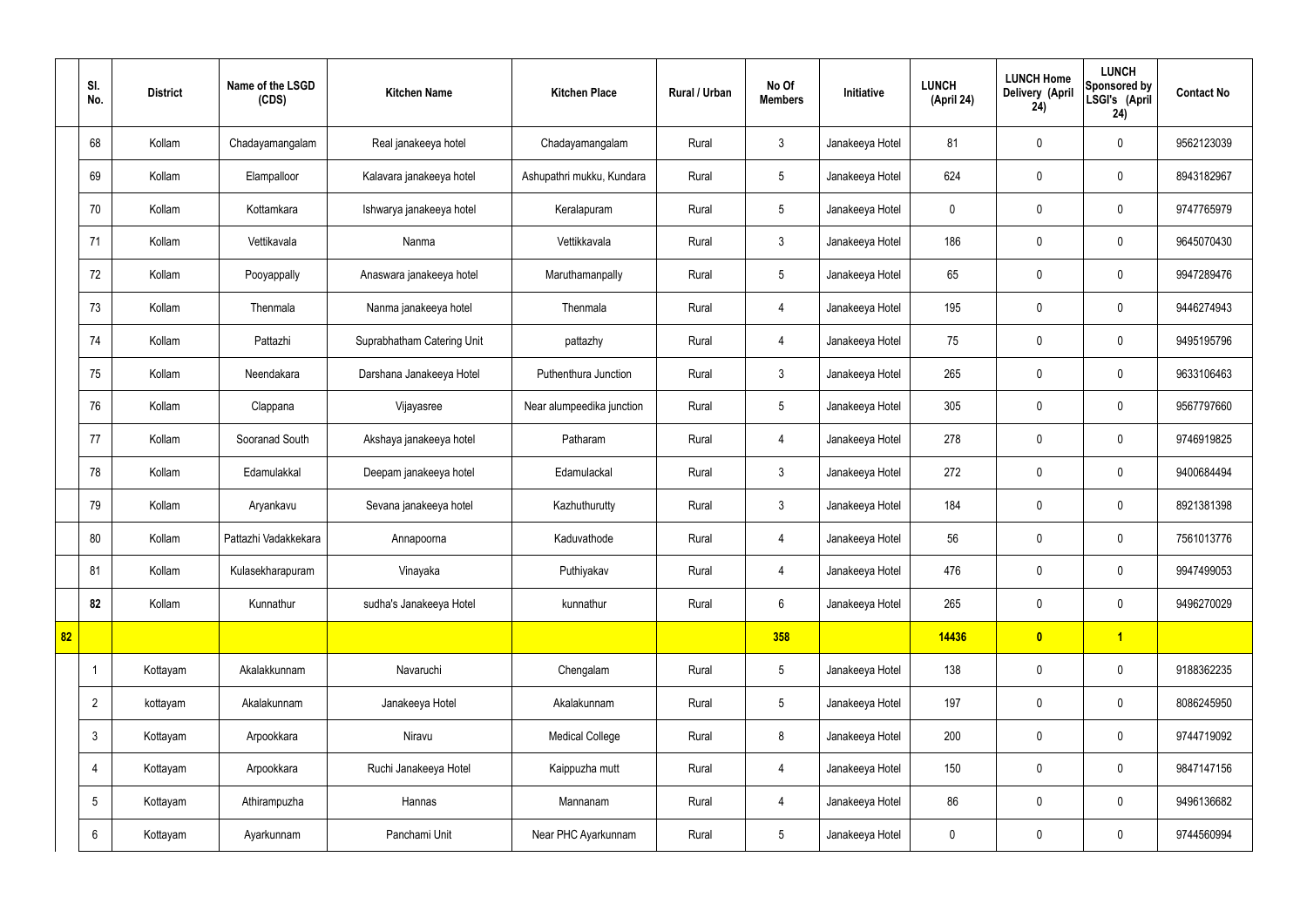| | Sl. No. | District | Name of the LSGD (CDS) | Kitchen Name | Kitchen Place | Rural / Urban | No Of Members | Initiative | LUNCH (April 24) | LUNCH Home Delivery (April 24) | LUNCH Sponsored by LSGI's (April 24) | Contact No |
|---|---|---|---|---|---|---|---|---|---|---|---|---|
| | 68 | Kollam | Chadayamangalam | Real janakeeya hotel | Chadayamangalam | Rural | 3 | Janakeeya Hotel | 81 | 0 | 0 | 9562123039 |
| | 69 | Kollam | Elampalloor | Kalavara janakeeya hotel | Ashupathri mukku, Kundara | Rural | 5 | Janakeeya Hotel | 624 | 0 | 0 | 8943182967 |
| | 70 | Kollam | Kottamkara | Ishwarya janakeeya hotel | Keralapuram | Rural | 5 | Janakeeya Hotel | 0 | 0 | 0 | 9747765979 |
| | 71 | Kollam | Vettikavala | Nanma | Vettikkavala | Rural | 3 | Janakeeya Hotel | 186 | 0 | 0 | 9645070430 |
| | 72 | Kollam | Pooyappally | Anaswara janakeeya hotel | Maruthamanpally | Rural | 5 | Janakeeya Hotel | 65 | 0 | 0 | 9947289476 |
| | 73 | Kollam | Thenmala | Nanma janakeeya hotel | Thenmala | Rural | 4 | Janakeeya Hotel | 195 | 0 | 0 | 9446274943 |
| | 74 | Kollam | Pattazhi | Suprabhatham Catering Unit | pattazhy | Rural | 4 | Janakeeya Hotel | 75 | 0 | 0 | 9495195796 |
| | 75 | Kollam | Neendakara | Darshana Janakeeya Hotel | Puthenthura Junction | Rural | 3 | Janakeeya Hotel | 265 | 0 | 0 | 9633106463 |
| | 76 | Kollam | Clappana | Vijayasree | Near alumpeedika junction | Rural | 5 | Janakeeya Hotel | 305 | 0 | 0 | 9567797660 |
| | 77 | Kollam | Sooranad South | Akshaya janakeeya hotel | Patharam | Rural | 4 | Janakeeya Hotel | 278 | 0 | 0 | 9746919825 |
| | 78 | Kollam | Edamulakkal | Deepam janakeeya hotel | Edamulackal | Rural | 3 | Janakeeya Hotel | 272 | 0 | 0 | 9400684494 |
| | 79 | Kollam | Aryankavu | Sevana janakeeya hotel | Kazhuthurutty | Rural | 3 | Janakeeya Hotel | 184 | 0 | 0 | 8921381398 |
| | 80 | Kollam | Pattazhi Vadakkekara | Annapoorna | Kaduvathode | Rural | 4 | Janakeeya Hotel | 56 | 0 | 0 | 7561013776 |
| | 81 | Kollam | Kulasekharapuram | Vinayaka | Puthiyakav | Rural | 4 | Janakeeya Hotel | 476 | 0 | 0 | 9947499053 |
| | **82** | Kollam | Kunnathur | sudha's Janakeeya Hotel | kunnathur | Rural | 6 | Janakeeya Hotel | 265 | 0 | 0 | 9496270029 |
| **82** | | | | | | | **358** | | **14436** | **0** | **1** | |
| | 1 | Kottayam | Akalakkunnam | Navaruchi | Chengalam | Rural | 5 | Janakeeya Hotel | 138 | 0 | 0 | 9188362235 |
| | 2 | kottayam | Akalakunnam | Janakeeya Hotel | Akalakunnam | Rural | 5 | Janakeeya Hotel | 197 | 0 | 0 | 8086245950 |
| | 3 | Kottayam | Arpookkara | Niravu | Medical College | Rural | 8 | Janakeeya Hotel | 200 | 0 | 0 | 9744719092 |
| | 4 | Kottayam | Arpookkara | Ruchi Janakeeya Hotel | Kaippuzha mutt | Rural | 4 | Janakeeya Hotel | 150 | 0 | 0 | 9847147156 |
| | 5 | Kottayam | Athirampuzha | Hannas | Mannanam | Rural | 4 | Janakeeya Hotel | 86 | 0 | 0 | 9496136682 |
| | 6 | Kottayam | Ayarkunnam | Panchami Unit | Near PHC Ayarkunnam | Rural | 5 | Janakeeya Hotel | 0 | 0 | 0 | 9744560994 |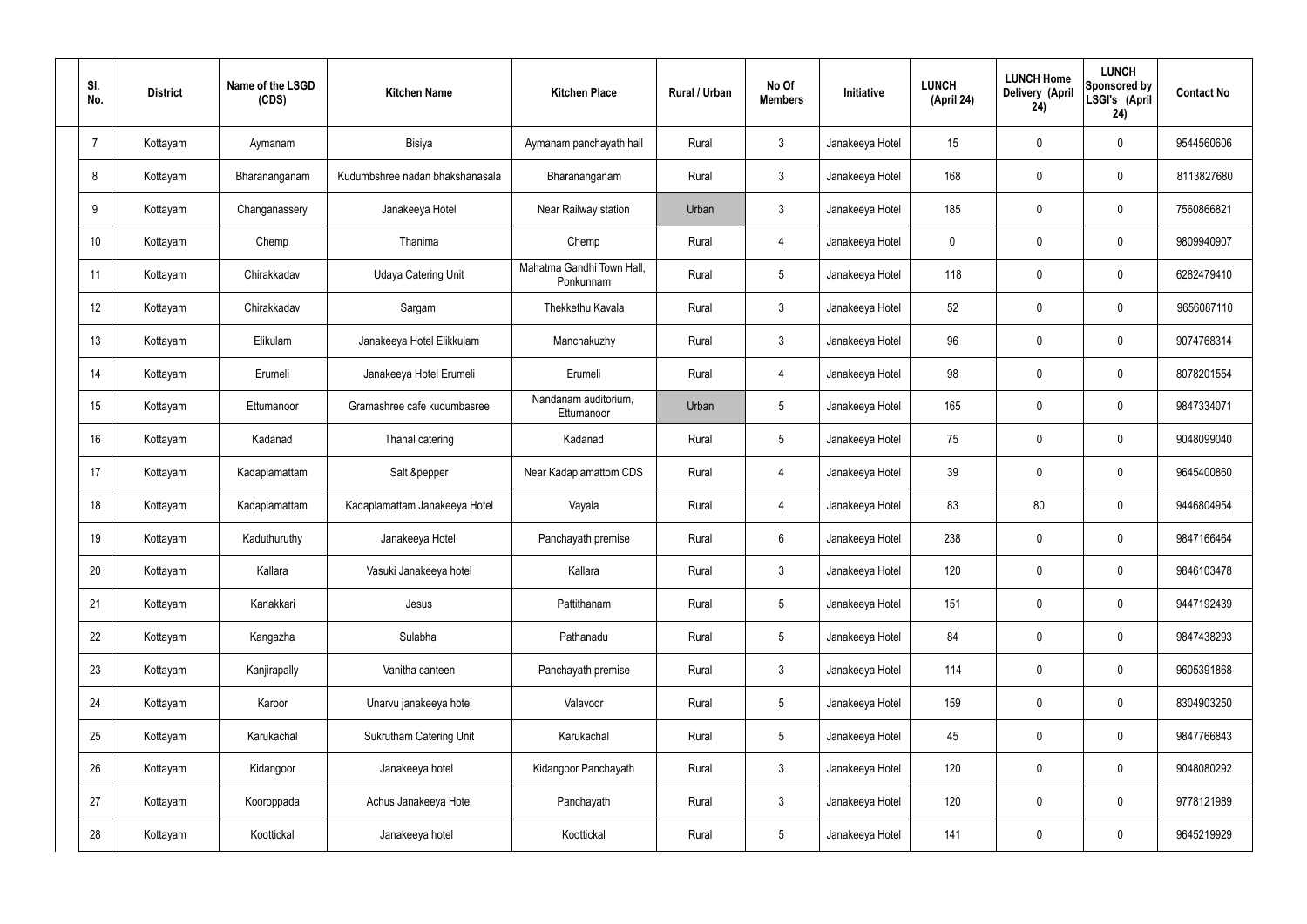| Sl. No. | District | Name of the LSGD (CDS) | Kitchen Name | Kitchen Place | Rural / Urban | No Of Members | Initiative | LUNCH (April 24) | LUNCH Home Delivery (April 24) | LUNCH Sponsored by LSGI's (April 24) | Contact No |
|---|---|---|---|---|---|---|---|---|---|---|---|
| 7 | Kottayam | Aymanam | Bisiya | Aymanam panchayath hall | Rural | 3 | Janakeeya Hotel | 15 | 0 | 0 | 9544560606 |
| 8 | Kottayam | Bharananganam | Kudumbshree nadan bhakshanasala | Bharananganam | Rural | 3 | Janakeeya Hotel | 168 | 0 | 0 | 8113827680 |
| 9 | Kottayam | Changanassery | Janakeeya Hotel | Near Railway station | Urban | 3 | Janakeeya Hotel | 185 | 0 | 0 | 7560866821 |
| 10 | Kottayam | Chemp | Thanima | Chemp | Rural | 4 | Janakeeya Hotel | 0 | 0 | 0 | 9809940907 |
| 11 | Kottayam | Chirakkadav | Udaya Catering Unit | Mahatma Gandhi Town Hall, Ponkunnam | Rural | 5 | Janakeeya Hotel | 118 | 0 | 0 | 6282479410 |
| 12 | Kottayam | Chirakkadav | Sargam | Thekkethu Kavala | Rural | 3 | Janakeeya Hotel | 52 | 0 | 0 | 9656087110 |
| 13 | Kottayam | Elikulam | Janakeeya Hotel Elikkulam | Manchakuzhy | Rural | 3 | Janakeeya Hotel | 96 | 0 | 0 | 9074768314 |
| 14 | Kottayam | Erumeli | Janakeeya Hotel Erumeli | Erumeli | Rural | 4 | Janakeeya Hotel | 98 | 0 | 0 | 8078201554 |
| 15 | Kottayam | Ettumanoor | Gramashree cafe kudumbasree | Nandanam auditorium, Ettumanoor | Urban | 5 | Janakeeya Hotel | 165 | 0 | 0 | 9847334071 |
| 16 | Kottayam | Kadanad | Thanal catering | Kadanad | Rural | 5 | Janakeeya Hotel | 75 | 0 | 0 | 9048099040 |
| 17 | Kottayam | Kadaplamattam | Salt &pepper | Near Kadaplamattom CDS | Rural | 4 | Janakeeya Hotel | 39 | 0 | 0 | 9645400860 |
| 18 | Kottayam | Kadaplamattam | Kadaplamattam Janakeeya Hotel | Vayala | Rural | 4 | Janakeeya Hotel | 83 | 80 | 0 | 9446804954 |
| 19 | Kottayam | Kaduthuruthy | Janakeeya Hotel | Panchayath premise | Rural | 6 | Janakeeya Hotel | 238 | 0 | 0 | 9847166464 |
| 20 | Kottayam | Kallara | Vasuki Janakeeya hotel | Kallara | Rural | 3 | Janakeeya Hotel | 120 | 0 | 0 | 9846103478 |
| 21 | Kottayam | Kanakkari | Jesus | Pattithanam | Rural | 5 | Janakeeya Hotel | 151 | 0 | 0 | 9447192439 |
| 22 | Kottayam | Kangazha | Sulabha | Pathanadu | Rural | 5 | Janakeeya Hotel | 84 | 0 | 0 | 9847438293 |
| 23 | Kottayam | Kanjirapally | Vanitha canteen | Panchayath premise | Rural | 3 | Janakeeya Hotel | 114 | 0 | 0 | 9605391868 |
| 24 | Kottayam | Karoor | Unarvu janakeeya hotel | Valavoor | Rural | 5 | Janakeeya Hotel | 159 | 0 | 0 | 8304903250 |
| 25 | Kottayam | Karukachal | Sukrutham Catering Unit | Karukachal | Rural | 5 | Janakeeya Hotel | 45 | 0 | 0 | 9847766843 |
| 26 | Kottayam | Kidangoor | Janakeeya hotel | Kidangoor Panchayath | Rural | 3 | Janakeeya Hotel | 120 | 0 | 0 | 9048080292 |
| 27 | Kottayam | Kooroppada | Achus Janakeeya Hotel | Panchayath | Rural | 3 | Janakeeya Hotel | 120 | 0 | 0 | 9778121989 |
| 28 | Kottayam | Koottickal | Janakeeya hotel | Koottickal | Rural | 5 | Janakeeya Hotel | 141 | 0 | 0 | 9645219929 |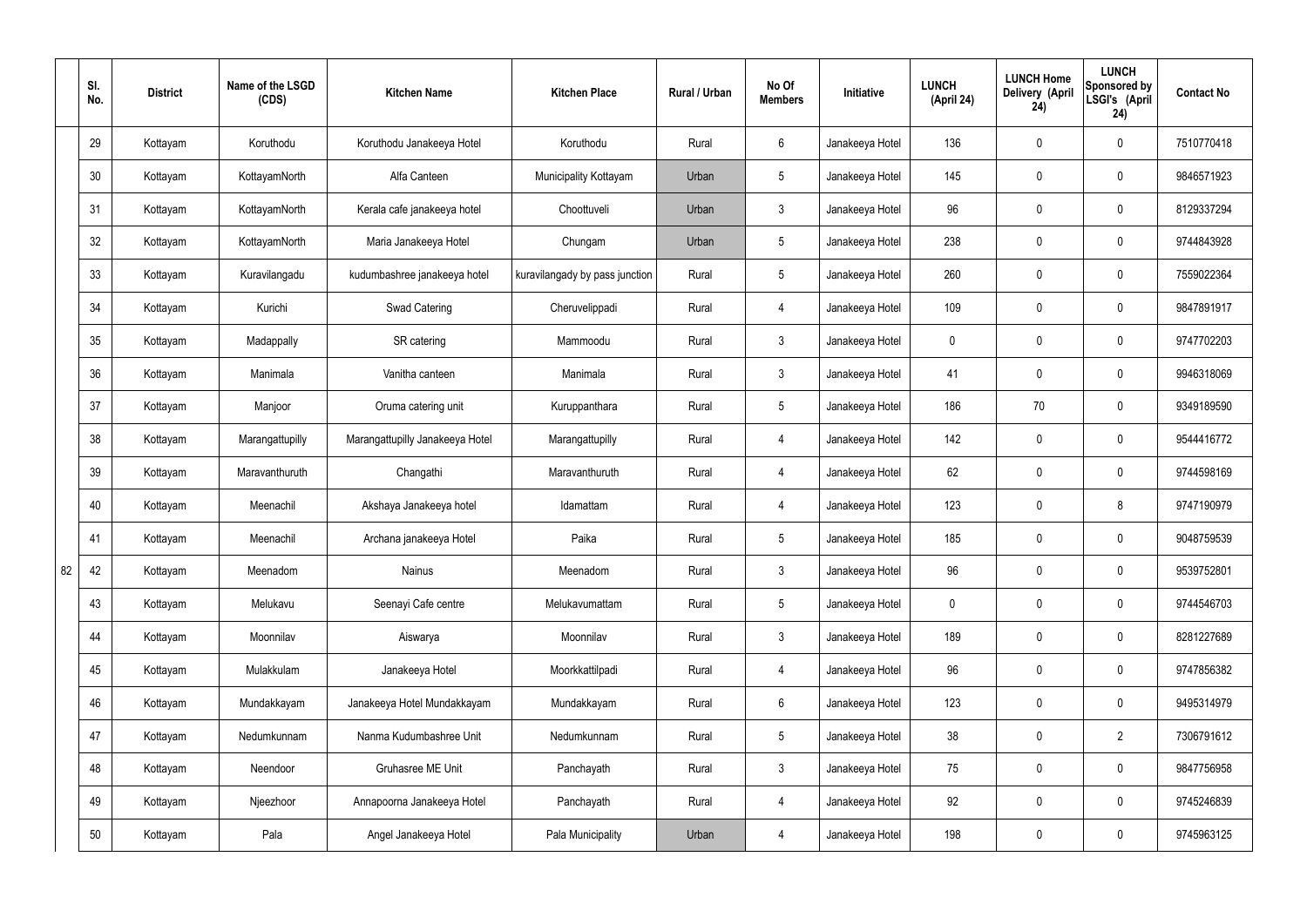|  | Sl. No. | District | Name of the LSGD (CDS) | Kitchen Name | Kitchen Place | Rural / Urban | No Of Members | Initiative | LUNCH (April 24) | LUNCH Home Delivery (April 24) | LUNCH Sponsored by LSGI's (April 24) | Contact No |
|---|---|---|---|---|---|---|---|---|---|---|---|---|
| 82 | 29 | Kottayam | Koruthodu | Koruthodu Janakeeya Hotel | Koruthodu | Rural | 6 | Janakeeya Hotel | 136 | 0 | 0 | 7510770418 |
|  | 30 | Kottayam | KottayamNorth | Alfa Canteen | Municipality Kottayam | Urban | 5 | Janakeeya Hotel | 145 | 0 | 0 | 9846571923 |
|  | 31 | Kottayam | KottayamNorth | Kerala cafe janakeeya hotel | Choottuveli | Urban | 3 | Janakeeya Hotel | 96 | 0 | 0 | 8129337294 |
|  | 32 | Kottayam | KottayamNorth | Maria Janakeeya Hotel | Chungam | Urban | 5 | Janakeeya Hotel | 238 | 0 | 0 | 9744843928 |
|  | 33 | Kottayam | Kuravilangadu | kudumbashree janakeeya hotel | kuravilangady by pass junction | Rural | 5 | Janakeeya Hotel | 260 | 0 | 0 | 7559022364 |
|  | 34 | Kottayam | Kurichi | Swad Catering | Cheruvelippadi | Rural | 4 | Janakeeya Hotel | 109 | 0 | 0 | 9847891917 |
|  | 35 | Kottayam | Madappally | SR catering | Mammoodu | Rural | 3 | Janakeeya Hotel | 0 | 0 | 0 | 9747702203 |
|  | 36 | Kottayam | Manimala | Vanitha canteen | Manimala | Rural | 3 | Janakeeya Hotel | 41 | 0 | 0 | 9946318069 |
|  | 37 | Kottayam | Manjoor | Oruma catering unit | Kuruppanthara | Rural | 5 | Janakeeya Hotel | 186 | 70 | 0 | 9349189590 |
|  | 38 | Kottayam | Marangattupilly | Marangattupilly Janakeeya Hotel | Marangattupilly | Rural | 4 | Janakeeya Hotel | 142 | 0 | 0 | 9544416772 |
|  | 39 | Kottayam | Maravanthuruth | Changathi | Maravanthuruth | Rural | 4 | Janakeeya Hotel | 62 | 0 | 0 | 9744598169 |
|  | 40 | Kottayam | Meenachil | Akshaya Janakeeya hotel | Idamattam | Rural | 4 | Janakeeya Hotel | 123 | 0 | 8 | 9747190979 |
|  | 41 | Kottayam | Meenachil | Archana janakeeya Hotel | Paika | Rural | 5 | Janakeeya Hotel | 185 | 0 | 0 | 9048759539 |
|  | 42 | Kottayam | Meenadom | Nainus | Meenadom | Rural | 3 | Janakeeya Hotel | 96 | 0 | 0 | 9539752801 |
|  | 43 | Kottayam | Melukavu | Seenayi Cafe centre | Melukavumattam | Rural | 5 | Janakeeya Hotel | 0 | 0 | 0 | 9744546703 |
|  | 44 | Kottayam | Moonnilav | Aiswarya | Moonnilav | Rural | 3 | Janakeeya Hotel | 189 | 0 | 0 | 8281227689 |
|  | 45 | Kottayam | Mulakkulam | Janakeeya Hotel | Moorkkattilpadi | Rural | 4 | Janakeeya Hotel | 96 | 0 | 0 | 9747856382 |
|  | 46 | Kottayam | Mundakkayam | Janakeeya Hotel Mundakkayam | Mundakkayam | Rural | 6 | Janakeeya Hotel | 123 | 0 | 0 | 9495314979 |
|  | 47 | Kottayam | Nedumkunnam | Nanma Kudumbashree Unit | Nedumkunnam | Rural | 5 | Janakeeya Hotel | 38 | 0 | 2 | 7306791612 |
|  | 48 | Kottayam | Neendoor | Gruhasree ME Unit | Panchayath | Rural | 3 | Janakeeya Hotel | 75 | 0 | 0 | 9847756958 |
|  | 49 | Kottayam | Njeezhoor | Annapoorna Janakeeya Hotel | Panchayath | Rural | 4 | Janakeeya Hotel | 92 | 0 | 0 | 9745246839 |
|  | 50 | Kottayam | Pala | Angel Janakeeya Hotel | Pala Municipality | Urban | 4 | Janakeeya Hotel | 198 | 0 | 0 | 9745963125 |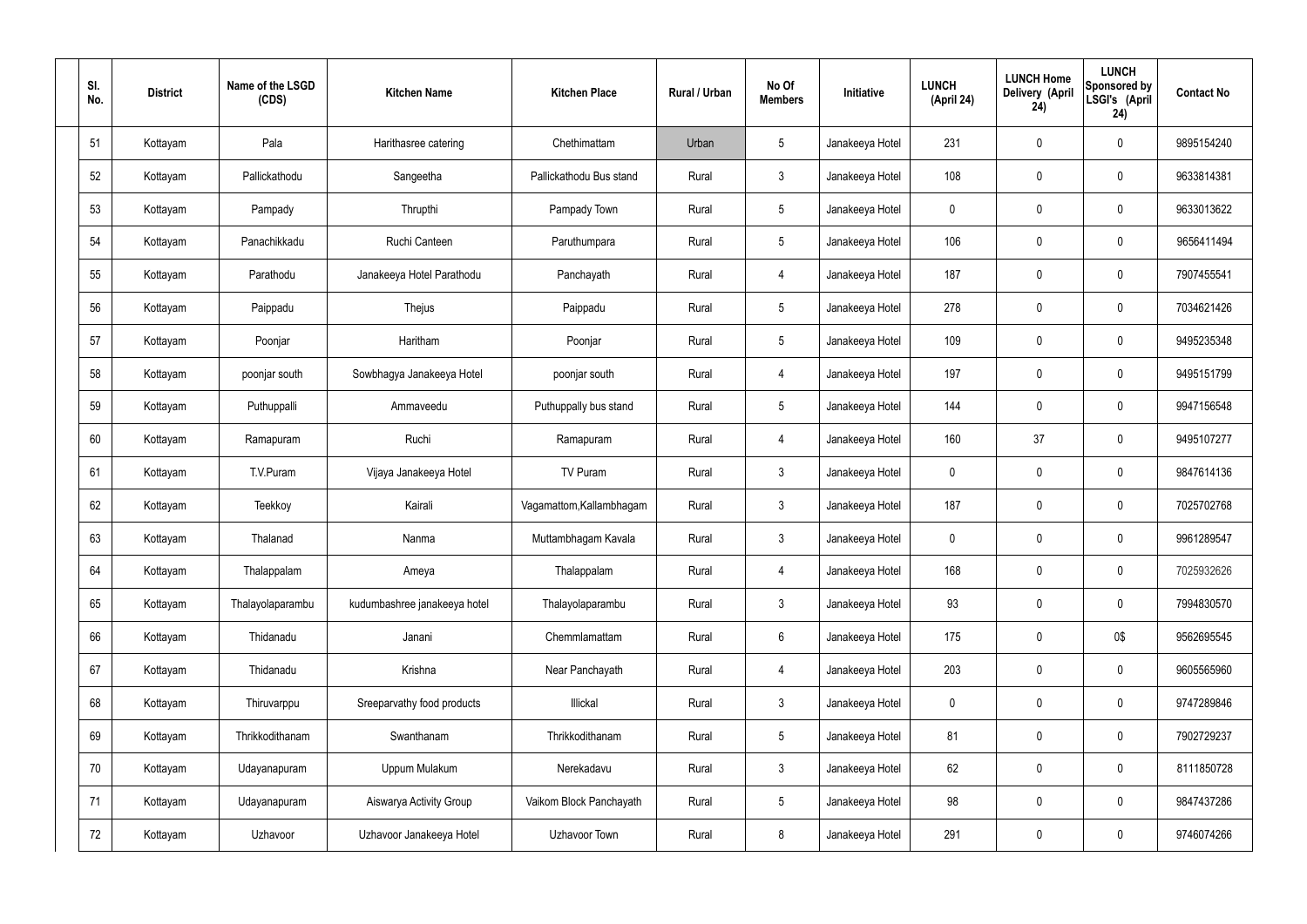| Sl. No. | District | Name of the LSGD (CDS) | Kitchen Name | Kitchen Place | Rural / Urban | No Of Members | Initiative | LUNCH (April 24) | LUNCH Home Delivery (April 24) | LUNCH Sponsored by LSGI's (April 24) | Contact No |
|---|---|---|---|---|---|---|---|---|---|---|---|
| 51 | Kottayam | Pala | Harithasree catering | Chethimattam | Urban | 5 | Janakeeya Hotel | 231 | 0 | 0 | 9895154240 |
| 52 | Kottayam | Pallickathodu | Sangeetha | Pallickathodu Bus stand | Rural | 3 | Janakeeya Hotel | 108 | 0 | 0 | 9633814381 |
| 53 | Kottayam | Pampady | Thrupthi | Pampady Town | Rural | 5 | Janakeeya Hotel | 0 | 0 | 0 | 9633013622 |
| 54 | Kottayam | Panachikkadu | Ruchi Canteen | Paruthumpara | Rural | 5 | Janakeeya Hotel | 106 | 0 | 0 | 9656411494 |
| 55 | Kottayam | Parathodu | Janakeeya Hotel Parathodu | Panchayath | Rural | 4 | Janakeeya Hotel | 187 | 0 | 0 | 7907455541 |
| 56 | Kottayam | Paippadu | Thejus | Paippadu | Rural | 5 | Janakeeya Hotel | 278 | 0 | 0 | 7034621426 |
| 57 | Kottayam | Poonjar | Haritham | Poonjar | Rural | 5 | Janakeeya Hotel | 109 | 0 | 0 | 9495235348 |
| 58 | Kottayam | poonjar south | Sowbhagya Janakeeya Hotel | poonjar south | Rural | 4 | Janakeeya Hotel | 197 | 0 | 0 | 9495151799 |
| 59 | Kottayam | Puthuppalli | Ammaveedu | Puthuppally bus stand | Rural | 5 | Janakeeya Hotel | 144 | 0 | 0 | 9947156548 |
| 60 | Kottayam | Ramapuram | Ruchi | Ramapuram | Rural | 4 | Janakeeya Hotel | 160 | 37 | 0 | 9495107277 |
| 61 | Kottayam | T.V.Puram | Vijaya Janakeeya Hotel | TV Puram | Rural | 3 | Janakeeya Hotel | 0 | 0 | 0 | 9847614136 |
| 62 | Kottayam | Teekkoy | Kairali | Vagamattom,Kallambhagam | Rural | 3 | Janakeeya Hotel | 187 | 0 | 0 | 7025702768 |
| 63 | Kottayam | Thalanad | Nanma | Muttambhagam Kavala | Rural | 3 | Janakeeya Hotel | 0 | 0 | 0 | 9961289547 |
| 64 | Kottayam | Thalappalam | Ameya | Thalappalam | Rural | 4 | Janakeeya Hotel | 168 | 0 | 0 | 7025932626 |
| 65 | Kottayam | Thalayolaparambu | kudumbashree janakeeya hotel | Thalayolaparambu | Rural | 3 | Janakeeya Hotel | 93 | 0 | 0 | 7994830570 |
| 66 | Kottayam | Thidanadu | Janani | Chemmlamattam | Rural | 6 | Janakeeya Hotel | 175 | 0 | 0$ | 9562695545 |
| 67 | Kottayam | Thidanadu | Krishna | Near Panchayath | Rural | 4 | Janakeeya Hotel | 203 | 0 | 0 | 9605565960 |
| 68 | Kottayam | Thiruvarppu | Sreeparvathy food products | Illickal | Rural | 3 | Janakeeya Hotel | 0 | 0 | 0 | 9747289846 |
| 69 | Kottayam | Thrikkodithanam | Swanthanam | Thrikkodithanam | Rural | 5 | Janakeeya Hotel | 81 | 0 | 0 | 7902729237 |
| 70 | Kottayam | Udayanapuram | Uppum Mulakum | Nerekadavu | Rural | 3 | Janakeeya Hotel | 62 | 0 | 0 | 8111850728 |
| 71 | Kottayam | Udayanapuram | Aiswarya Activity Group | Vaikom Block Panchayath | Rural | 5 | Janakeeya Hotel | 98 | 0 | 0 | 9847437286 |
| 72 | Kottayam | Uzhavoor | Uzhavoor Janakeeya Hotel | Uzhavoor Town | Rural | 8 | Janakeeya Hotel | 291 | 0 | 0 | 9746074266 |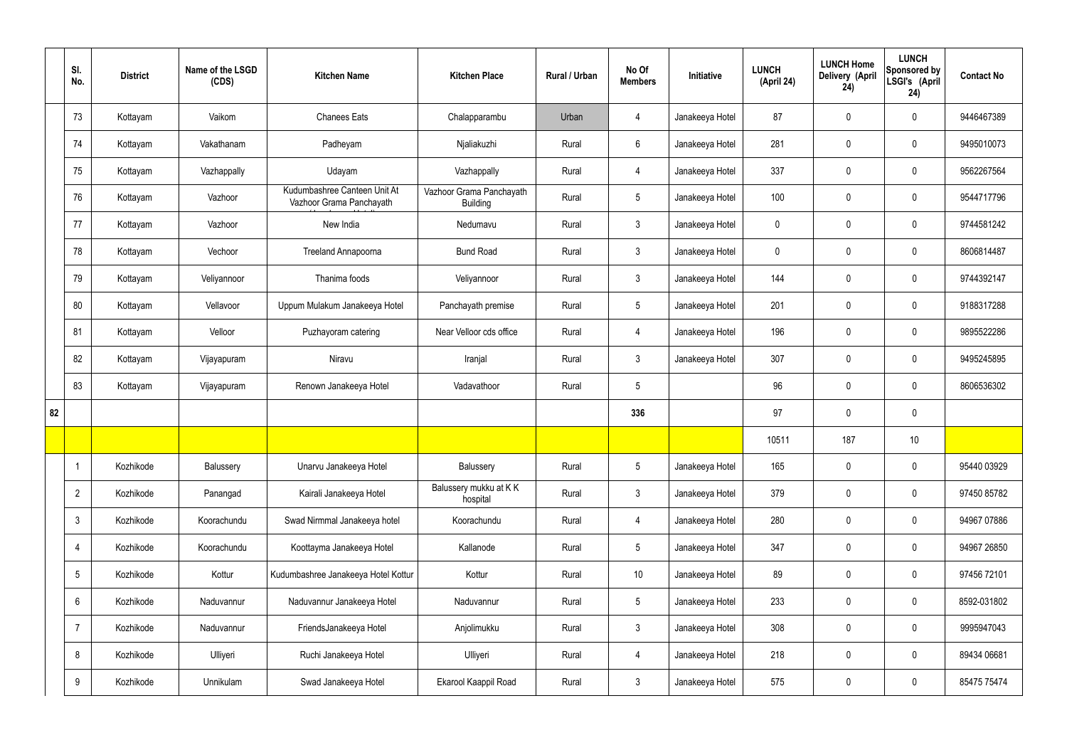| | Sl. No. | District | Name of the LSGD (CDS) | Kitchen Name | Kitchen Place | Rural / Urban | No Of Members | Initiative | LUNCH (April 24) | LUNCH Home Delivery (April 24) | LUNCH Sponsored by LSGI's (April 24) | Contact No |
|---|---|---|---|---|---|---|---|---|---|---|---|---|
| | 73 | Kottayam | Vaikom | Chanees Eats | Chalapparambu | Urban | 4 | Janakeeya Hotel | 87 | 0 | 0 | 9446467389 |
| | 74 | Kottayam | Vakathanam | Padheyam | Njaliakuzhi | Rural | 6 | Janakeeya Hotel | 281 | 0 | 0 | 9495010073 |
| | 75 | Kottayam | Vazhappally | Udayam | Vazhappally | Rural | 4 | Janakeeya Hotel | 337 | 0 | 0 | 9562267564 |
| | 76 | Kottayam | Vazhoor | Kudumbashree Canteen Unit At Vazhoor Grama Panchayath | Vazhoor Grama Panchayath Building | Rural | 5 | Janakeeya Hotel | 100 | 0 | 0 | 9544717796 |
| | 77 | Kottayam | Vazhoor | New India | Nedumavu | Rural | 3 | Janakeeya Hotel | 0 | 0 | 0 | 9744581242 |
| | 78 | Kottayam | Vechoor | Treeland Annapoorna | Bund Road | Rural | 3 | Janakeeya Hotel | 0 | 0 | 0 | 8606814487 |
| | 79 | Kottayam | Veliyannoor | Thanima foods | Veliyannoor | Rural | 3 | Janakeeya Hotel | 144 | 0 | 0 | 9744392147 |
| | 80 | Kottayam | Vellavoor | Uppum Mulakum Janakeeya Hotel | Panchayath premise | Rural | 5 | Janakeeya Hotel | 201 | 0 | 0 | 9188317288 |
| | 81 | Kottayam | Velloor | Puzhayoram catering | Near Velloor cds office | Rural | 4 | Janakeeya Hotel | 196 | 0 | 0 | 9895522286 |
| | 82 | Kottayam | Vijayapuram | Niravu | Iranjal | Rural | 3 | Janakeeya Hotel | 307 | 0 | 0 | 9495245895 |
| | 83 | Kottayam | Vijayapuram | Renown Janakeeya Hotel | Vadavathoor | Rural | 5 | | 96 | 0 | 0 | 8606536302 |
| 82 | | | | | | | 336 | | 97 | 0 | 0 | |
| | | | | | | | | | 10511 | 187 | 10 | |
| | 1 | Kozhikode | Balussery | Unarvu Janakeeya Hotel | Balussery | Rural | 5 | Janakeeya Hotel | 165 | 0 | 0 | 95440 03929 |
| | 2 | Kozhikode | Panangad | Kairali Janakeeya Hotel | Balussery mukku at K K hospital | Rural | 3 | Janakeeya Hotel | 379 | 0 | 0 | 97450 85782 |
| | 3 | Kozhikode | Koorachundu | Swad Nirmmal Janakeeya hotel | Koorachundu | Rural | 4 | Janakeeya Hotel | 280 | 0 | 0 | 94967 07886 |
| | 4 | Kozhikode | Koorachundu | Koottayma Janakeeya Hotel | Kallanode | Rural | 5 | Janakeeya Hotel | 347 | 0 | 0 | 94967 26850 |
| | 5 | Kozhikode | Kottur | Kudumbashree Janakeeya Hotel Kottur | Kottur | Rural | 10 | Janakeeya Hotel | 89 | 0 | 0 | 97456 72101 |
| | 6 | Kozhikode | Naduvannur | Naduvannur Janakeeya Hotel | Naduvannur | Rural | 5 | Janakeeya Hotel | 233 | 0 | 0 | 8592-031802 |
| | 7 | Kozhikode | Naduvannur | FriendsJanakeeya Hotel | Anjolimukku | Rural | 3 | Janakeeya Hotel | 308 | 0 | 0 | 9995947043 |
| | 8 | Kozhikode | Ulliyeri | Ruchi Janakeeya Hotel | Ulliyeri | Rural | 4 | Janakeeya Hotel | 218 | 0 | 0 | 89434 06681 |
| | 9 | Kozhikode | Unnikulam | Swad Janakeeya Hotel | Ekarool Kaappil Road | Rural | 3 | Janakeeya Hotel | 575 | 0 | 0 | 85475 75474 |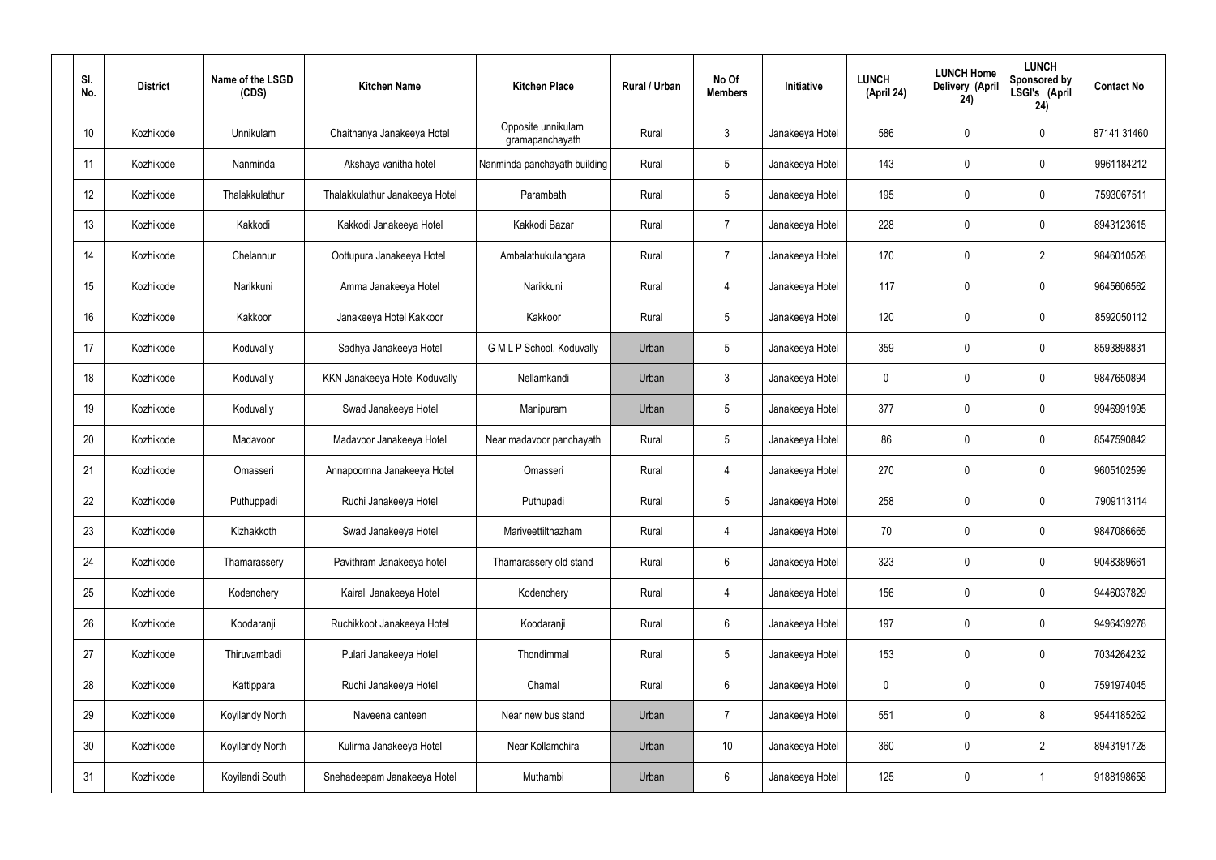| Sl. No. | District | Name of the LSGD (CDS) | Kitchen Name | Kitchen Place | Rural / Urban | No Of Members | Initiative | LUNCH (April 24) | LUNCH Home Delivery (April 24) | LUNCH Sponsored by LSGI's (April 24) | Contact No |
|---|---|---|---|---|---|---|---|---|---|---|---|
| 10 | Kozhikode | Unnikulam | Chaithanya Janakeeya Hotel | Opposite unnikulam gramapanchayath | Rural | 3 | Janakeeya Hotel | 586 | 0 | 0 | 87141 31460 |
| 11 | Kozhikode | Nanminda | Akshaya vanitha hotel | Nanminda panchayath building | Rural | 5 | Janakeeya Hotel | 143 | 0 | 0 | 9961184212 |
| 12 | Kozhikode | Thalakkulathur | Thalakkulathur Janakeeya Hotel | Parambath | Rural | 5 | Janakeeya Hotel | 195 | 0 | 0 | 7593067511 |
| 13 | Kozhikode | Kakkodi | Kakkodi Janakeeya Hotel | Kakkodi Bazar | Rural | 7 | Janakeeya Hotel | 228 | 0 | 0 | 8943123615 |
| 14 | Kozhikode | Chelannur | Oottupura Janakeeya Hotel | Ambalathukulangara | Rural | 7 | Janakeeya Hotel | 170 | 0 | 2 | 9846010528 |
| 15 | Kozhikode | Narikkuni | Amma Janakeeya Hotel | Narikkuni | Rural | 4 | Janakeeya Hotel | 117 | 0 | 0 | 9645606562 |
| 16 | Kozhikode | Kakkoor | Janakeeya Hotel Kakkoor | Kakkoor | Rural | 5 | Janakeeya Hotel | 120 | 0 | 0 | 8592050112 |
| 17 | Kozhikode | Koduvally | Sadhya Janakeeya Hotel | G M L P School, Koduvally | Urban | 5 | Janakeeya Hotel | 359 | 0 | 0 | 8593898831 |
| 18 | Kozhikode | Koduvally | KKN Janakeeya Hotel Koduvally | Nellamkandi | Urban | 3 | Janakeeya Hotel | 0 | 0 | 0 | 9847650894 |
| 19 | Kozhikode | Koduvally | Swad Janakeeya Hotel | Manipuram | Urban | 5 | Janakeeya Hotel | 377 | 0 | 0 | 9946991995 |
| 20 | Kozhikode | Madavoor | Madavoor Janakeeya Hotel | Near madavoor panchayath | Rural | 5 | Janakeeya Hotel | 86 | 0 | 0 | 8547590842 |
| 21 | Kozhikode | Omasseri | Annapoornna Janakeeya Hotel | Omasseri | Rural | 4 | Janakeeya Hotel | 270 | 0 | 0 | 9605102599 |
| 22 | Kozhikode | Puthuppadi | Ruchi Janakeeya Hotel | Puthupadi | Rural | 5 | Janakeeya Hotel | 258 | 0 | 0 | 7909113114 |
| 23 | Kozhikode | Kizhakkoth | Swad Janakeeya Hotel | Mariveettilthazham | Rural | 4 | Janakeeya Hotel | 70 | 0 | 0 | 9847086665 |
| 24 | Kozhikode | Thamarassery | Pavithram Janakeeya hotel | Thamarassery old stand | Rural | 6 | Janakeeya Hotel | 323 | 0 | 0 | 9048389661 |
| 25 | Kozhikode | Kodenchery | Kairali Janakeeya Hotel | Kodenchery | Rural | 4 | Janakeeya Hotel | 156 | 0 | 0 | 9446037829 |
| 26 | Kozhikode | Koodaranji | Ruchikkoot Janakeeya Hotel | Koodaranji | Rural | 6 | Janakeeya Hotel | 197 | 0 | 0 | 9496439278 |
| 27 | Kozhikode | Thiruvambadi | Pulari Janakeeya Hotel | Thondimmal | Rural | 5 | Janakeeya Hotel | 153 | 0 | 0 | 7034264232 |
| 28 | Kozhikode | Kattippara | Ruchi Janakeeya Hotel | Chamal | Rural | 6 | Janakeeya Hotel | 0 | 0 | 0 | 7591974045 |
| 29 | Kozhikode | Koyilandy North | Naveena canteen | Near new bus stand | Urban | 7 | Janakeeya Hotel | 551 | 0 | 8 | 9544185262 |
| 30 | Kozhikode | Koyilandy North | Kulirma Janakeeya Hotel | Near Kollamchira | Urban | 10 | Janakeeya Hotel | 360 | 0 | 2 | 8943191728 |
| 31 | Kozhikode | Koyilandi South | Snehadeepam Janakeeya Hotel | Muthambi | Urban | 6 | Janakeeya Hotel | 125 | 0 | 1 | 9188198658 |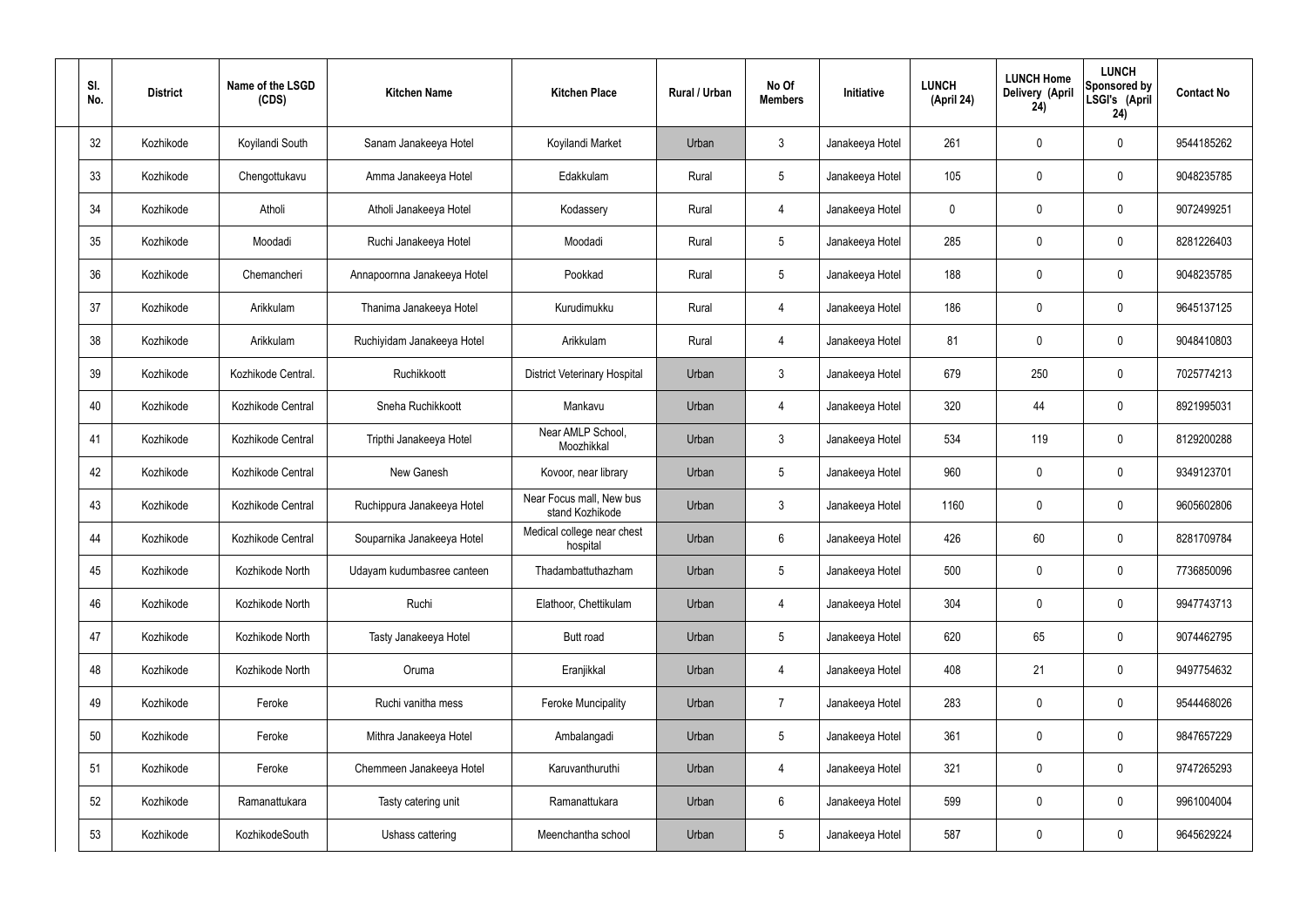| Sl. No. | District | Name of the LSGD (CDS) | Kitchen Name | Kitchen Place | Rural / Urban | No Of Members | Initiative | LUNCH (April 24) | LUNCH Home Delivery (April 24) | LUNCH Sponsored by LSGI's (April 24) | Contact No |
|---|---|---|---|---|---|---|---|---|---|---|---|
| 32 | Kozhikode | Koyilandi South | Sanam Janakeeya Hotel | Koyilandi Market | Urban | 3 | Janakeeya Hotel | 261 | 0 | 0 | 9544185262 |
| 33 | Kozhikode | Chengottukavu | Amma Janakeeya Hotel | Edakkulam | Rural | 5 | Janakeeya Hotel | 105 | 0 | 0 | 9048235785 |
| 34 | Kozhikode | Atholi | Atholi Janakeeya Hotel | Kodassery | Rural | 4 | Janakeeya Hotel | 0 | 0 | 0 | 9072499251 |
| 35 | Kozhikode | Moodadi | Ruchi Janakeeya Hotel | Moodadi | Rural | 5 | Janakeeya Hotel | 285 | 0 | 0 | 8281226403 |
| 36 | Kozhikode | Chemancheri | Annapoornna Janakeeya Hotel | Pookkad | Rural | 5 | Janakeeya Hotel | 188 | 0 | 0 | 9048235785 |
| 37 | Kozhikode | Arikkulam | Thanima Janakeeya Hotel | Kurudimukku | Rural | 4 | Janakeeya Hotel | 186 | 0 | 0 | 9645137125 |
| 38 | Kozhikode | Arikkulam | Ruchiyidam Janakeeya Hotel | Arikkulam | Rural | 4 | Janakeeya Hotel | 81 | 0 | 0 | 9048410803 |
| 39 | Kozhikode | Kozhikode Central. | Ruchikkoott | District Veterinary Hospital | Urban | 3 | Janakeeya Hotel | 679 | 250 | 0 | 7025774213 |
| 40 | Kozhikode | Kozhikode Central | Sneha Ruchikkoott | Mankavu | Urban | 4 | Janakeeya Hotel | 320 | 44 | 0 | 8921995031 |
| 41 | Kozhikode | Kozhikode Central | Tripthi Janakeeya Hotel | Near AMLP School, Moozhikkal | Urban | 3 | Janakeeya Hotel | 534 | 119 | 0 | 8129200288 |
| 42 | Kozhikode | Kozhikode Central | New Ganesh | Kovoor, near library | Urban | 5 | Janakeeya Hotel | 960 | 0 | 0 | 9349123701 |
| 43 | Kozhikode | Kozhikode Central | Ruchippura Janakeeya Hotel | Near Focus mall, New bus stand Kozhikode | Urban | 3 | Janakeeya Hotel | 1160 | 0 | 0 | 9605602806 |
| 44 | Kozhikode | Kozhikode Central | Souparnika Janakeeya Hotel | Medical college near chest hospital | Urban | 6 | Janakeeya Hotel | 426 | 60 | 0 | 8281709784 |
| 45 | Kozhikode | Kozhikode North | Udayam kudumbasree canteen | Thadambattuthazham | Urban | 5 | Janakeeya Hotel | 500 | 0 | 0 | 7736850096 |
| 46 | Kozhikode | Kozhikode North | Ruchi | Elathoor, Chettikulam | Urban | 4 | Janakeeya Hotel | 304 | 0 | 0 | 9947743713 |
| 47 | Kozhikode | Kozhikode North | Tasty Janakeeya Hotel | Butt road | Urban | 5 | Janakeeya Hotel | 620 | 65 | 0 | 9074462795 |
| 48 | Kozhikode | Kozhikode North | Oruma | Eranjikkal | Urban | 4 | Janakeeya Hotel | 408 | 21 | 0 | 9497754632 |
| 49 | Kozhikode | Feroke | Ruchi vanitha mess | Feroke Muncipality | Urban | 7 | Janakeeya Hotel | 283 | 0 | 0 | 9544468026 |
| 50 | Kozhikode | Feroke | Mithra Janakeeya Hotel | Ambalangadi | Urban | 5 | Janakeeya Hotel | 361 | 0 | 0 | 9847657229 |
| 51 | Kozhikode | Feroke | Chemmeen Janakeeya Hotel | Karuvanthuruthi | Urban | 4 | Janakeeya Hotel | 321 | 0 | 0 | 9747265293 |
| 52 | Kozhikode | Ramanattukara | Tasty catering unit | Ramanattukara | Urban | 6 | Janakeeya Hotel | 599 | 0 | 0 | 9961004004 |
| 53 | Kozhikode | KozhikodeSouth | Ushass cattering | Meenchantha school | Urban | 5 | Janakeeya Hotel | 587 | 0 | 0 | 9645629224 |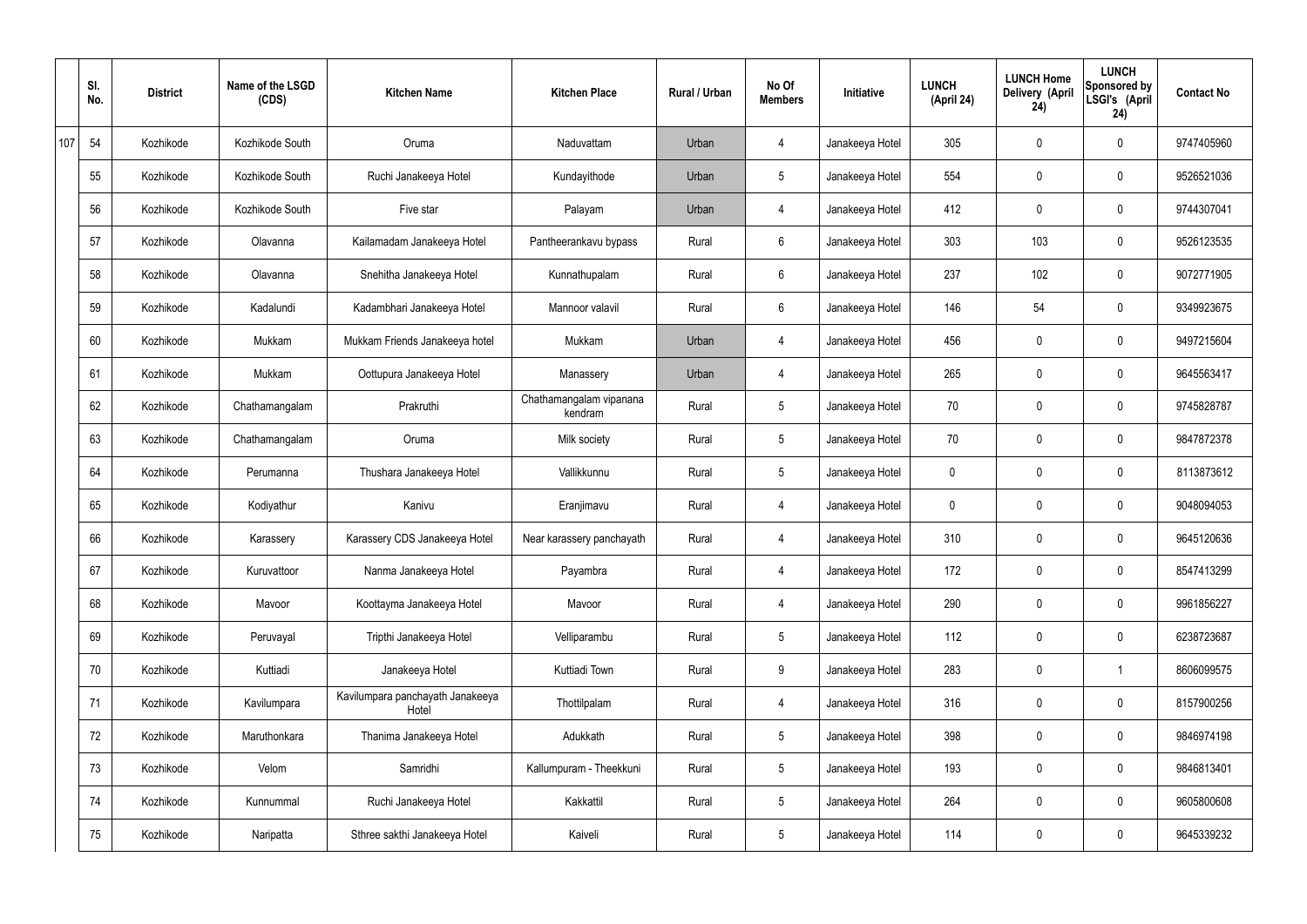| | Sl. No. | District | Name of the LSGD (CDS) | Kitchen Name | Kitchen Place | Rural / Urban | No Of Members | Initiative | LUNCH (April 24) | LUNCH Home Delivery (April 24) | LUNCH Sponsored by LSGI's (April 24) | Contact No |
|---|---|---|---|---|---|---|---|---|---|---|---|---|
| 107 | 54 | Kozhikode | Kozhikode South | Oruma | Naduvattam | Urban | 4 | Janakeeya Hotel | 305 | 0 | 0 | 9747405960 |
| | 55 | Kozhikode | Kozhikode South | Ruchi Janakeeya Hotel | Kundayithode | Urban | 5 | Janakeeya Hotel | 554 | 0 | 0 | 9526521036 |
| | 56 | Kozhikode | Kozhikode South | Five star | Palayam | Urban | 4 | Janakeeya Hotel | 412 | 0 | 0 | 9744307041 |
| | 57 | Kozhikode | Olavanna | Kailamadam Janakeeya Hotel | Pantheerankavu bypass | Rural | 6 | Janakeeya Hotel | 303 | 103 | 0 | 9526123535 |
| | 58 | Kozhikode | Olavanna | Snehitha Janakeeya Hotel | Kunnathupalam | Rural | 6 | Janakeeya Hotel | 237 | 102 | 0 | 9072771905 |
| | 59 | Kozhikode | Kadalundi | Kadambhari Janakeeya Hotel | Mannoor valavil | Rural | 6 | Janakeeya Hotel | 146 | 54 | 0 | 9349923675 |
| | 60 | Kozhikode | Mukkam | Mukkam Friends Janakeeya hotel | Mukkam | Urban | 4 | Janakeeya Hotel | 456 | 0 | 0 | 9497215604 |
| | 61 | Kozhikode | Mukkam | Oottupura Janakeeya Hotel | Manassery | Urban | 4 | Janakeeya Hotel | 265 | 0 | 0 | 9645563417 |
| | 62 | Kozhikode | Chathamangalam | Prakruthi | Chathamangalam vipanana kendram | Rural | 5 | Janakeeya Hotel | 70 | 0 | 0 | 9745828787 |
| | 63 | Kozhikode | Chathamangalam | Oruma | Milk society | Rural | 5 | Janakeeya Hotel | 70 | 0 | 0 | 9847872378 |
| | 64 | Kozhikode | Perumanna | Thushara Janakeeya Hotel | Vallikkunnu | Rural | 5 | Janakeeya Hotel | 0 | 0 | 0 | 8113873612 |
| | 65 | Kozhikode | Kodiyathur | Kanivu | Eranjimavu | Rural | 4 | Janakeeya Hotel | 0 | 0 | 0 | 9048094053 |
| | 66 | Kozhikode | Karassery | Karassery CDS Janakeeya Hotel | Near karassery panchayath | Rural | 4 | Janakeeya Hotel | 310 | 0 | 0 | 9645120636 |
| | 67 | Kozhikode | Kuruvattoor | Nanma Janakeeya Hotel | Payambra | Rural | 4 | Janakeeya Hotel | 172 | 0 | 0 | 8547413299 |
| | 68 | Kozhikode | Mavoor | Koottayma Janakeeya Hotel | Mavoor | Rural | 4 | Janakeeya Hotel | 290 | 0 | 0 | 9961856227 |
| | 69 | Kozhikode | Peruvayal | Tripthi Janakeeya Hotel | Velliparambu | Rural | 5 | Janakeeya Hotel | 112 | 0 | 0 | 6238723687 |
| | 70 | Kozhikode | Kuttiadi | Janakeeya Hotel | Kuttiadi Town | Rural | 9 | Janakeeya Hotel | 283 | 0 | 1 | 8606099575 |
| | 71 | Kozhikode | Kavilumpara | Kavilumpara panchayath Janakeeya Hotel | Thottilpalam | Rural | 4 | Janakeeya Hotel | 316 | 0 | 0 | 8157900256 |
| | 72 | Kozhikode | Maruthonkara | Thanima Janakeeya Hotel | Adukkath | Rural | 5 | Janakeeya Hotel | 398 | 0 | 0 | 9846974198 |
| | 73 | Kozhikode | Velom | Samridhi | Kallumpuram - Theekkuni | Rural | 5 | Janakeeya Hotel | 193 | 0 | 0 | 9846813401 |
| | 74 | Kozhikode | Kunnummal | Ruchi Janakeeya Hotel | Kakkattil | Rural | 5 | Janakeeya Hotel | 264 | 0 | 0 | 9605800608 |
| | 75 | Kozhikode | Naripatta | Sthree sakthi Janakeeya Hotel | Kaiveli | Rural | 5 | Janakeeya Hotel | 114 | 0 | 0 | 9645339232 |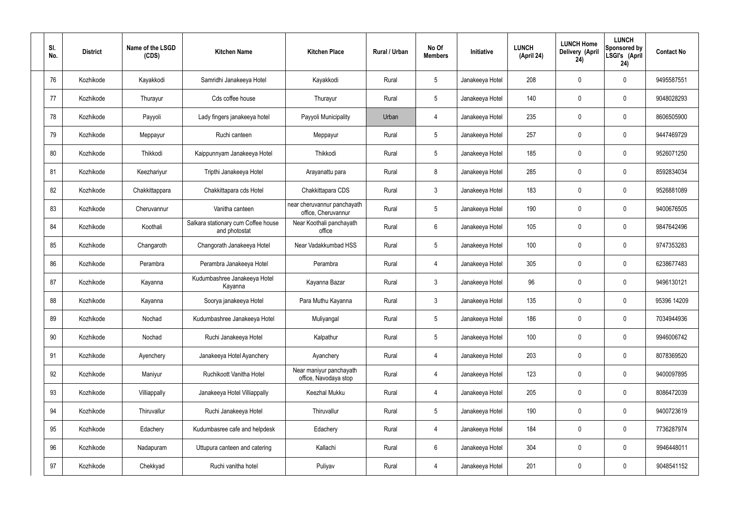| Sl. No. | District | Name of the LSGD (CDS) | Kitchen Name | Kitchen Place | Rural / Urban | No Of Members | Initiative | LUNCH (April 24) | LUNCH Home Delivery (April 24) | LUNCH Sponsored by LSGI's (April 24) | Contact No |
|---|---|---|---|---|---|---|---|---|---|---|---|
| 76 | Kozhikode | Kayakkodi | Samridhi Janakeeya Hotel | Kayakkodi | Rural | 5 | Janakeeya Hotel | 208 | 0 | 0 | 9495587551 |
| 77 | Kozhikode | Thurayur | Cds coffee house | Thurayur | Rural | 5 | Janakeeya Hotel | 140 | 0 | 0 | 9048028293 |
| 78 | Kozhikode | Payyoli | Lady fingers janakeeya hotel | Payyoli Municipality | Urban | 4 | Janakeeya Hotel | 235 | 0 | 0 | 8606505900 |
| 79 | Kozhikode | Meppayur | Ruchi canteen | Meppayur | Rural | 5 | Janakeeya Hotel | 257 | 0 | 0 | 9447469729 |
| 80 | Kozhikode | Thikkodi | Kaippunnyam Janakeeya Hotel | Thikkodi | Rural | 5 | Janakeeya Hotel | 185 | 0 | 0 | 9526071250 |
| 81 | Kozhikode | Keezhariyur | Tripthi Janakeeya Hotel | Arayanattu para | Rural | 8 | Janakeeya Hotel | 285 | 0 | 0 | 8592834034 |
| 82 | Kozhikode | Chakkittappara | Chakkittapara cds Hotel | Chakkittapara CDS | Rural | 3 | Janakeeya Hotel | 183 | 0 | 0 | 9526881089 |
| 83 | Kozhikode | Cheruvannur | Vanitha canteen | near cheruvannur panchayath office, Cheruvannur | Rural | 5 | Janakeeya Hotel | 190 | 0 | 0 | 9400676505 |
| 84 | Kozhikode | Koothali | Salkara stationary cum Coffee house and photostat | Near Koothali panchayath office | Rural | 6 | Janakeeya Hotel | 105 | 0 | 0 | 9847642496 |
| 85 | Kozhikode | Changaroth | Changorath Janakeeya Hotel | Near Vadakkumbad HSS | Rural | 5 | Janakeeya Hotel | 100 | 0 | 0 | 9747353283 |
| 86 | Kozhikode | Perambra | Perambra Janakeeya Hotel | Perambra | Rural | 4 | Janakeeya Hotel | 305 | 0 | 0 | 6238677483 |
| 87 | Kozhikode | Kayanna | Kudumbashree Janakeeya Hotel Kayanna | Kayanna Bazar | Rural | 3 | Janakeeya Hotel | 96 | 0 | 0 | 9496130121 |
| 88 | Kozhikode | Kayanna | Soorya janakeeya Hotel | Para Muthu Kayanna | Rural | 3 | Janakeeya Hotel | 135 | 0 | 0 | 95396 14209 |
| 89 | Kozhikode | Nochad | Kudumbashree Janakeeya Hotel | Muliyangal | Rural | 5 | Janakeeya Hotel | 186 | 0 | 0 | 7034944936 |
| 90 | Kozhikode | Nochad | Ruchi Janakeeya Hotel | Kalpathur | Rural | 5 | Janakeeya Hotel | 100 | 0 | 0 | 9946006742 |
| 91 | Kozhikode | Ayenchery | Janakeeya Hotel Ayanchery | Ayanchery | Rural | 4 | Janakeeya Hotel | 203 | 0 | 0 | 8078369520 |
| 92 | Kozhikode | Maniyur | Ruchikoott Vanitha Hotel | Near maniyur panchayath office, Navodaya stop | Rural | 4 | Janakeeya Hotel | 123 | 0 | 0 | 9400097895 |
| 93 | Kozhikode | Villiappally | Janakeeya Hotel Villiappally | Keezhal Mukku | Rural | 4 | Janakeeya Hotel | 205 | 0 | 0 | 8086472039 |
| 94 | Kozhikode | Thiruvallur | Ruchi Janakeeya Hotel | Thiruvallur | Rural | 5 | Janakeeya Hotel | 190 | 0 | 0 | 9400723619 |
| 95 | Kozhikode | Edachery | Kudumbasree cafe and helpdesk | Edachery | Rural | 4 | Janakeeya Hotel | 184 | 0 | 0 | 7736287974 |
| 96 | Kozhikode | Nadapuram | Uttupura canteen and catering | Kallachi | Rural | 6 | Janakeeya Hotel | 304 | 0 | 0 | 9946448011 |
| 97 | Kozhikode | Chekkyad | Ruchi vanitha hotel | Puliyav | Rural | 4 | Janakeeya Hotel | 201 | 0 | 0 | 9048541152 |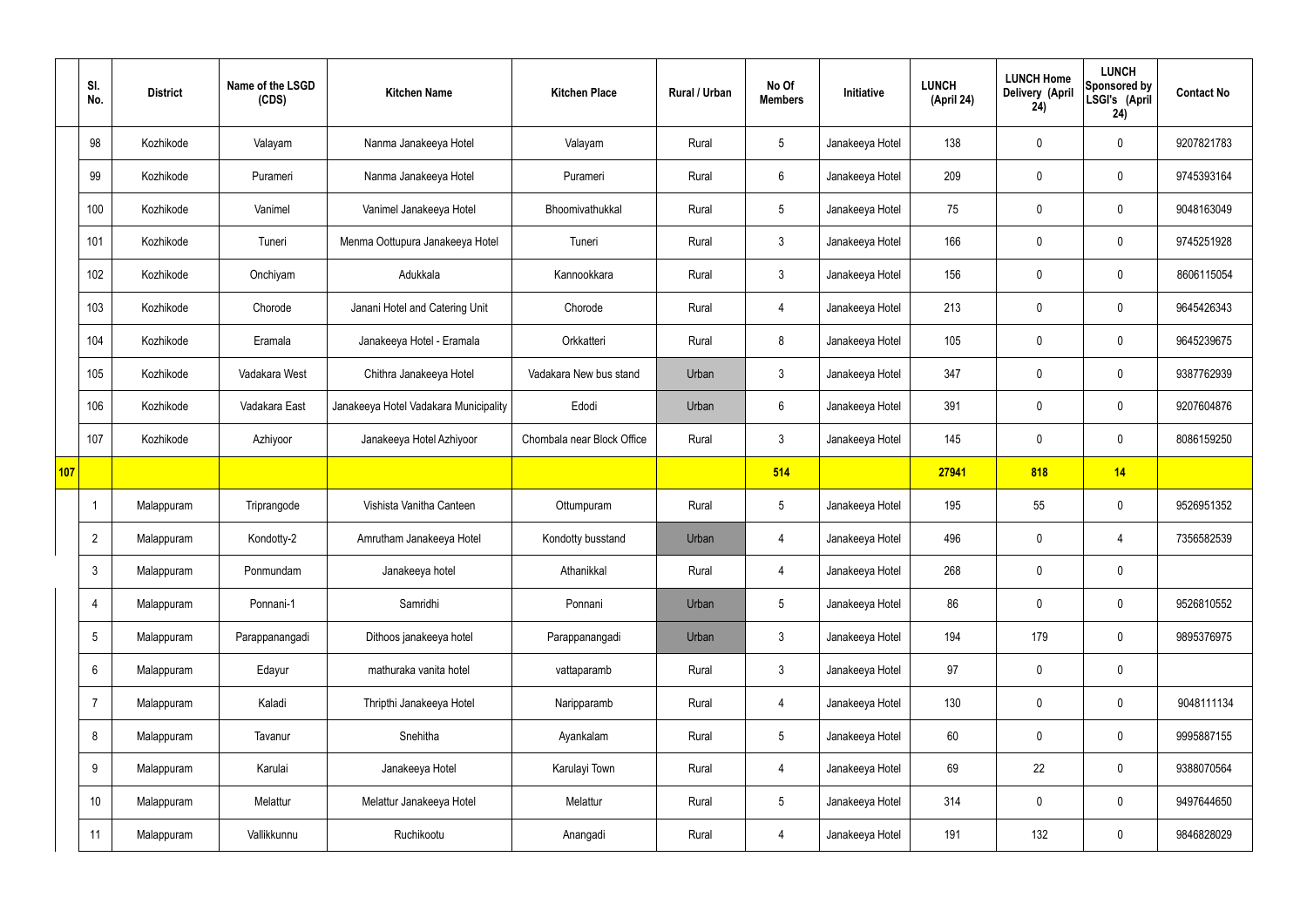| | Sl. No. | District | Name of the LSGD (CDS) | Kitchen Name | Kitchen Place | Rural / Urban | No Of Members | Initiative | LUNCH (April 24) | LUNCH Home Delivery (April 24) | LUNCH Sponsored by LSGI's (April 24) | Contact No |
|---|---|---|---|---|---|---|---|---|---|---|---|---|
| | 98 | Kozhikode | Valayam | Nanma Janakeeya Hotel | Valayam | Rural | 5 | Janakeeya Hotel | 138 | 0 | 0 | 9207821783 |
| | 99 | Kozhikode | Purameri | Nanma Janakeeya Hotel | Purameri | Rural | 6 | Janakeeya Hotel | 209 | 0 | 0 | 9745393164 |
| | 100 | Kozhikode | Vanimel | Vanimel Janakeeya Hotel | Bhoomivathukkal | Rural | 5 | Janakeeya Hotel | 75 | 0 | 0 | 9048163049 |
| | 101 | Kozhikode | Tuneri | Menma Oottupura Janakeeya Hotel | Tuneri | Rural | 3 | Janakeeya Hotel | 166 | 0 | 0 | 9745251928 |
| | 102 | Kozhikode | Onchiyam | Adukkala | Kannookkara | Rural | 3 | Janakeeya Hotel | 156 | 0 | 0 | 8606115054 |
| | 103 | Kozhikode | Chorode | Janani Hotel and Catering Unit | Chorode | Rural | 4 | Janakeeya Hotel | 213 | 0 | 0 | 9645426343 |
| | 104 | Kozhikode | Eramala | Janakeeya Hotel - Eramala | Orkkatteri | Rural | 8 | Janakeeya Hotel | 105 | 0 | 0 | 9645239675 |
| | 105 | Kozhikode | Vadakara West | Chithra Janakeeya Hotel | Vadakara New bus stand | Urban | 3 | Janakeeya Hotel | 347 | 0 | 0 | 9387762939 |
| | 106 | Kozhikode | Vadakara East | Janakeeya Hotel Vadakara Municipality | Edodi | Urban | 6 | Janakeeya Hotel | 391 | 0 | 0 | 9207604876 |
| | 107 | Kozhikode | Azhiyoor | Janakeeya Hotel Azhiyoor | Chombala near Block Office | Rural | 3 | Janakeeya Hotel | 145 | 0 | 0 | 8086159250 |
| 107 | | | | | | | 514 | | 27941 | 818 | 14 | |
| | 1 | Malappuram | Triprangode | Vishista Vanitha Canteen | Ottumpuram | Rural | 5 | Janakeeya Hotel | 195 | 55 | 0 | 9526951352 |
| | 2 | Malappuram | Kondotty-2 | Amrutham Janakeeya Hotel | Kondotty busstand | Urban | 4 | Janakeeya Hotel | 496 | 0 | 4 | 7356582539 |
| | 3 | Malappuram | Ponmundam | Janakeeya hotel | Athanikkal | Rural | 4 | Janakeeya Hotel | 268 | 0 | 0 | |
| | 4 | Malappuram | Ponnani-1 | Samridhi | Ponnani | Urban | 5 | Janakeeya Hotel | 86 | 0 | 0 | 9526810552 |
| | 5 | Malappuram | Parappanangadi | Dithoos janakeeya hotel | Parappanangadi | Urban | 3 | Janakeeya Hotel | 194 | 179 | 0 | 9895376975 |
| | 6 | Malappuram | Edayur | mathuraka vanita hotel | vattaparamb | Rural | 3 | Janakeeya Hotel | 97 | 0 | 0 | |
| | 7 | Malappuram | Kaladi | Thripthi Janakeeya Hotel | Naripparamb | Rural | 4 | Janakeeya Hotel | 130 | 0 | 0 | 9048111134 |
| | 8 | Malappuram | Tavanur | Snehitha | Ayankalam | Rural | 5 | Janakeeya Hotel | 60 | 0 | 0 | 9995887155 |
| | 9 | Malappuram | Karulai | Janakeeya Hotel | Karulayi Town | Rural | 4 | Janakeeya Hotel | 69 | 22 | 0 | 9388070564 |
| | 10 | Malappuram | Melattur | Melattur Janakeeya Hotel | Melattur | Rural | 5 | Janakeeya Hotel | 314 | 0 | 0 | 9497644650 |
| | 11 | Malappuram | Vallikkunnu | Ruchikootu | Anangadi | Rural | 4 | Janakeeya Hotel | 191 | 132 | 0 | 9846828029 |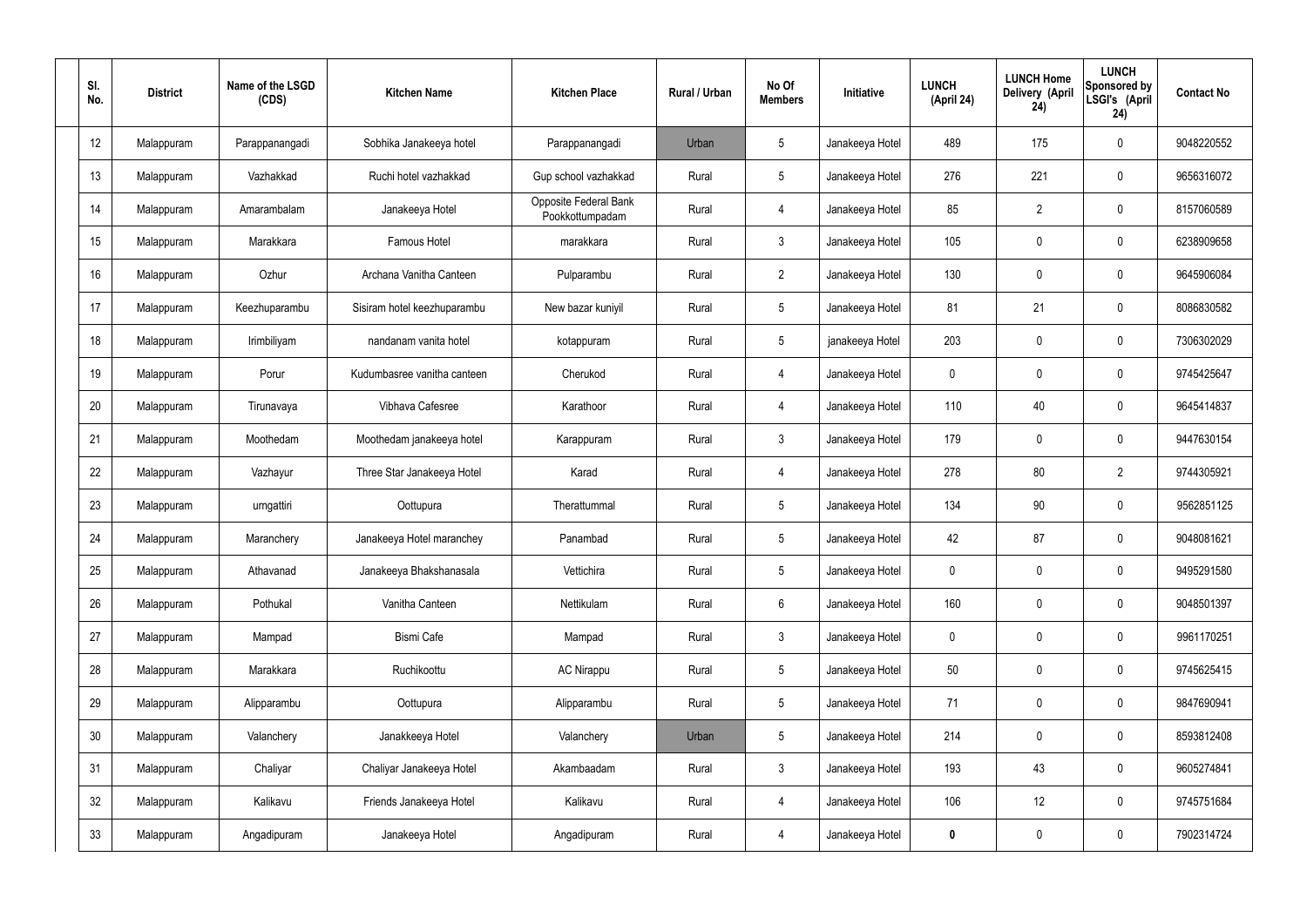| Sl. No. | District | Name of the LSGD (CDS) | Kitchen Name | Kitchen Place | Rural / Urban | No Of Members | Initiative | LUNCH (April 24) | LUNCH Home Delivery (April 24) | LUNCH Sponsored by LSGI's (April 24) | Contact No |
|---|---|---|---|---|---|---|---|---|---|---|---|
| 12 | Malappuram | Parappanangadi | Sobhika Janakeeya hotel | Parappanangadi | Urban | 5 | Janakeeya Hotel | 489 | 175 | 0 | 9048220552 |
| 13 | Malappuram | Vazhakkad | Ruchi hotel vazhakkad | Gup school vazhakkad | Rural | 5 | Janakeeya Hotel | 276 | 221 | 0 | 9656316072 |
| 14 | Malappuram | Amarambalam | Janakeeya Hotel | Opposite Federal Bank Pookkottumpadam | Rural | 4 | Janakeeya Hotel | 85 | 2 | 0 | 8157060589 |
| 15 | Malappuram | Marakkara | Famous Hotel | marakkara | Rural | 3 | Janakeeya Hotel | 105 | 0 | 0 | 6238909658 |
| 16 | Malappuram | Ozhur | Archana Vanitha Canteen | Pulparambu | Rural | 2 | Janakeeya Hotel | 130 | 0 | 0 | 9645906084 |
| 17 | Malappuram | Keezhuparambu | Sisiram hotel keezhuparambu | New bazar kuniyil | Rural | 5 | Janakeeya Hotel | 81 | 21 | 0 | 8086830582 |
| 18 | Malappuram | Irimbiliyam | nandanam vanita hotel | kotappuram | Rural | 5 | janakeeya Hotel | 203 | 0 | 0 | 7306302029 |
| 19 | Malappuram | Porur | Kudumbasree vanitha canteen | Cherukod | Rural | 4 | Janakeeya Hotel | 0 | 0 | 0 | 9745425647 |
| 20 | Malappuram | Tirunavaya | Vibhava Cafesree | Karathoor | Rural | 4 | Janakeeya Hotel | 110 | 40 | 0 | 9645414837 |
| 21 | Malappuram | Moothedam | Moothedam janakeeya hotel | Karappuram | Rural | 3 | Janakeeya Hotel | 179 | 0 | 0 | 9447630154 |
| 22 | Malappuram | Vazhayur | Three Star Janakeeya Hotel | Karad | Rural | 4 | Janakeeya Hotel | 278 | 80 | 2 | 9744305921 |
| 23 | Malappuram | urngattiri | Oottupura | Therattummal | Rural | 5 | Janakeeya Hotel | 134 | 90 | 0 | 9562851125 |
| 24 | Malappuram | Maranchery | Janakeeya Hotel maranchey | Panambad | Rural | 5 | Janakeeya Hotel | 42 | 87 | 0 | 9048081621 |
| 25 | Malappuram | Athavanad | Janakeeya Bhakshanasala | Vettichira | Rural | 5 | Janakeeya Hotel | 0 | 0 | 0 | 9495291580 |
| 26 | Malappuram | Pothukal | Vanitha Canteen | Nettikulam | Rural | 6 | Janakeeya Hotel | 160 | 0 | 0 | 9048501397 |
| 27 | Malappuram | Mampad | Bismi Cafe | Mampad | Rural | 3 | Janakeeya Hotel | 0 | 0 | 0 | 9961170251 |
| 28 | Malappuram | Marakkara | Ruchikoottu | AC Nirappu | Rural | 5 | Janakeeya Hotel | 50 | 0 | 0 | 9745625415 |
| 29 | Malappuram | Alipparambu | Oottupura | Alipparambu | Rural | 5 | Janakeeya Hotel | 71 | 0 | 0 | 9847690941 |
| 30 | Malappuram | Valanchery | Janakkeeya Hotel | Valanchery | Urban | 5 | Janakeeya Hotel | 214 | 0 | 0 | 8593812408 |
| 31 | Malappuram | Chaliyar | Chaliyar Janakeeya Hotel | Akambaadam | Rural | 3 | Janakeeya Hotel | 193 | 43 | 0 | 9605274841 |
| 32 | Malappuram | Kalikavu | Friends Janakeeya Hotel | Kalikavu | Rural | 4 | Janakeeya Hotel | 106 | 12 | 0 | 9745751684 |
| 33 | Malappuram | Angadipuram | Janakeeya Hotel | Angadipuram | Rural | 4 | Janakeeya Hotel | **0** | 0 | 0 | 7902314724 |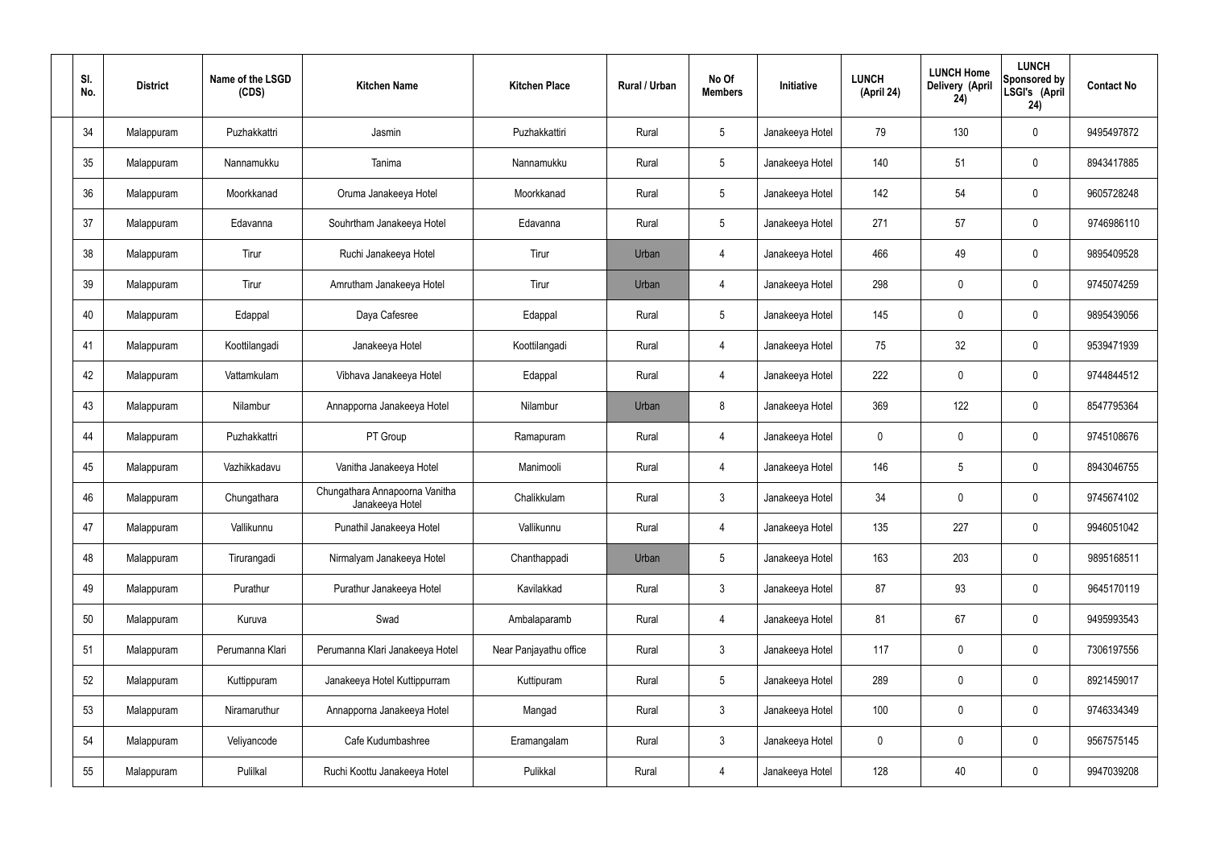| Sl. No. | District | Name of the LSGD (CDS) | Kitchen Name | Kitchen Place | Rural / Urban | No Of Members | Initiative | LUNCH (April 24) | LUNCH Home Delivery (April 24) | LUNCH Sponsored by LSGI's (April 24) | Contact No |
|---|---|---|---|---|---|---|---|---|---|---|---|
| 34 | Malappuram | Puzhakkattri | Jasmin | Puzhakkattiri | Rural | 5 | Janakeeya Hotel | 79 | 130 | 0 | 9495497872 |
| 35 | Malappuram | Nannamukku | Tanima | Nannamukku | Rural | 5 | Janakeeya Hotel | 140 | 51 | 0 | 8943417885 |
| 36 | Malappuram | Moorkkanad | Oruma Janakeeya Hotel | Moorkkanad | Rural | 5 | Janakeeya Hotel | 142 | 54 | 0 | 9605728248 |
| 37 | Malappuram | Edavanna | Souhrtham Janakeeya Hotel | Edavanna | Rural | 5 | Janakeeya Hotel | 271 | 57 | 0 | 9746986110 |
| 38 | Malappuram | Tirur | Ruchi Janakeeya Hotel | Tirur | Urban | 4 | Janakeeya Hotel | 466 | 49 | 0 | 9895409528 |
| 39 | Malappuram | Tirur | Amrutham Janakeeya Hotel | Tirur | Urban | 4 | Janakeeya Hotel | 298 | 0 | 0 | 9745074259 |
| 40 | Malappuram | Edappal | Daya Cafesree | Edappal | Rural | 5 | Janakeeya Hotel | 145 | 0 | 0 | 9895439056 |
| 41 | Malappuram | Koottilangadi | Janakeeya Hotel | Koottilangadi | Rural | 4 | Janakeeya Hotel | 75 | 32 | 0 | 9539471939 |
| 42 | Malappuram | Vattamkulam | Vibhava Janakeeya Hotel | Edappal | Rural | 4 | Janakeeya Hotel | 222 | 0 | 0 | 9744844512 |
| 43 | Malappuram | Nilambur | Annapporna Janakeeya Hotel | Nilambur | Urban | 8 | Janakeeya Hotel | 369 | 122 | 0 | 8547795364 |
| 44 | Malappuram | Puzhakkattri | PT Group | Ramapuram | Rural | 4 | Janakeeya Hotel | 0 | 0 | 0 | 9745108676 |
| 45 | Malappuram | Vazhikkadavu | Vanitha Janakeeya Hotel | Manimooli | Rural | 4 | Janakeeya Hotel | 146 | 5 | 0 | 8943046755 |
| 46 | Malappuram | Chungathara | Chungathara Annapoorna Vanitha Janakeeya Hotel | Chalikkulam | Rural | 3 | Janakeeya Hotel | 34 | 0 | 0 | 9745674102 |
| 47 | Malappuram | Vallikunnu | Punathil Janakeeya Hotel | Vallikunnu | Rural | 4 | Janakeeya Hotel | 135 | 227 | 0 | 9946051042 |
| 48 | Malappuram | Tirurangadi | Nirmalyam Janakeeya Hotel | Chanthappadi | Urban | 5 | Janakeeya Hotel | 163 | 203 | 0 | 9895168511 |
| 49 | Malappuram | Purathur | Purathur Janakeeya Hotel | Kavilakkad | Rural | 3 | Janakeeya Hotel | 87 | 93 | 0 | 9645170119 |
| 50 | Malappuram | Kuruva | Swad | Ambalaparamb | Rural | 4 | Janakeeya Hotel | 81 | 67 | 0 | 9495993543 |
| 51 | Malappuram | Perumanna Klari | Perumanna Klari Janakeeya Hotel | Near Panjayathu office | Rural | 3 | Janakeeya Hotel | 117 | 0 | 0 | 7306197556 |
| 52 | Malappuram | Kuttippuram | Janakeeya Hotel Kuttippurram | Kuttipuram | Rural | 5 | Janakeeya Hotel | 289 | 0 | 0 | 8921459017 |
| 53 | Malappuram | Niramaruthur | Annapporna Janakeeya Hotel | Mangad | Rural | 3 | Janakeeya Hotel | 100 | 0 | 0 | 9746334349 |
| 54 | Malappuram | Veliyancode | Cafe Kudumbashree | Eramangalam | Rural | 3 | Janakeeya Hotel | 0 | 0 | 0 | 9567575145 |
| 55 | Malappuram | Pulilkal | Ruchi Koottu Janakeeya Hotel | Pulikkal | Rural | 4 | Janakeeya Hotel | 128 | 40 | 0 | 9947039208 |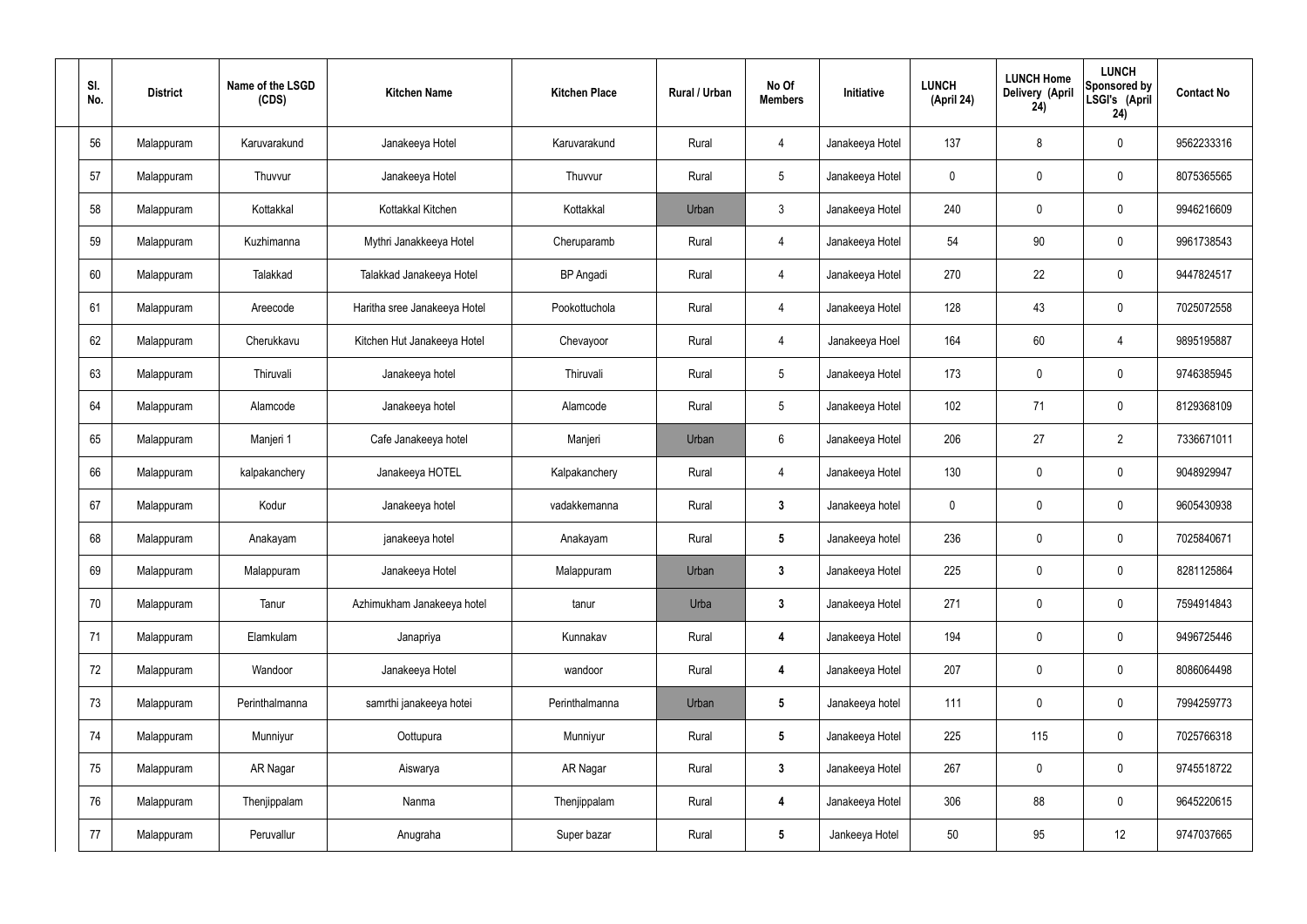| Sl. No. | District | Name of the LSGD (CDS) | Kitchen Name | Kitchen Place | Rural / Urban | No Of Members | Initiative | LUNCH (April 24) | LUNCH Home Delivery (April 24) | LUNCH Sponsored by LSGI's (April 24) | Contact No |
|---|---|---|---|---|---|---|---|---|---|---|---|
| 56 | Malappuram | Karuvarakund | Janakeeya Hotel | Karuvarakund | Rural | 4 | Janakeeya Hotel | 137 | 8 | 0 | 9562233316 |
| 57 | Malappuram | Thuvvur | Janakeeya Hotel | Thuvvur | Rural | 5 | Janakeeya Hotel | 0 | 0 | 0 | 8075365565 |
| 58 | Malappuram | Kottakkal | Kottakkal Kitchen | Kottakkal | Urban | 3 | Janakeeya Hotel | 240 | 0 | 0 | 9946216609 |
| 59 | Malappuram | Kuzhimanna | Mythri Janakkeeya Hotel | Cheruparamb | Rural | 4 | Janakeeya Hotel | 54 | 90 | 0 | 9961738543 |
| 60 | Malappuram | Talakkad | Talakkad Janakeeya Hotel | BP Angadi | Rural | 4 | Janakeeya Hotel | 270 | 22 | 0 | 9447824517 |
| 61 | Malappuram | Areecode | Haritha sree Janakeeya Hotel | Pookottuchola | Rural | 4 | Janakeeya Hotel | 128 | 43 | 0 | 7025072558 |
| 62 | Malappuram | Cherukkavu | Kitchen Hut Janakeeya Hotel | Chevayoor | Rural | 4 | Janakeeya Hoel | 164 | 60 | 4 | 9895195887 |
| 63 | Malappuram | Thiruvali | Janakeeya hotel | Thiruvali | Rural | 5 | Janakeeya Hotel | 173 | 0 | 0 | 9746385945 |
| 64 | Malappuram | Alamcode | Janakeeya hotel | Alamcode | Rural | 5 | Janakeeya Hotel | 102 | 71 | 0 | 8129368109 |
| 65 | Malappuram | Manjeri 1 | Cafe Janakeeya hotel | Manjeri | Urban | 6 | Janakeeya Hotel | 206 | 27 | 2 | 7336671011 |
| 66 | Malappuram | kalpakanchery | Janakeeya HOTEL | Kalpakanchery | Rural | 4 | Janakeeya Hotel | 130 | 0 | 0 | 9048929947 |
| 67 | Malappuram | Kodur | Janakeeya hotel | vadakkemanna | Rural | **3** | Janakeeya hotel | 0 | 0 | 0 | 9605430938 |
| 68 | Malappuram | Anakayam | janakeeya hotel | Anakayam | Rural | **5** | Janakeeya hotel | 236 | 0 | 0 | 7025840671 |
| 69 | Malappuram | Malappuram | Janakeeya Hotel | Malappuram | Urban | **3** | Janakeeya Hotel | 225 | 0 | 0 | 8281125864 |
| 70 | Malappuram | Tanur | Azhimukham Janakeeya hotel | tanur | Urba | **3** | Janakeeya Hotel | 271 | 0 | 0 | 7594914843 |
| 71 | Malappuram | Elamkulam | Janapriya | Kunnakav | Rural | **4** | Janakeeya Hotel | 194 | 0 | 0 | 9496725446 |
| 72 | Malappuram | Wandoor | Janakeeya Hotel | wandoor | Rural | **4** | Janakeeya Hotel | 207 | 0 | 0 | 8086064498 |
| 73 | Malappuram | Perinthalmanna | samrthi janakeeya hotei | Perinthalmanna | Urban | **5** | Janakeeya hotel | 111 | 0 | 0 | 7994259773 |
| 74 | Malappuram | Munniyur | Oottupura | Munniyur | Rural | **5** | Janakeeya Hotel | 225 | 115 | 0 | 7025766318 |
| 75 | Malappuram | AR Nagar | Aiswarya | AR Nagar | Rural | **3** | Janakeeya Hotel | 267 | 0 | 0 | 9745518722 |
| 76 | Malappuram | Thenjippalam | Nanma | Thenjippalam | Rural | **4** | Janakeeya Hotel | 306 | 88 | 0 | 9645220615 |
| 77 | Malappuram | Peruvallur | Anugraha | Super bazar | Rural | **5** | Jankeeya Hotel | 50 | 95 | 12 | 9747037665 |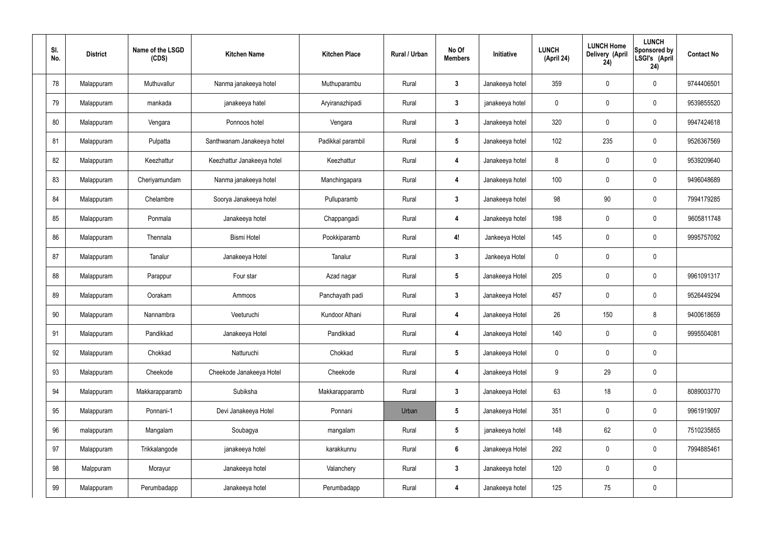| Sl. No. | District | Name of the LSGD (CDS) | Kitchen Name | Kitchen Place | Rural / Urban | No Of Members | Initiative | LUNCH (April 24) | LUNCH Home Delivery (April 24) | LUNCH Sponsored by LSGI's (April 24) | Contact No |
|---|---|---|---|---|---|---|---|---|---|---|---|
| 78 | Malappuram | Muthuvallur | Nanma janakeeya hotel | Muthuparambu | Rural | 3 | Janakeeya hotel | 359 | 0 | 0 | 9744406501 |
| 79 | Malappuram | mankada | janakeeya hatel | Aryiranazhipadi | Rural | 3 | janakeeya hotel | 0 | 0 | 0 | 9539855520 |
| 80 | Malappuram | Vengara | Ponnoos hotel | Vengara | Rural | 3 | Janakeeya hotel | 320 | 0 | 0 | 9947424618 |
| 81 | Malappuram | Pulpatta | Santhwanam Janakeeya hotel | Padikkal parambil | Rural | 5 | Janakeeya hotel | 102 | 235 | 0 | 9526367569 |
| 82 | Malappuram | Keezhattur | Keezhattur Janakeeya hotel | Keezhattur | Rural | 4 | Janakeeya hotel | 8 | 0 | 0 | 9539209640 |
| 83 | Malappuram | Cheriyamundam | Nanma janakeeya hotel | Manchingapara | Rural | 4 | Janakeeya hotel | 100 | 0 | 0 | 9496048689 |
| 84 | Malappuram | Chelambre | Soorya Janakeeya hotel | Pulluparamb | Rural | 3 | Janakeeya hotel | 98 | 90 | 0 | 7994179285 |
| 85 | Malappuram | Ponmala | Janakeeya hotel | Chappangadi | Rural | 4 | Janakeeya hotel | 198 | 0 | 0 | 9605811748 |
| 86 | Malappuram | Thennala | Bismi Hotel | Pookkiparamb | Rural | 4! | Jankeeya Hotel | 145 | 0 | 0 | 9995757092 |
| 87 | Malappuram | Tanalur | Janakeeya Hotel | Tanalur | Rural | 3 | Jankeeya Hotel | 0 | 0 | 0 | |
| 88 | Malappuram | Parappur | Four star | Azad nagar | Rural | 5 | Janakeeya Hotel | 205 | 0 | 0 | 9961091317 |
| 89 | Malappuram | Oorakam | Ammoos | Panchayath padi | Rural | 3 | Janakeeya Hotel | 457 | 0 | 0 | 9526449294 |
| 90 | Malappuram | Nannambra | Veeturuchi | Kundoor Athani | Rural | 4 | Janakeeya Hotel | 26 | 150 | 8 | 9400618659 |
| 91 | Malappuram | Pandikkad | Janakeeya Hotel | Pandikkad | Rural | 4 | Janakeeya Hotel | 140 | 0 | 0 | 9995504081 |
| 92 | Malappuram | Chokkad | Natturuchi | Chokkad | Rural | 5 | Janakeeya Hotel | 0 | 0 | 0 | |
| 93 | Malappuram | Cheekode | Cheekode Janakeeya Hotel | Cheekode | Rural | 4 | Janakeeya Hotel | 9 | 29 | 0 | |
| 94 | Malappuram | Makkarapparamb | Subiksha | Makkarapparamb | Rural | 3 | Janakeeya Hotel | 63 | 18 | 0 | 8089003770 |
| 95 | Malappuram | Ponnani-1 | Devi Janakeeya Hotel | Ponnani | Urban | 5 | Janakeeya Hotel | 351 | 0 | 0 | 9961919097 |
| 96 | malappuram | Mangalam | Soubagya | mangalam | Rural | 5 | janakeeya hotel | 148 | 62 | 0 | 7510235855 |
| 97 | Malappuram | Trikkalangode | janakeeya hotel | karakkunnu | Rural | 6 | Janakeeya Hotel | 292 | 0 | 0 | 7994885461 |
| 98 | Malppuram | Morayur | Janakeeya hotel | Valanchery | Rural | 3 | Janakeeya hotel | 120 | 0 | 0 | |
| 99 | Malappuram | Perumbadapp | Janakeeya hotel | Perumbadapp | Rural | 4 | Janakeeya hotel | 125 | 75 | 0 | |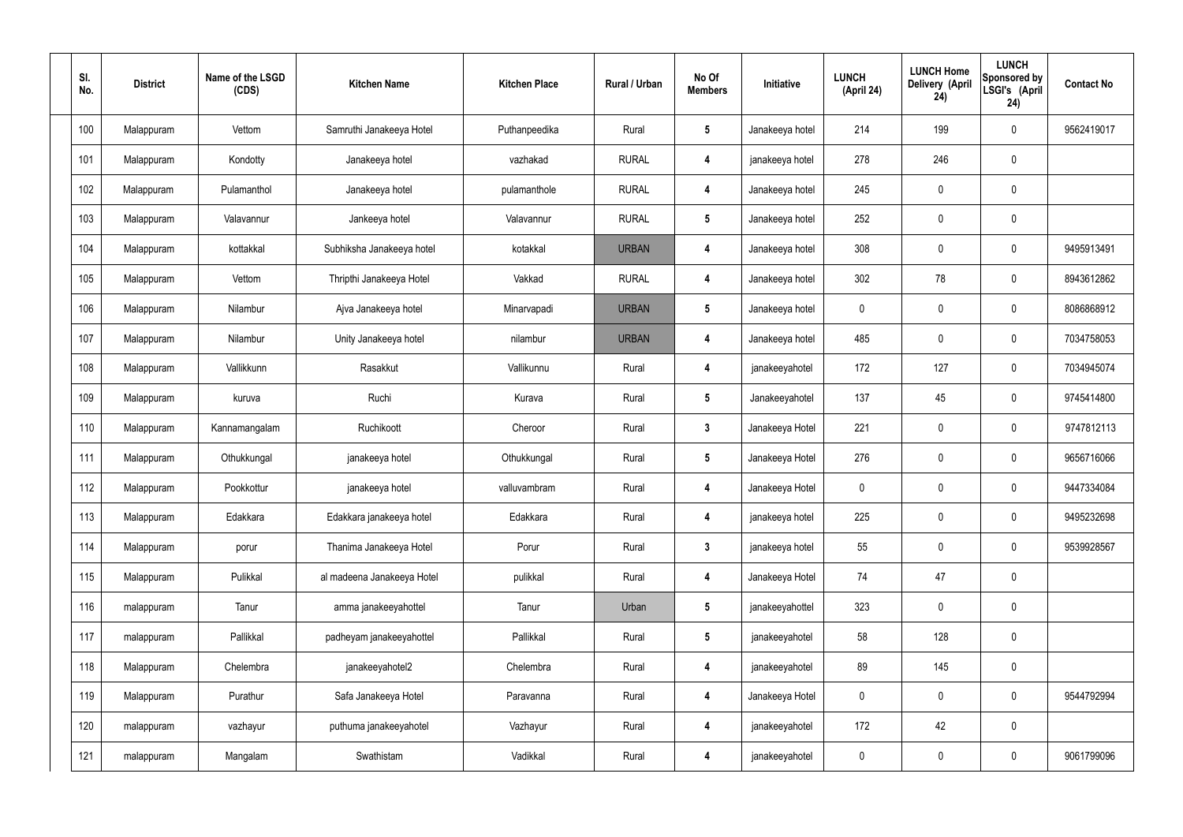| Sl. No. | District | Name of the LSGD (CDS) | Kitchen Name | Kitchen Place | Rural / Urban | No Of Members | Initiative | LUNCH (April 24) | LUNCH Home Delivery (April 24) | LUNCH Sponsored by LSGI's (April 24) | Contact No |
|---|---|---|---|---|---|---|---|---|---|---|---|
| 100 | Malappuram | Vettom | Samruthi Janakeeya Hotel | Puthanpeedika | Rural | 5 | Janakeeya hotel | 214 | 199 | 0 | 9562419017 |
| 101 | Malappuram | Kondotty | Janakeeya hotel | vazhakad | RURAL | 4 | janakeeya hotel | 278 | 246 | 0 | |
| 102 | Malappuram | Pulamanthol | Janakeeya hotel | pulamanthole | RURAL | 4 | Janakeeya hotel | 245 | 0 | 0 | |
| 103 | Malappuram | Valavannur | Jankeeya hotel | Valavannur | RURAL | 5 | Janakeeya hotel | 252 | 0 | 0 | |
| 104 | Malappuram | kottakkal | Subhiksha Janakeeya hotel | kotakkal | URBAN | 4 | Janakeeya hotel | 308 | 0 | 0 | 9495913491 |
| 105 | Malappuram | Vettom | Thripthi Janakeeya Hotel | Vakkad | RURAL | 4 | Janakeeya hotel | 302 | 78 | 0 | 8943612862 |
| 106 | Malappuram | Nilambur | Ajva Janakeeya hotel | Minarvapadi | URBAN | 5 | Janakeeya hotel | 0 | 0 | 0 | 8086868912 |
| 107 | Malappuram | Nilambur | Unity Janakeeya hotel | nilambur | URBAN | 4 | Janakeeya hotel | 485 | 0 | 0 | 7034758053 |
| 108 | Malappuram | Vallikkunn | Rasakkut | Vallikunnu | Rural | 4 | janakeeyahotel | 172 | 127 | 0 | 7034945074 |
| 109 | Malappuram | kuruva | Ruchi | Kurava | Rural | 5 | Janakeeyahotel | 137 | 45 | 0 | 9745414800 |
| 110 | Malappuram | Kannamangalam | Ruchikoott | Cheroor | Rural | 3 | Janakeeya Hotel | 221 | 0 | 0 | 9747812113 |
| 111 | Malappuram | Othukkungal | janakeeya hotel | Othukkungal | Rural | 5 | Janakeeya Hotel | 276 | 0 | 0 | 9656716066 |
| 112 | Malappuram | Pookkottur | janakeeya hotel | valluvambram | Rural | 4 | Janakeeya Hotel | 0 | 0 | 0 | 9447334084 |
| 113 | Malappuram | Edakkara | Edakkara janakeeya hotel | Edakkara | Rural | 4 | janakeeya hotel | 225 | 0 | 0 | 9495232698 |
| 114 | Malappuram | porur | Thanima Janakeeya Hotel | Porur | Rural | 3 | janakeeya hotel | 55 | 0 | 0 | 9539928567 |
| 115 | Malappuram | Pulikkal | al madeena Janakeeya Hotel | pulikkal | Rural | 4 | Janakeeya Hotel | 74 | 47 | 0 | |
| 116 | malappuram | Tanur | amma janakeeyahottel | Tanur | Urban | 5 | janakeeyahottel | 323 | 0 | 0 | |
| 117 | malappuram | Pallikkal | padheyam janakeeyahottel | Pallikkal | Rural | 5 | janakeeyahotel | 58 | 128 | 0 | |
| 118 | Malappuram | Chelembra | janakeeyahotel2 | Chelembra | Rural | 4 | janakeeyahotel | 89 | 145 | 0 | |
| 119 | Malappuram | Purathur | Safa Janakeeya Hotel | Paravanna | Rural | 4 | Janakeeya Hotel | 0 | 0 | 0 | 9544792994 |
| 120 | malappuram | vazhayur | puthuma janakeeyahotel | Vazhayur | Rural | 4 | janakeeyahotel | 172 | 42 | 0 | |
| 121 | malappuram | Mangalam | Swathistam | Vadikkal | Rural | 4 | janakeeyahotel | 0 | 0 | 0 | 9061799096 |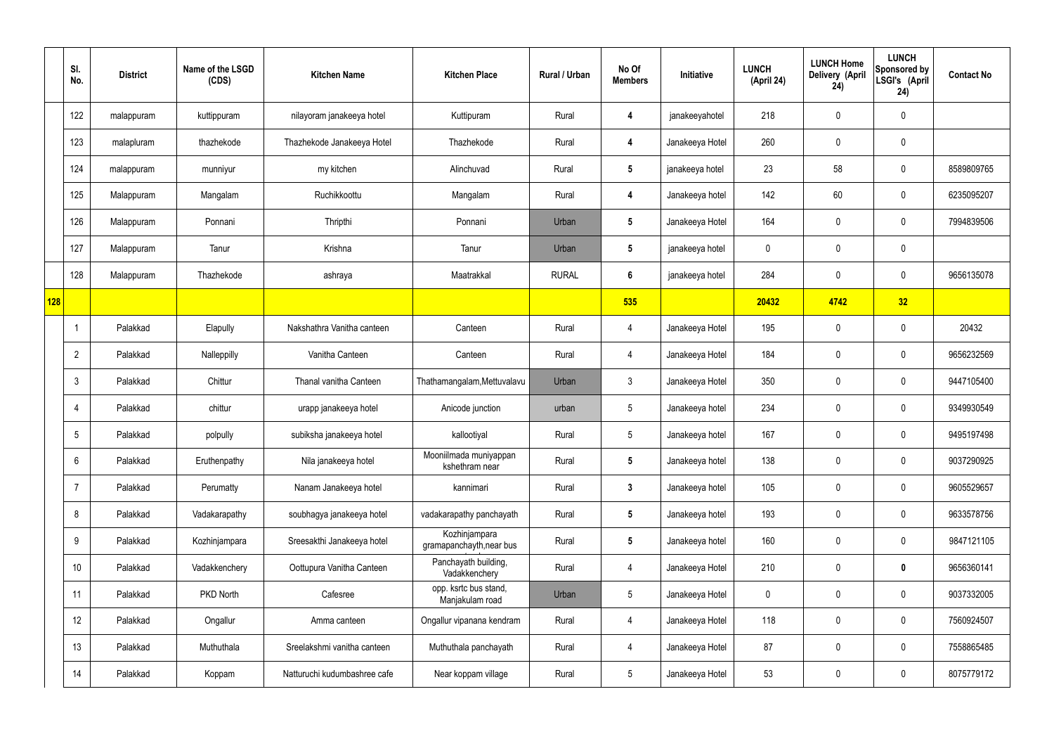| | Sl. No. | District | Name of the LSGD (CDS) | Kitchen Name | Kitchen Place | Rural / Urban | No Of Members | Initiative | LUNCH (April 24) | LUNCH Home Delivery (April 24) | LUNCH Sponsored by LSGI's (April 24) | Contact No |
|---|---|---|---|---|---|---|---|---|---|---|---|---|
| | 122 | malappuram | kuttippuram | nilayoram janakeeya hotel | Kuttipuram | Rural | 4 | janakeeyahotel | 218 | 0 | 0 | |
| | 123 | malapluram | thazhekode | Thazhekode Janakeeya Hotel | Thazhekode | Rural | 4 | Janakeeya Hotel | 260 | 0 | 0 | |
| | 124 | malappuram | munniyur | my kitchen | Alinchuvad | Rural | 5 | janakeeya hotel | 23 | 58 | 0 | 8589809765 |
| | 125 | Malappuram | Mangalam | Ruchikkoottu | Mangalam | Rural | 4 | Janakeeya hotel | 142 | 60 | 0 | 6235095207 |
| | 126 | Malappuram | Ponnani | Thripthi | Ponnani | Urban | 5 | Janakeeya Hotel | 164 | 0 | 0 | 7994839506 |
| | 127 | Malappuram | Tanur | Krishna | Tanur | Urban | 5 | janakeeya hotel | 0 | 0 | 0 | |
| | 128 | Malappuram | Thazhekode | ashraya | Maatrakkal | RURAL | 6 | janakeeya hotel | 284 | 0 | 0 | 9656135078 |
| 128 | | | | | | | 535 | | 20432 | 4742 | 32 | |
| | 1 | Palakkad | Elapully | Nakshathra Vanitha canteen | Canteen | Rural | 4 | Janakeeya Hotel | 195 | 0 | 0 | 20432 |
| | 2 | Palakkad | Nalleppilly | Vanitha Canteen | Canteen | Rural | 4 | Janakeeya Hotel | 184 | 0 | 0 | 9656232569 |
| | 3 | Palakkad | Chittur | Thanal vanitha Canteen | Thathamangalam,Mettuvalavu | Urban | 3 | Janakeeya Hotel | 350 | 0 | 0 | 9447105400 |
| | 4 | Palakkad | chittur | urapp janakeeya hotel | Anicode junction | urban | 5 | Janakeeya hotel | 234 | 0 | 0 | 9349930549 |
| | 5 | Palakkad | polpully | subiksha janakeeya hotel | kallootiyal | Rural | 5 | Janakeeya hotel | 167 | 0 | 0 | 9495197498 |
| | 6 | Palakkad | Eruthenpathy | Nila janakeeya hotel | Mooniilmada muniyappan kshethram near | Rural | 5 | Janakeeya hotel | 138 | 0 | 0 | 9037290925 |
| | 7 | Palakkad | Perumatty | Nanam Janakeeya hotel | kannimari | Rural | 3 | Janakeeya hotel | 105 | 0 | 0 | 9605529657 |
| | 8 | Palakkad | Vadakarapathy | soubhagya janakeeya hotel | vadakarapathy panchayath | Rural | 5 | Janakeeya hotel | 193 | 0 | 0 | 9633578756 |
| | 9 | Palakkad | Kozhinjampara | Sreesakthi Janakeeya hotel | Kozhinjampara gramapanchayth,near bus | Rural | 5 | Janakeeya hotel | 160 | 0 | 0 | 9847121105 |
| | 10 | Palakkad | Vadakkenchery | Oottupura Vanitha Canteen | Panchayath building, Vadakkenchery | Rural | 4 | Janakeeya Hotel | 210 | 0 | 0 | 9656360141 |
| | 11 | Palakkad | PKD North | Cafesree | opp. ksrtc bus stand, Manjakulam road | Urban | 5 | Janakeeya Hotel | 0 | 0 | 0 | 9037332005 |
| | 12 | Palakkad | Ongallur | Amma canteen | Ongallur vipanana kendram | Rural | 4 | Janakeeya Hotel | 118 | 0 | 0 | 7560924507 |
| | 13 | Palakkad | Muthuthala | Sreelakshmi vanitha canteen | Muthuthala panchayath | Rural | 4 | Janakeeya Hotel | 87 | 0 | 0 | 7558865485 |
| | 14 | Palakkad | Koppam | Natturuchi kudumbashree cafe | Near koppam village | Rural | 5 | Janakeeya Hotel | 53 | 0 | 0 | 8075779172 |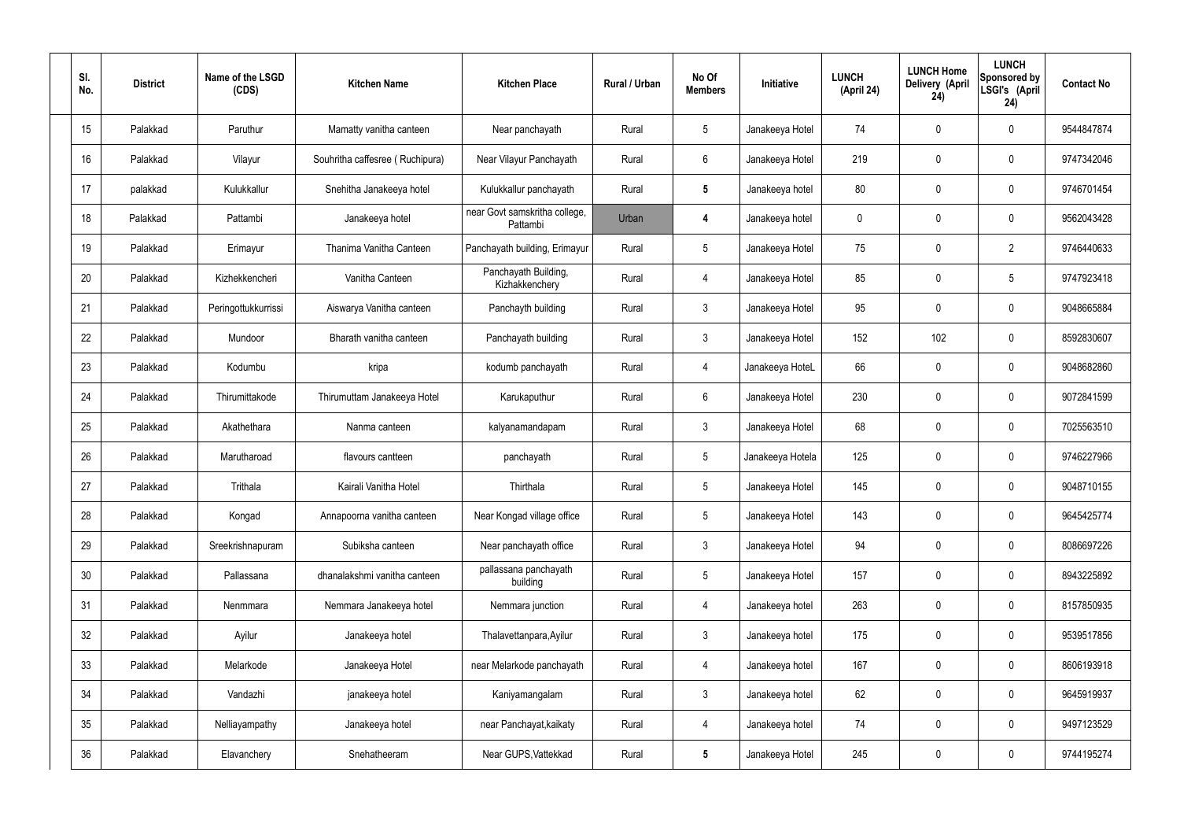| Sl. No. | District | Name of the LSGD (CDS) | Kitchen Name | Kitchen Place | Rural / Urban | No Of Members | Initiative | LUNCH (April 24) | LUNCH Home Delivery (April 24) | LUNCH Sponsored by LSGI's (April 24) | Contact No |
|---|---|---|---|---|---|---|---|---|---|---|---|
| 15 | Palakkad | Paruthur | Mamatty vanitha canteen | Near panchayath | Rural | 5 | Janakeeya Hotel | 74 | 0 | 0 | 9544847874 |
| 16 | Palakkad | Vilayur | Souhritha caffesree ( Ruchipura) | Near Vilayur Panchayath | Rural | 6 | Janakeeya Hotel | 219 | 0 | 0 | 9747342046 |
| 17 | palakkad | Kulukkallur | Snehitha Janakeeya hotel | Kulukkallur panchayath | Rural | 5 | Janakeeya hotel | 80 | 0 | 0 | 9746701454 |
| 18 | Palakkad | Pattambi | Janakeeya hotel | near Govt samskritha college, Pattambi | Urban | 4 | Janakeeya hotel | 0 | 0 | 0 | 9562043428 |
| 19 | Palakkad | Erimayur | Thanima Vanitha Canteen | Panchayath building, Erimayur | Rural | 5 | Janakeeya Hotel | 75 | 0 | 2 | 9746440633 |
| 20 | Palakkad | Kizhekkencheri | Vanitha Canteen | Panchayath Building, Kizhakkenchery | Rural | 4 | Janakeeya Hotel | 85 | 0 | 5 | 9747923418 |
| 21 | Palakkad | Peringottukkurrissi | Aiswarya Vanitha canteen | Panchayth building | Rural | 3 | Janakeeya Hotel | 95 | 0 | 0 | 9048665884 |
| 22 | Palakkad | Mundoor | Bharath vanitha canteen | Panchayath building | Rural | 3 | Janakeeya Hotel | 152 | 102 | 0 | 8592830607 |
| 23 | Palakkad | Kodumbu | kripa | kodumb panchayath | Rural | 4 | Janakeeya HoteL | 66 | 0 | 0 | 9048682860 |
| 24 | Palakkad | Thirumittakode | Thirumuttam Janakeeya Hotel | Karukaputhur | Rural | 6 | Janakeeya Hotel | 230 | 0 | 0 | 9072841599 |
| 25 | Palakkad | Akathethara | Nanma canteen | kalyanamandapam | Rural | 3 | Janakeeya Hotel | 68 | 0 | 0 | 7025563510 |
| 26 | Palakkad | Marutharoad | flavours cantteen | panchayath | Rural | 5 | Janakeeya Hotela | 125 | 0 | 0 | 9746227966 |
| 27 | Palakkad | Trithala | Kairali Vanitha Hotel | Thirthala | Rural | 5 | Janakeeya Hotel | 145 | 0 | 0 | 9048710155 |
| 28 | Palakkad | Kongad | Annapoorna vanitha canteen | Near Kongad village office | Rural | 5 | Janakeeya Hotel | 143 | 0 | 0 | 9645425774 |
| 29 | Palakkad | Sreekrishnapuram | Subiksha canteen | Near panchayath office | Rural | 3 | Janakeeya Hotel | 94 | 0 | 0 | 8086697226 |
| 30 | Palakkad | Pallassana | dhanalakshmi vanitha canteen | pallassana panchayath building | Rural | 5 | Janakeeya Hotel | 157 | 0 | 0 | 8943225892 |
| 31 | Palakkad | Nenmmara | Nemmara Janakeeya hotel | Nemmara junction | Rural | 4 | Janakeeya hotel | 263 | 0 | 0 | 8157850935 |
| 32 | Palakkad | Ayilur | Janakeeya hotel | Thalavettanpara,Ayilur | Rural | 3 | Janakeeya hotel | 175 | 0 | 0 | 9539517856 |
| 33 | Palakkad | Melarkode | Janakeeya Hotel | near Melarkode panchayath | Rural | 4 | Janakeeya hotel | 167 | 0 | 0 | 8606193918 |
| 34 | Palakkad | Vandazhi | janakeeya hotel | Kaniyamangalam | Rural | 3 | Janakeeya hotel | 62 | 0 | 0 | 9645919937 |
| 35 | Palakkad | Nelliayampathy | Janakeeya hotel | near Panchayat,kaikaty | Rural | 4 | Janakeeya hotel | 74 | 0 | 0 | 9497123529 |
| 36 | Palakkad | Elavanchery | Snehatheeram | Near GUPS,Vattekkad | Rural | 5 | Janakeeya Hotel | 245 | 0 | 0 | 9744195274 |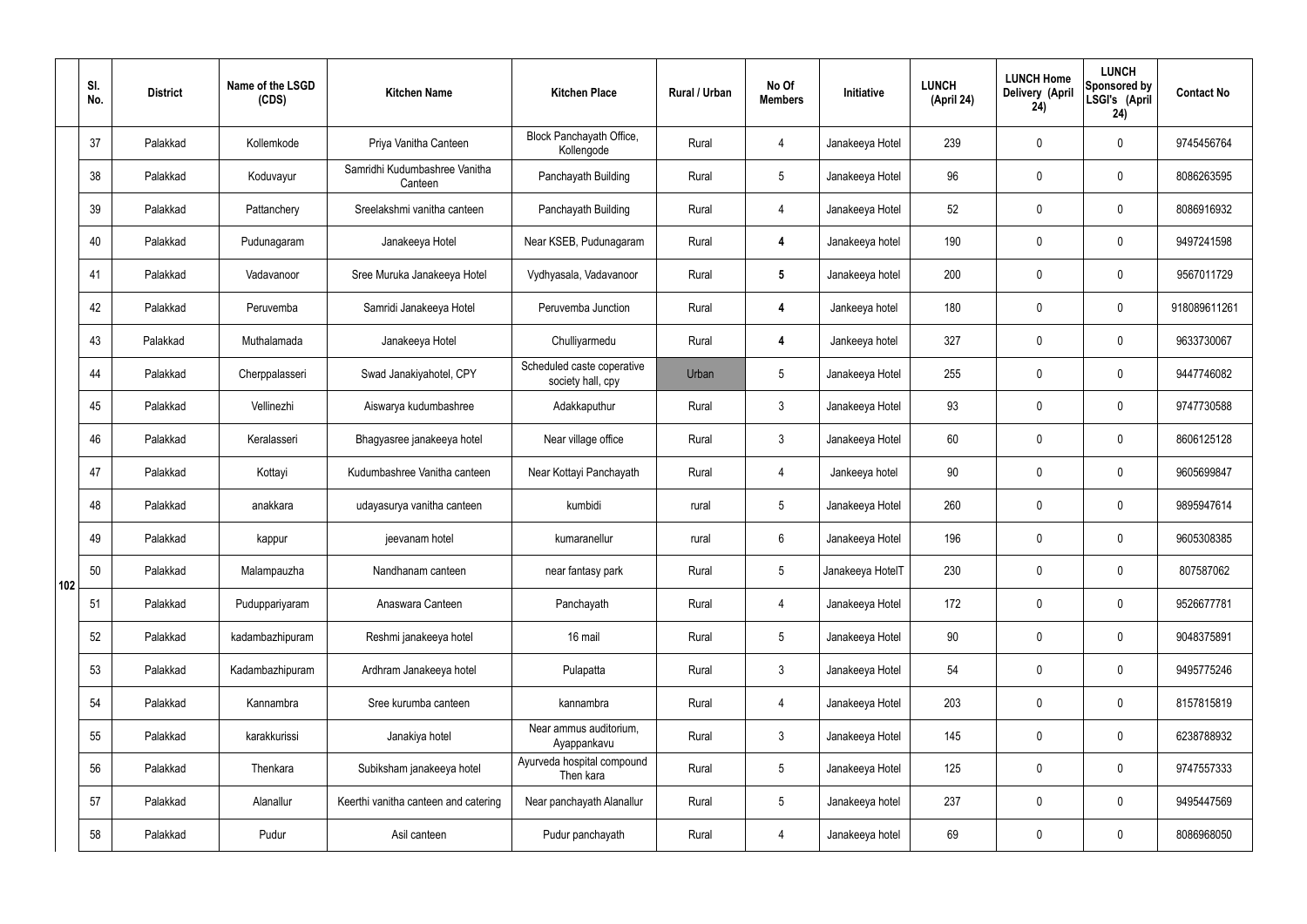|  | Sl. No. | District | Name of the LSGD (CDS) | Kitchen Name | Kitchen Place | Rural / Urban | No Of Members | Initiative | LUNCH (April 24) | LUNCH Home Delivery (April 24) | LUNCH Sponsored by LSGI's (April 24) | Contact No |
|---|---|---|---|---|---|---|---|---|---|---|---|---|
| 102 | 37 | Palakkad | Kollemkode | Priya Vanitha Canteen | Block Panchayath Office, Kollengode | Rural | 4 | Janakeeya Hotel | 239 | 0 | 0 | 9745456764 |
|  | 38 | Palakkad | Koduvayur | Samridhi Kudumbashree Vanitha Canteen | Panchayath Building | Rural | 5 | Janakeeya Hotel | 96 | 0 | 0 | 8086263595 |
|  | 39 | Palakkad | Pattanchery | Sreelakshmi vanitha canteen | Panchayath Building | Rural | 4 | Janakeeya Hotel | 52 | 0 | 0 | 8086916932 |
|  | 40 | Palakkad | Pudunagaram | Janakeeya Hotel | Near KSEB, Pudunagaram | Rural | **4** | Janakeeya hotel | 190 | 0 | 0 | 9497241598 |
|  | 41 | Palakkad | Vadavanoor | Sree Muruka Janakeeya Hotel | Vydhyasala, Vadavanoor | Rural | **5** | Janakeeya hotel | 200 | 0 | 0 | 9567011729 |
|  | 42 | Palakkad | Peruvemba | Samridi Janakeeya Hotel | Peruvemba Junction | Rural | **4** | Jankeeya hotel | 180 | 0 | 0 | 918089611261 |
|  | 43 | Palakkad | Muthalamada | Janakeeya Hotel | Chulliyarmedu | Rural | **4** | Jankeeya hotel | 327 | 0 | 0 | 9633730067 |
|  | 44 | Palakkad | Cherppalasseri | Swad Janakiyahotel, CPY | Scheduled caste coperative society hall, cpy | Urban | 5 | Janakeeya Hotel | 255 | 0 | 0 | 9447746082 |
|  | 45 | Palakkad | Vellinezhi | Aiswarya kudumbashree | Adakkaputhur | Rural | 3 | Janakeeya Hotel | 93 | 0 | 0 | 9747730588 |
|  | 46 | Palakkad | Keralasseri | Bhagyasree janakeeya hotel | Near village office | Rural | 3 | Janakeeya Hotel | 60 | 0 | 0 | 8606125128 |
|  | 47 | Palakkad | Kottayi | Kudumbashree Vanitha canteen | Near Kottayi Panchayath | Rural | 4 | Jankeeya hotel | 90 | 0 | 0 | 9605699847 |
|  | 48 | Palakkad | anakkara | udayasurya vanitha canteen | kumbidi | rural | 5 | Janakeeya Hotel | 260 | 0 | 0 | 9895947614 |
|  | 49 | Palakkad | kappur | jeevanam hotel | kumaranellur | rural | 6 | Janakeeya Hotel | 196 | 0 | 0 | 9605308385 |
|  | 50 | Palakkad | Malampauzha | Nandhanam canteen | near fantasy park | Rural | 5 | Janakeeya HotelT | 230 | 0 | 0 | 807587062 |
|  | 51 | Palakkad | Puduppariyaram | Anaswara Canteen | Panchayath | Rural | 4 | Janakeeya Hotel | 172 | 0 | 0 | 9526677781 |
|  | 52 | Palakkad | kadambazhipuram | Reshmi janakeeya hotel | 16 mail | Rural | 5 | Janakeeya Hotel | 90 | 0 | 0 | 9048375891 |
|  | 53 | Palakkad | Kadambazhipuram | Ardhram Janakeeya hotel | Pulapatta | Rural | 3 | Janakeeya Hotel | 54 | 0 | 0 | 9495775246 |
|  | 54 | Palakkad | Kannambra | Sree kurumba canteen | kannambra | Rural | 4 | Janakeeya Hotel | 203 | 0 | 0 | 8157815819 |
|  | 55 | Palakkad | karakkurissi | Janakiya hotel | Near ammus auditorium, Ayappankavu | Rural | 3 | Janakeeya Hotel | 145 | 0 | 0 | 6238788932 |
|  | 56 | Palakkad | Thenkara | Subiksham janakeeya hotel | Ayurveda hospital compound Then kara | Rural | 5 | Janakeeya Hotel | 125 | 0 | 0 | 9747557333 |
|  | 57 | Palakkad | Alanallur | Keerthi vanitha canteen and catering | Near panchayath Alanallur | Rural | 5 | Janakeeya hotel | 237 | 0 | 0 | 9495447569 |
|  | 58 | Palakkad | Pudur | Asil canteen | Pudur panchayath | Rural | 4 | Janakeeya hotel | 69 | 0 | 0 | 8086968050 |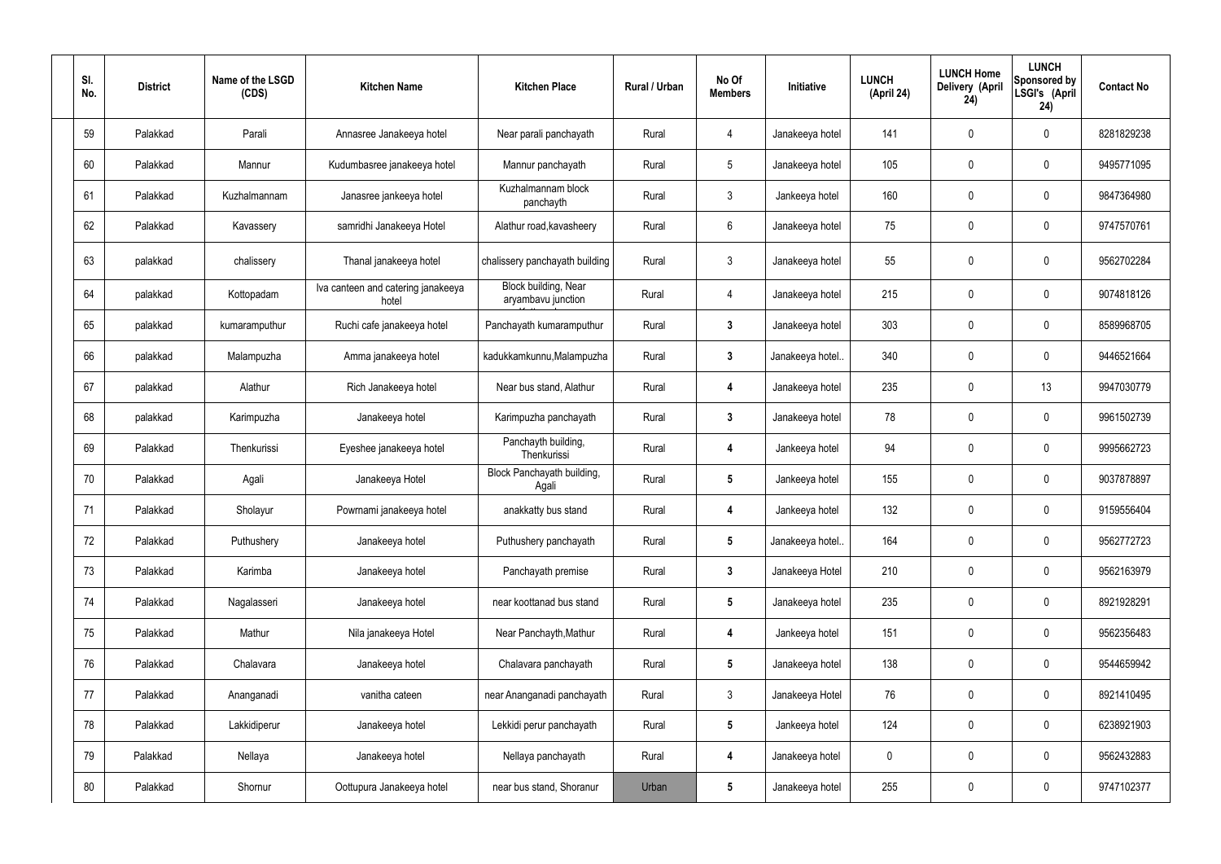| Sl. No. | District | Name of the LSGD (CDS) | Kitchen Name | Kitchen Place | Rural / Urban | No Of Members | Initiative | LUNCH (April 24) | LUNCH Home Delivery (April 24) | LUNCH Sponsored by LSGI's (April 24) | Contact No |
|---|---|---|---|---|---|---|---|---|---|---|---|
| 59 | Palakkad | Parali | Annasree Janakeeya hotel | Near parali panchayath | Rural | 4 | Janakeeya hotel | 141 | 0 | 0 | 8281829238 |
| 60 | Palakkad | Mannur | Kudumbasree janakeeya hotel | Mannur panchayath | Rural | 5 | Janakeeya hotel | 105 | 0 | 0 | 9495771095 |
| 61 | Palakkad | Kuzhalmannam | Janasree jankeeya hotel | Kuzhalmannam block panchayth | Rural | 3 | Jankeeya hotel | 160 | 0 | 0 | 9847364980 |
| 62 | Palakkad | Kavassery | samridhi Janakeeya Hotel | Alathur road,kavasheery | Rural | 6 | Janakeeya hotel | 75 | 0 | 0 | 9747570761 |
| 63 | palakkad | chalissery | Thanal janakeeya hotel | chalissery panchayath building | Rural | 3 | Janakeeya hotel | 55 | 0 | 0 | 9562702284 |
| 64 | palakkad | Kottopadam | Iva canteen and catering janakeeya hotel | Block building, Near aryambavu junction | Rural | 4 | Janakeeya hotel | 215 | 0 | 0 | 9074818126 |
| 65 | palakkad | kumaramputhur | Ruchi cafe janakeeya hotel | Panchayath kumaramputhur | Rural | 3 | Janakeeya hotel | 303 | 0 | 0 | 8589968705 |
| 66 | palakkad | Malampuzha | Amma janakeeya hotel | kadukkamkunnu,Malampuzha | Rural | 3 | Janakeeya hotel.. | 340 | 0 | 0 | 9446521664 |
| 67 | palakkad | Alathur | Rich Janakeeya hotel | Near bus stand, Alathur | Rural | 4 | Janakeeya hotel | 235 | 0 | 13 | 9947030779 |
| 68 | palakkad | Karimpuzha | Janakeeya hotel | Karimpuzha panchayath | Rural | 3 | Janakeeya hotel | 78 | 0 | 0 | 9961502739 |
| 69 | Palakkad | Thenkurissi | Eyeshee janakeeya hotel | Panchayth building, Thenkurissi | Rural | 4 | Jankeeya hotel | 94 | 0 | 0 | 9995662723 |
| 70 | Palakkad | Agali | Janakeeya Hotel | Block Panchayath building, Agali | Rural | 5 | Jankeeya hotel | 155 | 0 | 0 | 9037878897 |
| 71 | Palakkad | Sholayur | Powrnami janakeeya hotel | anakkatty bus stand | Rural | 4 | Jankeeya hotel | 132 | 0 | 0 | 9159556404 |
| 72 | Palakkad | Puthushery | Janakeeya hotel | Puthushery panchayath | Rural | 5 | Janakeeya hotel.. | 164 | 0 | 0 | 9562772723 |
| 73 | Palakkad | Karimba | Janakeeya hotel | Panchayath premise | Rural | 3 | Janakeeya Hotel | 210 | 0 | 0 | 9562163979 |
| 74 | Palakkad | Nagalasseri | Janakeeya hotel | near koottanad bus stand | Rural | 5 | Janakeeya hotel | 235 | 0 | 0 | 8921928291 |
| 75 | Palakkad | Mathur | Nila janakeeya Hotel | Near Panchayth,Mathur | Rural | 4 | Jankeeya hotel | 151 | 0 | 0 | 9562356483 |
| 76 | Palakkad | Chalavara | Janakeeya hotel | Chalavara panchayath | Rural | 5 | Janakeeya hotel | 138 | 0 | 0 | 9544659942 |
| 77 | Palakkad | Ananganadi | vanitha cateen | near Ananganadi panchayath | Rural | 3 | Janakeeya Hotel | 76 | 0 | 0 | 8921410495 |
| 78 | Palakkad | Lakkidiperur | Janakeeya hotel | Lekkidi perur panchayath | Rural | 5 | Jankeeya hotel | 124 | 0 | 0 | 6238921903 |
| 79 | Palakkad | Nellaya | Janakeeya hotel | Nellaya panchayath | Rural | 4 | Janakeeya hotel | 0 | 0 | 0 | 9562432883 |
| 80 | Palakkad | Shornur | Oottupura Janakeeya hotel | near bus stand, Shoranur | Urban | 5 | Janakeeya hotel | 255 | 0 | 0 | 9747102377 |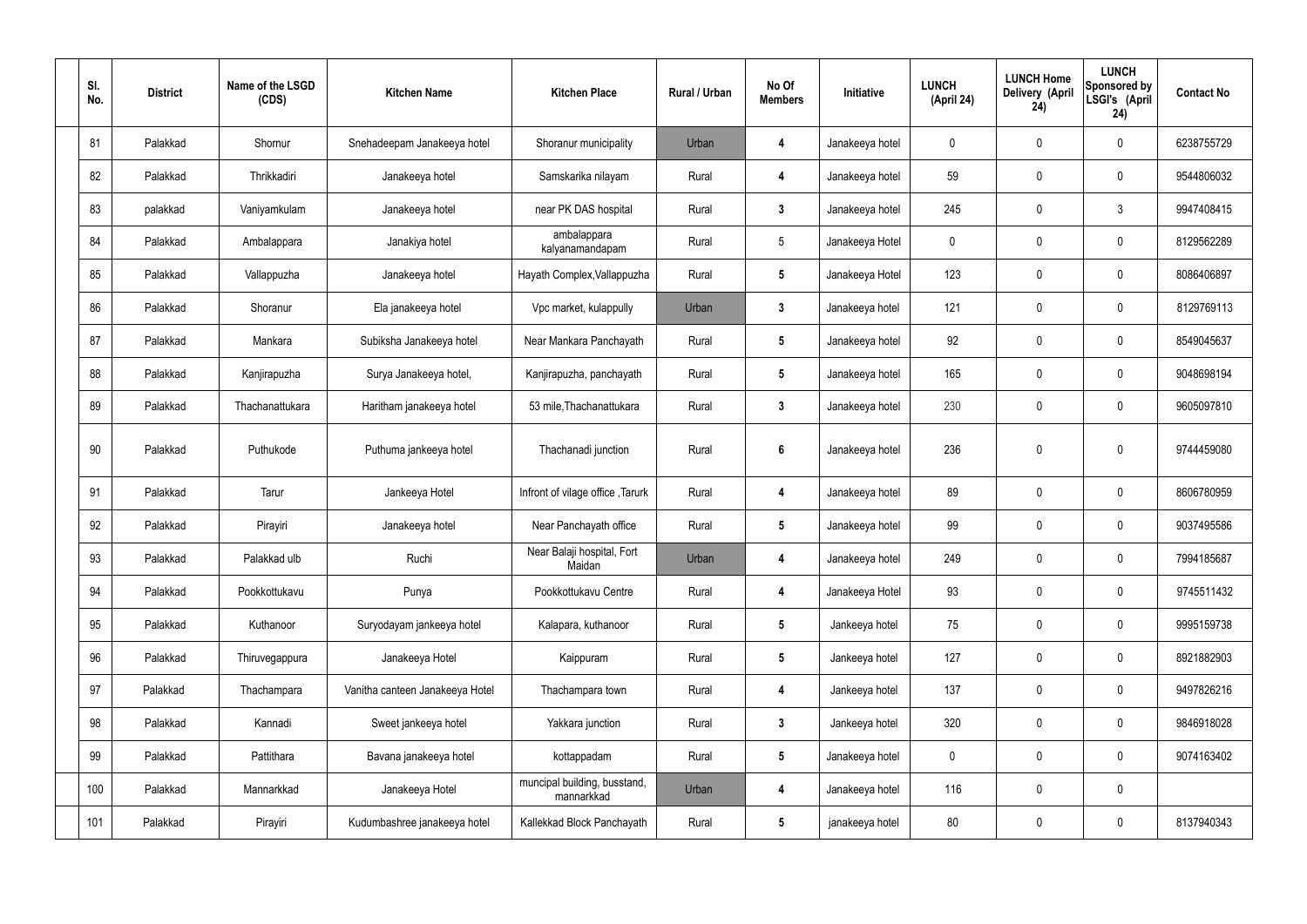| Sl. No. | District | Name of the LSGD (CDS) | Kitchen Name | Kitchen Place | Rural / Urban | No Of Members | Initiative | LUNCH (April 24) | LUNCH Home Delivery (April 24) | LUNCH Sponsored by LSGI's (April 24) | Contact No |
|---|---|---|---|---|---|---|---|---|---|---|---|
| 81 | Palakkad | Shornur | Snehadeepam Janakeeya hotel | Shoranur municipality | Urban | 4 | Janakeeya hotel | 0 | 0 | 0 | 6238755729 |
| 82 | Palakkad | Thrikkadiri | Janakeeya hotel | Samskarika nilayam | Rural | 4 | Janakeeya hotel | 59 | 0 | 0 | 9544806032 |
| 83 | palakkad | Vaniyamkulam | Janakeeya hotel | near PK DAS hospital | Rural | 3 | Janakeeya hotel | 245 | 0 | 3 | 9947408415 |
| 84 | Palakkad | Ambalappara | Janakiya hotel | ambalappara kalyanamandapam | Rural | 5 | Janakeeya Hotel | 0 | 0 | 0 | 8129562289 |
| 85 | Palakkad | Vallappuzha | Janakeeya hotel | Hayath Complex,Vallappuzha | Rural | 5 | Janakeeya Hotel | 123 | 0 | 0 | 8086406897 |
| 86 | Palakkad | Shoranur | Ela janakeeya hotel | Vpc market, kulappully | Urban | 3 | Janakeeya hotel | 121 | 0 | 0 | 8129769113 |
| 87 | Palakkad | Mankara | Subiksha Janakeeya hotel | Near Mankara Panchayath | Rural | 5 | Janakeeya hotel | 92 | 0 | 0 | 8549045637 |
| 88 | Palakkad | Kanjirapuzha | Surya Janakeeya hotel, | Kanjirapuzha, panchayath | Rural | 5 | Janakeeya hotel | 165 | 0 | 0 | 9048698194 |
| 89 | Palakkad | Thachanattukara | Haritham janakeeya hotel | 53 mile,Thachanattukara | Rural | 3 | Janakeeya hotel | 230 | 0 | 0 | 9605097810 |
| 90 | Palakkad | Puthukode | Puthuma jankeeya hotel | Thachanadi junction | Rural | 6 | Janakeeya hotel | 236 | 0 | 0 | 9744459080 |
| 91 | Palakkad | Tarur | Jankeeya Hotel | Infront of vilage office ,Tarurk | Rural | 4 | Janakeeya hotel | 89 | 0 | 0 | 8606780959 |
| 92 | Palakkad | Pirayiri | Janakeeya hotel | Near Panchayath office | Rural | 5 | Janakeeya hotel | 99 | 0 | 0 | 9037495586 |
| 93 | Palakkad | Palakkad ulb | Ruchi | Near Balaji hospital, Fort Maidan | Urban | 4 | Janakeeya hotel | 249 | 0 | 0 | 7994185687 |
| 94 | Palakkad | Pookkottukavu | Punya | Pookkottukavu Centre | Rural | 4 | Janakeeya Hotel | 93 | 0 | 0 | 9745511432 |
| 95 | Palakkad | Kuthanoor | Suryodayam jankeeya hotel | Kalapara, kuthanoor | Rural | 5 | Jankeeya hotel | 75 | 0 | 0 | 9995159738 |
| 96 | Palakkad | Thiruvegappura | Janakeeya Hotel | Kaippuram | Rural | 5 | Jankeeya hotel | 127 | 0 | 0 | 8921882903 |
| 97 | Palakkad | Thachampara | Vanitha canteen Janakeeya Hotel | Thachampara town | Rural | 4 | Jankeeya hotel | 137 | 0 | 0 | 9497826216 |
| 98 | Palakkad | Kannadi | Sweet jankeeya hotel | Yakkara junction | Rural | 3 | Jankeeya hotel | 320 | 0 | 0 | 9846918028 |
| 99 | Palakkad | Pattithara | Bavana janakeeya hotel | kottappadam | Rural | 5 | Janakeeya hotel | 0 | 0 | 0 | 9074163402 |
| 100 | Palakkad | Mannarkkad | Janakeeya Hotel | muncipal building, busstand, mannarkkad | Urban | 4 | Janakeeya hotel | 116 | 0 | 0 | |
| 101 | Palakkad | Pirayiri | Kudumbashree janakeeya hotel | Kallekkad Block Panchayath | Rural | 5 | janakeeya hotel | 80 | 0 | 0 | 8137940343 |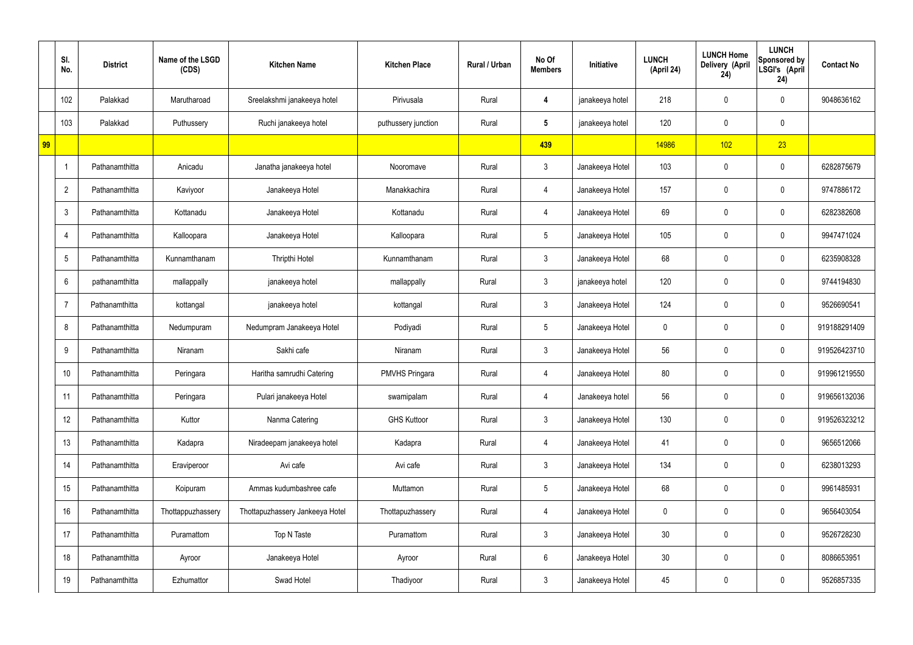| | Sl. No. | District | Name of the LSGD (CDS) | Kitchen Name | Kitchen Place | Rural / Urban | No Of Members | Initiative | LUNCH (April 24) | LUNCH Home Delivery (April 24) | LUNCH Sponsored by LSGI's (April 24) | Contact No |
|---|---|---|---|---|---|---|---|---|---|---|---|---|
| | 102 | Palakkad | Marutharoad | Sreelakshmi janakeeya hotel | Pirivusala | Rural | 4 | janakeeya hotel | 218 | 0 | 0 | 9048636162 |
| | 103 | Palakkad | Puthussery | Ruchi janakeeya hotel | puthussery junction | Rural | 5 | janakeeya hotel | 120 | 0 | 0 | |
| 99 | | | | | | | 439 | | 14986 | 102 | 23 | |
| | 1 | Pathanamthitta | Anicadu | Janatha janakeeya hotel | Nooromave | Rural | 3 | Janakeeya Hotel | 103 | 0 | 0 | 6282875679 |
| | 2 | Pathanamthitta | Kaviyoor | Janakeeya Hotel | Manakkachira | Rural | 4 | Janakeeya Hotel | 157 | 0 | 0 | 9747886172 |
| | 3 | Pathanamthitta | Kottanadu | Janakeeya Hotel | Kottanadu | Rural | 4 | Janakeeya Hotel | 69 | 0 | 0 | 6282382608 |
| | 4 | Pathanamthitta | Kalloopara | Janakeeya Hotel | Kalloopara | Rural | 5 | Janakeeya Hotel | 105 | 0 | 0 | 9947471024 |
| | 5 | Pathanamthitta | Kunnamthanam | Thripthi Hotel | Kunnamthanam | Rural | 3 | Janakeeya Hotel | 68 | 0 | 0 | 6235908328 |
| | 6 | pathanamthitta | mallappally | janakeeya hotel | mallappally | Rural | 3 | janakeeya hotel | 120 | 0 | 0 | 9744194830 |
| | 7 | Pathanamthitta | kottangal | janakeeya hotel | kottangal | Rural | 3 | Janakeeya Hotel | 124 | 0 | 0 | 9526690541 |
| | 8 | Pathanamthitta | Nedumpuram | Nedumpram Janakeeya Hotel | Podiyadi | Rural | 5 | Janakeeya Hotel | 0 | 0 | 0 | 919188291409 |
| | 9 | Pathanamthitta | Niranam | Sakhi cafe | Niranam | Rural | 3 | Janakeeya Hotel | 56 | 0 | 0 | 919526423710 |
| | 10 | Pathanamthitta | Peringara | Haritha samrudhi Catering | PMVHS Pringara | Rural | 4 | Janakeeya Hotel | 80 | 0 | 0 | 919961219550 |
| | 11 | Pathanamthitta | Peringara | Pulari janakeeya Hotel | swamipalam | Rural | 4 | Janakeeya hotel | 56 | 0 | 0 | 919656132036 |
| | 12 | Pathanamthitta | Kuttor | Nanma Catering | GHS Kuttoor | Rural | 3 | Janakeeya Hotel | 130 | 0 | 0 | 919526323212 |
| | 13 | Pathanamthitta | Kadapra | Niradeepam janakeeya hotel | Kadapra | Rural | 4 | Janakeeya Hotel | 41 | 0 | 0 | 9656512066 |
| | 14 | Pathanamthitta | Eraviperoor | Avi cafe | Avi cafe | Rural | 3 | Janakeeya Hotel | 134 | 0 | 0 | 6238013293 |
| | 15 | Pathanamthitta | Koipuram | Ammas kudumbashree cafe | Muttamon | Rural | 5 | Janakeeya Hotel | 68 | 0 | 0 | 9961485931 |
| | 16 | Pathanamthitta | Thottappuzhassery | Thottapuzhassery Jankeeya Hotel | Thottapuzhassery | Rural | 4 | Janakeeya Hotel | 0 | 0 | 0 | 9656403054 |
| | 17 | Pathanamthitta | Puramattom | Top N Taste | Puramattom | Rural | 3 | Janakeeya Hotel | 30 | 0 | 0 | 9526728230 |
| | 18 | Pathanamthitta | Ayroor | Janakeeya Hotel | Ayroor | Rural | 6 | Janakeeya Hotel | 30 | 0 | 0 | 8086653951 |
| | 19 | Pathanamthitta | Ezhumattor | Swad Hotel | Thadiyoor | Rural | 3 | Janakeeya Hotel | 45 | 0 | 0 | 9526857335 |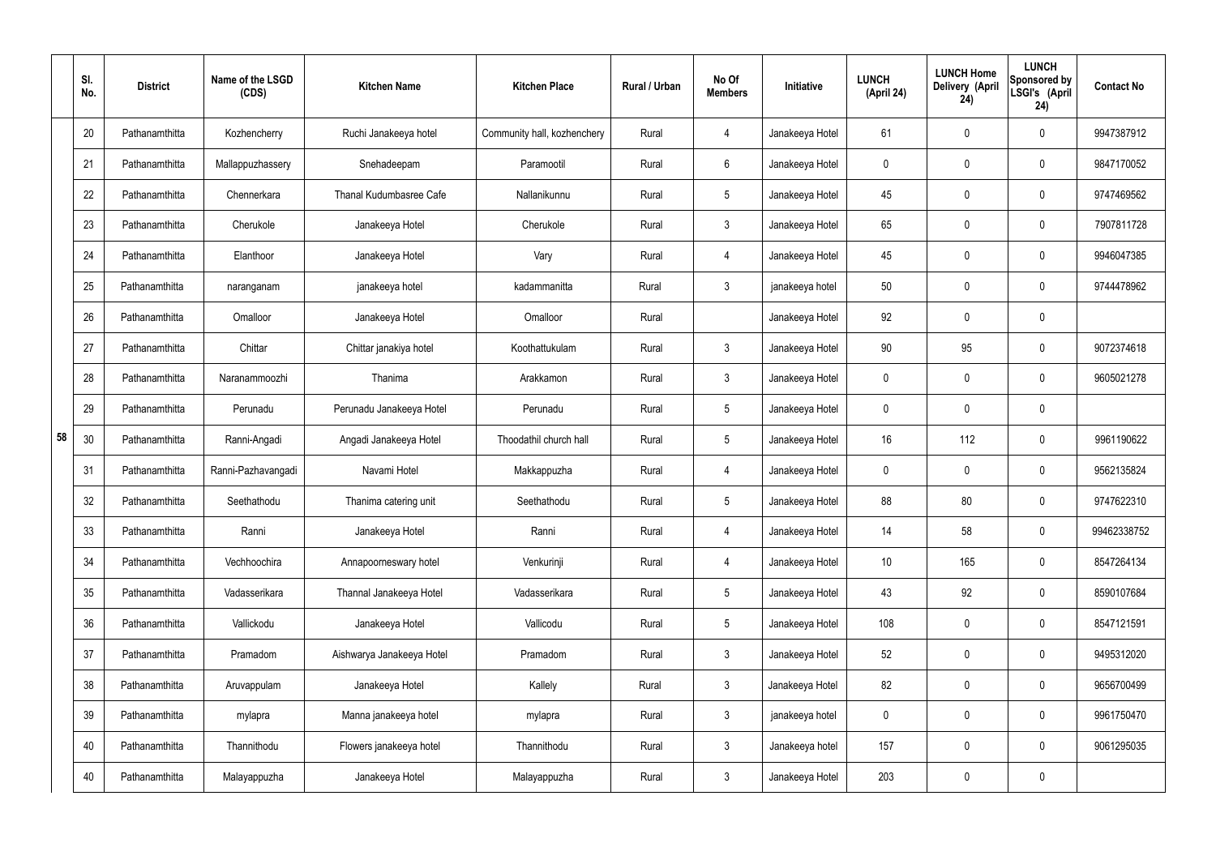|  | Sl. No. | District | Name of the LSGD (CDS) | Kitchen Name | Kitchen Place | Rural / Urban | No Of Members | Initiative | LUNCH (April 24) | LUNCH Home Delivery (April 24) | LUNCH Sponsored by LSGI's (April 24) | Contact No |
|---|---|---|---|---|---|---|---|---|---|---|---|---|
| 58 | 20 | Pathanamthitta | Kozhencherry | Ruchi Janakeeya hotel | Community hall, kozhenchery | Rural | 4 | Janakeeya Hotel | 61 | 0 | 0 | 9947387912 |
|  | 21 | Pathanamthitta | Mallappuzhassery | Snehadeepam | Paramootil | Rural | 6 | Janakeeya Hotel | 0 | 0 | 0 | 9847170052 |
|  | 22 | Pathanamthitta | Chennerkara | Thanal Kudumbasree Cafe | Nallanikunnu | Rural | 5 | Janakeeya Hotel | 45 | 0 | 0 | 9747469562 |
|  | 23 | Pathanamthitta | Cherukole | Janakeeya Hotel | Cherukole | Rural | 3 | Janakeeya Hotel | 65 | 0 | 0 | 7907811728 |
|  | 24 | Pathanamthitta | Elanthoor | Janakeeya Hotel | Vary | Rural | 4 | Janakeeya Hotel | 45 | 0 | 0 | 9946047385 |
|  | 25 | Pathanamthitta | naranganam | janakeeya hotel | kadammanitta | Rural | 3 | janakeeya hotel | 50 | 0 | 0 | 9744478962 |
|  | 26 | Pathanamthitta | Omalloor | Janakeeya Hotel | Omalloor | Rural |  | Janakeeya Hotel | 92 | 0 | 0 |  |
|  | 27 | Pathanamthitta | Chittar | Chittar janakiya hotel | Koothattukulam | Rural | 3 | Janakeeya Hotel | 90 | 95 | 0 | 9072374618 |
|  | 28 | Pathanamthitta | Naranammoozhi | Thanima | Arakkamon | Rural | 3 | Janakeeya Hotel | 0 | 0 | 0 | 9605021278 |
|  | 29 | Pathanamthitta | Perunadu | Perunadu Janakeeya Hotel | Perunadu | Rural | 5 | Janakeeya Hotel | 0 | 0 | 0 |  |
|  | 30 | Pathanamthitta | Ranni-Angadi | Angadi Janakeeya Hotel | Thoodathil church hall | Rural | 5 | Janakeeya Hotel | 16 | 112 | 0 | 9961190622 |
|  | 31 | Pathanamthitta | Ranni-Pazhavangadi | Navami Hotel | Makkappuzha | Rural | 4 | Janakeeya Hotel | 0 | 0 | 0 | 9562135824 |
|  | 32 | Pathanamthitta | Seethathodu | Thanima catering unit | Seethathodu | Rural | 5 | Janakeeya Hotel | 88 | 80 | 0 | 9747622310 |
|  | 33 | Pathanamthitta | Ranni | Janakeeya Hotel | Ranni | Rural | 4 | Janakeeya Hotel | 14 | 58 | 0 | 99462338752 |
|  | 34 | Pathanamthitta | Vechhoochira | Annapoorneswary hotel | Venkurinji | Rural | 4 | Janakeeya Hotel | 10 | 165 | 0 | 8547264134 |
|  | 35 | Pathanamthitta | Vadasserikara | Thannal Janakeeya Hotel | Vadasserikara | Rural | 5 | Janakeeya Hotel | 43 | 92 | 0 | 8590107684 |
|  | 36 | Pathanamthitta | Vallickodu | Janakeeya Hotel | Vallicodu | Rural | 5 | Janakeeya Hotel | 108 | 0 | 0 | 8547121591 |
|  | 37 | Pathanamthitta | Pramadom | Aishwarya Janakeeya Hotel | Pramadom | Rural | 3 | Janakeeya Hotel | 52 | 0 | 0 | 9495312020 |
|  | 38 | Pathanamthitta | Aruvappulam | Janakeeya Hotel | Kallely | Rural | 3 | Janakeeya Hotel | 82 | 0 | 0 | 9656700499 |
|  | 39 | Pathanamthitta | mylapra | Manna janakeeya hotel | mylapra | Rural | 3 | janakeeya hotel | 0 | 0 | 0 | 9961750470 |
|  | 40 | Pathanamthitta | Thannithodu | Flowers janakeeya hotel | Thannithodu | Rural | 3 | Janakeeya hotel | 157 | 0 | 0 | 9061295035 |
|  | 40 | Pathanamthitta | Malayappuzha | Janakeeya Hotel | Malayappuzha | Rural | 3 | Janakeeya Hotel | 203 | 0 | 0 |  |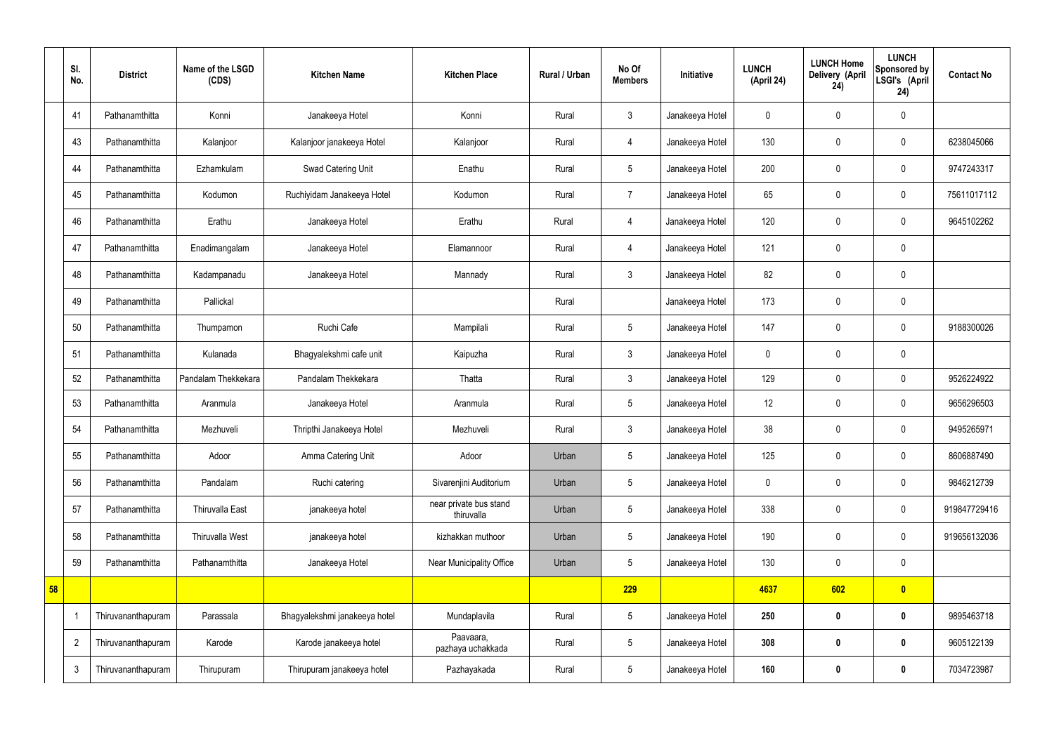| | Sl. No. | District | Name of the LSGD (CDS) | Kitchen Name | Kitchen Place | Rural / Urban | No Of Members | Initiative | LUNCH (April 24) | LUNCH Home Delivery (April 24) | LUNCH Sponsored by LSGI's (April 24) | Contact No |
|---|---|---|---|---|---|---|---|---|---|---|---|---|
| | 41 | Pathanamthitta | Konni | Janakeeya Hotel | Konni | Rural | 3 | Janakeeya Hotel | 0 | 0 | 0 | |
| | 43 | Pathanamthitta | Kalanjoor | Kalanjoor janakeeya Hotel | Kalanjoor | Rural | 4 | Janakeeya Hotel | 130 | 0 | 0 | 6238045066 |
| | 44 | Pathanamthitta | Ezhamkulam | Swad Catering Unit | Enathu | Rural | 5 | Janakeeya Hotel | 200 | 0 | 0 | 9747243317 |
| | 45 | Pathanamthitta | Kodumon | Ruchiyidam Janakeeya Hotel | Kodumon | Rural | 7 | Janakeeya Hotel | 65 | 0 | 0 | 75611017112 |
| | 46 | Pathanamthitta | Erathu | Janakeeya Hotel | Erathu | Rural | 4 | Janakeeya Hotel | 120 | 0 | 0 | 9645102262 |
| | 47 | Pathanamthitta | Enadimangalam | Janakeeya Hotel | Elamannoor | Rural | 4 | Janakeeya Hotel | 121 | 0 | 0 | |
| | 48 | Pathanamthitta | Kadampanadu | Janakeeya Hotel | Mannady | Rural | 3 | Janakeeya Hotel | 82 | 0 | 0 | |
| | 49 | Pathanamthitta | Pallickal | | | Rural | | Janakeeya Hotel | 173 | 0 | 0 | |
| | 50 | Pathanamthitta | Thumpamon | Ruchi Cafe | Mampilali | Rural | 5 | Janakeeya Hotel | 147 | 0 | 0 | 9188300026 |
| | 51 | Pathanamthitta | Kulanada | Bhagyalekshmi cafe unit | Kaipuzha | Rural | 3 | Janakeeya Hotel | 0 | 0 | 0 | |
| | 52 | Pathanamthitta | Pandalam Thekkekara | Pandalam Thekkekara | Thatta | Rural | 3 | Janakeeya Hotel | 129 | 0 | 0 | 9526224922 |
| | 53 | Pathanamthitta | Aranmula | Janakeeya Hotel | Aranmula | Rural | 5 | Janakeeya Hotel | 12 | 0 | 0 | 9656296503 |
| | 54 | Pathanamthitta | Mezhuveli | Thripthi Janakeeya Hotel | Mezhuveli | Rural | 3 | Janakeeya Hotel | 38 | 0 | 0 | 9495265971 |
| | 55 | Pathanamthitta | Adoor | Amma Catering Unit | Adoor | Urban | 5 | Janakeeya Hotel | 125 | 0 | 0 | 8606887490 |
| | 56 | Pathanamthitta | Pandalam | Ruchi catering | Sivarenjini Auditorium | Urban | 5 | Janakeeya Hotel | 0 | 0 | 0 | 9846212739 |
| | 57 | Pathanamthitta | Thiruvalla East | janakeeya hotel | near private bus stand thiruvalla | Urban | 5 | Janakeeya Hotel | 338 | 0 | 0 | 919847729416 |
| | 58 | Pathanamthitta | Thiruvalla West | janakeeya hotel | kizhakkan muthoor | Urban | 5 | Janakeeya Hotel | 190 | 0 | 0 | 919656132036 |
| | 59 | Pathanamthitta | Pathanamthitta | Janakeeya Hotel | Near Municipality Office | Urban | 5 | Janakeeya Hotel | 130 | 0 | 0 | |
| **58** | | | | | | | **229** | | **4637** | **602** | **0** | |
| | 1 | Thiruvananthapuram | Parassala | Bhagyalekshmi janakeeya hotel | Mundaplavila | Rural | 5 | Janakeeya Hotel | **250** | **0** | **0** | 9895463718 |
| | 2 | Thiruvananthapuram | Karode | Karode janakeeya hotel | Paavaara, pazhaya uchakkada | Rural | 5 | Janakeeya Hotel | **308** | **0** | **0** | 9605122139 |
| | 3 | Thiruvananthapuram | Thirupuram | Thirupuram janakeeya hotel | Pazhayakada | Rural | 5 | Janakeeya Hotel | **160** | **0** | **0** | 7034723987 |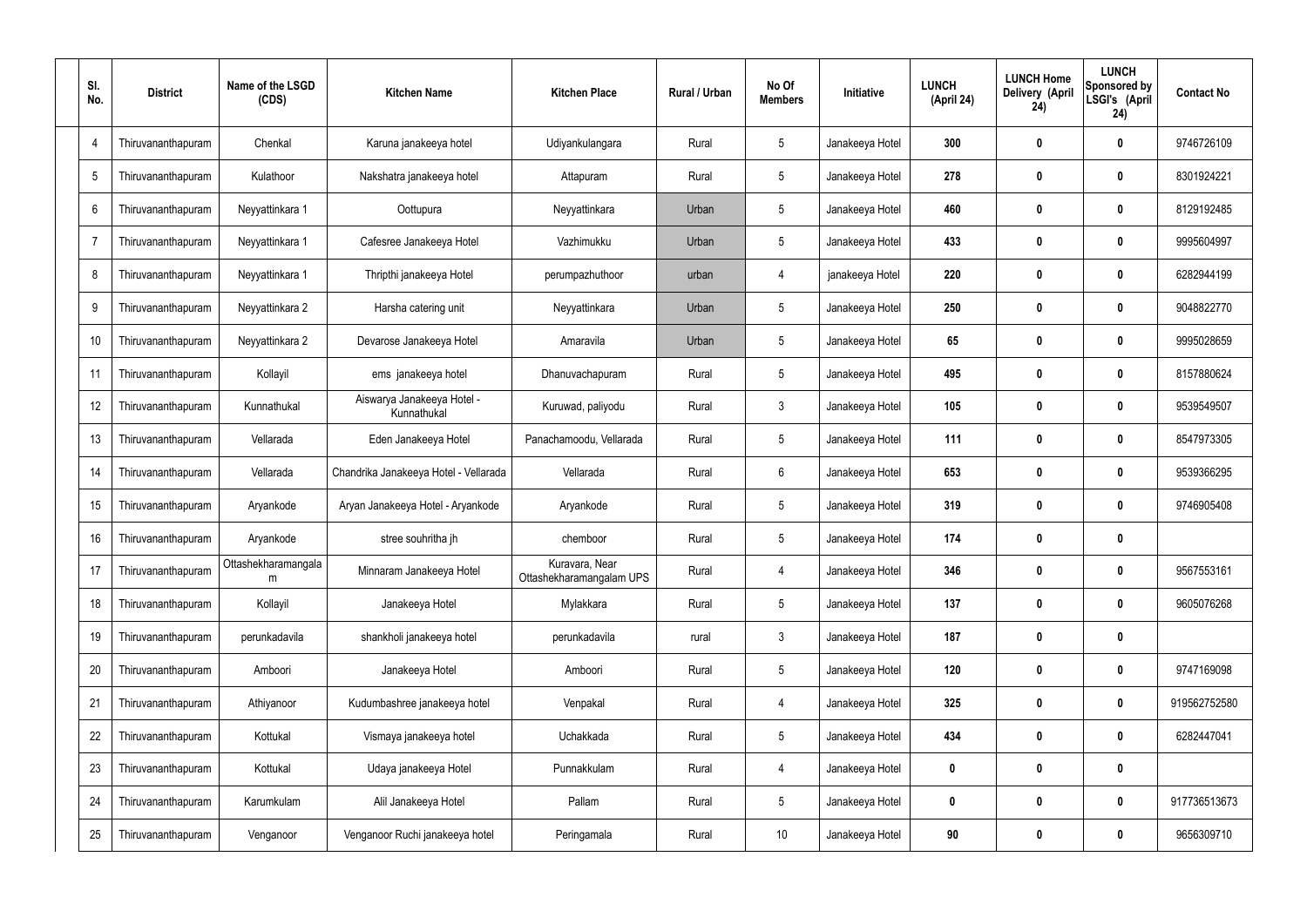| Sl. No. | District | Name of the LSGD (CDS) | Kitchen Name | Kitchen Place | Rural / Urban | No Of Members | Initiative | LUNCH (April 24) | LUNCH Home Delivery (April 24) | LUNCH Sponsored by LSGI's (April 24) | Contact No |
|---|---|---|---|---|---|---|---|---|---|---|---|
| 4 | Thiruvananthapuram | Chenkal | Karuna janakeeya hotel | Udiyankulangara | Rural | 5 | Janakeeya Hotel | 300 | 0 | 0 | 9746726109 |
| 5 | Thiruvananthapuram | Kulathoor | Nakshatra janakeeya hotel | Attapuram | Rural | 5 | Janakeeya Hotel | 278 | 0 | 0 | 8301924221 |
| 6 | Thiruvananthapuram | Neyyattinkara 1 | Oottupura | Neyyattinkara | Urban | 5 | Janakeeya Hotel | 460 | 0 | 0 | 8129192485 |
| 7 | Thiruvananthapuram | Neyyattinkara 1 | Cafesree Janakeeya Hotel | Vazhimukku | Urban | 5 | Janakeeya Hotel | 433 | 0 | 0 | 9995604997 |
| 8 | Thiruvananthapuram | Neyyattinkara 1 | Thripthi janakeeya Hotel | perumpazhuthoor | urban | 4 | janakeeya Hotel | 220 | 0 | 0 | 6282944199 |
| 9 | Thiruvananthapuram | Neyyattinkara 2 | Harsha catering unit | Neyyattinkara | Urban | 5 | Janakeeya Hotel | 250 | 0 | 0 | 9048822770 |
| 10 | Thiruvananthapuram | Neyyattinkara 2 | Devarose Janakeeya Hotel | Amaravila | Urban | 5 | Janakeeya Hotel | 65 | 0 | 0 | 9995028659 |
| 11 | Thiruvananthapuram | Kollayil | ems janakeeya hotel | Dhanuvachapuram | Rural | 5 | Janakeeya Hotel | 495 | 0 | 0 | 8157880624 |
| 12 | Thiruvananthapuram | Kunnathukal | Aiswarya Janakeeya Hotel - Kunnathukal | Kuruwad, paliyodu | Rural | 3 | Janakeeya Hotel | 105 | 0 | 0 | 9539549507 |
| 13 | Thiruvananthapuram | Vellarada | Eden Janakeeya Hotel | Panachamoodu, Vellarada | Rural | 5 | Janakeeya Hotel | 111 | 0 | 0 | 8547973305 |
| 14 | Thiruvananthapuram | Vellarada | Chandrika Janakeeya Hotel - Vellarada | Vellarada | Rural | 6 | Janakeeya Hotel | 653 | 0 | 0 | 9539366295 |
| 15 | Thiruvananthapuram | Aryankode | Aryan Janakeeya Hotel - Aryankode | Aryankode | Rural | 5 | Janakeeya Hotel | 319 | 0 | 0 | 9746905408 |
| 16 | Thiruvananthapuram | Aryankode | stree souhritha jh | chemboor | Rural | 5 | Janakeeya Hotel | 174 | 0 | 0 | |
| 17 | Thiruvananthapuram | Ottashekharamangalam | Minnaram Janakeeya Hotel | Kuravara, Near Ottashekharamangalam UPS | Rural | 4 | Janakeeya Hotel | 346 | 0 | 0 | 9567553161 |
| 18 | Thiruvananthapuram | Kollayil | Janakeeya Hotel | Mylakkara | Rural | 5 | Janakeeya Hotel | 137 | 0 | 0 | 9605076268 |
| 19 | Thiruvananthapuram | perunkadavila | shankholi janakeeya hotel | perunkadavila | rural | 3 | Janakeeya Hotel | 187 | 0 | 0 | |
| 20 | Thiruvananthapuram | Amboori | Janakeeya Hotel | Amboori | Rural | 5 | Janakeeya Hotel | 120 | 0 | 0 | 9747169098 |
| 21 | Thiruvananthapuram | Athiyanoor | Kudumbashree janakeeya hotel | Venpakal | Rural | 4 | Janakeeya Hotel | 325 | 0 | 0 | 919562752580 |
| 22 | Thiruvananthapuram | Kottukal | Vismaya janakeeya hotel | Uchakkada | Rural | 5 | Janakeeya Hotel | 434 | 0 | 0 | 6282447041 |
| 23 | Thiruvananthapuram | Kottukal | Udaya janakeeya Hotel | Punnakkulam | Rural | 4 | Janakeeya Hotel | 0 | 0 | 0 | |
| 24 | Thiruvananthapuram | Karumkulam | Alil Janakeeya Hotel | Pallam | Rural | 5 | Janakeeya Hotel | 0 | 0 | 0 | 917736513673 |
| 25 | Thiruvananthapuram | Venganoor | Venganoor Ruchi janakeeya hotel | Peringamala | Rural | 10 | Janakeeya Hotel | 90 | 0 | 0 | 9656309710 |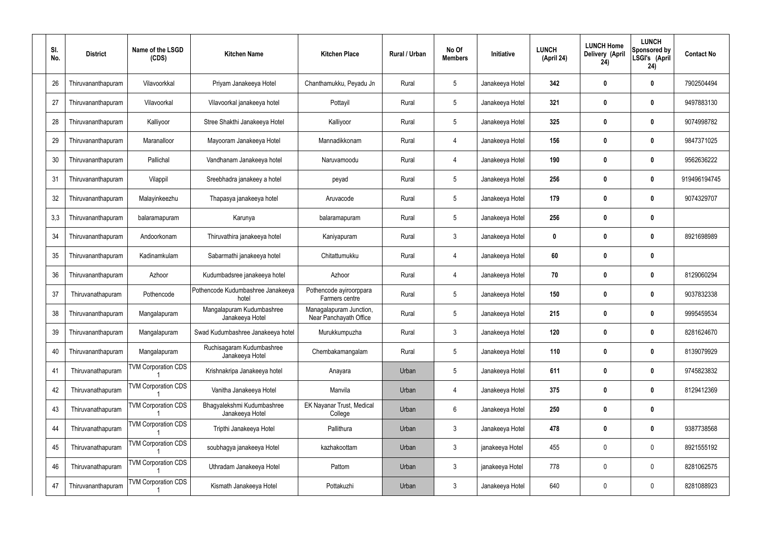| Sl. No. | District | Name of the LSGD (CDS) | Kitchen Name | Kitchen Place | Rural / Urban | No Of Members | Initiative | LUNCH (April 24) | LUNCH Home Delivery (April 24) | LUNCH Sponsored by LSGI's (April 24) | Contact No |
|---|---|---|---|---|---|---|---|---|---|---|---|
| 26 | Thiruvananthapuram | Vilavoorkkal | Priyam Janakeeya Hotel | Chanthamukku, Peyadu Jn | Rural | 5 | Janakeeya Hotel | **342** | **0** | **0** | 7902504494 |
| 27 | Thiruvananthapuram | Vilavoorkal | Vilavoorkal janakeeya hotel | Pottayil | Rural | 5 | Janakeeya Hotel | **321** | **0** | **0** | 9497883130 |
| 28 | Thiruvananthapuram | Kalliyoor | Stree Shakthi Janakeeya Hotel | Kalliyoor | Rural | 5 | Janakeeya Hotel | **325** | **0** | **0** | 9074998782 |
| 29 | Thiruvananthapuram | Maranalloor | Mayooram Janakeeya Hotel | Mannadikkonam | Rural | 4 | Janakeeya Hotel | **156** | **0** | **0** | 9847371025 |
| 30 | Thiruvananthapuram | Pallichal | Vandhanam Janakeeya hotel | Naruvamoodu | Rural | 4 | Janakeeya Hotel | **190** | **0** | **0** | 9562636222 |
| 31 | Thiruvananthapuram | Vilappil | Sreebhadra janakeey a hotel | peyad | Rural | 5 | Janakeeya Hotel | **256** | **0** | **0** | 919496194745 |
| 32 | Thiruvananthapuram | Malayinkeezhu | Thapasya janakeeya hotel | Aruvacode | Rural | 5 | Janakeeya Hotel | **179** | **0** | **0** | 9074329707 |
| 3,3 | Thiruvananthapuram | balaramapuram | Karunya | balaramapuram | Rural | 5 | Janakeeya Hotel | **256** | **0** | **0** | |
| 34 | Thiruvananthapuram | Andoorkonam | Thiruvathira janakeeya hotel | Kaniyapuram | Rural | 3 | Janakeeya Hotel | **0** | **0** | **0** | 8921698989 |
| 35 | Thiruvananthapuram | Kadinamkulam | Sabarmathi janakeeya hotel | Chitattumukku | Rural | 4 | Janakeeya Hotel | **60** | **0** | **0** | |
| 36 | Thiruvananthapuram | Azhoor | Kudumbadsree janakeeya hotel | Azhoor | Rural | 4 | Janakeeya Hotel | **70** | **0** | **0** | 8129060294 |
| 37 | Thiruvanathapuram | Pothencode | Pothencode Kudumbashree Janakeeya hotel | Pothencode ayiroorppara Farmers centre | Rural | 5 | Janakeeya Hotel | **150** | **0** | **0** | 9037832338 |
| 38 | Thiruvananthapuram | Mangalapuram | Mangalapuram Kudumbashree Janakeeya Hotel | Managalapuram Junction, Near Panchayath Office | Rural | 5 | Janakeeya Hotel | **215** | **0** | **0** | 9995459534 |
| 39 | Thiruvananthapuram | Mangalapuram | Swad Kudumbashree Janakeeya hotel | Murukkumpuzha | Rural | 3 | Janakeeya Hotel | **120** | **0** | **0** | 8281624670 |
| 40 | Thiruvananthapuram | Mangalapuram | Ruchisagaram Kudumbashree Janakeeya Hotel | Chembakamangalam | Rural | 5 | Janakeeya Hotel | **110** | **0** | **0** | 8139079929 |
| 41 | Thiruvanathapuram | TVM Corporation CDS 1 | Krishnakripa Janakeeya hotel | Anayara | Urban | 5 | Janakeeya Hotel | **611** | **0** | **0** | 9745823832 |
| 42 | Thiruvanathapuram | TVM Corporation CDS 1 | Vanitha Janakeeya Hotel | Manvila | Urban | 4 | Janakeeya Hotel | **375** | **0** | **0** | 8129412369 |
| 43 | Thiruvanathapuram | TVM Corporation CDS 1 | Bhagyalekshmi Kudumbashree Janakeeya Hotel | EK Nayanar Trust, Medical College | Urban | 6 | Janakeeya Hotel | **250** | **0** | **0** | |
| 44 | Thiruvanathapuram | TVM Corporation CDS 1 | Tripthi Janakeeya Hotel | Pallithura | Urban | 3 | Janakeeya Hotel | **478** | **0** | **0** | 9387738568 |
| 45 | Thiruvanathapuram | TVM Corporation CDS 1 | soubhagya janakeeya Hotel | kazhakoottam | Urban | 3 | janakeeya Hotel | 455 | 0 | 0 | 8921555192 |
| 46 | Thiruvanathapuram | TVM Corporation CDS 1 | Uthradam Janakeeya Hotel | Pattom | Urban | 3 | janakeeya Hotel | 778 | 0 | 0 | 8281062575 |
| 47 | Thiruvananthapuram | TVM Corporation CDS 1 | Kismath Janakeeya Hotel | Pottakuzhi | Urban | 3 | Janakeeya Hotel | 640 | 0 | 0 | 8281088923 |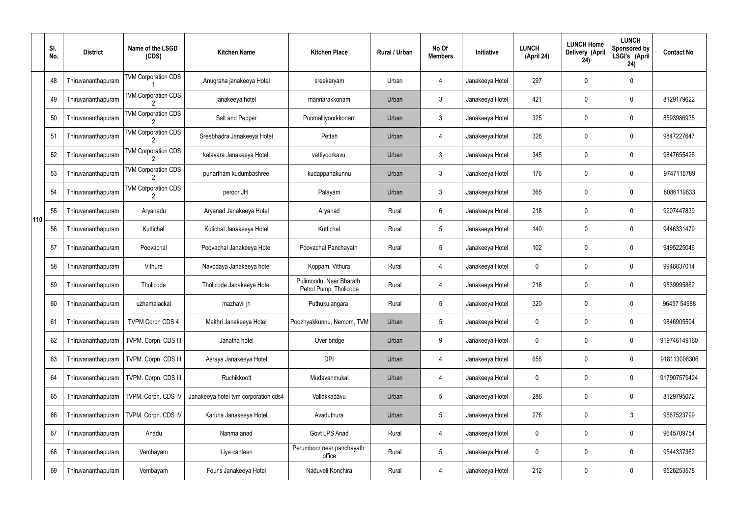| | Sl. No. | District | Name of the LSGD (CDS) | Kitchen Name | Kitchen Place | Rural / Urban | No Of Members | Initiative | LUNCH (April 24) | LUNCH Home Delivery (April 24) | LUNCH Sponsored by LSGI's (April 24) | Contact No |
|---|---|---|---|---|---|---|---|---|---|---|---|---|
| 110 | 48 | Thiruvananthapuram | TVM Corporation CDS 1 | Anugraha janakeeya Hotel | sreekaryam | Urban | 4 | Janakeeya Hotel | 297 | 0 | 0 | |
| | 49 | Thiruvananthapuram | TVM Corporation CDS 2 | janakeeya hotel | mannarakkonam | Urban | 3 | Janakeeya Hotel | 421 | 0 | 0 | 8129179622 |
| | 50 | Thiruvananthapuram | TVM Corporation CDS 2 | Salt and Pepper | Poomalliyoorkkonam | Urban | 3 | Janakeeya Hotel | 325 | 0 | 0 | 8593986935 |
| | 51 | Thiruvananthapuram | TVM Corporation CDS 2 | Sreebhadra Janakeeya Hotel | Pettah | Urban | 4 | Janakeeya Hotel | 326 | 0 | 0 | 9847227647 |
| | 52 | Thiruvananthapuram | TVM Corporation CDS 2 | kalavara Janakeeya Hotel | vattiyoorkavu | Urban | 3 | Janakeeya Hotel | 345 | 0 | 0 | 9847655426 |
| | 53 | Thiruvananthapuram | TVM Corporation CDS 2 | punartham kudumbashree | kudappanakunnu | Urban | 3 | Janakeeya Hotel | 176 | 0 | 0 | 9747115789 |
| | 54 | Thiruvananthapuram | TVM Corporation CDS 2 | peroor JH | Palayam | Urban | 3 | Janakeeya Hotel | 365 | 0 | **0** | 8086119633 |
| | 55 | Thiruvananthapuram | Aryanadu | Aryanad Janakeeya Hotel | Aryanad | Rural | 6 | Janakeeya Hotel | 218 | 0 | 0 | 9207447839 |
| | 56 | Thiruvananthapuram | Kuttichal | Kutichal Janakeeya Hotel | Kuttichal | Rural | 5 | Janakeeya Hotel | 140 | 0 | 0 | 9446331479 |
| | 57 | Thiruvananthapuram | Poovachal | Poovachal Janakeeya Hotel | Poovachal Panchayath | Rural | 5 | Janakeeya Hotel | 102 | 0 | 0 | 9495225046 |
| | 58 | Thiruvananthapuram | Vithura | Navodaya Janakeeya hotel | Koppam, Vithura | Rural | 4 | Janakeeya Hotel | 0 | 0 | 0 | 9946837014 |
| | 59 | Thiruvananthapuram | Tholicode | Tholicode Janakeeya Hotel | Pulimoodu, Near Bharath Petrol Pump, Tholicode | Rural | 4 | Janakeeya Hotel | 216 | 0 | 0 | 9539995862 |
| | 60 | Thiruvananthapuram | uzhamalackal | mazhavil jh | Puthukulangara | Rural | 5 | Janakeeya Hotel | 320 | 0 | 0 | 96457 54988 |
| | 61 | Thiruvananthapuram | TVPM Corpn CDS 4 | Maithri Janakeeya Hotel | Poozhyakkunnu, Nemom, TVM | Urban | 5 | Janakeeya Hotel | 0 | 0 | 0 | 9846905594 |
| | 62 | Thiruvananthapuram | TVPM. Corpn. CDS III | Janatha hotel | Over bridge | Urban | 9 | Janakeeya Hotel | 0 | 0 | 0 | 919746149160 |
| | 63 | Thiruvananthapuram | TVPM. Corpn. CDS III | Asraya Janakeeya Hotel | DPI | Urban | 4 | Janakeeya Hotel | 655 | 0 | 0 | 918113008306 |
| | 64 | Thiruvananthapuram | TVPM. Corpn. CDS III | Ruchikkoott | Mudavanmukal | Urban | 4 | Janakeeya Hotel | 0 | 0 | 0 | 917907579424 |
| | 65 | Thiruvananthapuram | TVPM. Corpn. CDS IV | Janakeeya hotel tvm corporation cds4 | Vallakkadavu | Urban | 5 | Janakeeya Hotel | 286 | 0 | 0 | 8129795072 |
| | 66 | Thiruvananthapuram | TVPM. Corpn. CDS IV | Karuna Janakeeya Hotel | Avaduthura | Urban | 5 | Janakeeya Hotel | 276 | 0 | 3 | 9567523799 |
| | 67 | Thiruvananthapuram | Anadu | Nanma anad | Govt LPS Anad | Rural | 4 | Janakeeya Hotel | 0 | 0 | 0 | 9645709754 |
| | 68 | Thiruvananthapuram | Vembayam | Liya canteen | Perumboor near panchayath office | Rural | 5 | Janakeeya Hotel | 0 | 0 | 0 | 9544337362 |
| | 69 | Thiruvananthapuram | Vembayam | Four's Janakeeya Hotel | Naduveli Konchira | Rural | 4 | Janakeeya Hotel | 212 | 0 | 0 | 9526253578 |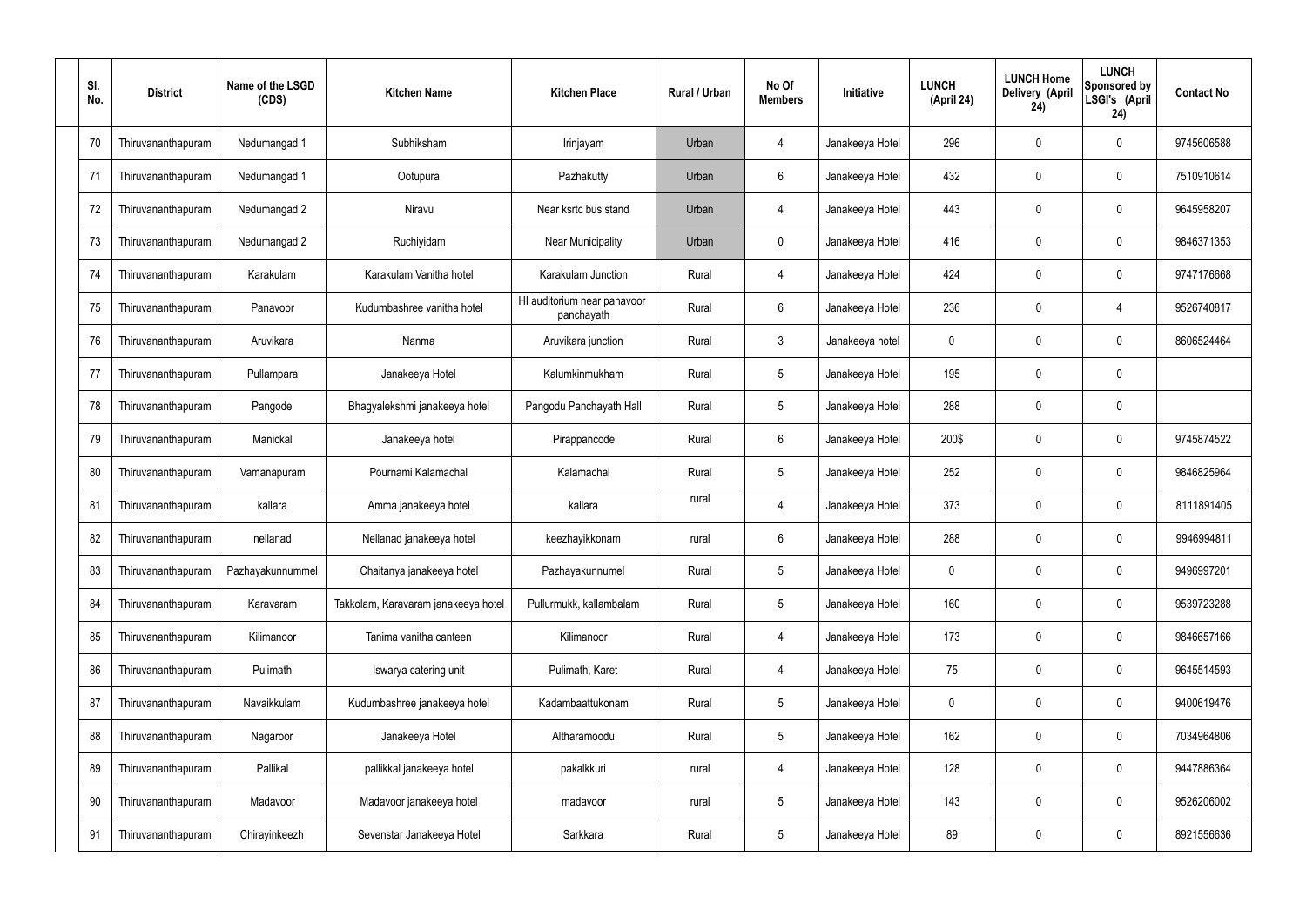| Sl. No. | District | Name of the LSGD (CDS) | Kitchen Name | Kitchen Place | Rural / Urban | No Of Members | Initiative | LUNCH (April 24) | LUNCH Home Delivery (April 24) | LUNCH Sponsored by LSGI's (April 24) | Contact No |
|---|---|---|---|---|---|---|---|---|---|---|---|
| 70 | Thiruvananthapuram | Nedumangad 1 | Subhiksham | Irinjayam | Urban | 4 | Janakeeya Hotel | 296 | 0 | 0 | 9745606588 |
| 71 | Thiruvananthapuram | Nedumangad 1 | Ootupura | Pazhakutty | Urban | 6 | Janakeeya Hotel | 432 | 0 | 0 | 7510910614 |
| 72 | Thiruvananthapuram | Nedumangad 2 | Niravu | Near ksrtc bus stand | Urban | 4 | Janakeeya Hotel | 443 | 0 | 0 | 9645958207 |
| 73 | Thiruvananthapuram | Nedumangad 2 | Ruchiyidam | Near Municipality | Urban | 0 | Janakeeya Hotel | 416 | 0 | 0 | 9846371353 |
| 74 | Thiruvananthapuram | Karakulam | Karakulam Vanitha hotel | Karakulam Junction | Rural | 4 | Janakeeya Hotel | 424 | 0 | 0 | 9747176668 |
| 75 | Thiruvananthapuram | Panavoor | Kudumbashree vanitha hotel | HI auditorium near panavoor panchayath | Rural | 6 | Janakeeya Hotel | 236 | 0 | 4 | 9526740817 |
| 76 | Thiruvananthapuram | Aruvikara | Nanma | Aruvikara junction | Rural | 3 | Janakeeya hotel | 0 | 0 | 0 | 8606524464 |
| 77 | Thiruvananthapuram | Pullampara | Janakeeya Hotel | Kalumkinmukham | Rural | 5 | Janakeeya Hotel | 195 | 0 | 0 | |
| 78 | Thiruvananthapuram | Pangode | Bhagyalekshmi janakeeya hotel | Pangodu Panchayath Hall | Rural | 5 | Janakeeya Hotel | 288 | 0 | 0 | |
| 79 | Thiruvananthapuram | Manickal | Janakeeya hotel | Pirappancode | Rural | 6 | Janakeeya Hotel | 200$ | 0 | 0 | 9745874522 |
| 80 | Thiruvananthapuram | Vamanapuram | Pournami Kalamachal | Kalamachal | Rural | 5 | Janakeeya Hotel | 252 | 0 | 0 | 9846825964 |
| 81 | Thiruvananthapuram | kallara | Amma janakeeya hotel | kallara | rural | 4 | Janakeeya Hotel | 373 | 0 | 0 | 8111891405 |
| 82 | Thiruvananthapuram | nellanad | Nellanad janakeeya hotel | keezhayikkonam | rural | 6 | Janakeeya Hotel | 288 | 0 | 0 | 9946994811 |
| 83 | Thiruvananthapuram | Pazhayakunnummel | Chaitanya janakeeya hotel | Pazhayakunnumel | Rural | 5 | Janakeeya Hotel | 0 | 0 | 0 | 9496997201 |
| 84 | Thiruvananthapuram | Karavaram | Takkolam, Karavaram janakeeya hotel | Pullurmukk, kallambalam | Rural | 5 | Janakeeya Hotel | 160 | 0 | 0 | 9539723288 |
| 85 | Thiruvananthapuram | Kilimanoor | Tanima vanitha canteen | Kilimanoor | Rural | 4 | Janakeeya Hotel | 173 | 0 | 0 | 9846657166 |
| 86 | Thiruvananthapuram | Pulimath | Iswarya catering unit | Pulimath, Karet | Rural | 4 | Janakeeya Hotel | 75 | 0 | 0 | 9645514593 |
| 87 | Thiruvananthapuram | Navaikkulam | Kudumbashree janakeeya hotel | Kadambaattukonam | Rural | 5 | Janakeeya Hotel | 0 | 0 | 0 | 9400619476 |
| 88 | Thiruvananthapuram | Nagaroor | Janakeeya Hotel | Altharamoodu | Rural | 5 | Janakeeya Hotel | 162 | 0 | 0 | 7034964806 |
| 89 | Thiruvananthapuram | Pallikal | pallikkal janakeeya hotel | pakalkkuri | rural | 4 | Janakeeya Hotel | 128 | 0 | 0 | 9447886364 |
| 90 | Thiruvananthapuram | Madavoor | Madavoor janakeeya hotel | madavoor | rural | 5 | Janakeeya Hotel | 143 | 0 | 0 | 9526206002 |
| 91 | Thiruvananthapuram | Chirayinkeezh | Sevenstar Janakeeya Hotel | Sarkkara | Rural | 5 | Janakeeya Hotel | 89 | 0 | 0 | 8921556636 |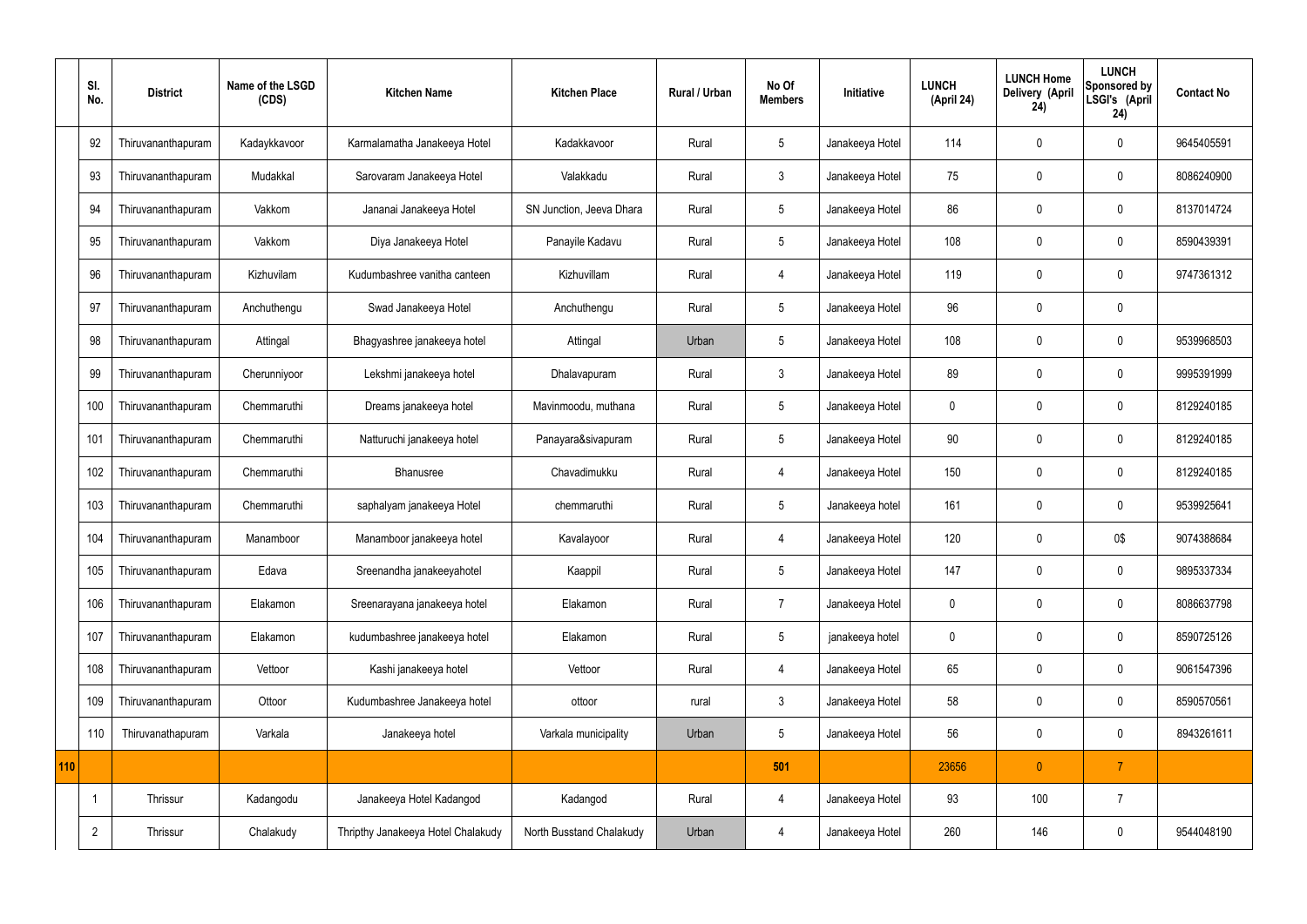| | Sl. No. | District | Name of the LSGD (CDS) | Kitchen Name | Kitchen Place | Rural / Urban | No Of Members | Initiative | LUNCH (April 24) | LUNCH Home Delivery (April 24) | LUNCH Sponsored by LSGI's (April 24) | Contact No |
|---|---|---|---|---|---|---|---|---|---|---|---|---|
| | 92 | Thiruvananthapuram | Kadaykkavoor | Karmalamatha Janakeeya Hotel | Kadakkavoor | Rural | 5 | Janakeeya Hotel | 114 | 0 | 0 | 9645405591 |
| | 93 | Thiruvananthapuram | Mudakkal | Sarovaram Janakeeya Hotel | Valakkadu | Rural | 3 | Janakeeya Hotel | 75 | 0 | 0 | 8086240900 |
| | 94 | Thiruvananthapuram | Vakkom | Jananai Janakeeya Hotel | SN Junction, Jeeva Dhara | Rural | 5 | Janakeeya Hotel | 86 | 0 | 0 | 8137014724 |
| | 95 | Thiruvananthapuram | Vakkom | Diya Janakeeya Hotel | Panayile Kadavu | Rural | 5 | Janakeeya Hotel | 108 | 0 | 0 | 8590439391 |
| | 96 | Thiruvananthapuram | Kizhuvilam | Kudumbashree vanitha canteen | Kizhuvillam | Rural | 4 | Janakeeya Hotel | 119 | 0 | 0 | 9747361312 |
| | 97 | Thiruvananthapuram | Anchuthengu | Swad Janakeeya Hotel | Anchuthengu | Rural | 5 | Janakeeya Hotel | 96 | 0 | 0 | |
| | 98 | Thiruvananthapuram | Attingal | Bhagyashree janakeeya hotel | Attingal | Urban | 5 | Janakeeya Hotel | 108 | 0 | 0 | 9539968503 |
| | 99 | Thiruvananthapuram | Cherunniyoor | Lekshmi janakeeya hotel | Dhalavapuram | Rural | 3 | Janakeeya Hotel | 89 | 0 | 0 | 9995391999 |
| | 100 | Thiruvananthapuram | Chemmaruthi | Dreams janakeeya hotel | Mavinmoodu, muthana | Rural | 5 | Janakeeya Hotel | 0 | 0 | 0 | 8129240185 |
| | 101 | Thiruvananthapuram | Chemmaruthi | Natturuchi janakeeya hotel | Panayara&sivapuram | Rural | 5 | Janakeeya Hotel | 90 | 0 | 0 | 8129240185 |
| | 102 | Thiruvananthapuram | Chemmaruthi | Bhanusree | Chavadimukku | Rural | 4 | Janakeeya Hotel | 150 | 0 | 0 | 8129240185 |
| | 103 | Thiruvananthapuram | Chemmaruthi | saphalyam janakeeya Hotel | chemmaruthi | Rural | 5 | Janakeeya hotel | 161 | 0 | 0 | 9539925641 |
| | 104 | Thiruvananthapuram | Manamboor | Manamboor janakeeya hotel | Kavalayoor | Rural | 4 | Janakeeya Hotel | 120 | 0 | 0$ | 9074388684 |
| | 105 | Thiruvananthapuram | Edava | Sreenandha janakeeyahotel | Kaappil | Rural | 5 | Janakeeya Hotel | 147 | 0 | 0 | 9895337334 |
| | 106 | Thiruvananthapuram | Elakamon | Sreenarayana janakeeya hotel | Elakamon | Rural | 7 | Janakeeya Hotel | 0 | 0 | 0 | 8086637798 |
| | 107 | Thiruvananthapuram | Elakamon | kudumbashree janakeeya hotel | Elakamon | Rural | 5 | janakeeya hotel | 0 | 0 | 0 | 8590725126 |
| | 108 | Thiruvananthapuram | Vettoor | Kashi janakeeya hotel | Vettoor | Rural | 4 | Janakeeya Hotel | 65 | 0 | 0 | 9061547396 |
| | 109 | Thiruvananthapuram | Ottoor | Kudumbashree Janakeeya hotel | ottoor | rural | 3 | Janakeeya Hotel | 58 | 0 | 0 | 8590570561 |
| | 110 | Thiruvanathapuram | Varkala | Janakeeya hotel | Varkala municipality | Urban | 5 | Janakeeya Hotel | 56 | 0 | 0 | 8943261611 |
| 110 | | | | | | | 501 | | 23656 | 0 | 7 | |
| | 1 | Thrissur | Kadangodu | Janakeeya Hotel Kadangod | Kadangod | Rural | 4 | Janakeeya Hotel | 93 | 100 | 7 | |
| | 2 | Thrissur | Chalakudy | Thripthy Janakeeya Hotel Chalakudy | North Busstand Chalakudy | Urban | 4 | Janakeeya Hotel | 260 | 146 | 0 | 9544048190 |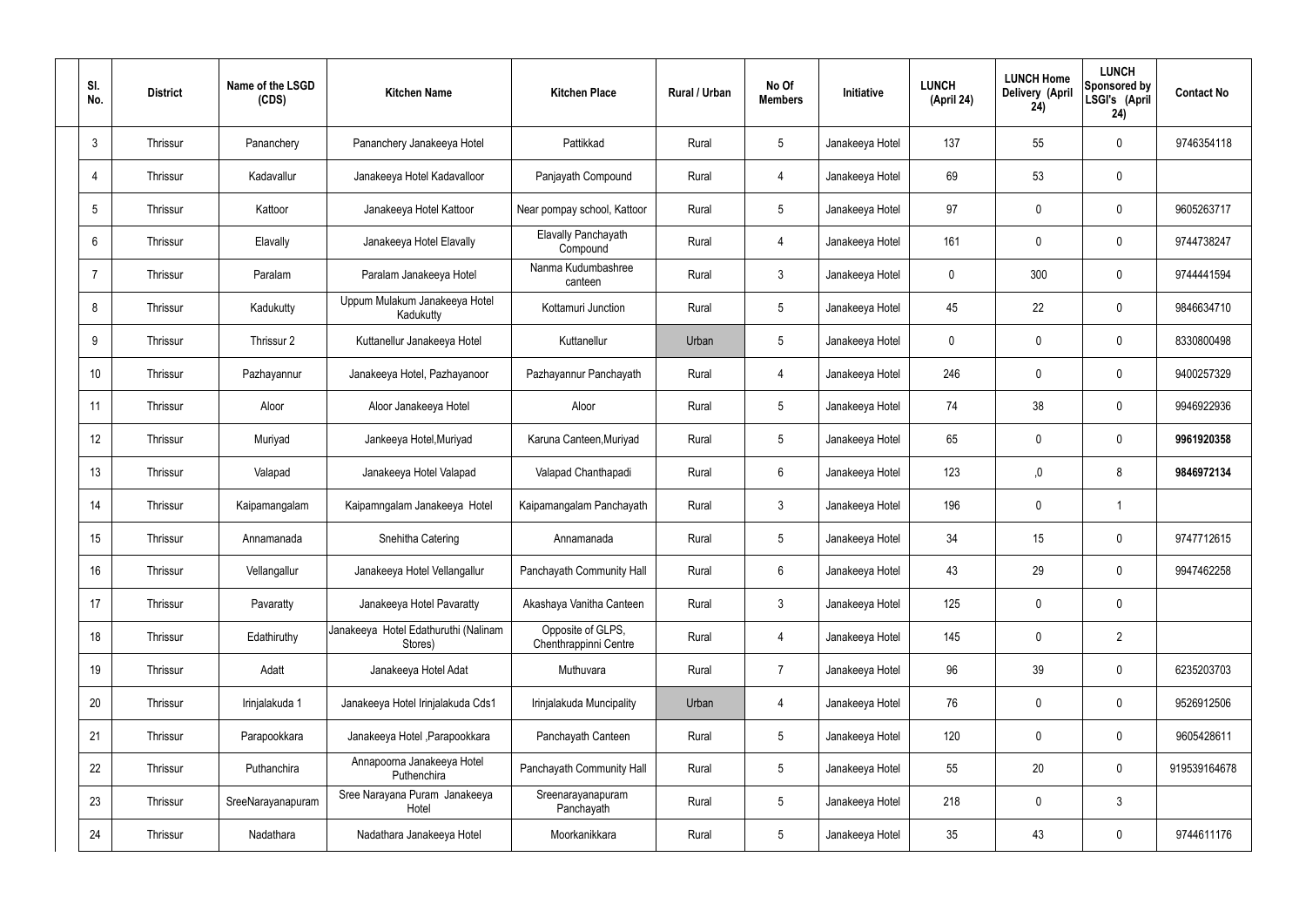| Sl. No. | District | Name of the LSGD (CDS) | Kitchen Name | Kitchen Place | Rural / Urban | No Of Members | Initiative | LUNCH (April 24) | LUNCH Home Delivery (April 24) | LUNCH Sponsored by LSGI's (April 24) | Contact No |
|---|---|---|---|---|---|---|---|---|---|---|---|
| 3 | Thrissur | Pananchery | Pananchery Janakeeya Hotel | Pattikkad | Rural | 5 | Janakeeya Hotel | 137 | 55 | 0 | 9746354118 |
| 4 | Thrissur | Kadavallur | Janakeeya Hotel Kadavalloor | Panjayath Compound | Rural | 4 | Janakeeya Hotel | 69 | 53 | 0 | |
| 5 | Thrissur | Kattoor | Janakeeya Hotel Kattoor | Near pompay school, Kattoor | Rural | 5 | Janakeeya Hotel | 97 | 0 | 0 | 9605263717 |
| 6 | Thrissur | Elavally | Janakeeya Hotel Elavally | Elavally Panchayath Compound | Rural | 4 | Janakeeya Hotel | 161 | 0 | 0 | 9744738247 |
| 7 | Thrissur | Paralam | Paralam Janakeeya Hotel | Nanma Kudumbashree canteen | Rural | 3 | Janakeeya Hotel | 0 | 300 | 0 | 9744441594 |
| 8 | Thrissur | Kadukutty | Uppum Mulakum Janakeeya Hotel Kadukutty | Kottamuri Junction | Rural | 5 | Janakeeya Hotel | 45 | 22 | 0 | 9846634710 |
| 9 | Thrissur | Thrissur 2 | Kuttanellur Janakeeya Hotel | Kuttanellur | Urban | 5 | Janakeeya Hotel | 0 | 0 | 0 | 8330800498 |
| 10 | Thrissur | Pazhayannur | Janakeeya Hotel, Pazhayanoor | Pazhayannur Panchayath | Rural | 4 | Janakeeya Hotel | 246 | 0 | 0 | 9400257329 |
| 11 | Thrissur | Aloor | Aloor Janakeeya Hotel | Aloor | Rural | 5 | Janakeeya Hotel | 74 | 38 | 0 | 9946922936 |
| 12 | Thrissur | Muriyad | Jankeeya Hotel,Muriyad | Karuna Canteen,Muriyad | Rural | 5 | Janakeeya Hotel | 65 | 0 | 0 | **9961920358** |
| 13 | Thrissur | Valapad | Janakeeya Hotel Valapad | Valapad Chanthapadi | Rural | 6 | Janakeeya Hotel | 123 | ,0 | 8 | **9846972134** |
| 14 | Thrissur | Kaipamangalam | Kaipamngalam Janakeeya Hotel | Kaipamangalam Panchayath | Rural | 3 | Janakeeya Hotel | 196 | 0 | 1 | |
| 15 | Thrissur | Annamanada | Snehitha Catering | Annamanada | Rural | 5 | Janakeeya Hotel | 34 | 15 | 0 | 9747712615 |
| 16 | Thrissur | Vellangallur | Janakeeya Hotel Vellangallur | Panchayath Community Hall | Rural | 6 | Janakeeya Hotel | 43 | 29 | 0 | 9947462258 |
| 17 | Thrissur | Pavaratty | Janakeeya Hotel Pavaratty | Akashaya Vanitha Canteen | Rural | 3 | Janakeeya Hotel | 125 | 0 | 0 | |
| 18 | Thrissur | Edathiruthy | Janakeeya Hotel Edathuruthi (Nalinam Stores) | Opposite of GLPS, Chenthrappinni Centre | Rural | 4 | Janakeeya Hotel | 145 | 0 | 2 | |
| 19 | Thrissur | Adatt | Janakeeya Hotel Adat | Muthuvara | Rural | 7 | Janakeeya Hotel | 96 | 39 | 0 | 6235203703 |
| 20 | Thrissur | Irinjalakuda 1 | Janakeeya Hotel Irinjalakuda Cds1 | Irinjalakuda Muncipality | Urban | 4 | Janakeeya Hotel | 76 | 0 | 0 | 9526912506 |
| 21 | Thrissur | Parapookkara | Janakeeya Hotel ,Parapookkara | Panchayath Canteen | Rural | 5 | Janakeeya Hotel | 120 | 0 | 0 | 9605428611 |
| 22 | Thrissur | Puthanchira | Annapoorna Janakeeya Hotel Puthenchira | Panchayath Community Hall | Rural | 5 | Janakeeya Hotel | 55 | 20 | 0 | 919539164678 |
| 23 | Thrissur | SreeNarayanapuram | Sree Narayana Puram Janakeeya Hotel | Sreenarayanapuram Panchayath | Rural | 5 | Janakeeya Hotel | 218 | 0 | 3 | |
| 24 | Thrissur | Nadathara | Nadathara Janakeeya Hotel | Moorkanikkara | Rural | 5 | Janakeeya Hotel | 35 | 43 | 0 | 9744611176 |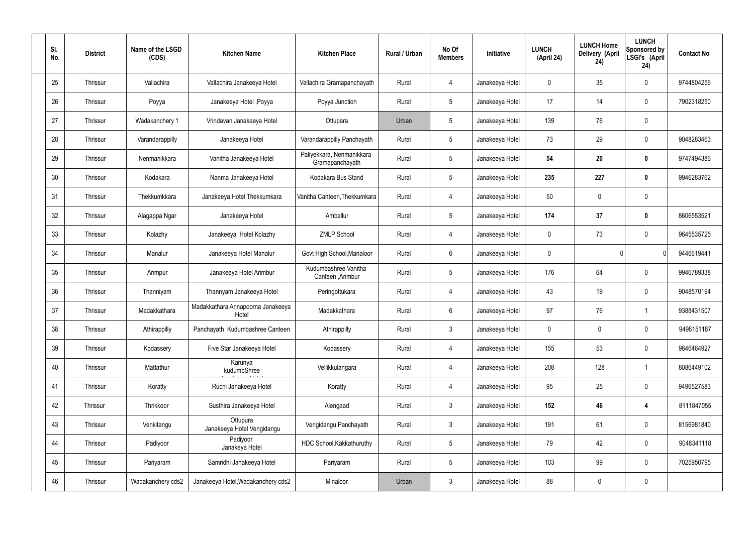| Sl. No. | District | Name of the LSGD (CDS) | Kitchen Name | Kitchen Place | Rural / Urban | No Of Members | Initiative | LUNCH (April 24) | LUNCH Home Delivery (April 24) | LUNCH Sponsored by LSGI's (April 24) | Contact No |
|---|---|---|---|---|---|---|---|---|---|---|---|
| 25 | Thrissur | Vallachira | Vallachira Janakeeya Hotel | Vallachira Gramapanchayath | Rural | 4 | Janakeeya Hotel | 0 | 35 | 0 | 9744804256 |
| 26 | Thrissur | Poyya | Janakeeya Hotel ,Poyya | Poyya Junction | Rural | 5 | Janakeeya Hotel | 17 | 14 | 0 | 7902318250 |
| 27 | Thrissur | Wadakanchery 1 | Vrindavan Janakeeya Hotel | Ottupara | Urban | 5 | Janakeeya Hotel | 139 | 76 | 0 | |
| 28 | Thrissur | Varandarappilly | Janakeeya Hotel | Varandarappilly Panchayath | Rural | 5 | Janakeeya Hotel | 73 | 29 | 0 | 9048283463 |
| 29 | Thrissur | Nenmanikkara | Vanitha Janakeeya Hotel | Paliyekkara, Nenmanikkara Gramapanchayath | Rural | 5 | Janakeeya Hotel | **54** | **20** | **0** | 9747494386 |
| 30 | Thrissur | Kodakara | Nanma Janakeeya Hotel | Kodakara Bus Stand | Rural | 5 | Janakeeya Hotel | **235** | **227** | **0** | 9946283762 |
| 31 | Thrissur | Thekkumkkara | Janakeeya Hotel Thekkumkara | Vanitha Canteen,Thekkumkara | Rural | 4 | Janakeeya Hotel | 50 | 0 | 0 | |
| 32 | Thrissur | Alagappa Ngar | Janakeeya Hotel | Amballur | Rural | 5 | Janakeeya Hotel | **174** | **37** | **0** | 8606553521 |
| 33 | Thrissur | Kolazhy | Janakeeya Hotel Kolazhy | ZMLP School | Rural | 4 | Janakeeya Hotel | 0 | 73 | 0 | 9645535725 |
| 34 | Thrissur | Manalur | Janakeeya Hotel Manalur | Govt High School,Manaloor | Rural | 6 | Janakeeya Hotel | 0 | 0 | 0 | 9446619441 |
| 35 | Thrissur | Arimpur | Janakeeya Hotel Arimbur | Kudumbashree Vanitha Canteen ,Arimbur | Rural | 5 | Janakeeya Hotel | 176 | 64 | 0 | 9946789338 |
| 36 | Thrissur | Thanniyam | Thannyam Janakeeya Hotel | Peringottukara | Rural | 4 | Janakeeya Hotel | 43 | 19 | 0 | 9048570194 |
| 37 | Thrissur | Madakkathara | Madakkathara Annapoorna Janakeeya Hotel | Madakkathara | Rural | 6 | Janakeeya Hotel | 97 | 76 | 1 | 9388431507 |
| 38 | Thrissur | Athirappilly | Panchayath Kudumbashree Canteen | Athirappilly | Rural | 3 | Janakeeya Hotel | 0 | 0 | 0 | 9496151187 |
| 39 | Thrissur | Kodassery | Five Star Janakeeya Hotel | Kodassery | Rural | 4 | Janakeeya Hotel | 155 | 53 | 0 | 9846464927 |
| 40 | Thrissur | Mattathur | Karunya kudumbShree | Vellikkulangara | Rural | 4 | Janakeeya Hotel | 208 | 128 | 1 | 8086449102 |
| 41 | Thrissur | Koratty | Ruchi Janakeeya Hotel | Koratty | Rural | 4 | Janakeeya Hotel | 95 | 25 | 0 | 9496527583 |
| 42 | Thrissur | Thrikkoor | Susthira Janakeeya Hotel | Alengaad | Rural | 3 | Janakeeya Hotel | **152** | **46** | **4** | 8111847055 |
| 43 | Thrissur | Venkitangu | Ottupura Janakeeya Hotel Vengidangu | Vengidangu Panchayath | Rural | 3 | Janakeeya Hotel | 191 | 61 | 0 | 8156981840 |
| 44 | Thrissur | Padiyoor | Padiyoor Janakeya Hotel | HDC School,Kakkathuruthy | Rural | 5 | Janakeeya Hotel | 79 | 42 | 0 | 9048341118 |
| 45 | Thrissur | Pariyaram | Samridhi Janakeeya Hotel | Pariyaram | Rural | 5 | Janakeeya Hotel | 103 | 99 | 0 | 7025950795 |
| 46 | Thrissur | Wadakanchery cds2 | Janakeeya Hotel,Wadakanchery cds2 | Minaloor | Urban | 3 | Janakeeya Hotel | 88 | 0 | 0 | |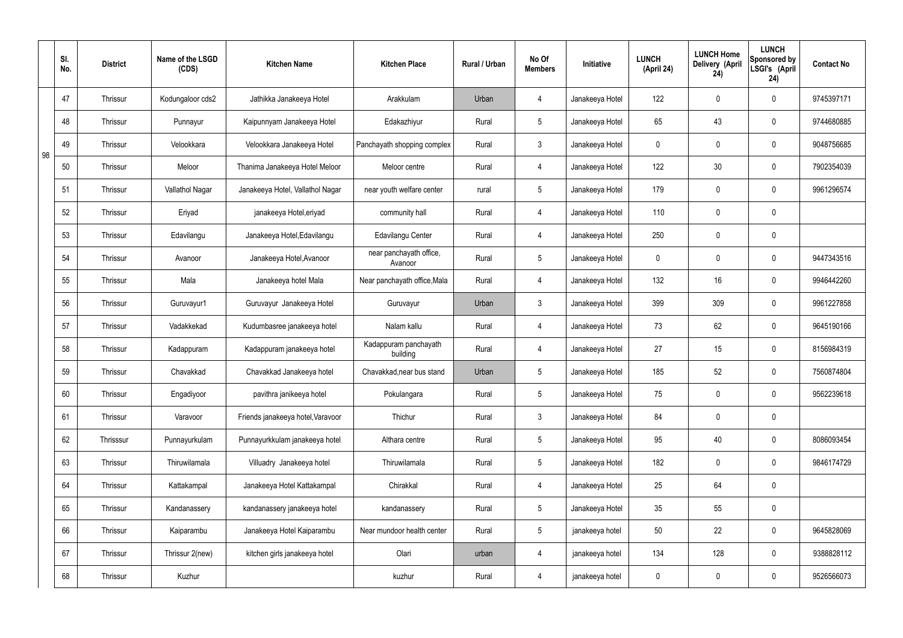| | Sl. No. | District | Name of the LSGD (CDS) | Kitchen Name | Kitchen Place | Rural / Urban | No Of Members | Initiative | LUNCH (April 24) | LUNCH Home Delivery (April 24) | LUNCH Sponsored by LSGI's (April 24) | Contact No |
|---|---|---|---|---|---|---|---|---|---|---|---|---|
| 98 | 47 | Thrissur | Kodungaloor cds2 | Jathikka Janakeeya Hotel | Arakkulam | Urban | 4 | Janakeeya Hotel | 122 | 0 | 0 | 9745397171 |
| | 48 | Thrissur | Punnayur | Kaipunnyam Janakeeya Hotel | Edakazhiyur | Rural | 5 | Janakeeya Hotel | 65 | 43 | 0 | 9744680885 |
| | 49 | Thrissur | Velookkara | Velookkara Janakeeya Hotel | Panchayath shopping complex | Rural | 3 | Janakeeya Hotel | 0 | 0 | 0 | 9048756685 |
| | 50 | Thrissur | Meloor | Thanima Janakeeya Hotel Meloor | Meloor centre | Rural | 4 | Janakeeya Hotel | 122 | 30 | 0 | 7902354039 |
| | 51 | Thrissur | Vallathol Nagar | Janakeeya Hotel, Vallathol Nagar | near youth welfare center | rural | 5 | Janakeeya Hotel | 179 | 0 | 0 | 9961296574 |
| | 52 | Thrissur | Eriyad | janakeeya Hotel,eriyad | community hall | Rural | 4 | Janakeeya Hotel | 110 | 0 | 0 | |
| | 53 | Thrissur | Edavilangu | Janakeeya Hotel,Edavilangu | Edavilangu Center | Rural | 4 | Janakeeya Hotel | 250 | 0 | 0 | |
| | 54 | Thrissur | Avanoor | Janakeeya Hotel,Avanoor | near panchayath office, Avanoor | Rural | 5 | Janakeeya Hotel | 0 | 0 | 0 | 9447343516 |
| | 55 | Thrissur | Mala | Janakeeya hotel Mala | Near panchayath office,Mala | Rural | 4 | Janakeeya Hotel | 132 | 16 | 0 | 9946442260 |
| | 56 | Thrissur | Guruvayur1 | Guruvayur Janakeeya Hotel | Guruvayur | Urban | 3 | Janakeeya Hotel | 399 | 309 | 0 | 9961227858 |
| | 57 | Thrissur | Vadakkekad | Kudumbasree janakeeya hotel | Nalam kallu | Rural | 4 | Janakeeya Hotel | 73 | 62 | 0 | 9645190166 |
| | 58 | Thrissur | Kadappuram | Kadappuram janakeeya hotel | Kadappuram panchayath building | Rural | 4 | Janakeeya Hotel | 27 | 15 | 0 | 8156984319 |
| | 59 | Thrissur | Chavakkad | Chavakkad Janakeeya hotel | Chavakkad,near bus stand | Urban | 5 | Janakeeya Hotel | 185 | 52 | 0 | 7560874804 |
| | 60 | Thrissur | Engadiyoor | pavithra janikeeya hotel | Pokulangara | Rural | 5 | Janakeeya Hotel | 75 | 0 | 0 | 9562239618 |
| | 61 | Thrissur | Varavoor | Friends janakeeya hotel,Varavoor | Thichur | Rural | 3 | Janakeeya Hotel | 84 | 0 | 0 | |
| | 62 | Thrisssur | Punnayurkulam | Punnayurkkulam janakeeya hotel | Althara centre | Rural | 5 | Janakeeya Hotel | 95 | 40 | 0 | 8086093454 |
| | 63 | Thrissur | Thiruwilamala | Villuadry Janakeeya hotel | Thiruwilamala | Rural | 5 | Janakeeya Hotel | 182 | 0 | 0 | 9846174729 |
| | 64 | Thrissur | Kattakampal | Janakeeya Hotel Kattakampal | Chirakkal | Rural | 4 | Janakeeya Hotel | 25 | 64 | 0 | |
| | 65 | Thrissur | Kandanassery | kandanassery janakeeya hotel | kandanassery | Rural | 5 | Janakeeya Hotel | 35 | 55 | 0 | |
| | 66 | Thrissur | Kaiparambu | Janakeeya Hotel Kaiparambu | Near mundoor health center | Rural | 5 | janakeeya hotel | 50 | 22 | 0 | 9645828069 |
| | 67 | Thrissur | Thrissur 2(new) | kitchen girls janakeeya hotel | Olari | urban | 4 | janakeeya hotel | 134 | 128 | 0 | 9388828112 |
| | 68 | Thrissur | Kuzhur | | kuzhur | Rural | 4 | janakeeya hotel | 0 | 0 | 0 | 9526566073 |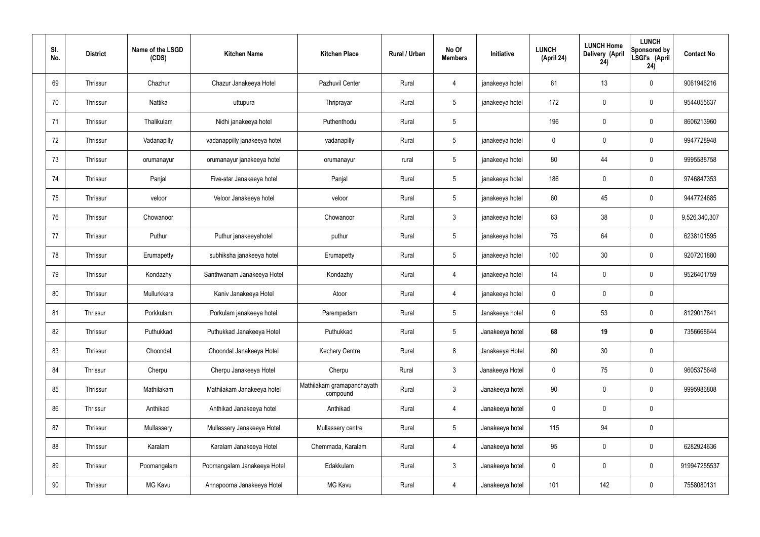| Sl. No. | District | Name of the LSGD (CDS) | Kitchen Name | Kitchen Place | Rural / Urban | No Of Members | Initiative | LUNCH (April 24) | LUNCH Home Delivery (April 24) | LUNCH Sponsored by LSGI's (April 24) | Contact No |
|---|---|---|---|---|---|---|---|---|---|---|---|
| 69 | Thrissur | Chazhur | Chazur Janakeeya Hotel | Pazhuvil Center | Rural | 4 | janakeeya hotel | 61 | 13 | 0 | 9061946216 |
| 70 | Thrissur | Nattika | uttupura | Thriprayar | Rural | 5 | janakeeya hotel | 172 | 0 | 0 | 9544055637 |
| 71 | Thrissur | Thalikulam | Nidhi janakeeya hotel | Puthenthodu | Rural | 5 | | 196 | 0 | 0 | 8606213960 |
| 72 | Thrissur | Vadanapilly | vadanappilly janakeeya hotel | vadanapilly | Rural | 5 | janakeeya hotel | 0 | 0 | 0 | 9947728948 |
| 73 | Thrissur | orumanayur | orumanayur janakeeya hotel | orumanayur | rural | 5 | janakeeya hotel | 80 | 44 | 0 | 9995588758 |
| 74 | Thrissur | Panjal | Five-star Janakeeya hotel | Panjal | Rural | 5 | janakeeya hotel | 186 | 0 | 0 | 9746847353 |
| 75 | Thrissur | veloor | Veloor Janakeeya hotel | veloor | Rural | 5 | janakeeya hotel | 60 | 45 | 0 | 9447724685 |
| 76 | Thrissur | Chowanoor | | Chowanoor | Rural | 3 | janakeeya hotel | 63 | 38 | 0 | 9,526,340,307 |
| 77 | Thrissur | Puthur | Puthur janakeeyahotel | puthur | Rural | 5 | janakeeya hotel | 75 | 64 | 0 | 6238101595 |
| 78 | Thrissur | Erumapetty | subhiksha janakeeya hotel | Erumapetty | Rural | 5 | janakeeya hotel | 100 | 30 | 0 | 9207201880 |
| 79 | Thrissur | Kondazhy | Santhwanam Janakeeya Hotel | Kondazhy | Rural | 4 | janakeeya hotel | 14 | 0 | 0 | 9526401759 |
| 80 | Thrissur | Mullurkkara | Kaniv Janakeeya Hotel | Atoor | Rural | 4 | janakeeya hotel | 0 | 0 | 0 | |
| 81 | Thrissur | Porkkulam | Porkulam janakeeya hotel | Parempadam | Rural | 5 | Janakeeya hotel | 0 | 53 | 0 | 8129017841 |
| 82 | Thrissur | Puthukkad | Puthukkad Janakeeya Hotel | Puthukkad | Rural | 5 | Janakeeya hotel | **68** | **19** | **0** | 7356668644 |
| 83 | Thrissur | Choondal | Choondal Janakeeya Hotel | Kechery Centre | Rural | 8 | Janakeeya Hotel | 80 | 30 | 0 | |
| 84 | Thrissur | Cherpu | Cherpu Janakeeya Hotel | Cherpu | Rural | 3 | Janakeeya Hotel | 0 | 75 | 0 | 9605375648 |
| 85 | Thrissur | Mathilakam | Mathilakam Janakeeya hotel | Mathilakam gramapanchayath compound | Rural | 3 | Janakeeya hotel | 90 | 0 | 0 | 9995986808 |
| 86 | Thrissur | Anthikad | Anthikad Janakeeya hotel | Anthikad | Rural | 4 | Janakeeya hotel | 0 | 0 | 0 | |
| 87 | Thrissur | Mullassery | Mullassery Janakeeya Hotel | Mullassery centre | Rural | 5 | Janakeeya hotel | 115 | 94 | 0 | |
| 88 | Thrissur | Karalam | Karalam Janakeeya Hotel | Chemmada, Karalam | Rural | 4 | Janakeeya hotel | 95 | 0 | 0 | 6282924636 |
| 89 | Thrissur | Poomangalam | Poomangalam Janakeeya Hotel | Edakkulam | Rural | 3 | Janakeeya hotel | 0 | 0 | 0 | 919947255537 |
| 90 | Thrissur | MG Kavu | Annapoorna Janakeeya Hotel | MG Kavu | Rural | 4 | Janakeeya hotel | 101 | 142 | 0 | 7558080131 |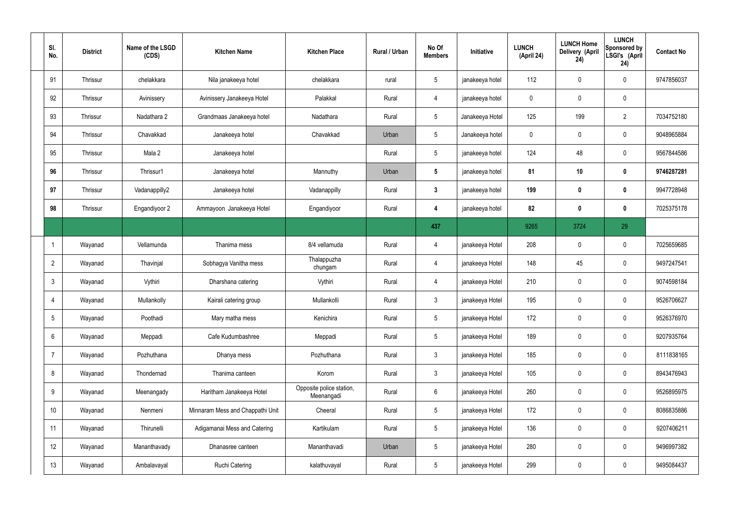| Sl. No. | District | Name of the LSGD (CDS) | Kitchen Name | Kitchen Place | Rural / Urban | No Of Members | Initiative | LUNCH (April 24) | LUNCH Home Delivery (April 24) | LUNCH Sponsored by LSGI's (April 24) | Contact No |
|---|---|---|---|---|---|---|---|---|---|---|---|
| 91 | Thrissur | chelakkara | Nila janakeeya hotel | chelakkara | rural | 5 | janakeeya hotel | 112 | 0 | 0 | 9747856037 |
| 92 | Thrissur | Avinissery | Avinissery Janakeeya Hotel | Palakkal | Rural | 4 | janakeeya hotel | 0 | 0 | 0 | |
| 93 | Thrissur | Nadathara 2 | Grandmaas Janakeeya hotel | Nadathara | Rural | 5 | Janakeeya Hotel | 125 | 199 | 2 | 7034752180 |
| 94 | Thrissur | Chavakkad | Janakeeya hotel | Chavakkad | Urban | 5 | Janakeeya hotel | 0 | 0 | 0 | 9048965884 |
| 95 | Thrissur | Mala 2 | Janakeeya hotel | | Rural | 5 | janakeeya hotel | 124 | 48 | 0 | 9567844586 |
| **96** | Thrissur | Thrissur1 | Janakeeya hotel | Mannuthy | Urban | **5** | janakeeya hotel | **81** | **10** | **0** | **9746287281** |
| **97** | Thrissur | Vadanappilly2 | Janakeeya hotel | Vadanappilly | Rural | **3** | janakeeya hotel | **199** | **0** | **0** | 9947728948 |
| **98** | Thrissur | Engandiyoor 2 | Ammayoon Janakeeya Hotel | Engandiyoor | Rural | **4** | janakeeya hotel | **82** | **0** | **0** | 7025375178 |
| | | | | | | **437** | | 9265 | 3724 | 29 | |
| 1 | Wayanad | Vellamunda | Thanima mess | 8/4 vellamuda | Rural | 4 | janakeeya Hotel | 208 | 0 | 0 | 7025659685 |
| 2 | Wayanad | Thavinjal | Sobhagya Vanitha mess | Thalappuzha chungam | Rural | 4 | janakeeya Hotel | 148 | 45 | 0 | 9497247541 |
| 3 | Wayanad | Vythiri | Dharshana catering | Vythiri | Rural | 4 | janakeeya Hotel | 210 | 0 | 0 | 9074598184 |
| 4 | Wayanad | Mullankolly | Kairali catering group | Mullankolli | Rural | 3 | janakeeya Hotel | 195 | 0 | 0 | 9526706627 |
| 5 | Wayanad | Poothadi | Mary matha mess | Kenichira | Rural | 5 | janakeeya Hotel | 172 | 0 | 0 | 9526376970 |
| 6 | Wayanad | Meppadi | Cafe Kudumbashree | Meppadi | Rural | 5 | janakeeya Hotel | 189 | 0 | 0 | 9207935764 |
| 7 | Wayanad | Pozhuthana | Dhanya mess | Pozhuthana | Rural | 3 | janakeeya Hotel | 185 | 0 | 0 | 8111838165 |
| 8 | Wayanad | Thondernad | Thanima canteen | Korom | Rural | 3 | janakeeya Hotel | 105 | 0 | 0 | 8943476943 |
| 9 | Wayanad | Meenangady | Haritham Janakeeya Hotel | Opposite police station, Meenangadi | Rural | 6 | janakeeya Hotel | 260 | 0 | 0 | 9526895975 |
| 10 | Wayanad | Nenmeni | Minnaram Mess and Chappathi Unit | Cheeral | Rural | 5 | janakeeya Hotel | 172 | 0 | 0 | 8086835886 |
| 11 | Wayanad | Thirunelli | Adigamanai Mess and Catering | Kartikulam | Rural | 5 | janakeeya Hotel | 136 | 0 | 0 | 9207406211 |
| 12 | Wayanad | Mananthavady | Dhanasree canteen | Mananthavadi | Urban | 5 | janakeeya Hotel | 280 | 0 | 0 | 9496997382 |
| 13 | Wayanad | Ambalavayal | Ruchi Catering | kalathuvayal | Rural | 5 | janakeeya Hotel | 299 | 0 | 0 | 9495084437 |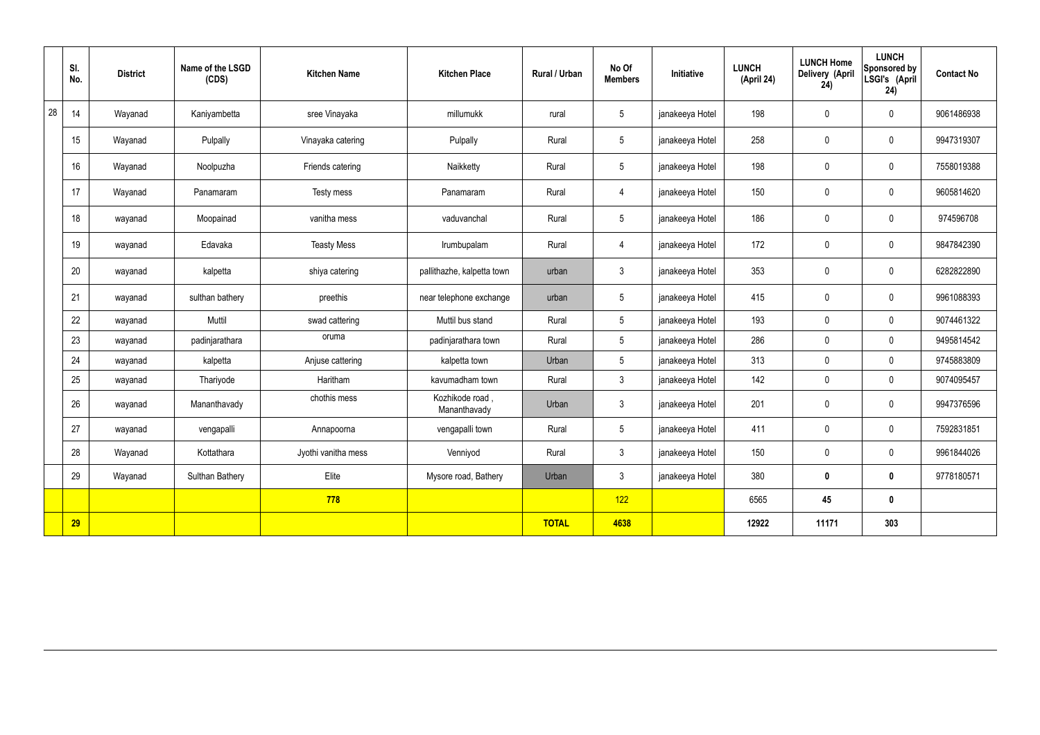| | Sl. No. | District | Name of the LSGD (CDS) | Kitchen Name | Kitchen Place | Rural / Urban | No Of Members | Initiative | LUNCH (April 24) | LUNCH Home Delivery (April 24) | LUNCH Sponsored by LSGI's (April 24) | Contact No |
|---|---|---|---|---|---|---|---|---|---|---|---|---|
| 28 | 14 | Wayanad | Kaniyambetta | sree Vinayaka | millumukk | rural | 5 | janakeeya Hotel | 198 | 0 | 0 | 9061486938 |
| | 15 | Wayanad | Pulpally | Vinayaka catering | Pulpally | Rural | 5 | janakeeya Hotel | 258 | 0 | 0 | 9947319307 |
| | 16 | Wayanad | Noolpuzha | Friends catering | Naikketty | Rural | 5 | janakeeya Hotel | 198 | 0 | 0 | 7558019388 |
| | 17 | Wayanad | Panamaram | Testy mess | Panamaram | Rural | 4 | janakeeya Hotel | 150 | 0 | 0 | 9605814620 |
| | 18 | wayanad | Moopainad | vanitha mess | vaduvanchal | Rural | 5 | janakeeya Hotel | 186 | 0 | 0 | 974596708 |
| | 19 | wayanad | Edavaka | Teasty Mess | Irumbupalam | Rural | 4 | janakeeya Hotel | 172 | 0 | 0 | 9847842390 |
| | 20 | wayanad | kalpetta | shiya catering | pallithazhe, kalpetta town | urban | 3 | janakeeya Hotel | 353 | 0 | 0 | 6282822890 |
| | 21 | wayanad | sulthan bathery | preethis | near telephone exchange | urban | 5 | janakeeya Hotel | 415 | 0 | 0 | 9961088393 |
| | 22 | wayanad | Muttil | swad cattering | Muttil bus stand | Rural | 5 | janakeeya Hotel | 193 | 0 | 0 | 9074461322 |
| | 23 | wayanad | padinjarathara | oruma | padinjarathara town | Rural | 5 | janakeeya Hotel | 286 | 0 | 0 | 9495814542 |
| | 24 | wayanad | kalpetta | Anjuse cattering | kalpetta town | Urban | 5 | janakeeya Hotel | 313 | 0 | 0 | 9745883809 |
| | 25 | wayanad | Thariyode | Haritham | kavumadham town | Rural | 3 | janakeeya Hotel | 142 | 0 | 0 | 9074095457 |
| | 26 | wayanad | Mananthavady | chothis mess | Kozhikode road , Mananthavady | Urban | 3 | janakeeya Hotel | 201 | 0 | 0 | 9947376596 |
| | 27 | wayanad | vengapalli | Annapoorna | vengapalli town | Rural | 5 | janakeeya Hotel | 411 | 0 | 0 | 7592831851 |
| | 28 | Wayanad | Kottathara | Jyothi vanitha mess | Venniyod | Rural | 3 | janakeeya Hotel | 150 | 0 | 0 | 9961844026 |
| | 29 | Wayanad | Sulthan Bathery | Elite | Mysore road, Bathery | Urban | 3 | janakeeya Hotel | 380 | **0** | **0** | 9778180571 |
| | | | | **778** | | | 122 | | 6565 | **45** | **0** | |
| | **29** | | | | | **TOTAL** | **4638** | | **12922** | **11171** | **303** | |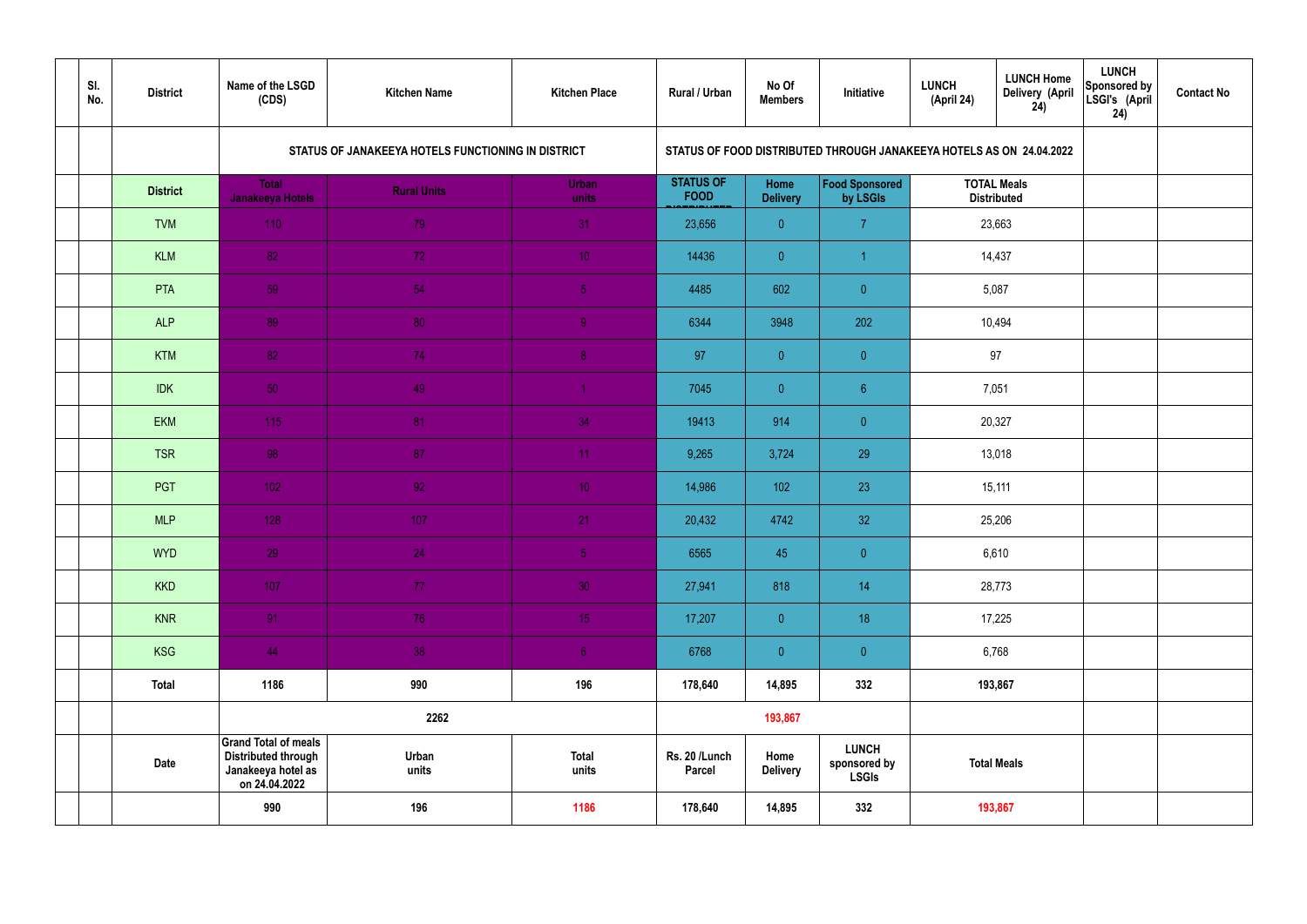| Sl. No. | District | Name of the LSGD (CDS) | Kitchen Name | Kitchen Place | Rural / Urban | No Of Members | Initiative | LUNCH (April 24) | LUNCH Home Delivery (April 24) | LUNCH Sponsored by LSGI's (April 24) | Contact No |
|---|---|---|---|---|---|---|---|---|---|---|---|
| | | STATUS OF JANAKEEYA HOTELS FUNCTIONING IN DISTRICT | | | STATUS OF FOOD DISTRIBUTED THROUGH JANAKEEYA HOTELS AS ON 24.04.2022 | | | | | | |
| | District | Total Janakeeya Hotels | Rural Units | Urban units | STATUS OF FOOD DISTRIBUTED | Home Delivery | Food Sponsored by LSGIs | TOTAL Meals Distributed | | | |
| | TVM | 110 | 79 | 31 | 23,656 | 0 | 7 | 23,663 | | | |
| | KLM | 82 | 72 | 10 | 14436 | 0 | 1 | 14,437 | | | |
| | PTA | 59 | 54 | 5 | 4485 | 602 | 0 | 5,087 | | | |
| | ALP | 89 | 80 | 9 | 6344 | 3948 | 202 | 10,494 | | | |
| | KTM | 82 | 74 | 8 | 97 | 0 | 0 | 97 | | | |
| | IDK | 50 | 49 | 1 | 7045 | 0 | 6 | 7,051 | | | |
| | EKM | 115 | 81 | 34 | 19413 | 914 | 0 | 20,327 | | | |
| | TSR | 98 | 87 | 11 | 9,265 | 3,724 | 29 | 13,018 | | | |
| | PGT | 102 | 92 | 10 | 14,986 | 102 | 23 | 15,111 | | | |
| | MLP | 128 | 107 | 21 | 20,432 | 4742 | 32 | 25,206 | | | |
| | WYD | 29 | 24 | 5 | 6565 | 45 | 0 | 6,610 | | | |
| | KKD | 107 | 77 | 30 | 27,941 | 818 | 14 | 28,773 | | | |
| | KNR | 91 | 76 | 15 | 17,207 | 0 | 18 | 17,225 | | | |
| | KSG | 44 | 38 | 6 | 6768 | 0 | 0 | 6,768 | | | |
| | Total | 1186 | 990 | 196 | 178,640 | 14,895 | 332 | 193,867 | | | |
| | | | 2262 | | | 193,867 | | | | | |
| | Date | Grand Total of meals Distributed through Janakeeya hotel as on 24.04.2022 | Urban units | Total units | Rs. 20 /Lunch Parcel | Home Delivery | LUNCH sponsored by LSGIs | Total Meals | | | |
| | | 990 | 196 | 1186 | 178,640 | 14,895 | 332 | 193,867 | | | |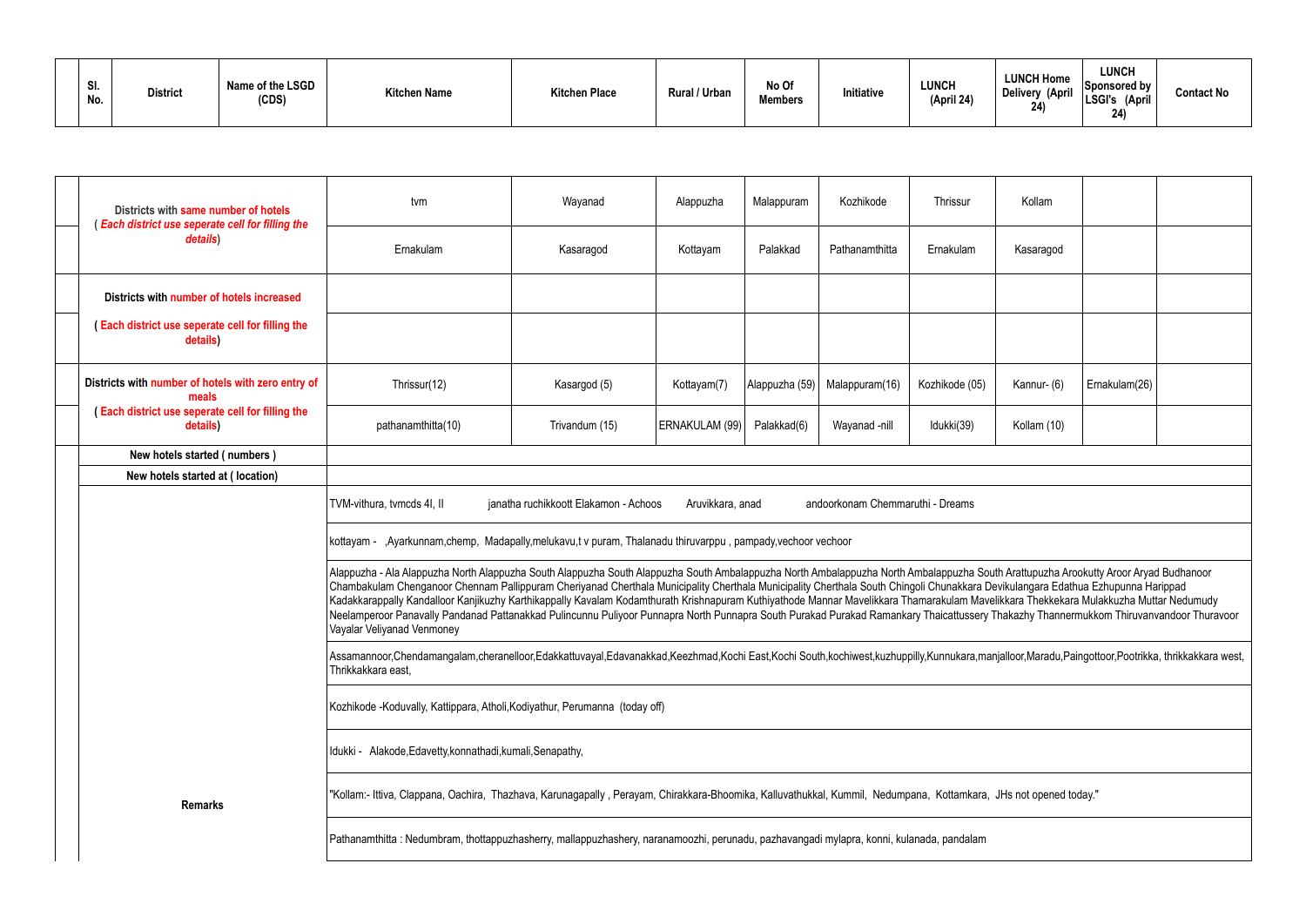| Sl. No. | District | Name of the LSGD (CDS) | Kitchen Name | Kitchen Place | Rural / Urban | No Of Members | Initiative | LUNCH (April 24) | LUNCH Home Delivery (April 24) | LUNCH Sponsored by LSGI's (April 24) | Contact No |
|---|---|---|---|---|---|---|---|---|---|---|---|

| | | | | | | | | | |
|---|---|---|---|---|---|---|---|---|---|
| Districts with same number of hotels ( *Each district use seperate cell for filling the details*) | tvm | Wayanad | Alappuzha | Malappuram | Kozhikode | Thrissur | Kollam | | |
| | Ernakulam | Kasaragod | Kottayam | Palakkad | Pathanamthitta | Ernakulam | Kasaragod | | |
| Districts with number of hotels increased | | | | | | | | | |
| ( Each district use seperate cell for filling the details) | | | | | | | | | |
| Districts with number of hotels with zero entry of meals ( Each district use seperate cell for filling the details) | Thrissur(12) | Kasargod (5) | Kottayam(7) | Alappuzha (59) | Malappuram(16) | Kozhikode (05) | Kannur- (6) | Ernakulam(26) | |
| | pathanamthitta(10) | Trivandum (15) | ERNAKULAM (99) | Palakkad(6) | Wayanad -nill | Idukki(39) | Kollam (10) | | |
| New hotels started ( numbers ) | | | | | | | | | |
| New hotels started at ( location) | | | | | | | | | |
| Remarks | TVM-vithura, tvmcds 4I, II janatha ruchikkoott Elakamon - Achoos Aruvikkara, anad andoorkonam Chemmaruthi - Dreams | | | | | | | | |
| | kottayam - ,Ayarkunnam,chemp, Madapally,melukavu,t v puram, Thalanadu thiruvarppu , pampady,vechoor vechoor | | | | | | | | |
| | Alappuzha - Ala Alappuzha North Alappuzha South Alappuzha South Alappuzha South Ambalappuzha North Ambalappuzha North Ambalappuzha South Arattupuzha Arookutty Aroor Aryad Budhanoor Chambakulam Chenganoor Chennam Pallippuram Cheriyanad Cherthala Municipality Cherthala Municipality Cherthala South Chingoli Chunakkara Devikulangara Edathua Ezhupunna Harippad Kadakkarappally Kandalloor Kanjikuzhy Karthikappally Kavalam Kodamthurath Krishnapuram Kuthiyathode Mannar Mavelikkara Thamarakulam Mavelikkara Thekkekara Mulakkuzha Muttar Nedumudy Neelamperoor Panavally Pandanad Pattanakkad Pulincunnu Puliyoor Punnapra North Punnapra South Purakad Purakad Ramankary Thaicattussery Thakazhy Thannermukkom Thiruvanvandoor Thuravoor Vayalar Veliyanad Venmoney | | | | | | | | |
| | Assamannoor,Chendamangalam,cheranelloor,Edakkattuvayal,Edavanakkad,Keezhmad,Kochi East,Kochi South,kochiwest,kuzhuppilly,Kunnukara,manjalloor,Maradu,Paingottoor,Pootrikka, thrikkakkara west, Thrikkakkara east, | | | | | | | | |
| | Kozhikode -Koduvally, Kattippara, Atholi,Kodiyathur, Perumanna (today off) | | | | | | | | |
| | Idukki - Alakode,Edavetty,konnathadi,kumali,Senapathy, | | | | | | | | |
| | "Kollam:- Ittiva, Clappana, Oachira, Thazhava, Karunagapally , Perayam, Chirakkara-Bhoomika, Kalluvathukkal, Kummil, Nedumpana, Kottamkara, JHs not opened today." | | | | | | | | |
| | Pathanamthitta : Nedumbram, thottappuzhasherry, mallappuzhashery, naranamoozhi, perunadu, pazhavangadi mylapra, konni, kulanada, pandalam | | | | | | | | |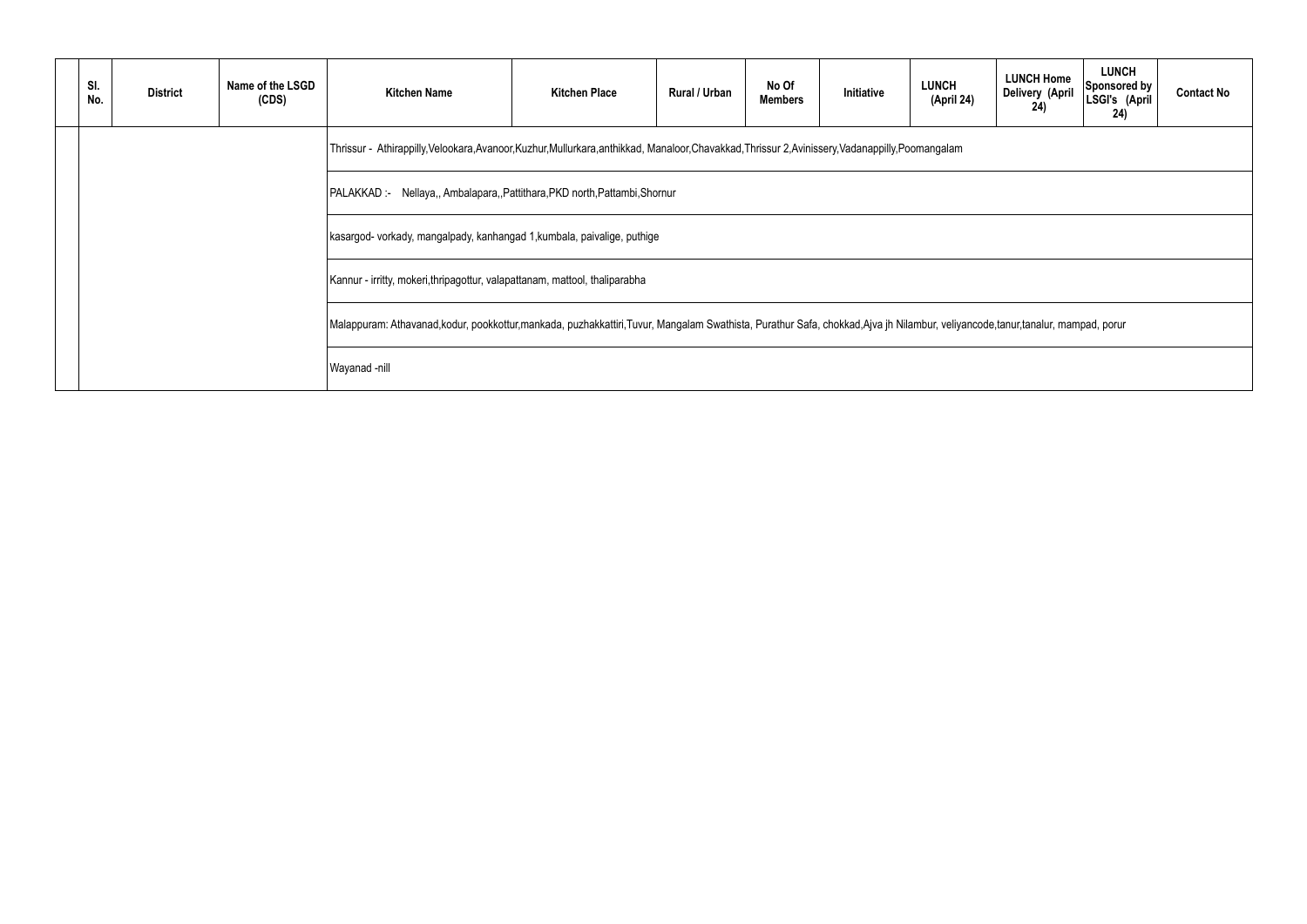| | Sl. No. | District | Name of the LSGD (CDS) | Kitchen Name | Kitchen Place | Rural / Urban | No Of Members | Initiative | LUNCH (April 24) | LUNCH Home Delivery (April 24) | LUNCH Sponsored by LSGI's (April 24) | Contact No |
|---|---|---|---|---|---|---|---|---|---|---|---|---|
| | | | | Thrissur - Athirappilly,Velookara,Avanoor,Kuzhur,Mullurkara,anthikkad, Manaloor,Chavakkad,Thrissur 2,Avinissery,Vadanappilly,Poomangalam | | | | | | | | |
| | | | | PALAKKAD :- Nellaya,, Ambalapara,,Pattithara,PKD north,Pattambi,Shornur | | | | | | | | |
| | | | | kasargod- vorkady, mangalpady, kanhangad 1,kumbala, paivalige, puthige | | | | | | | | |
| | | | | Kannur - irritty, mokeri,thripagottur, valapattanam, mattool, thaliparabha | | | | | | | | |
| | | | | Malappuram: Athavanad,kodur, pookkottur,mankada, puzhakkattiri,Tuvur, Mangalam Swathista, Purathur Safa, chokkad,Ajva jh Nilambur, veliyancode,tanur,tanalur, mampad, porur | | | | | | | | |
| | | | | Wayanad -nill | | | | | | | | |